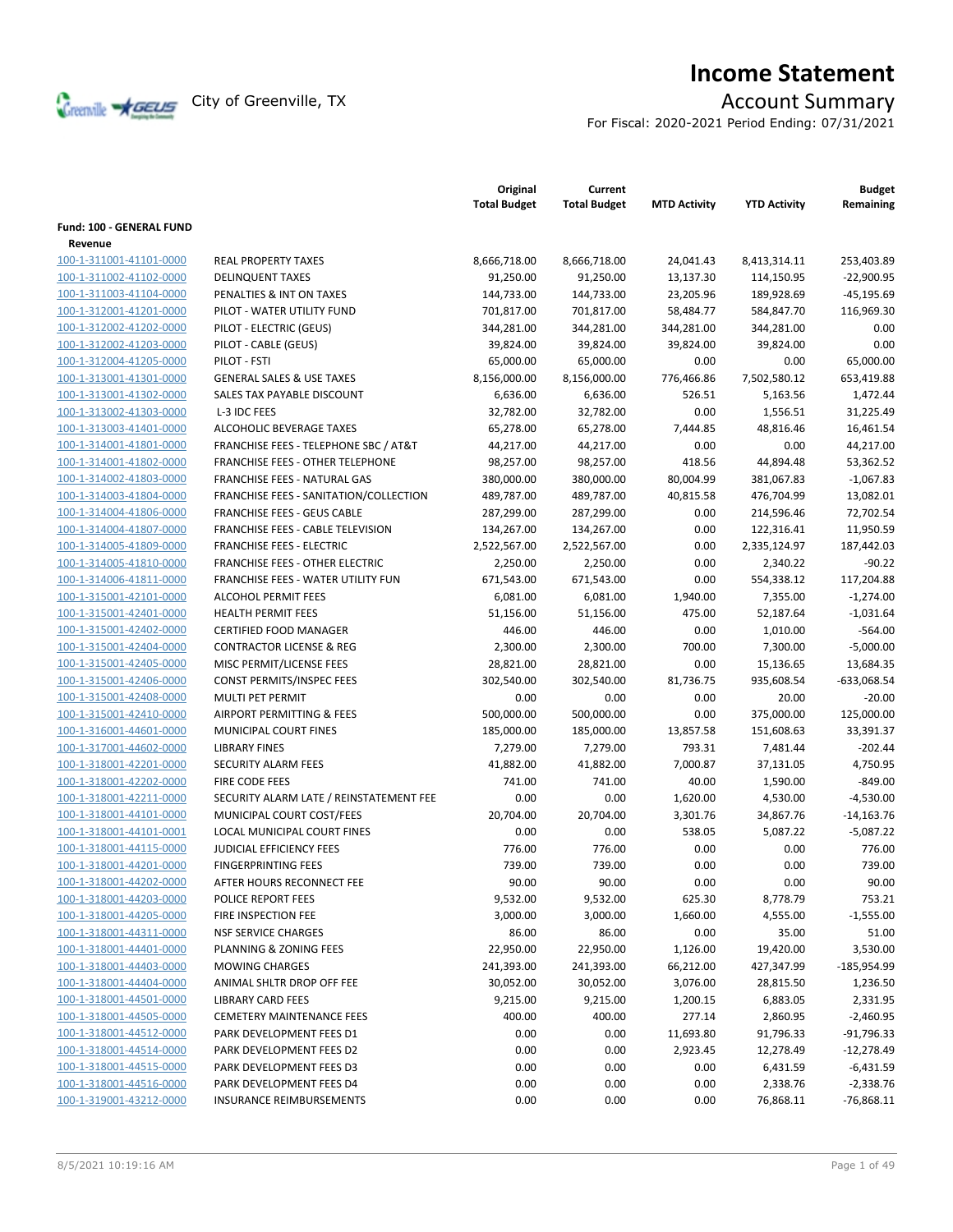# Income Statement

City of Greenville, TX

## Account Summary

For Fiscal: 2020-2021 Period Ending: 07/31/2021

| | | Original Total Budget | Current Total Budget | MTD Activity | YTD Activity | Budget Remaining |
|---|---|---|---|---|---|---|
| **Fund: 100 - GENERAL FUND** | | | | | | |
| **Revenue** | | | | | | |
| 100-1-311001-41101-0000 | REAL PROPERTY TAXES | 8,666,718.00 | 8,666,718.00 | 24,041.43 | 8,413,314.11 | 253,403.89 |
| 100-1-311002-41102-0000 | DELINQUENT TAXES | 91,250.00 | 91,250.00 | 13,137.30 | 114,150.95 | -22,900.95 |
| 100-1-311003-41104-0000 | PENALTIES & INT ON TAXES | 144,733.00 | 144,733.00 | 23,205.96 | 189,928.69 | -45,195.69 |
| 100-1-312001-41201-0000 | PILOT - WATER UTILITY FUND | 701,817.00 | 701,817.00 | 58,484.77 | 584,847.70 | 116,969.30 |
| 100-1-312002-41202-0000 | PILOT - ELECTRIC (GEUS) | 344,281.00 | 344,281.00 | 344,281.00 | 344,281.00 | 0.00 |
| 100-1-312002-41203-0000 | PILOT - CABLE (GEUS) | 39,824.00 | 39,824.00 | 39,824.00 | 39,824.00 | 0.00 |
| 100-1-312004-41205-0000 | PILOT - FSTI | 65,000.00 | 65,000.00 | 0.00 | 0.00 | 65,000.00 |
| 100-1-313001-41301-0000 | GENERAL SALES & USE TAXES | 8,156,000.00 | 8,156,000.00 | 776,466.86 | 7,502,580.12 | 653,419.88 |
| 100-1-313001-41302-0000 | SALES TAX PAYABLE DISCOUNT | 6,636.00 | 6,636.00 | 526.51 | 5,163.56 | 1,472.44 |
| 100-1-313002-41303-0000 | L-3 IDC FEES | 32,782.00 | 32,782.00 | 0.00 | 1,556.51 | 31,225.49 |
| 100-1-313003-41401-0000 | ALCOHOLIC BEVERAGE TAXES | 65,278.00 | 65,278.00 | 7,444.85 | 48,816.46 | 16,461.54 |
| 100-1-314001-41801-0000 | FRANCHISE FEES - TELEPHONE SBC / AT&T | 44,217.00 | 44,217.00 | 0.00 | 0.00 | 44,217.00 |
| 100-1-314001-41802-0000 | FRANCHISE FEES - OTHER TELEPHONE | 98,257.00 | 98,257.00 | 418.56 | 44,894.48 | 53,362.52 |
| 100-1-314002-41803-0000 | FRANCHISE FEES - NATURAL GAS | 380,000.00 | 380,000.00 | 80,004.99 | 381,067.83 | -1,067.83 |
| 100-1-314003-41804-0000 | FRANCHISE FEES - SANITATION/COLLECTION | 489,787.00 | 489,787.00 | 40,815.58 | 476,704.99 | 13,082.01 |
| 100-1-314004-41806-0000 | FRANCHISE FEES - GEUS CABLE | 287,299.00 | 287,299.00 | 0.00 | 214,596.46 | 72,702.54 |
| 100-1-314004-41807-0000 | FRANCHISE FEES - CABLE TELEVISION | 134,267.00 | 134,267.00 | 0.00 | 122,316.41 | 11,950.59 |
| 100-1-314005-41809-0000 | FRANCHISE FEES - ELECTRIC | 2,522,567.00 | 2,522,567.00 | 0.00 | 2,335,124.97 | 187,442.03 |
| 100-1-314005-41810-0000 | FRANCHISE FEES - OTHER ELECTRIC | 2,250.00 | 2,250.00 | 0.00 | 2,340.22 | -90.22 |
| 100-1-314006-41811-0000 | FRANCHISE FEES - WATER UTILITY FUN | 671,543.00 | 671,543.00 | 0.00 | 554,338.12 | 117,204.88 |
| 100-1-315001-42101-0000 | ALCOHOL PERMIT FEES | 6,081.00 | 6,081.00 | 1,940.00 | 7,355.00 | -1,274.00 |
| 100-1-315001-42401-0000 | HEALTH PERMIT FEES | 51,156.00 | 51,156.00 | 475.00 | 52,187.64 | -1,031.64 |
| 100-1-315001-42402-0000 | CERTIFIED FOOD MANAGER | 446.00 | 446.00 | 0.00 | 1,010.00 | -564.00 |
| 100-1-315001-42404-0000 | CONTRACTOR LICENSE & REG | 2,300.00 | 2,300.00 | 700.00 | 7,300.00 | -5,000.00 |
| 100-1-315001-42405-0000 | MISC PERMIT/LICENSE FEES | 28,821.00 | 28,821.00 | 0.00 | 15,136.65 | 13,684.35 |
| 100-1-315001-42406-0000 | CONST PERMITS/INSPEC FEES | 302,540.00 | 302,540.00 | 81,736.75 | 935,608.54 | -633,068.54 |
| 100-1-315001-42408-0000 | MULTI PET PERMIT | 0.00 | 0.00 | 0.00 | 20.00 | -20.00 |
| 100-1-315001-42410-0000 | AIRPORT PERMITTING & FEES | 500,000.00 | 500,000.00 | 0.00 | 375,000.00 | 125,000.00 |
| 100-1-316001-44601-0000 | MUNICIPAL COURT FINES | 185,000.00 | 185,000.00 | 13,857.58 | 151,608.63 | 33,391.37 |
| 100-1-317001-44602-0000 | LIBRARY FINES | 7,279.00 | 7,279.00 | 793.31 | 7,481.44 | -202.44 |
| 100-1-318001-42201-0000 | SECURITY ALARM FEES | 41,882.00 | 41,882.00 | 7,000.87 | 37,131.05 | 4,750.95 |
| 100-1-318001-42202-0000 | FIRE CODE FEES | 741.00 | 741.00 | 40.00 | 1,590.00 | -849.00 |
| 100-1-318001-42211-0000 | SECURITY ALARM LATE / REINSTATEMENT FEE | 0.00 | 0.00 | 1,620.00 | 4,530.00 | -4,530.00 |
| 100-1-318001-44101-0000 | MUNICIPAL COURT COST/FEES | 20,704.00 | 20,704.00 | 3,301.76 | 34,867.76 | -14,163.76 |
| 100-1-318001-44101-0001 | LOCAL MUNICIPAL COURT FINES | 0.00 | 0.00 | 538.05 | 5,087.22 | -5,087.22 |
| 100-1-318001-44115-0000 | JUDICIAL EFFICIENCY FEES | 776.00 | 776.00 | 0.00 | 0.00 | 776.00 |
| 100-1-318001-44201-0000 | FINGERPRINTING FEES | 739.00 | 739.00 | 0.00 | 0.00 | 739.00 |
| 100-1-318001-44202-0000 | AFTER HOURS RECONNECT FEE | 90.00 | 90.00 | 0.00 | 0.00 | 90.00 |
| 100-1-318001-44203-0000 | POLICE REPORT FEES | 9,532.00 | 9,532.00 | 625.30 | 8,778.79 | 753.21 |
| 100-1-318001-44205-0000 | FIRE INSPECTION FEE | 3,000.00 | 3,000.00 | 1,660.00 | 4,555.00 | -1,555.00 |
| 100-1-318001-44311-0000 | NSF SERVICE CHARGES | 86.00 | 86.00 | 0.00 | 35.00 | 51.00 |
| 100-1-318001-44401-0000 | PLANNING & ZONING FEES | 22,950.00 | 22,950.00 | 1,126.00 | 19,420.00 | 3,530.00 |
| 100-1-318001-44403-0000 | MOWING CHARGES | 241,393.00 | 241,393.00 | 66,212.00 | 427,347.99 | -185,954.99 |
| 100-1-318001-44404-0000 | ANIMAL SHLTR DROP OFF FEE | 30,052.00 | 30,052.00 | 3,076.00 | 28,815.50 | 1,236.50 |
| 100-1-318001-44501-0000 | LIBRARY CARD FEES | 9,215.00 | 9,215.00 | 1,200.15 | 6,883.05 | 2,331.95 |
| 100-1-318001-44505-0000 | CEMETERY MAINTENANCE FEES | 400.00 | 400.00 | 277.14 | 2,860.95 | -2,460.95 |
| 100-1-318001-44512-0000 | PARK DEVELOPMENT FEES D1 | 0.00 | 0.00 | 11,693.80 | 91,796.33 | -91,796.33 |
| 100-1-318001-44514-0000 | PARK DEVELOPMENT FEES D2 | 0.00 | 0.00 | 2,923.45 | 12,278.49 | -12,278.49 |
| 100-1-318001-44515-0000 | PARK DEVELOPMENT FEES D3 | 0.00 | 0.00 | 0.00 | 6,431.59 | -6,431.59 |
| 100-1-318001-44516-0000 | PARK DEVELOPMENT FEES D4 | 0.00 | 0.00 | 0.00 | 2,338.76 | -2,338.76 |
| 100-1-319001-43212-0000 | INSURANCE REIMBURSEMENTS | 0.00 | 0.00 | 0.00 | 76,868.11 | -76,868.11 |

8/5/2021 10:19:16 AM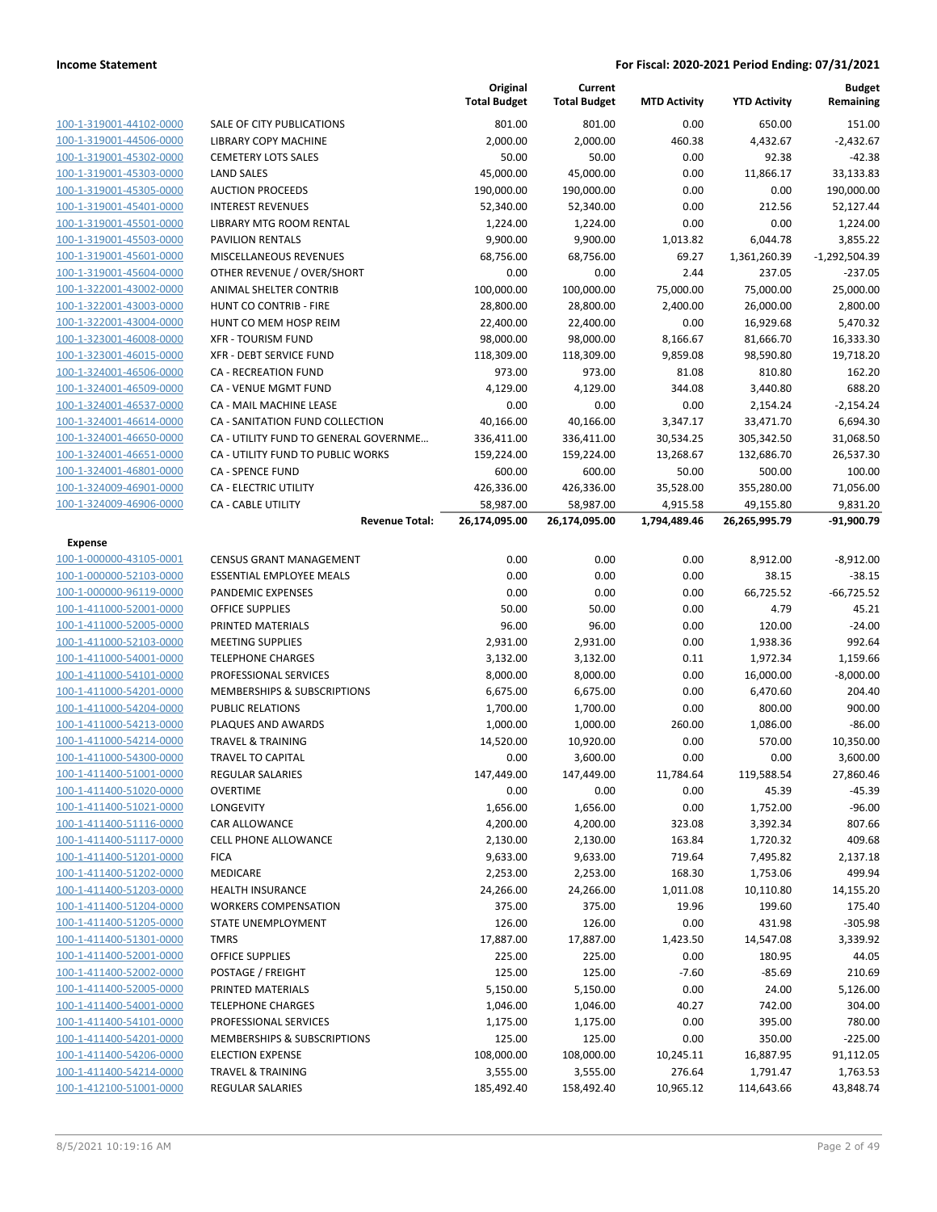**Income Statement** **For Fiscal: 2020-2021 Period Ending: 07/31/2021**

| | | Original Total Budget | Current Total Budget | MTD Activity | YTD Activity | Budget Remaining |
|---|---|---|---|---|---|---|
| 100-1-319001-44102-0000 | SALE OF CITY PUBLICATIONS | 801.00 | 801.00 | 0.00 | 650.00 | 151.00 |
| 100-1-319001-44506-0000 | LIBRARY COPY MACHINE | 2,000.00 | 2,000.00 | 460.38 | 4,432.67 | -2,432.67 |
| 100-1-319001-45302-0000 | CEMETERY LOTS SALES | 50.00 | 50.00 | 0.00 | 92.38 | -42.38 |
| 100-1-319001-45303-0000 | LAND SALES | 45,000.00 | 45,000.00 | 0.00 | 11,866.17 | 33,133.83 |
| 100-1-319001-45305-0000 | AUCTION PROCEEDS | 190,000.00 | 190,000.00 | 0.00 | 0.00 | 190,000.00 |
| 100-1-319001-45401-0000 | INTEREST REVENUES | 52,340.00 | 52,340.00 | 0.00 | 212.56 | 52,127.44 |
| 100-1-319001-45501-0000 | LIBRARY MTG ROOM RENTAL | 1,224.00 | 1,224.00 | 0.00 | 0.00 | 1,224.00 |
| 100-1-319001-45503-0000 | PAVILION RENTALS | 9,900.00 | 9,900.00 | 1,013.82 | 6,044.78 | 3,855.22 |
| 100-1-319001-45601-0000 | MISCELLANEOUS REVENUES | 68,756.00 | 68,756.00 | 69.27 | 1,361,260.39 | -1,292,504.39 |
| 100-1-319001-45604-0000 | OTHER REVENUE / OVER/SHORT | 0.00 | 0.00 | 2.44 | 237.05 | -237.05 |
| 100-1-322001-43002-0000 | ANIMAL SHELTER CONTRIB | 100,000.00 | 100,000.00 | 75,000.00 | 75,000.00 | 25,000.00 |
| 100-1-322001-43003-0000 | HUNT CO CONTRIB - FIRE | 28,800.00 | 28,800.00 | 2,400.00 | 26,000.00 | 2,800.00 |
| 100-1-322001-43004-0000 | HUNT CO MEM HOSP REIM | 22,400.00 | 22,400.00 | 0.00 | 16,929.68 | 5,470.32 |
| 100-1-323001-46008-0000 | XFR - TOURISM FUND | 98,000.00 | 98,000.00 | 8,166.67 | 81,666.70 | 16,333.30 |
| 100-1-323001-46015-0000 | XFR - DEBT SERVICE FUND | 118,309.00 | 118,309.00 | 9,859.08 | 98,590.80 | 19,718.20 |
| 100-1-324001-46506-0000 | CA - RECREATION FUND | 973.00 | 973.00 | 81.08 | 810.80 | 162.20 |
| 100-1-324001-46509-0000 | CA - VENUE MGMT FUND | 4,129.00 | 4,129.00 | 344.08 | 3,440.80 | 688.20 |
| 100-1-324001-46537-0000 | CA - MAIL MACHINE LEASE | 0.00 | 0.00 | 0.00 | 2,154.24 | -2,154.24 |
| 100-1-324001-46614-0000 | CA - SANITATION FUND COLLECTION | 40,166.00 | 40,166.00 | 3,347.17 | 33,471.70 | 6,694.30 |
| 100-1-324001-46650-0000 | CA - UTILITY FUND TO GENERAL GOVERNME... | 336,411.00 | 336,411.00 | 30,534.25 | 305,342.50 | 31,068.50 |
| 100-1-324001-46651-0000 | CA - UTILITY FUND TO PUBLIC WORKS | 159,224.00 | 159,224.00 | 13,268.67 | 132,686.70 | 26,537.30 |
| 100-1-324001-46801-0000 | CA - SPENCE FUND | 600.00 | 600.00 | 50.00 | 500.00 | 100.00 |
| 100-1-324009-46901-0000 | CA - ELECTRIC UTILITY | 426,336.00 | 426,336.00 | 35,528.00 | 355,280.00 | 71,056.00 |
| 100-1-324009-46906-0000 | CA - CABLE UTILITY | 58,987.00 | 58,987.00 | 4,915.58 | 49,155.80 | 9,831.20 |
| | **Revenue Total:** | **26,174,095.00** | **26,174,095.00** | **1,794,489.46** | **26,265,995.79** | **-91,900.79** |
| **Expense** | | | | | | |
| 100-1-000000-43105-0001 | CENSUS GRANT MANAGEMENT | 0.00 | 0.00 | 0.00 | 8,912.00 | -8,912.00 |
| 100-1-000000-52103-0000 | ESSENTIAL EMPLOYEE MEALS | 0.00 | 0.00 | 0.00 | 38.15 | -38.15 |
| 100-1-000000-96119-0000 | PANDEMIC EXPENSES | 0.00 | 0.00 | 0.00 | 66,725.52 | -66,725.52 |
| 100-1-411000-52001-0000 | OFFICE SUPPLIES | 50.00 | 50.00 | 0.00 | 4.79 | 45.21 |
| 100-1-411000-52005-0000 | PRINTED MATERIALS | 96.00 | 96.00 | 0.00 | 120.00 | -24.00 |
| 100-1-411000-52103-0000 | MEETING SUPPLIES | 2,931.00 | 2,931.00 | 0.00 | 1,938.36 | 992.64 |
| 100-1-411000-54001-0000 | TELEPHONE CHARGES | 3,132.00 | 3,132.00 | 0.11 | 1,972.34 | 1,159.66 |
| 100-1-411000-54101-0000 | PROFESSIONAL SERVICES | 8,000.00 | 8,000.00 | 0.00 | 16,000.00 | -8,000.00 |
| 100-1-411000-54201-0000 | MEMBERSHIPS & SUBSCRIPTIONS | 6,675.00 | 6,675.00 | 0.00 | 6,470.60 | 204.40 |
| 100-1-411000-54204-0000 | PUBLIC RELATIONS | 1,700.00 | 1,700.00 | 0.00 | 800.00 | 900.00 |
| 100-1-411000-54213-0000 | PLAQUES AND AWARDS | 1,000.00 | 1,000.00 | 260.00 | 1,086.00 | -86.00 |
| 100-1-411000-54214-0000 | TRAVEL & TRAINING | 14,520.00 | 10,920.00 | 0.00 | 570.00 | 10,350.00 |
| 100-1-411000-54300-0000 | TRAVEL TO CAPITAL | 0.00 | 3,600.00 | 0.00 | 0.00 | 3,600.00 |
| 100-1-411400-51001-0000 | REGULAR SALARIES | 147,449.00 | 147,449.00 | 11,784.64 | 119,588.54 | 27,860.46 |
| 100-1-411400-51020-0000 | OVERTIME | 0.00 | 0.00 | 0.00 | 45.39 | -45.39 |
| 100-1-411400-51021-0000 | LONGEVITY | 1,656.00 | 1,656.00 | 0.00 | 1,752.00 | -96.00 |
| 100-1-411400-51116-0000 | CAR ALLOWANCE | 4,200.00 | 4,200.00 | 323.08 | 3,392.34 | 807.66 |
| 100-1-411400-51117-0000 | CELL PHONE ALLOWANCE | 2,130.00 | 2,130.00 | 163.84 | 1,720.32 | 409.68 |
| 100-1-411400-51201-0000 | FICA | 9,633.00 | 9,633.00 | 719.64 | 7,495.82 | 2,137.18 |
| 100-1-411400-51202-0000 | MEDICARE | 2,253.00 | 2,253.00 | 168.30 | 1,753.06 | 499.94 |
| 100-1-411400-51203-0000 | HEALTH INSURANCE | 24,266.00 | 24,266.00 | 1,011.08 | 10,110.80 | 14,155.20 |
| 100-1-411400-51204-0000 | WORKERS COMPENSATION | 375.00 | 375.00 | 19.96 | 199.60 | 175.40 |
| 100-1-411400-51205-0000 | STATE UNEMPLOYMENT | 126.00 | 126.00 | 0.00 | 431.98 | -305.98 |
| 100-1-411400-51301-0000 | TMRS | 17,887.00 | 17,887.00 | 1,423.50 | 14,547.08 | 3,339.92 |
| 100-1-411400-52001-0000 | OFFICE SUPPLIES | 225.00 | 225.00 | 0.00 | 180.95 | 44.05 |
| 100-1-411400-52002-0000 | POSTAGE / FREIGHT | 125.00 | 125.00 | -7.60 | -85.69 | 210.69 |
| 100-1-411400-52005-0000 | PRINTED MATERIALS | 5,150.00 | 5,150.00 | 0.00 | 24.00 | 5,126.00 |
| 100-1-411400-54001-0000 | TELEPHONE CHARGES | 1,046.00 | 1,046.00 | 40.27 | 742.00 | 304.00 |
| 100-1-411400-54101-0000 | PROFESSIONAL SERVICES | 1,175.00 | 1,175.00 | 0.00 | 395.00 | 780.00 |
| 100-1-411400-54201-0000 | MEMBERSHIPS & SUBSCRIPTIONS | 125.00 | 125.00 | 0.00 | 350.00 | -225.00 |
| 100-1-411400-54206-0000 | ELECTION EXPENSE | 108,000.00 | 108,000.00 | 10,245.11 | 16,887.95 | 91,112.05 |
| 100-1-411400-54214-0000 | TRAVEL & TRAINING | 3,555.00 | 3,555.00 | 276.64 | 1,791.47 | 1,763.53 |
| 100-1-412100-51001-0000 | REGULAR SALARIES | 185,492.40 | 158,492.40 | 10,965.12 | 114,643.66 | 43,848.74 |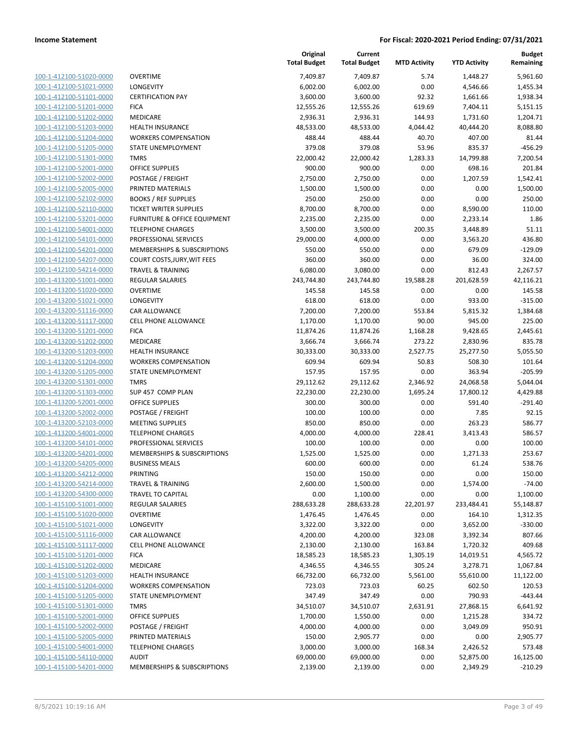## Income Statement

**For Fiscal: 2020-2021 Period Ending: 07/31/2021**

| | | Original Total Budget | Current Total Budget | MTD Activity | YTD Activity | Budget Remaining |
|---|---|---|---|---|---|---|
| 100-1-412100-51020-0000 | OVERTIME | 7,409.87 | 7,409.87 | 5.74 | 1,448.27 | 5,961.60 |
| 100-1-412100-51021-0000 | LONGEVITY | 6,002.00 | 6,002.00 | 0.00 | 4,546.66 | 1,455.34 |
| 100-1-412100-51101-0000 | CERTIFICATION PAY | 3,600.00 | 3,600.00 | 92.32 | 1,661.66 | 1,938.34 |
| 100-1-412100-51201-0000 | FICA | 12,555.26 | 12,555.26 | 619.69 | 7,404.11 | 5,151.15 |
| 100-1-412100-51202-0000 | MEDICARE | 2,936.31 | 2,936.31 | 144.93 | 1,731.60 | 1,204.71 |
| 100-1-412100-51203-0000 | HEALTH INSURANCE | 48,533.00 | 48,533.00 | 4,044.42 | 40,444.20 | 8,088.80 |
| 100-1-412100-51204-0000 | WORKERS COMPENSATION | 488.44 | 488.44 | 40.70 | 407.00 | 81.44 |
| 100-1-412100-51205-0000 | STATE UNEMPLOYMENT | 379.08 | 379.08 | 53.96 | 835.37 | -456.29 |
| 100-1-412100-51301-0000 | TMRS | 22,000.42 | 22,000.42 | 1,283.33 | 14,799.88 | 7,200.54 |
| 100-1-412100-52001-0000 | OFFICE SUPPLIES | 900.00 | 900.00 | 0.00 | 698.16 | 201.84 |
| 100-1-412100-52002-0000 | POSTAGE / FREIGHT | 2,750.00 | 2,750.00 | 0.00 | 1,207.59 | 1,542.41 |
| 100-1-412100-52005-0000 | PRINTED MATERIALS | 1,500.00 | 1,500.00 | 0.00 | 0.00 | 1,500.00 |
| 100-1-412100-52102-0000 | BOOKS / REF SUPPLIES | 250.00 | 250.00 | 0.00 | 0.00 | 250.00 |
| 100-1-412100-52110-0000 | TICKET WRITER SUPPLIES | 8,700.00 | 8,700.00 | 0.00 | 8,590.00 | 110.00 |
| 100-1-412100-53201-0000 | FURNITURE & OFFICE EQUIPMENT | 2,235.00 | 2,235.00 | 0.00 | 2,233.14 | 1.86 |
| 100-1-412100-54001-0000 | TELEPHONE CHARGES | 3,500.00 | 3,500.00 | 200.35 | 3,448.89 | 51.11 |
| 100-1-412100-54101-0000 | PROFESSIONAL SERVICES | 29,000.00 | 4,000.00 | 0.00 | 3,563.20 | 436.80 |
| 100-1-412100-54201-0000 | MEMBERSHIPS & SUBSCRIPTIONS | 550.00 | 550.00 | 0.00 | 679.09 | -129.09 |
| 100-1-412100-54207-0000 | COURT COSTS,JURY,WIT FEES | 360.00 | 360.00 | 0.00 | 36.00 | 324.00 |
| 100-1-412100-54214-0000 | TRAVEL & TRAINING | 6,080.00 | 3,080.00 | 0.00 | 812.43 | 2,267.57 |
| 100-1-413200-51001-0000 | REGULAR SALARIES | 243,744.80 | 243,744.80 | 19,588.28 | 201,628.59 | 42,116.21 |
| 100-1-413200-51020-0000 | OVERTIME | 145.58 | 145.58 | 0.00 | 0.00 | 145.58 |
| 100-1-413200-51021-0000 | LONGEVITY | 618.00 | 618.00 | 0.00 | 933.00 | -315.00 |
| 100-1-413200-51116-0000 | CAR ALLOWANCE | 7,200.00 | 7,200.00 | 553.84 | 5,815.32 | 1,384.68 |
| 100-1-413200-51117-0000 | CELL PHONE ALLOWANCE | 1,170.00 | 1,170.00 | 90.00 | 945.00 | 225.00 |
| 100-1-413200-51201-0000 | FICA | 11,874.26 | 11,874.26 | 1,168.28 | 9,428.65 | 2,445.61 |
| 100-1-413200-51202-0000 | MEDICARE | 3,666.74 | 3,666.74 | 273.22 | 2,830.96 | 835.78 |
| 100-1-413200-51203-0000 | HEALTH INSURANCE | 30,333.00 | 30,333.00 | 2,527.75 | 25,277.50 | 5,055.50 |
| 100-1-413200-51204-0000 | WORKERS COMPENSATION | 609.94 | 609.94 | 50.83 | 508.30 | 101.64 |
| 100-1-413200-51205-0000 | STATE UNEMPLOYMENT | 157.95 | 157.95 | 0.00 | 363.94 | -205.99 |
| 100-1-413200-51301-0000 | TMRS | 29,112.62 | 29,112.62 | 2,346.92 | 24,068.58 | 5,044.04 |
| 100-1-413200-51303-0000 | SUP 457 COMP PLAN | 22,230.00 | 22,230.00 | 1,695.24 | 17,800.12 | 4,429.88 |
| 100-1-413200-52001-0000 | OFFICE SUPPLIES | 300.00 | 300.00 | 0.00 | 591.40 | -291.40 |
| 100-1-413200-52002-0000 | POSTAGE / FREIGHT | 100.00 | 100.00 | 0.00 | 7.85 | 92.15 |
| 100-1-413200-52103-0000 | MEETING SUPPLIES | 850.00 | 850.00 | 0.00 | 263.23 | 586.77 |
| 100-1-413200-54001-0000 | TELEPHONE CHARGES | 4,000.00 | 4,000.00 | 228.41 | 3,413.43 | 586.57 |
| 100-1-413200-54101-0000 | PROFESSIONAL SERVICES | 100.00 | 100.00 | 0.00 | 0.00 | 100.00 |
| 100-1-413200-54201-0000 | MEMBERSHIPS & SUBSCRIPTIONS | 1,525.00 | 1,525.00 | 0.00 | 1,271.33 | 253.67 |
| 100-1-413200-54205-0000 | BUSINESS MEALS | 600.00 | 600.00 | 0.00 | 61.24 | 538.76 |
| 100-1-413200-54212-0000 | PRINTING | 150.00 | 150.00 | 0.00 | 0.00 | 150.00 |
| 100-1-413200-54214-0000 | TRAVEL & TRAINING | 2,600.00 | 1,500.00 | 0.00 | 1,574.00 | -74.00 |
| 100-1-413200-54300-0000 | TRAVEL TO CAPITAL | 0.00 | 1,100.00 | 0.00 | 0.00 | 1,100.00 |
| 100-1-415100-51001-0000 | REGULAR SALARIES | 288,633.28 | 288,633.28 | 22,201.97 | 233,484.41 | 55,148.87 |
| 100-1-415100-51020-0000 | OVERTIME | 1,476.45 | 1,476.45 | 0.00 | 164.10 | 1,312.35 |
| 100-1-415100-51021-0000 | LONGEVITY | 3,322.00 | 3,322.00 | 0.00 | 3,652.00 | -330.00 |
| 100-1-415100-51116-0000 | CAR ALLOWANCE | 4,200.00 | 4,200.00 | 323.08 | 3,392.34 | 807.66 |
| 100-1-415100-51117-0000 | CELL PHONE ALLOWANCE | 2,130.00 | 2,130.00 | 163.84 | 1,720.32 | 409.68 |
| 100-1-415100-51201-0000 | FICA | 18,585.23 | 18,585.23 | 1,305.19 | 14,019.51 | 4,565.72 |
| 100-1-415100-51202-0000 | MEDICARE | 4,346.55 | 4,346.55 | 305.24 | 3,278.71 | 1,067.84 |
| 100-1-415100-51203-0000 | HEALTH INSURANCE | 66,732.00 | 66,732.00 | 5,561.00 | 55,610.00 | 11,122.00 |
| 100-1-415100-51204-0000 | WORKERS COMPENSATION | 723.03 | 723.03 | 60.25 | 602.50 | 120.53 |
| 100-1-415100-51205-0000 | STATE UNEMPLOYMENT | 347.49 | 347.49 | 0.00 | 790.93 | -443.44 |
| 100-1-415100-51301-0000 | TMRS | 34,510.07 | 34,510.07 | 2,631.91 | 27,868.15 | 6,641.92 |
| 100-1-415100-52001-0000 | OFFICE SUPPLIES | 1,700.00 | 1,550.00 | 0.00 | 1,215.28 | 334.72 |
| 100-1-415100-52002-0000 | POSTAGE / FREIGHT | 4,000.00 | 4,000.00 | 0.00 | 3,049.09 | 950.91 |
| 100-1-415100-52005-0000 | PRINTED MATERIALS | 150.00 | 2,905.77 | 0.00 | 0.00 | 2,905.77 |
| 100-1-415100-54001-0000 | TELEPHONE CHARGES | 3,000.00 | 3,000.00 | 168.34 | 2,426.52 | 573.48 |
| 100-1-415100-54110-0000 | AUDIT | 69,000.00 | 69,000.00 | 0.00 | 52,875.00 | 16,125.00 |
| 100-1-415100-54201-0000 | MEMBERSHIPS & SUBSCRIPTIONS | 2,139.00 | 2,139.00 | 0.00 | 2,349.29 | -210.29 |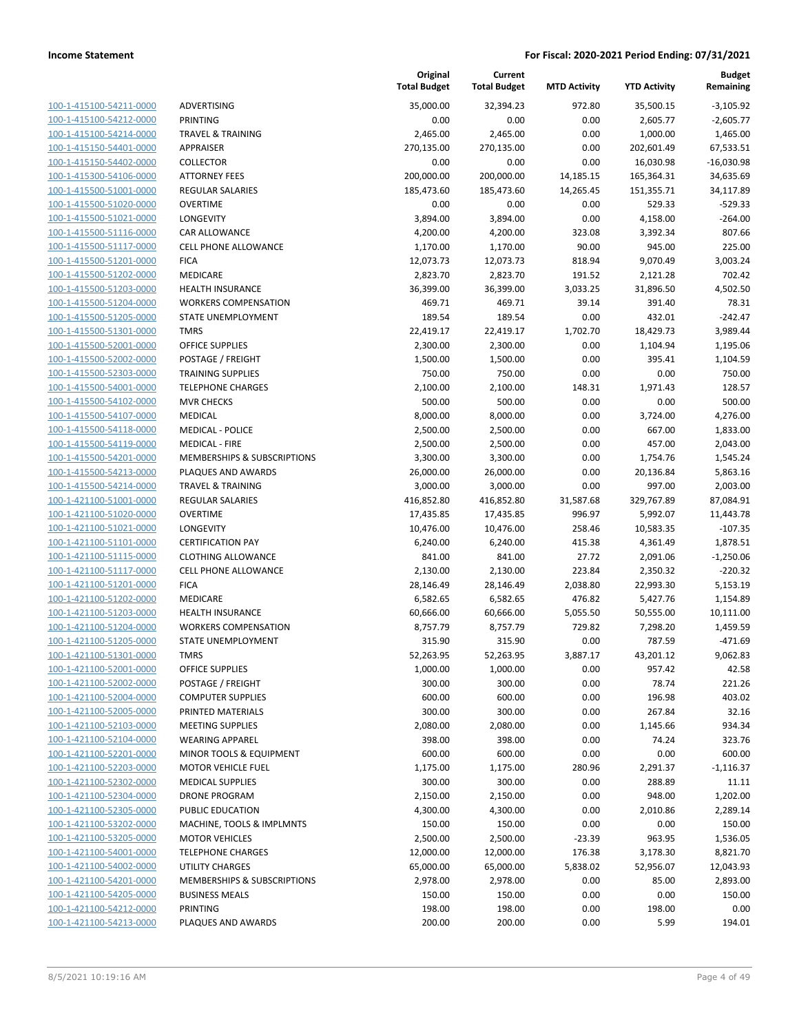| | | Original Total Budget | Current Total Budget | MTD Activity | YTD Activity | Budget Remaining |
|---|---|---|---|---|---|---|
| 100-1-415100-54211-0000 | ADVERTISING | 35,000.00 | 32,394.23 | 972.80 | 35,500.15 | -3,105.92 |
| 100-1-415100-54212-0000 | PRINTING | 0.00 | 0.00 | 0.00 | 2,605.77 | -2,605.77 |
| 100-1-415100-54214-0000 | TRAVEL & TRAINING | 2,465.00 | 2,465.00 | 0.00 | 1,000.00 | 1,465.00 |
| 100-1-415150-54401-0000 | APPRAISER | 270,135.00 | 270,135.00 | 0.00 | 202,601.49 | 67,533.51 |
| 100-1-415150-54402-0000 | COLLECTOR | 0.00 | 0.00 | 0.00 | 16,030.98 | -16,030.98 |
| 100-1-415300-54106-0000 | ATTORNEY FEES | 200,000.00 | 200,000.00 | 14,185.15 | 165,364.31 | 34,635.69 |
| 100-1-415500-51001-0000 | REGULAR SALARIES | 185,473.60 | 185,473.60 | 14,265.45 | 151,355.71 | 34,117.89 |
| 100-1-415500-51020-0000 | OVERTIME | 0.00 | 0.00 | 0.00 | 529.33 | -529.33 |
| 100-1-415500-51021-0000 | LONGEVITY | 3,894.00 | 3,894.00 | 0.00 | 4,158.00 | -264.00 |
| 100-1-415500-51116-0000 | CAR ALLOWANCE | 4,200.00 | 4,200.00 | 323.08 | 3,392.34 | 807.66 |
| 100-1-415500-51117-0000 | CELL PHONE ALLOWANCE | 1,170.00 | 1,170.00 | 90.00 | 945.00 | 225.00 |
| 100-1-415500-51201-0000 | FICA | 12,073.73 | 12,073.73 | 818.94 | 9,070.49 | 3,003.24 |
| 100-1-415500-51202-0000 | MEDICARE | 2,823.70 | 2,823.70 | 191.52 | 2,121.28 | 702.42 |
| 100-1-415500-51203-0000 | HEALTH INSURANCE | 36,399.00 | 36,399.00 | 3,033.25 | 31,896.50 | 4,502.50 |
| 100-1-415500-51204-0000 | WORKERS COMPENSATION | 469.71 | 469.71 | 39.14 | 391.40 | 78.31 |
| 100-1-415500-51205-0000 | STATE UNEMPLOYMENT | 189.54 | 189.54 | 0.00 | 432.01 | -242.47 |
| 100-1-415500-51301-0000 | TMRS | 22,419.17 | 22,419.17 | 1,702.70 | 18,429.73 | 3,989.44 |
| 100-1-415500-52001-0000 | OFFICE SUPPLIES | 2,300.00 | 2,300.00 | 0.00 | 1,104.94 | 1,195.06 |
| 100-1-415500-52002-0000 | POSTAGE / FREIGHT | 1,500.00 | 1,500.00 | 0.00 | 395.41 | 1,104.59 |
| 100-1-415500-52303-0000 | TRAINING SUPPLIES | 750.00 | 750.00 | 0.00 | 0.00 | 750.00 |
| 100-1-415500-54001-0000 | TELEPHONE CHARGES | 2,100.00 | 2,100.00 | 148.31 | 1,971.43 | 128.57 |
| 100-1-415500-54102-0000 | MVR CHECKS | 500.00 | 500.00 | 0.00 | 0.00 | 500.00 |
| 100-1-415500-54107-0000 | MEDICAL | 8,000.00 | 8,000.00 | 0.00 | 3,724.00 | 4,276.00 |
| 100-1-415500-54118-0000 | MEDICAL - POLICE | 2,500.00 | 2,500.00 | 0.00 | 667.00 | 1,833.00 |
| 100-1-415500-54119-0000 | MEDICAL - FIRE | 2,500.00 | 2,500.00 | 0.00 | 457.00 | 2,043.00 |
| 100-1-415500-54201-0000 | MEMBERSHIPS & SUBSCRIPTIONS | 3,300.00 | 3,300.00 | 0.00 | 1,754.76 | 1,545.24 |
| 100-1-415500-54213-0000 | PLAQUES AND AWARDS | 26,000.00 | 26,000.00 | 0.00 | 20,136.84 | 5,863.16 |
| 100-1-415500-54214-0000 | TRAVEL & TRAINING | 3,000.00 | 3,000.00 | 0.00 | 997.00 | 2,003.00 |
| 100-1-421100-51001-0000 | REGULAR SALARIES | 416,852.80 | 416,852.80 | 31,587.68 | 329,767.89 | 87,084.91 |
| 100-1-421100-51020-0000 | OVERTIME | 17,435.85 | 17,435.85 | 996.97 | 5,992.07 | 11,443.78 |
| 100-1-421100-51021-0000 | LONGEVITY | 10,476.00 | 10,476.00 | 258.46 | 10,583.35 | -107.35 |
| 100-1-421100-51101-0000 | CERTIFICATION PAY | 6,240.00 | 6,240.00 | 415.38 | 4,361.49 | 1,878.51 |
| 100-1-421100-51115-0000 | CLOTHING ALLOWANCE | 841.00 | 841.00 | 27.72 | 2,091.06 | -1,250.06 |
| 100-1-421100-51117-0000 | CELL PHONE ALLOWANCE | 2,130.00 | 2,130.00 | 223.84 | 2,350.32 | -220.32 |
| 100-1-421100-51201-0000 | FICA | 28,146.49 | 28,146.49 | 2,038.80 | 22,993.30 | 5,153.19 |
| 100-1-421100-51202-0000 | MEDICARE | 6,582.65 | 6,582.65 | 476.82 | 5,427.76 | 1,154.89 |
| 100-1-421100-51203-0000 | HEALTH INSURANCE | 60,666.00 | 60,666.00 | 5,055.50 | 50,555.00 | 10,111.00 |
| 100-1-421100-51204-0000 | WORKERS COMPENSATION | 8,757.79 | 8,757.79 | 729.82 | 7,298.20 | 1,459.59 |
| 100-1-421100-51205-0000 | STATE UNEMPLOYMENT | 315.90 | 315.90 | 0.00 | 787.59 | -471.69 |
| 100-1-421100-51301-0000 | TMRS | 52,263.95 | 52,263.95 | 3,887.17 | 43,201.12 | 9,062.83 |
| 100-1-421100-52001-0000 | OFFICE SUPPLIES | 1,000.00 | 1,000.00 | 0.00 | 957.42 | 42.58 |
| 100-1-421100-52002-0000 | POSTAGE / FREIGHT | 300.00 | 300.00 | 0.00 | 78.74 | 221.26 |
| 100-1-421100-52004-0000 | COMPUTER SUPPLIES | 600.00 | 600.00 | 0.00 | 196.98 | 403.02 |
| 100-1-421100-52005-0000 | PRINTED MATERIALS | 300.00 | 300.00 | 0.00 | 267.84 | 32.16 |
| 100-1-421100-52103-0000 | MEETING SUPPLIES | 2,080.00 | 2,080.00 | 0.00 | 1,145.66 | 934.34 |
| 100-1-421100-52104-0000 | WEARING APPAREL | 398.00 | 398.00 | 0.00 | 74.24 | 323.76 |
| 100-1-421100-52201-0000 | MINOR TOOLS & EQUIPMENT | 600.00 | 600.00 | 0.00 | 0.00 | 600.00 |
| 100-1-421100-52203-0000 | MOTOR VEHICLE FUEL | 1,175.00 | 1,175.00 | 280.96 | 2,291.37 | -1,116.37 |
| 100-1-421100-52302-0000 | MEDICAL SUPPLIES | 300.00 | 300.00 | 0.00 | 288.89 | 11.11 |
| 100-1-421100-52304-0000 | DRONE PROGRAM | 2,150.00 | 2,150.00 | 0.00 | 948.00 | 1,202.00 |
| 100-1-421100-52305-0000 | PUBLIC EDUCATION | 4,300.00 | 4,300.00 | 0.00 | 2,010.86 | 2,289.14 |
| 100-1-421100-53202-0000 | MACHINE, TOOLS & IMPLMNTS | 150.00 | 150.00 | 0.00 | 0.00 | 150.00 |
| 100-1-421100-53205-0000 | MOTOR VEHICLES | 2,500.00 | 2,500.00 | -23.39 | 963.95 | 1,536.05 |
| 100-1-421100-54001-0000 | TELEPHONE CHARGES | 12,000.00 | 12,000.00 | 176.38 | 3,178.30 | 8,821.70 |
| 100-1-421100-54002-0000 | UTILITY CHARGES | 65,000.00 | 65,000.00 | 5,838.02 | 52,956.07 | 12,043.93 |
| 100-1-421100-54201-0000 | MEMBERSHIPS & SUBSCRIPTIONS | 2,978.00 | 2,978.00 | 0.00 | 85.00 | 2,893.00 |
| 100-1-421100-54205-0000 | BUSINESS MEALS | 150.00 | 150.00 | 0.00 | 0.00 | 150.00 |
| 100-1-421100-54212-0000 | PRINTING | 198.00 | 198.00 | 0.00 | 198.00 | 0.00 |
| 100-1-421100-54213-0000 | PLAQUES AND AWARDS | 200.00 | 200.00 | 0.00 | 5.99 | 194.01 |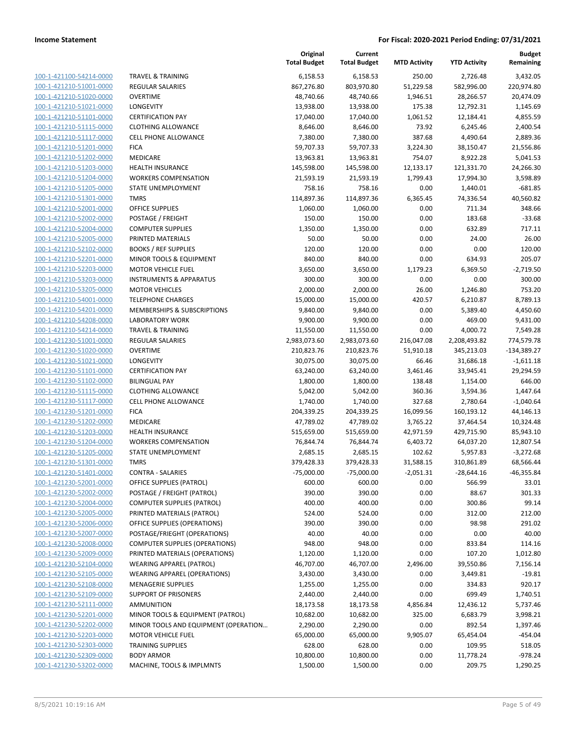| | | Original Total Budget | Current Total Budget | MTD Activity | YTD Activity | Budget Remaining |
|---|---|---|---|---|---|---|
| 100-1-421100-54214-0000 | TRAVEL & TRAINING | 6,158.53 | 6,158.53 | 250.00 | 2,726.48 | 3,432.05 |
| 100-1-421210-51001-0000 | REGULAR SALARIES | 867,276.80 | 803,970.80 | 51,229.58 | 582,996.00 | 220,974.80 |
| 100-1-421210-51020-0000 | OVERTIME | 48,740.66 | 48,740.66 | 1,946.51 | 28,266.57 | 20,474.09 |
| 100-1-421210-51021-0000 | LONGEVITY | 13,938.00 | 13,938.00 | 175.38 | 12,792.31 | 1,145.69 |
| 100-1-421210-51101-0000 | CERTIFICATION PAY | 17,040.00 | 17,040.00 | 1,061.52 | 12,184.41 | 4,855.59 |
| 100-1-421210-51115-0000 | CLOTHING ALLOWANCE | 8,646.00 | 8,646.00 | 73.92 | 6,245.46 | 2,400.54 |
| 100-1-421210-51117-0000 | CELL PHONE ALLOWANCE | 7,380.00 | 7,380.00 | 387.68 | 4,490.64 | 2,889.36 |
| 100-1-421210-51201-0000 | FICA | 59,707.33 | 59,707.33 | 3,224.30 | 38,150.47 | 21,556.86 |
| 100-1-421210-51202-0000 | MEDICARE | 13,963.81 | 13,963.81 | 754.07 | 8,922.28 | 5,041.53 |
| 100-1-421210-51203-0000 | HEALTH INSURANCE | 145,598.00 | 145,598.00 | 12,133.17 | 121,331.70 | 24,266.30 |
| 100-1-421210-51204-0000 | WORKERS COMPENSATION | 21,593.19 | 21,593.19 | 1,799.43 | 17,994.30 | 3,598.89 |
| 100-1-421210-51205-0000 | STATE UNEMPLOYMENT | 758.16 | 758.16 | 0.00 | 1,440.01 | -681.85 |
| 100-1-421210-51301-0000 | TMRS | 114,897.36 | 114,897.36 | 6,365.45 | 74,336.54 | 40,560.82 |
| 100-1-421210-52001-0000 | OFFICE SUPPLIES | 1,060.00 | 1,060.00 | 0.00 | 711.34 | 348.66 |
| 100-1-421210-52002-0000 | POSTAGE / FREIGHT | 150.00 | 150.00 | 0.00 | 183.68 | -33.68 |
| 100-1-421210-52004-0000 | COMPUTER SUPPLIES | 1,350.00 | 1,350.00 | 0.00 | 632.89 | 717.11 |
| 100-1-421210-52005-0000 | PRINTED MATERIALS | 50.00 | 50.00 | 0.00 | 24.00 | 26.00 |
| 100-1-421210-52102-0000 | BOOKS / REF SUPPLIES | 120.00 | 120.00 | 0.00 | 0.00 | 120.00 |
| 100-1-421210-52201-0000 | MINOR TOOLS & EQUIPMENT | 840.00 | 840.00 | 0.00 | 634.93 | 205.07 |
| 100-1-421210-52203-0000 | MOTOR VEHICLE FUEL | 3,650.00 | 3,650.00 | 1,179.23 | 6,369.50 | -2,719.50 |
| 100-1-421210-53203-0000 | INSTRUMENTS & APPARATUS | 300.00 | 300.00 | 0.00 | 0.00 | 300.00 |
| 100-1-421210-53205-0000 | MOTOR VEHICLES | 2,000.00 | 2,000.00 | 26.00 | 1,246.80 | 753.20 |
| 100-1-421210-54001-0000 | TELEPHONE CHARGES | 15,000.00 | 15,000.00 | 420.57 | 6,210.87 | 8,789.13 |
| 100-1-421210-54201-0000 | MEMBERSHIPS & SUBSCRIPTIONS | 9,840.00 | 9,840.00 | 0.00 | 5,389.40 | 4,450.60 |
| 100-1-421210-54208-0000 | LABORATORY WORK | 9,900.00 | 9,900.00 | 0.00 | 469.00 | 9,431.00 |
| 100-1-421210-54214-0000 | TRAVEL & TRAINING | 11,550.00 | 11,550.00 | 0.00 | 4,000.72 | 7,549.28 |
| 100-1-421230-51001-0000 | REGULAR SALARIES | 2,983,073.60 | 2,983,073.60 | 216,047.08 | 2,208,493.82 | 774,579.78 |
| 100-1-421230-51020-0000 | OVERTIME | 210,823.76 | 210,823.76 | 51,910.18 | 345,213.03 | -134,389.27 |
| 100-1-421230-51021-0000 | LONGEVITY | 30,075.00 | 30,075.00 | 66.46 | 31,686.18 | -1,611.18 |
| 100-1-421230-51101-0000 | CERTIFICATION PAY | 63,240.00 | 63,240.00 | 3,461.46 | 33,945.41 | 29,294.59 |
| 100-1-421230-51102-0000 | BILINGUAL PAY | 1,800.00 | 1,800.00 | 138.48 | 1,154.00 | 646.00 |
| 100-1-421230-51115-0000 | CLOTHING ALLOWANCE | 5,042.00 | 5,042.00 | 360.36 | 3,594.36 | 1,447.64 |
| 100-1-421230-51117-0000 | CELL PHONE ALLOWANCE | 1,740.00 | 1,740.00 | 327.68 | 2,780.64 | -1,040.64 |
| 100-1-421230-51201-0000 | FICA | 204,339.25 | 204,339.25 | 16,099.56 | 160,193.12 | 44,146.13 |
| 100-1-421230-51202-0000 | MEDICARE | 47,789.02 | 47,789.02 | 3,765.22 | 37,464.54 | 10,324.48 |
| 100-1-421230-51203-0000 | HEALTH INSURANCE | 515,659.00 | 515,659.00 | 42,971.59 | 429,715.90 | 85,943.10 |
| 100-1-421230-51204-0000 | WORKERS COMPENSATION | 76,844.74 | 76,844.74 | 6,403.72 | 64,037.20 | 12,807.54 |
| 100-1-421230-51205-0000 | STATE UNEMPLOYMENT | 2,685.15 | 2,685.15 | 102.62 | 5,957.83 | -3,272.68 |
| 100-1-421230-51301-0000 | TMRS | 379,428.33 | 379,428.33 | 31,588.15 | 310,861.89 | 68,566.44 |
| 100-1-421230-51401-0000 | CONTRA - SALARIES | -75,000.00 | -75,000.00 | -2,051.31 | -28,644.16 | -46,355.84 |
| 100-1-421230-52001-0000 | OFFICE SUPPLIES (PATROL) | 600.00 | 600.00 | 0.00 | 566.99 | 33.01 |
| 100-1-421230-52002-0000 | POSTAGE / FREIGHT (PATROL) | 390.00 | 390.00 | 0.00 | 88.67 | 301.33 |
| 100-1-421230-52004-0000 | COMPUTER SUPPLIES (PATROL) | 400.00 | 400.00 | 0.00 | 300.86 | 99.14 |
| 100-1-421230-52005-0000 | PRINTED MATERIALS (PATROL) | 524.00 | 524.00 | 0.00 | 312.00 | 212.00 |
| 100-1-421230-52006-0000 | OFFICE SUPPLIES (OPERATIONS) | 390.00 | 390.00 | 0.00 | 98.98 | 291.02 |
| 100-1-421230-52007-0000 | POSTAGE/FRIEGHT (OPERATIONS) | 40.00 | 40.00 | 0.00 | 0.00 | 40.00 |
| 100-1-421230-52008-0000 | COMPUTER SUPPLIES (OPERATIONS) | 948.00 | 948.00 | 0.00 | 833.84 | 114.16 |
| 100-1-421230-52009-0000 | PRINTED MATERIALS (OPERATIONS) | 1,120.00 | 1,120.00 | 0.00 | 107.20 | 1,012.80 |
| 100-1-421230-52104-0000 | WEARING APPAREL (PATROL) | 46,707.00 | 46,707.00 | 2,496.00 | 39,550.86 | 7,156.14 |
| 100-1-421230-52105-0000 | WEARING APPAREL (OPERATIONS) | 3,430.00 | 3,430.00 | 0.00 | 3,449.81 | -19.81 |
| 100-1-421230-52108-0000 | MENAGERIE SUPPLIES | 1,255.00 | 1,255.00 | 0.00 | 334.83 | 920.17 |
| 100-1-421230-52109-0000 | SUPPORT OF PRISONERS | 2,440.00 | 2,440.00 | 0.00 | 699.49 | 1,740.51 |
| 100-1-421230-52111-0000 | AMMUNITION | 18,173.58 | 18,173.58 | 4,856.84 | 12,436.12 | 5,737.46 |
| 100-1-421230-52201-0000 | MINOR TOOLS & EQUIPMENT (PATROL) | 10,682.00 | 10,682.00 | 325.00 | 6,683.79 | 3,998.21 |
| 100-1-421230-52202-0000 | MINOR TOOLS AND EQUIPMENT (OPERATION… | 2,290.00 | 2,290.00 | 0.00 | 892.54 | 1,397.46 |
| 100-1-421230-52203-0000 | MOTOR VEHICLE FUEL | 65,000.00 | 65,000.00 | 9,905.07 | 65,454.04 | -454.04 |
| 100-1-421230-52303-0000 | TRAINING SUPPLIES | 628.00 | 628.00 | 0.00 | 109.95 | 518.05 |
| 100-1-421230-52309-0000 | BODY ARMOR | 10,800.00 | 10,800.00 | 0.00 | 11,778.24 | -978.24 |
| 100-1-421230-53202-0000 | MACHINE, TOOLS & IMPLMNTS | 1,500.00 | 1,500.00 | 0.00 | 209.75 | 1,290.25 |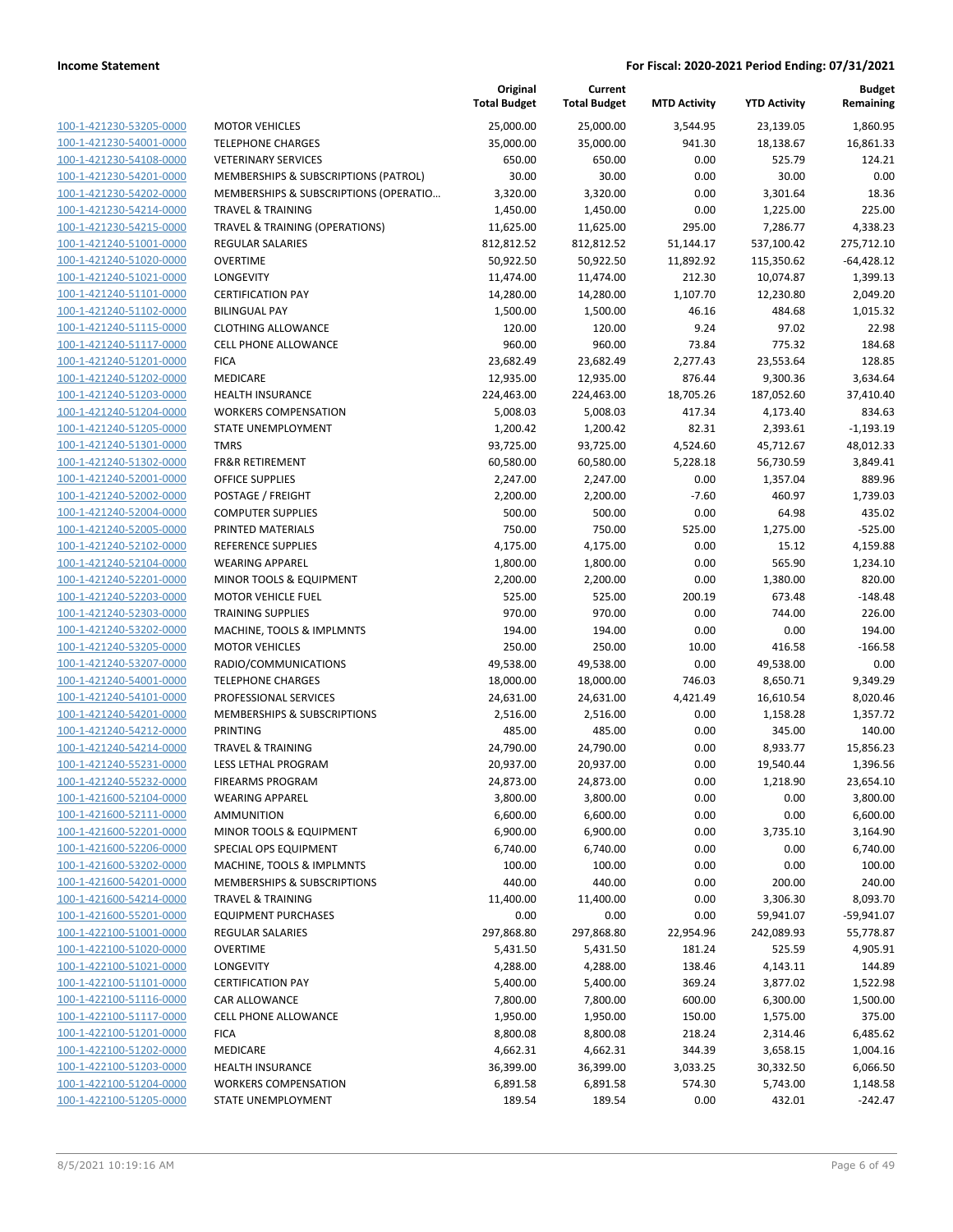| | | Original Total Budget | Current Total Budget | MTD Activity | YTD Activity | Budget Remaining |
|---|---|---|---|---|---|---|
| 100-1-421230-53205-0000 | MOTOR VEHICLES | 25,000.00 | 25,000.00 | 3,544.95 | 23,139.05 | 1,860.95 |
| 100-1-421230-54001-0000 | TELEPHONE CHARGES | 35,000.00 | 35,000.00 | 941.30 | 18,138.67 | 16,861.33 |
| 100-1-421230-54108-0000 | VETERINARY SERVICES | 650.00 | 650.00 | 0.00 | 525.79 | 124.21 |
| 100-1-421230-54201-0000 | MEMBERSHIPS & SUBSCRIPTIONS (PATROL) | 30.00 | 30.00 | 0.00 | 30.00 | 0.00 |
| 100-1-421230-54202-0000 | MEMBERSHIPS & SUBSCRIPTIONS (OPERATIO… | 3,320.00 | 3,320.00 | 0.00 | 3,301.64 | 18.36 |
| 100-1-421230-54214-0000 | TRAVEL & TRAINING | 1,450.00 | 1,450.00 | 0.00 | 1,225.00 | 225.00 |
| 100-1-421230-54215-0000 | TRAVEL & TRAINING (OPERATIONS) | 11,625.00 | 11,625.00 | 295.00 | 7,286.77 | 4,338.23 |
| 100-1-421240-51001-0000 | REGULAR SALARIES | 812,812.52 | 812,812.52 | 51,144.17 | 537,100.42 | 275,712.10 |
| 100-1-421240-51020-0000 | OVERTIME | 50,922.50 | 50,922.50 | 11,892.92 | 115,350.62 | -64,428.12 |
| 100-1-421240-51021-0000 | LONGEVITY | 11,474.00 | 11,474.00 | 212.30 | 10,074.87 | 1,399.13 |
| 100-1-421240-51101-0000 | CERTIFICATION PAY | 14,280.00 | 14,280.00 | 1,107.70 | 12,230.80 | 2,049.20 |
| 100-1-421240-51102-0000 | BILINGUAL PAY | 1,500.00 | 1,500.00 | 46.16 | 484.68 | 1,015.32 |
| 100-1-421240-51115-0000 | CLOTHING ALLOWANCE | 120.00 | 120.00 | 9.24 | 97.02 | 22.98 |
| 100-1-421240-51117-0000 | CELL PHONE ALLOWANCE | 960.00 | 960.00 | 73.84 | 775.32 | 184.68 |
| 100-1-421240-51201-0000 | FICA | 23,682.49 | 23,682.49 | 2,277.43 | 23,553.64 | 128.85 |
| 100-1-421240-51202-0000 | MEDICARE | 12,935.00 | 12,935.00 | 876.44 | 9,300.36 | 3,634.64 |
| 100-1-421240-51203-0000 | HEALTH INSURANCE | 224,463.00 | 224,463.00 | 18,705.26 | 187,052.60 | 37,410.40 |
| 100-1-421240-51204-0000 | WORKERS COMPENSATION | 5,008.03 | 5,008.03 | 417.34 | 4,173.40 | 834.63 |
| 100-1-421240-51205-0000 | STATE UNEMPLOYMENT | 1,200.42 | 1,200.42 | 82.31 | 2,393.61 | -1,193.19 |
| 100-1-421240-51301-0000 | TMRS | 93,725.00 | 93,725.00 | 4,524.60 | 45,712.67 | 48,012.33 |
| 100-1-421240-51302-0000 | FR&R RETIREMENT | 60,580.00 | 60,580.00 | 5,228.18 | 56,730.59 | 3,849.41 |
| 100-1-421240-52001-0000 | OFFICE SUPPLIES | 2,247.00 | 2,247.00 | 0.00 | 1,357.04 | 889.96 |
| 100-1-421240-52002-0000 | POSTAGE / FREIGHT | 2,200.00 | 2,200.00 | -7.60 | 460.97 | 1,739.03 |
| 100-1-421240-52004-0000 | COMPUTER SUPPLIES | 500.00 | 500.00 | 0.00 | 64.98 | 435.02 |
| 100-1-421240-52005-0000 | PRINTED MATERIALS | 750.00 | 750.00 | 525.00 | 1,275.00 | -525.00 |
| 100-1-421240-52102-0000 | REFERENCE SUPPLIES | 4,175.00 | 4,175.00 | 0.00 | 15.12 | 4,159.88 |
| 100-1-421240-52104-0000 | WEARING APPAREL | 1,800.00 | 1,800.00 | 0.00 | 565.90 | 1,234.10 |
| 100-1-421240-52201-0000 | MINOR TOOLS & EQUIPMENT | 2,200.00 | 2,200.00 | 0.00 | 1,380.00 | 820.00 |
| 100-1-421240-52203-0000 | MOTOR VEHICLE FUEL | 525.00 | 525.00 | 200.19 | 673.48 | -148.48 |
| 100-1-421240-52303-0000 | TRAINING SUPPLIES | 970.00 | 970.00 | 0.00 | 744.00 | 226.00 |
| 100-1-421240-53202-0000 | MACHINE, TOOLS & IMPLMNTS | 194.00 | 194.00 | 0.00 | 0.00 | 194.00 |
| 100-1-421240-53205-0000 | MOTOR VEHICLES | 250.00 | 250.00 | 10.00 | 416.58 | -166.58 |
| 100-1-421240-53207-0000 | RADIO/COMMUNICATIONS | 49,538.00 | 49,538.00 | 0.00 | 49,538.00 | 0.00 |
| 100-1-421240-54001-0000 | TELEPHONE CHARGES | 18,000.00 | 18,000.00 | 746.03 | 8,650.71 | 9,349.29 |
| 100-1-421240-54101-0000 | PROFESSIONAL SERVICES | 24,631.00 | 24,631.00 | 4,421.49 | 16,610.54 | 8,020.46 |
| 100-1-421240-54201-0000 | MEMBERSHIPS & SUBSCRIPTIONS | 2,516.00 | 2,516.00 | 0.00 | 1,158.28 | 1,357.72 |
| 100-1-421240-54212-0000 | PRINTING | 485.00 | 485.00 | 0.00 | 345.00 | 140.00 |
| 100-1-421240-54214-0000 | TRAVEL & TRAINING | 24,790.00 | 24,790.00 | 0.00 | 8,933.77 | 15,856.23 |
| 100-1-421240-55231-0000 | LESS LETHAL PROGRAM | 20,937.00 | 20,937.00 | 0.00 | 19,540.44 | 1,396.56 |
| 100-1-421240-55232-0000 | FIREARMS PROGRAM | 24,873.00 | 24,873.00 | 0.00 | 1,218.90 | 23,654.10 |
| 100-1-421600-52104-0000 | WEARING APPAREL | 3,800.00 | 3,800.00 | 0.00 | 0.00 | 3,800.00 |
| 100-1-421600-52111-0000 | AMMUNITION | 6,600.00 | 6,600.00 | 0.00 | 0.00 | 6,600.00 |
| 100-1-421600-52201-0000 | MINOR TOOLS & EQUIPMENT | 6,900.00 | 6,900.00 | 0.00 | 3,735.10 | 3,164.90 |
| 100-1-421600-52206-0000 | SPECIAL OPS EQUIPMENT | 6,740.00 | 6,740.00 | 0.00 | 0.00 | 6,740.00 |
| 100-1-421600-53202-0000 | MACHINE, TOOLS & IMPLMNTS | 100.00 | 100.00 | 0.00 | 0.00 | 100.00 |
| 100-1-421600-54201-0000 | MEMBERSHIPS & SUBSCRIPTIONS | 440.00 | 440.00 | 0.00 | 200.00 | 240.00 |
| 100-1-421600-54214-0000 | TRAVEL & TRAINING | 11,400.00 | 11,400.00 | 0.00 | 3,306.30 | 8,093.70 |
| 100-1-421600-55201-0000 | EQUIPMENT PURCHASES | 0.00 | 0.00 | 0.00 | 59,941.07 | -59,941.07 |
| 100-1-422100-51001-0000 | REGULAR SALARIES | 297,868.80 | 297,868.80 | 22,954.96 | 242,089.93 | 55,778.87 |
| 100-1-422100-51020-0000 | OVERTIME | 5,431.50 | 5,431.50 | 181.24 | 525.59 | 4,905.91 |
| 100-1-422100-51021-0000 | LONGEVITY | 4,288.00 | 4,288.00 | 138.46 | 4,143.11 | 144.89 |
| 100-1-422100-51101-0000 | CERTIFICATION PAY | 5,400.00 | 5,400.00 | 369.24 | 3,877.02 | 1,522.98 |
| 100-1-422100-51116-0000 | CAR ALLOWANCE | 7,800.00 | 7,800.00 | 600.00 | 6,300.00 | 1,500.00 |
| 100-1-422100-51117-0000 | CELL PHONE ALLOWANCE | 1,950.00 | 1,950.00 | 150.00 | 1,575.00 | 375.00 |
| 100-1-422100-51201-0000 | FICA | 8,800.08 | 8,800.08 | 218.24 | 2,314.46 | 6,485.62 |
| 100-1-422100-51202-0000 | MEDICARE | 4,662.31 | 4,662.31 | 344.39 | 3,658.15 | 1,004.16 |
| 100-1-422100-51203-0000 | HEALTH INSURANCE | 36,399.00 | 36,399.00 | 3,033.25 | 30,332.50 | 6,066.50 |
| 100-1-422100-51204-0000 | WORKERS COMPENSATION | 6,891.58 | 6,891.58 | 574.30 | 5,743.00 | 1,148.58 |
| 100-1-422100-51205-0000 | STATE UNEMPLOYMENT | 189.54 | 189.54 | 0.00 | 432.01 | -242.47 |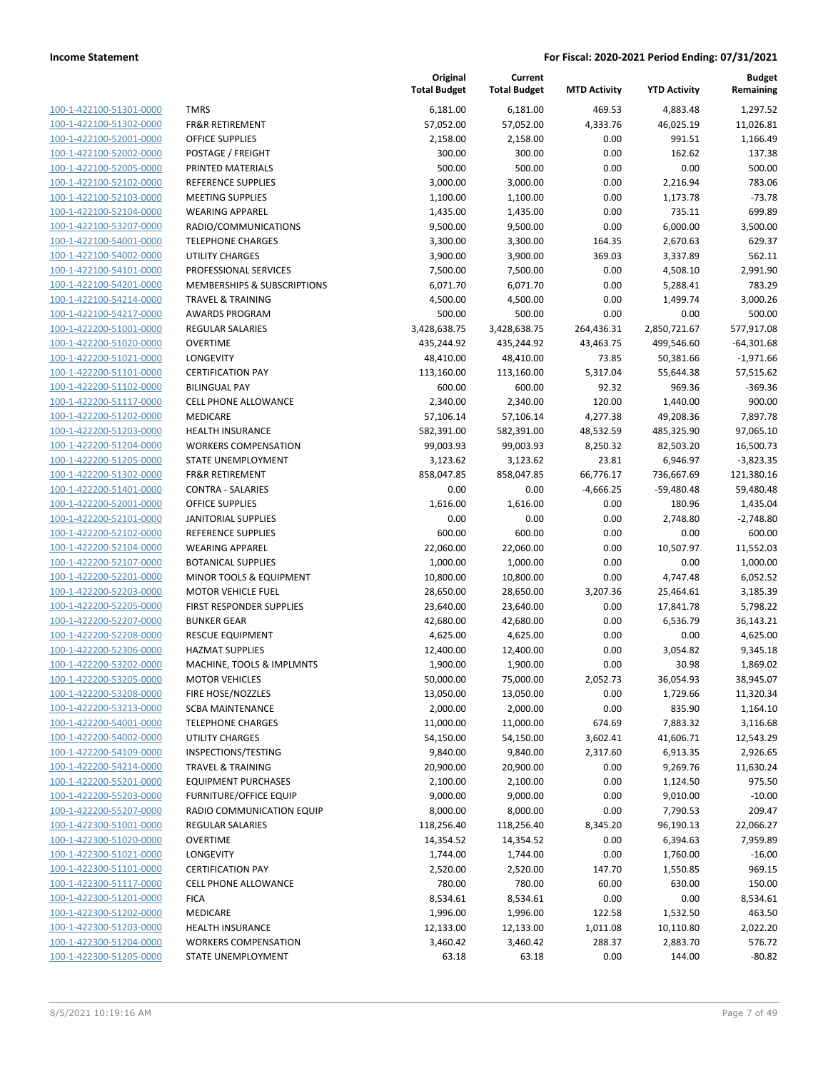**Income Statement** | **For Fiscal: 2020-2021 Period Ending: 07/31/2021**

| | | Original Total Budget | Current Total Budget | MTD Activity | YTD Activity | Budget Remaining |
|---|---|---|---|---|---|---|
| 100-1-422100-51301-0000 | TMRS | 6,181.00 | 6,181.00 | 469.53 | 4,883.48 | 1,297.52 |
| 100-1-422100-51302-0000 | FR&R RETIREMENT | 57,052.00 | 57,052.00 | 4,333.76 | 46,025.19 | 11,026.81 |
| 100-1-422100-52001-0000 | OFFICE SUPPLIES | 2,158.00 | 2,158.00 | 0.00 | 991.51 | 1,166.49 |
| 100-1-422100-52002-0000 | POSTAGE / FREIGHT | 300.00 | 300.00 | 0.00 | 162.62 | 137.38 |
| 100-1-422100-52005-0000 | PRINTED MATERIALS | 500.00 | 500.00 | 0.00 | 0.00 | 500.00 |
| 100-1-422100-52102-0000 | REFERENCE SUPPLIES | 3,000.00 | 3,000.00 | 0.00 | 2,216.94 | 783.06 |
| 100-1-422100-52103-0000 | MEETING SUPPLIES | 1,100.00 | 1,100.00 | 0.00 | 1,173.78 | -73.78 |
| 100-1-422100-52104-0000 | WEARING APPAREL | 1,435.00 | 1,435.00 | 0.00 | 735.11 | 699.89 |
| 100-1-422100-53207-0000 | RADIO/COMMUNICATIONS | 9,500.00 | 9,500.00 | 0.00 | 6,000.00 | 3,500.00 |
| 100-1-422100-54001-0000 | TELEPHONE CHARGES | 3,300.00 | 3,300.00 | 164.35 | 2,670.63 | 629.37 |
| 100-1-422100-54002-0000 | UTILITY CHARGES | 3,900.00 | 3,900.00 | 369.03 | 3,337.89 | 562.11 |
| 100-1-422100-54101-0000 | PROFESSIONAL SERVICES | 7,500.00 | 7,500.00 | 0.00 | 4,508.10 | 2,991.90 |
| 100-1-422100-54201-0000 | MEMBERSHIPS & SUBSCRIPTIONS | 6,071.70 | 6,071.70 | 0.00 | 5,288.41 | 783.29 |
| 100-1-422100-54214-0000 | TRAVEL & TRAINING | 4,500.00 | 4,500.00 | 0.00 | 1,499.74 | 3,000.26 |
| 100-1-422100-54217-0000 | AWARDS PROGRAM | 500.00 | 500.00 | 0.00 | 0.00 | 500.00 |
| 100-1-422200-51001-0000 | REGULAR SALARIES | 3,428,638.75 | 3,428,638.75 | 264,436.31 | 2,850,721.67 | 577,917.08 |
| 100-1-422200-51020-0000 | OVERTIME | 435,244.92 | 435,244.92 | 43,463.75 | 499,546.60 | -64,301.68 |
| 100-1-422200-51021-0000 | LONGEVITY | 48,410.00 | 48,410.00 | 73.85 | 50,381.66 | -1,971.66 |
| 100-1-422200-51101-0000 | CERTIFICATION PAY | 113,160.00 | 113,160.00 | 5,317.04 | 55,644.38 | 57,515.62 |
| 100-1-422200-51102-0000 | BILINGUAL PAY | 600.00 | 600.00 | 92.32 | 969.36 | -369.36 |
| 100-1-422200-51117-0000 | CELL PHONE ALLOWANCE | 2,340.00 | 2,340.00 | 120.00 | 1,440.00 | 900.00 |
| 100-1-422200-51202-0000 | MEDICARE | 57,106.14 | 57,106.14 | 4,277.38 | 49,208.36 | 7,897.78 |
| 100-1-422200-51203-0000 | HEALTH INSURANCE | 582,391.00 | 582,391.00 | 48,532.59 | 485,325.90 | 97,065.10 |
| 100-1-422200-51204-0000 | WORKERS COMPENSATION | 99,003.93 | 99,003.93 | 8,250.32 | 82,503.20 | 16,500.73 |
| 100-1-422200-51205-0000 | STATE UNEMPLOYMENT | 3,123.62 | 3,123.62 | 23.81 | 6,946.97 | -3,823.35 |
| 100-1-422200-51302-0000 | FR&R RETIREMENT | 858,047.85 | 858,047.85 | 66,776.17 | 736,667.69 | 121,380.16 |
| 100-1-422200-51401-0000 | CONTRA - SALARIES | 0.00 | 0.00 | -4,666.25 | -59,480.48 | 59,480.48 |
| 100-1-422200-52001-0000 | OFFICE SUPPLIES | 1,616.00 | 1,616.00 | 0.00 | 180.96 | 1,435.04 |
| 100-1-422200-52101-0000 | JANITORIAL SUPPLIES | 0.00 | 0.00 | 0.00 | 2,748.80 | -2,748.80 |
| 100-1-422200-52102-0000 | REFERENCE SUPPLIES | 600.00 | 600.00 | 0.00 | 0.00 | 600.00 |
| 100-1-422200-52104-0000 | WEARING APPAREL | 22,060.00 | 22,060.00 | 0.00 | 10,507.97 | 11,552.03 |
| 100-1-422200-52107-0000 | BOTANICAL SUPPLIES | 1,000.00 | 1,000.00 | 0.00 | 0.00 | 1,000.00 |
| 100-1-422200-52201-0000 | MINOR TOOLS & EQUIPMENT | 10,800.00 | 10,800.00 | 0.00 | 4,747.48 | 6,052.52 |
| 100-1-422200-52203-0000 | MOTOR VEHICLE FUEL | 28,650.00 | 28,650.00 | 3,207.36 | 25,464.61 | 3,185.39 |
| 100-1-422200-52205-0000 | FIRST RESPONDER SUPPLIES | 23,640.00 | 23,640.00 | 0.00 | 17,841.78 | 5,798.22 |
| 100-1-422200-52207-0000 | BUNKER GEAR | 42,680.00 | 42,680.00 | 0.00 | 6,536.79 | 36,143.21 |
| 100-1-422200-52208-0000 | RESCUE EQUIPMENT | 4,625.00 | 4,625.00 | 0.00 | 0.00 | 4,625.00 |
| 100-1-422200-52306-0000 | HAZMAT SUPPLIES | 12,400.00 | 12,400.00 | 0.00 | 3,054.82 | 9,345.18 |
| 100-1-422200-53202-0000 | MACHINE, TOOLS & IMPLMNTS | 1,900.00 | 1,900.00 | 0.00 | 30.98 | 1,869.02 |
| 100-1-422200-53205-0000 | MOTOR VEHICLES | 50,000.00 | 75,000.00 | 2,052.73 | 36,054.93 | 38,945.07 |
| 100-1-422200-53208-0000 | FIRE HOSE/NOZZLES | 13,050.00 | 13,050.00 | 0.00 | 1,729.66 | 11,320.34 |
| 100-1-422200-53213-0000 | SCBA MAINTENANCE | 2,000.00 | 2,000.00 | 0.00 | 835.90 | 1,164.10 |
| 100-1-422200-54001-0000 | TELEPHONE CHARGES | 11,000.00 | 11,000.00 | 674.69 | 7,883.32 | 3,116.68 |
| 100-1-422200-54002-0000 | UTILITY CHARGES | 54,150.00 | 54,150.00 | 3,602.41 | 41,606.71 | 12,543.29 |
| 100-1-422200-54109-0000 | INSPECTIONS/TESTING | 9,840.00 | 9,840.00 | 2,317.60 | 6,913.35 | 2,926.65 |
| 100-1-422200-54214-0000 | TRAVEL & TRAINING | 20,900.00 | 20,900.00 | 0.00 | 9,269.76 | 11,630.24 |
| 100-1-422200-55201-0000 | EQUIPMENT PURCHASES | 2,100.00 | 2,100.00 | 0.00 | 1,124.50 | 975.50 |
| 100-1-422200-55203-0000 | FURNITURE/OFFICE EQUIP | 9,000.00 | 9,000.00 | 0.00 | 9,010.00 | -10.00 |
| 100-1-422200-55207-0000 | RADIO COMMUNICATION EQUIP | 8,000.00 | 8,000.00 | 0.00 | 7,790.53 | 209.47 |
| 100-1-422300-51001-0000 | REGULAR SALARIES | 118,256.40 | 118,256.40 | 8,345.20 | 96,190.13 | 22,066.27 |
| 100-1-422300-51020-0000 | OVERTIME | 14,354.52 | 14,354.52 | 0.00 | 6,394.63 | 7,959.89 |
| 100-1-422300-51021-0000 | LONGEVITY | 1,744.00 | 1,744.00 | 0.00 | 1,760.00 | -16.00 |
| 100-1-422300-51101-0000 | CERTIFICATION PAY | 2,520.00 | 2,520.00 | 147.70 | 1,550.85 | 969.15 |
| 100-1-422300-51117-0000 | CELL PHONE ALLOWANCE | 780.00 | 780.00 | 60.00 | 630.00 | 150.00 |
| 100-1-422300-51201-0000 | FICA | 8,534.61 | 8,534.61 | 0.00 | 0.00 | 8,534.61 |
| 100-1-422300-51202-0000 | MEDICARE | 1,996.00 | 1,996.00 | 122.58 | 1,532.50 | 463.50 |
| 100-1-422300-51203-0000 | HEALTH INSURANCE | 12,133.00 | 12,133.00 | 1,011.08 | 10,110.80 | 2,022.20 |
| 100-1-422300-51204-0000 | WORKERS COMPENSATION | 3,460.42 | 3,460.42 | 288.37 | 2,883.70 | 576.72 |
| 100-1-422300-51205-0000 | STATE UNEMPLOYMENT | 63.18 | 63.18 | 0.00 | 144.00 | -80.82 |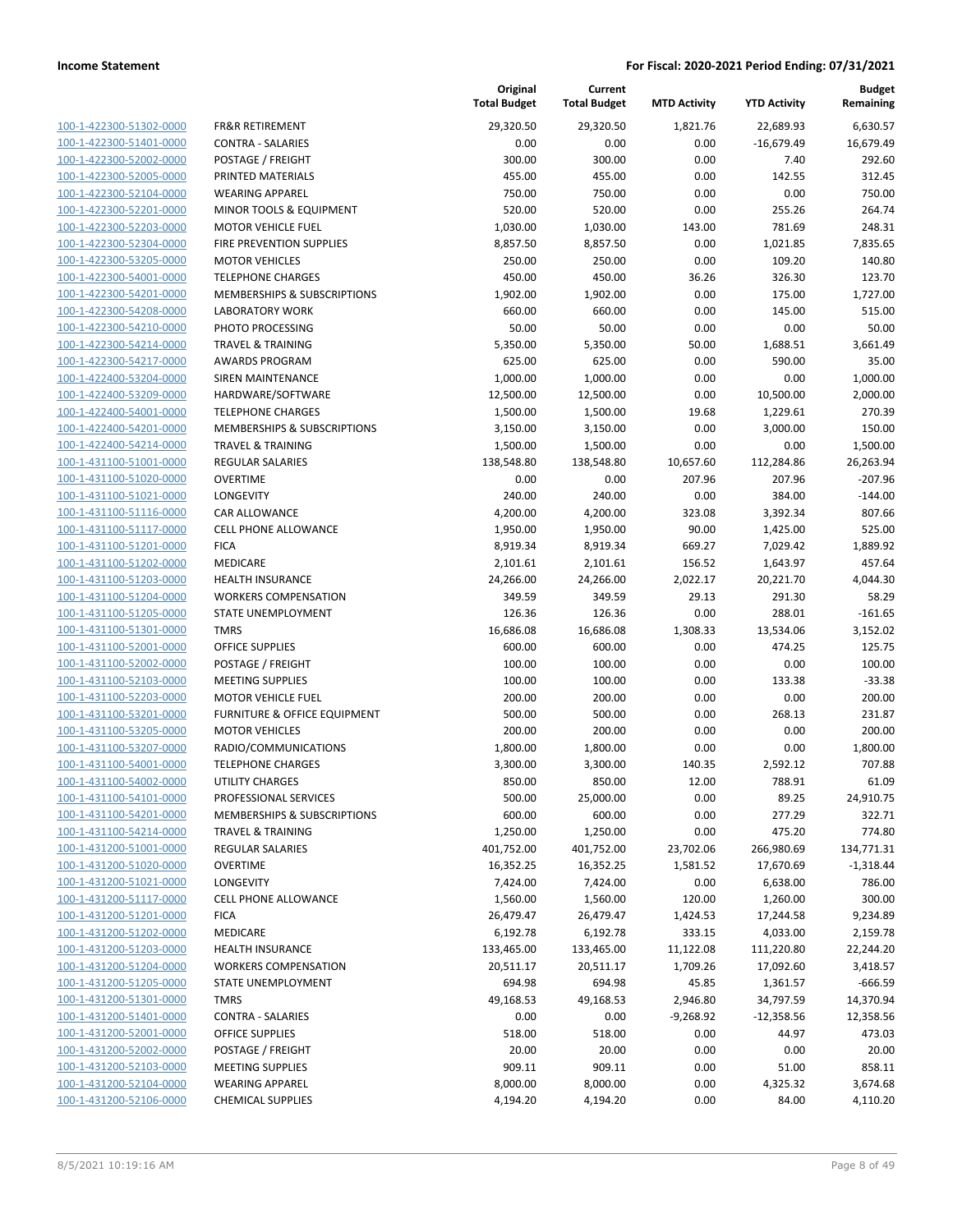| | | Original Total Budget | Current Total Budget | MTD Activity | YTD Activity | Budget Remaining |
|---|---|---|---|---|---|---|
| 100-1-422300-51302-0000 | FR&R RETIREMENT | 29,320.50 | 29,320.50 | 1,821.76 | 22,689.93 | 6,630.57 |
| 100-1-422300-51401-0000 | CONTRA - SALARIES | 0.00 | 0.00 | 0.00 | -16,679.49 | 16,679.49 |
| 100-1-422300-52002-0000 | POSTAGE / FREIGHT | 300.00 | 300.00 | 0.00 | 7.40 | 292.60 |
| 100-1-422300-52005-0000 | PRINTED MATERIALS | 455.00 | 455.00 | 0.00 | 142.55 | 312.45 |
| 100-1-422300-52104-0000 | WEARING APPAREL | 750.00 | 750.00 | 0.00 | 0.00 | 750.00 |
| 100-1-422300-52201-0000 | MINOR TOOLS & EQUIPMENT | 520.00 | 520.00 | 0.00 | 255.26 | 264.74 |
| 100-1-422300-52203-0000 | MOTOR VEHICLE FUEL | 1,030.00 | 1,030.00 | 143.00 | 781.69 | 248.31 |
| 100-1-422300-52304-0000 | FIRE PREVENTION SUPPLIES | 8,857.50 | 8,857.50 | 0.00 | 1,021.85 | 7,835.65 |
| 100-1-422300-53205-0000 | MOTOR VEHICLES | 250.00 | 250.00 | 0.00 | 109.20 | 140.80 |
| 100-1-422300-54001-0000 | TELEPHONE CHARGES | 450.00 | 450.00 | 36.26 | 326.30 | 123.70 |
| 100-1-422300-54201-0000 | MEMBERSHIPS & SUBSCRIPTIONS | 1,902.00 | 1,902.00 | 0.00 | 175.00 | 1,727.00 |
| 100-1-422300-54208-0000 | LABORATORY WORK | 660.00 | 660.00 | 0.00 | 145.00 | 515.00 |
| 100-1-422300-54210-0000 | PHOTO PROCESSING | 50.00 | 50.00 | 0.00 | 0.00 | 50.00 |
| 100-1-422300-54214-0000 | TRAVEL & TRAINING | 5,350.00 | 5,350.00 | 50.00 | 1,688.51 | 3,661.49 |
| 100-1-422300-54217-0000 | AWARDS PROGRAM | 625.00 | 625.00 | 0.00 | 590.00 | 35.00 |
| 100-1-422400-53204-0000 | SIREN MAINTENANCE | 1,000.00 | 1,000.00 | 0.00 | 0.00 | 1,000.00 |
| 100-1-422400-53209-0000 | HARDWARE/SOFTWARE | 12,500.00 | 12,500.00 | 0.00 | 10,500.00 | 2,000.00 |
| 100-1-422400-54001-0000 | TELEPHONE CHARGES | 1,500.00 | 1,500.00 | 19.68 | 1,229.61 | 270.39 |
| 100-1-422400-54201-0000 | MEMBERSHIPS & SUBSCRIPTIONS | 3,150.00 | 3,150.00 | 0.00 | 3,000.00 | 150.00 |
| 100-1-422400-54214-0000 | TRAVEL & TRAINING | 1,500.00 | 1,500.00 | 0.00 | 0.00 | 1,500.00 |
| 100-1-431100-51001-0000 | REGULAR SALARIES | 138,548.80 | 138,548.80 | 10,657.60 | 112,284.86 | 26,263.94 |
| 100-1-431100-51020-0000 | OVERTIME | 0.00 | 0.00 | 207.96 | 207.96 | -207.96 |
| 100-1-431100-51021-0000 | LONGEVITY | 240.00 | 240.00 | 0.00 | 384.00 | -144.00 |
| 100-1-431100-51116-0000 | CAR ALLOWANCE | 4,200.00 | 4,200.00 | 323.08 | 3,392.34 | 807.66 |
| 100-1-431100-51117-0000 | CELL PHONE ALLOWANCE | 1,950.00 | 1,950.00 | 90.00 | 1,425.00 | 525.00 |
| 100-1-431100-51201-0000 | FICA | 8,919.34 | 8,919.34 | 669.27 | 7,029.42 | 1,889.92 |
| 100-1-431100-51202-0000 | MEDICARE | 2,101.61 | 2,101.61 | 156.52 | 1,643.97 | 457.64 |
| 100-1-431100-51203-0000 | HEALTH INSURANCE | 24,266.00 | 24,266.00 | 2,022.17 | 20,221.70 | 4,044.30 |
| 100-1-431100-51204-0000 | WORKERS COMPENSATION | 349.59 | 349.59 | 29.13 | 291.30 | 58.29 |
| 100-1-431100-51205-0000 | STATE UNEMPLOYMENT | 126.36 | 126.36 | 0.00 | 288.01 | -161.65 |
| 100-1-431100-51301-0000 | TMRS | 16,686.08 | 16,686.08 | 1,308.33 | 13,534.06 | 3,152.02 |
| 100-1-431100-52001-0000 | OFFICE SUPPLIES | 600.00 | 600.00 | 0.00 | 474.25 | 125.75 |
| 100-1-431100-52002-0000 | POSTAGE / FREIGHT | 100.00 | 100.00 | 0.00 | 0.00 | 100.00 |
| 100-1-431100-52103-0000 | MEETING SUPPLIES | 100.00 | 100.00 | 0.00 | 133.38 | -33.38 |
| 100-1-431100-52203-0000 | MOTOR VEHICLE FUEL | 200.00 | 200.00 | 0.00 | 0.00 | 200.00 |
| 100-1-431100-53201-0000 | FURNITURE & OFFICE EQUIPMENT | 500.00 | 500.00 | 0.00 | 268.13 | 231.87 |
| 100-1-431100-53205-0000 | MOTOR VEHICLES | 200.00 | 200.00 | 0.00 | 0.00 | 200.00 |
| 100-1-431100-53207-0000 | RADIO/COMMUNICATIONS | 1,800.00 | 1,800.00 | 0.00 | 0.00 | 1,800.00 |
| 100-1-431100-54001-0000 | TELEPHONE CHARGES | 3,300.00 | 3,300.00 | 140.35 | 2,592.12 | 707.88 |
| 100-1-431100-54002-0000 | UTILITY CHARGES | 850.00 | 850.00 | 12.00 | 788.91 | 61.09 |
| 100-1-431100-54101-0000 | PROFESSIONAL SERVICES | 500.00 | 25,000.00 | 0.00 | 89.25 | 24,910.75 |
| 100-1-431100-54201-0000 | MEMBERSHIPS & SUBSCRIPTIONS | 600.00 | 600.00 | 0.00 | 277.29 | 322.71 |
| 100-1-431100-54214-0000 | TRAVEL & TRAINING | 1,250.00 | 1,250.00 | 0.00 | 475.20 | 774.80 |
| 100-1-431200-51001-0000 | REGULAR SALARIES | 401,752.00 | 401,752.00 | 23,702.06 | 266,980.69 | 134,771.31 |
| 100-1-431200-51020-0000 | OVERTIME | 16,352.25 | 16,352.25 | 1,581.52 | 17,670.69 | -1,318.44 |
| 100-1-431200-51021-0000 | LONGEVITY | 7,424.00 | 7,424.00 | 0.00 | 6,638.00 | 786.00 |
| 100-1-431200-51117-0000 | CELL PHONE ALLOWANCE | 1,560.00 | 1,560.00 | 120.00 | 1,260.00 | 300.00 |
| 100-1-431200-51201-0000 | FICA | 26,479.47 | 26,479.47 | 1,424.53 | 17,244.58 | 9,234.89 |
| 100-1-431200-51202-0000 | MEDICARE | 6,192.78 | 6,192.78 | 333.15 | 4,033.00 | 2,159.78 |
| 100-1-431200-51203-0000 | HEALTH INSURANCE | 133,465.00 | 133,465.00 | 11,122.08 | 111,220.80 | 22,244.20 |
| 100-1-431200-51204-0000 | WORKERS COMPENSATION | 20,511.17 | 20,511.17 | 1,709.26 | 17,092.60 | 3,418.57 |
| 100-1-431200-51205-0000 | STATE UNEMPLOYMENT | 694.98 | 694.98 | 45.85 | 1,361.57 | -666.59 |
| 100-1-431200-51301-0000 | TMRS | 49,168.53 | 49,168.53 | 2,946.80 | 34,797.59 | 14,370.94 |
| 100-1-431200-51401-0000 | CONTRA - SALARIES | 0.00 | 0.00 | -9,268.92 | -12,358.56 | 12,358.56 |
| 100-1-431200-52001-0000 | OFFICE SUPPLIES | 518.00 | 518.00 | 0.00 | 44.97 | 473.03 |
| 100-1-431200-52002-0000 | POSTAGE / FREIGHT | 20.00 | 20.00 | 0.00 | 0.00 | 20.00 |
| 100-1-431200-52103-0000 | MEETING SUPPLIES | 909.11 | 909.11 | 0.00 | 51.00 | 858.11 |
| 100-1-431200-52104-0000 | WEARING APPAREL | 8,000.00 | 8,000.00 | 0.00 | 4,325.32 | 3,674.68 |
| 100-1-431200-52106-0000 | CHEMICAL SUPPLIES | 4,194.20 | 4,194.20 | 0.00 | 84.00 | 4,110.20 |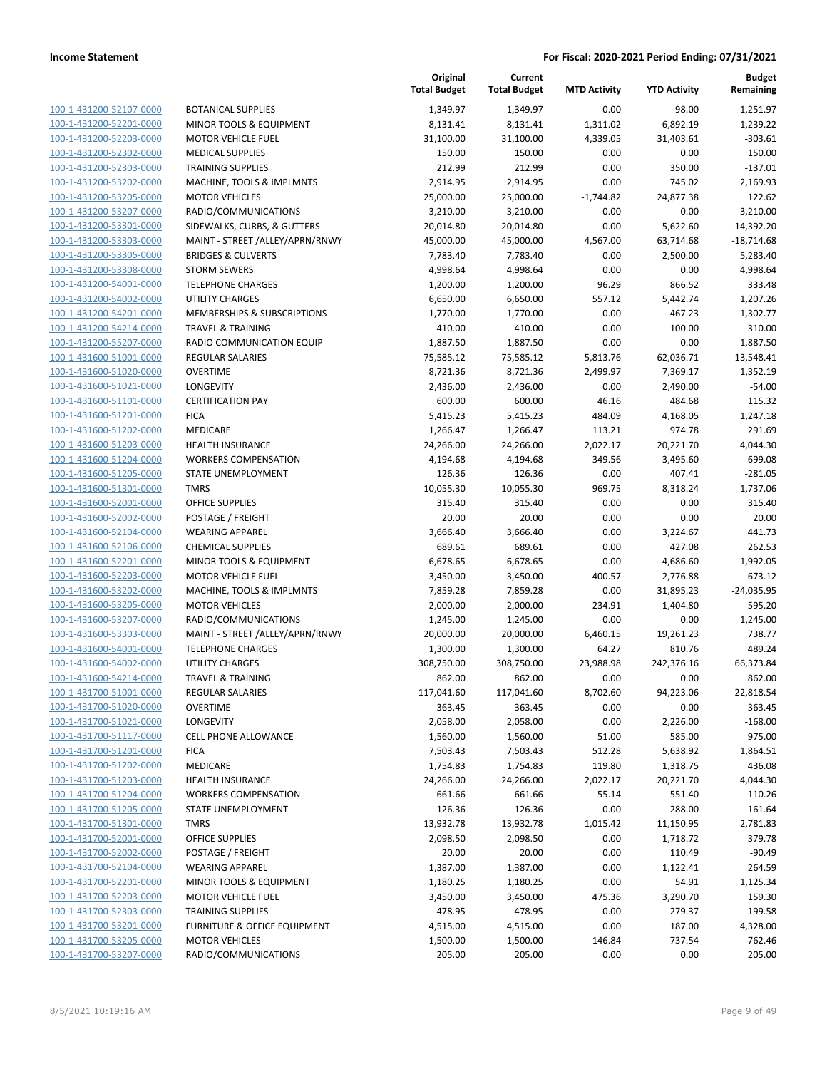| | | Original Total Budget | Current Total Budget | MTD Activity | YTD Activity | Budget Remaining |
|---|---|---|---|---|---|---|
| 100-1-431200-52107-0000 | BOTANICAL SUPPLIES | 1,349.97 | 1,349.97 | 0.00 | 98.00 | 1,251.97 |
| 100-1-431200-52201-0000 | MINOR TOOLS & EQUIPMENT | 8,131.41 | 8,131.41 | 1,311.02 | 6,892.19 | 1,239.22 |
| 100-1-431200-52203-0000 | MOTOR VEHICLE FUEL | 31,100.00 | 31,100.00 | 4,339.05 | 31,403.61 | -303.61 |
| 100-1-431200-52302-0000 | MEDICAL SUPPLIES | 150.00 | 150.00 | 0.00 | 0.00 | 150.00 |
| 100-1-431200-52303-0000 | TRAINING SUPPLIES | 212.99 | 212.99 | 0.00 | 350.00 | -137.01 |
| 100-1-431200-53202-0000 | MACHINE, TOOLS & IMPLMNTS | 2,914.95 | 2,914.95 | 0.00 | 745.02 | 2,169.93 |
| 100-1-431200-53205-0000 | MOTOR VEHICLES | 25,000.00 | 25,000.00 | -1,744.82 | 24,877.38 | 122.62 |
| 100-1-431200-53207-0000 | RADIO/COMMUNICATIONS | 3,210.00 | 3,210.00 | 0.00 | 0.00 | 3,210.00 |
| 100-1-431200-53301-0000 | SIDEWALKS, CURBS, & GUTTERS | 20,014.80 | 20,014.80 | 0.00 | 5,622.60 | 14,392.20 |
| 100-1-431200-53303-0000 | MAINT - STREET /ALLEY/APRN/RNWY | 45,000.00 | 45,000.00 | 4,567.00 | 63,714.68 | -18,714.68 |
| 100-1-431200-53305-0000 | BRIDGES & CULVERTS | 7,783.40 | 7,783.40 | 0.00 | 2,500.00 | 5,283.40 |
| 100-1-431200-53308-0000 | STORM SEWERS | 4,998.64 | 4,998.64 | 0.00 | 0.00 | 4,998.64 |
| 100-1-431200-54001-0000 | TELEPHONE CHARGES | 1,200.00 | 1,200.00 | 96.29 | 866.52 | 333.48 |
| 100-1-431200-54002-0000 | UTILITY CHARGES | 6,650.00 | 6,650.00 | 557.12 | 5,442.74 | 1,207.26 |
| 100-1-431200-54201-0000 | MEMBERSHIPS & SUBSCRIPTIONS | 1,770.00 | 1,770.00 | 0.00 | 467.23 | 1,302.77 |
| 100-1-431200-54214-0000 | TRAVEL & TRAINING | 410.00 | 410.00 | 0.00 | 100.00 | 310.00 |
| 100-1-431200-55207-0000 | RADIO COMMUNICATION EQUIP | 1,887.50 | 1,887.50 | 0.00 | 0.00 | 1,887.50 |
| 100-1-431600-51001-0000 | REGULAR SALARIES | 75,585.12 | 75,585.12 | 5,813.76 | 62,036.71 | 13,548.41 |
| 100-1-431600-51020-0000 | OVERTIME | 8,721.36 | 8,721.36 | 2,499.97 | 7,369.17 | 1,352.19 |
| 100-1-431600-51021-0000 | LONGEVITY | 2,436.00 | 2,436.00 | 0.00 | 2,490.00 | -54.00 |
| 100-1-431600-51101-0000 | CERTIFICATION PAY | 600.00 | 600.00 | 46.16 | 484.68 | 115.32 |
| 100-1-431600-51201-0000 | FICA | 5,415.23 | 5,415.23 | 484.09 | 4,168.05 | 1,247.18 |
| 100-1-431600-51202-0000 | MEDICARE | 1,266.47 | 1,266.47 | 113.21 | 974.78 | 291.69 |
| 100-1-431600-51203-0000 | HEALTH INSURANCE | 24,266.00 | 24,266.00 | 2,022.17 | 20,221.70 | 4,044.30 |
| 100-1-431600-51204-0000 | WORKERS COMPENSATION | 4,194.68 | 4,194.68 | 349.56 | 3,495.60 | 699.08 |
| 100-1-431600-51205-0000 | STATE UNEMPLOYMENT | 126.36 | 126.36 | 0.00 | 407.41 | -281.05 |
| 100-1-431600-51301-0000 | TMRS | 10,055.30 | 10,055.30 | 969.75 | 8,318.24 | 1,737.06 |
| 100-1-431600-52001-0000 | OFFICE SUPPLIES | 315.40 | 315.40 | 0.00 | 0.00 | 315.40 |
| 100-1-431600-52002-0000 | POSTAGE / FREIGHT | 20.00 | 20.00 | 0.00 | 0.00 | 20.00 |
| 100-1-431600-52104-0000 | WEARING APPAREL | 3,666.40 | 3,666.40 | 0.00 | 3,224.67 | 441.73 |
| 100-1-431600-52106-0000 | CHEMICAL SUPPLIES | 689.61 | 689.61 | 0.00 | 427.08 | 262.53 |
| 100-1-431600-52201-0000 | MINOR TOOLS & EQUIPMENT | 6,678.65 | 6,678.65 | 0.00 | 4,686.60 | 1,992.05 |
| 100-1-431600-52203-0000 | MOTOR VEHICLE FUEL | 3,450.00 | 3,450.00 | 400.57 | 2,776.88 | 673.12 |
| 100-1-431600-53202-0000 | MACHINE, TOOLS & IMPLMNTS | 7,859.28 | 7,859.28 | 0.00 | 31,895.23 | -24,035.95 |
| 100-1-431600-53205-0000 | MOTOR VEHICLES | 2,000.00 | 2,000.00 | 234.91 | 1,404.80 | 595.20 |
| 100-1-431600-53207-0000 | RADIO/COMMUNICATIONS | 1,245.00 | 1,245.00 | 0.00 | 0.00 | 1,245.00 |
| 100-1-431600-53303-0000 | MAINT - STREET /ALLEY/APRN/RNWY | 20,000.00 | 20,000.00 | 6,460.15 | 19,261.23 | 738.77 |
| 100-1-431600-54001-0000 | TELEPHONE CHARGES | 1,300.00 | 1,300.00 | 64.27 | 810.76 | 489.24 |
| 100-1-431600-54002-0000 | UTILITY CHARGES | 308,750.00 | 308,750.00 | 23,988.98 | 242,376.16 | 66,373.84 |
| 100-1-431600-54214-0000 | TRAVEL & TRAINING | 862.00 | 862.00 | 0.00 | 0.00 | 862.00 |
| 100-1-431700-51001-0000 | REGULAR SALARIES | 117,041.60 | 117,041.60 | 8,702.60 | 94,223.06 | 22,818.54 |
| 100-1-431700-51020-0000 | OVERTIME | 363.45 | 363.45 | 0.00 | 0.00 | 363.45 |
| 100-1-431700-51021-0000 | LONGEVITY | 2,058.00 | 2,058.00 | 0.00 | 2,226.00 | -168.00 |
| 100-1-431700-51117-0000 | CELL PHONE ALLOWANCE | 1,560.00 | 1,560.00 | 51.00 | 585.00 | 975.00 |
| 100-1-431700-51201-0000 | FICA | 7,503.43 | 7,503.43 | 512.28 | 5,638.92 | 1,864.51 |
| 100-1-431700-51202-0000 | MEDICARE | 1,754.83 | 1,754.83 | 119.80 | 1,318.75 | 436.08 |
| 100-1-431700-51203-0000 | HEALTH INSURANCE | 24,266.00 | 24,266.00 | 2,022.17 | 20,221.70 | 4,044.30 |
| 100-1-431700-51204-0000 | WORKERS COMPENSATION | 661.66 | 661.66 | 55.14 | 551.40 | 110.26 |
| 100-1-431700-51205-0000 | STATE UNEMPLOYMENT | 126.36 | 126.36 | 0.00 | 288.00 | -161.64 |
| 100-1-431700-51301-0000 | TMRS | 13,932.78 | 13,932.78 | 1,015.42 | 11,150.95 | 2,781.83 |
| 100-1-431700-52001-0000 | OFFICE SUPPLIES | 2,098.50 | 2,098.50 | 0.00 | 1,718.72 | 379.78 |
| 100-1-431700-52002-0000 | POSTAGE / FREIGHT | 20.00 | 20.00 | 0.00 | 110.49 | -90.49 |
| 100-1-431700-52104-0000 | WEARING APPAREL | 1,387.00 | 1,387.00 | 0.00 | 1,122.41 | 264.59 |
| 100-1-431700-52201-0000 | MINOR TOOLS & EQUIPMENT | 1,180.25 | 1,180.25 | 0.00 | 54.91 | 1,125.34 |
| 100-1-431700-52203-0000 | MOTOR VEHICLE FUEL | 3,450.00 | 3,450.00 | 475.36 | 3,290.70 | 159.30 |
| 100-1-431700-52303-0000 | TRAINING SUPPLIES | 478.95 | 478.95 | 0.00 | 279.37 | 199.58 |
| 100-1-431700-53201-0000 | FURNITURE & OFFICE EQUIPMENT | 4,515.00 | 4,515.00 | 0.00 | 187.00 | 4,328.00 |
| 100-1-431700-53205-0000 | MOTOR VEHICLES | 1,500.00 | 1,500.00 | 146.84 | 737.54 | 762.46 |
| 100-1-431700-53207-0000 | RADIO/COMMUNICATIONS | 205.00 | 205.00 | 0.00 | 0.00 | 205.00 |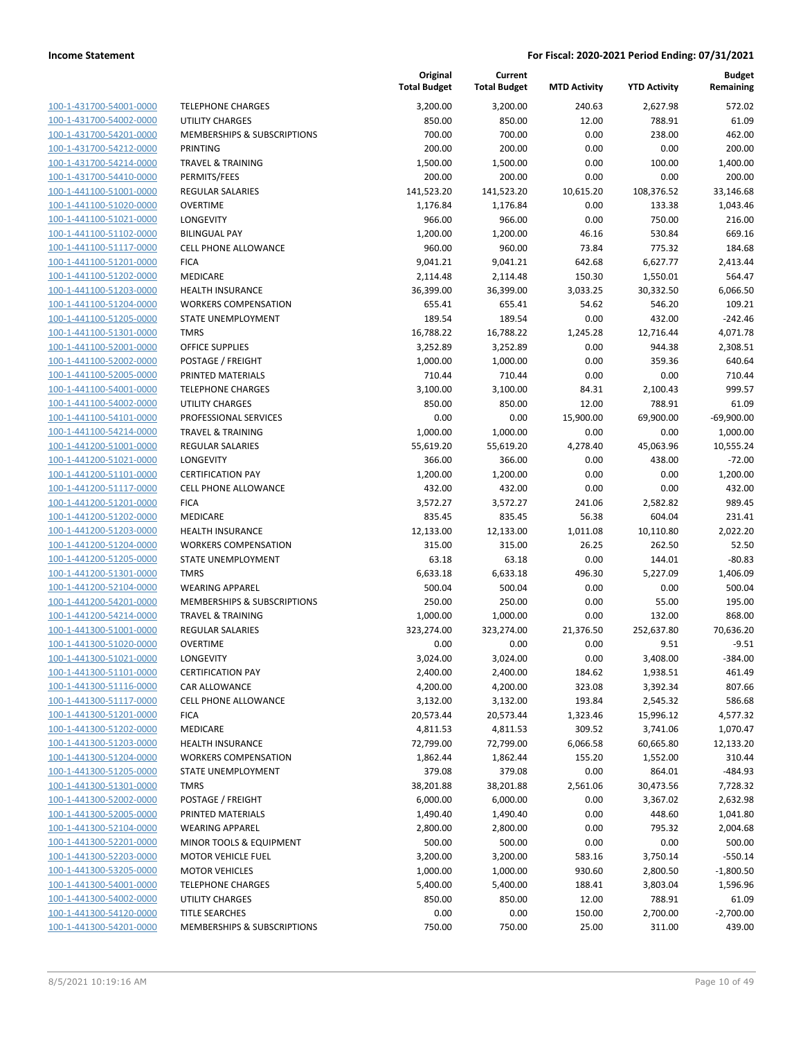**Income Statement** **For Fiscal: 2020-2021 Period Ending: 07/31/2021**

| | | Original Total Budget | Current Total Budget | MTD Activity | YTD Activity | Budget Remaining |
|---|---|---|---|---|---|---|
| 100-1-431700-54001-0000 | TELEPHONE CHARGES | 3,200.00 | 3,200.00 | 240.63 | 2,627.98 | 572.02 |
| 100-1-431700-54002-0000 | UTILITY CHARGES | 850.00 | 850.00 | 12.00 | 788.91 | 61.09 |
| 100-1-431700-54201-0000 | MEMBERSHIPS & SUBSCRIPTIONS | 700.00 | 700.00 | 0.00 | 238.00 | 462.00 |
| 100-1-431700-54212-0000 | PRINTING | 200.00 | 200.00 | 0.00 | 0.00 | 200.00 |
| 100-1-431700-54214-0000 | TRAVEL & TRAINING | 1,500.00 | 1,500.00 | 0.00 | 100.00 | 1,400.00 |
| 100-1-431700-54410-0000 | PERMITS/FEES | 200.00 | 200.00 | 0.00 | 0.00 | 200.00 |
| 100-1-441100-51001-0000 | REGULAR SALARIES | 141,523.20 | 141,523.20 | 10,615.20 | 108,376.52 | 33,146.68 |
| 100-1-441100-51020-0000 | OVERTIME | 1,176.84 | 1,176.84 | 0.00 | 133.38 | 1,043.46 |
| 100-1-441100-51021-0000 | LONGEVITY | 966.00 | 966.00 | 0.00 | 750.00 | 216.00 |
| 100-1-441100-51102-0000 | BILINGUAL PAY | 1,200.00 | 1,200.00 | 46.16 | 530.84 | 669.16 |
| 100-1-441100-51117-0000 | CELL PHONE ALLOWANCE | 960.00 | 960.00 | 73.84 | 775.32 | 184.68 |
| 100-1-441100-51201-0000 | FICA | 9,041.21 | 9,041.21 | 642.68 | 6,627.77 | 2,413.44 |
| 100-1-441100-51202-0000 | MEDICARE | 2,114.48 | 2,114.48 | 150.30 | 1,550.01 | 564.47 |
| 100-1-441100-51203-0000 | HEALTH INSURANCE | 36,399.00 | 36,399.00 | 3,033.25 | 30,332.50 | 6,066.50 |
| 100-1-441100-51204-0000 | WORKERS COMPENSATION | 655.41 | 655.41 | 54.62 | 546.20 | 109.21 |
| 100-1-441100-51205-0000 | STATE UNEMPLOYMENT | 189.54 | 189.54 | 0.00 | 432.00 | -242.46 |
| 100-1-441100-51301-0000 | TMRS | 16,788.22 | 16,788.22 | 1,245.28 | 12,716.44 | 4,071.78 |
| 100-1-441100-52001-0000 | OFFICE SUPPLIES | 3,252.89 | 3,252.89 | 0.00 | 944.38 | 2,308.51 |
| 100-1-441100-52002-0000 | POSTAGE / FREIGHT | 1,000.00 | 1,000.00 | 0.00 | 359.36 | 640.64 |
| 100-1-441100-52005-0000 | PRINTED MATERIALS | 710.44 | 710.44 | 0.00 | 0.00 | 710.44 |
| 100-1-441100-54001-0000 | TELEPHONE CHARGES | 3,100.00 | 3,100.00 | 84.31 | 2,100.43 | 999.57 |
| 100-1-441100-54002-0000 | UTILITY CHARGES | 850.00 | 850.00 | 12.00 | 788.91 | 61.09 |
| 100-1-441100-54101-0000 | PROFESSIONAL SERVICES | 0.00 | 0.00 | 15,900.00 | 69,900.00 | -69,900.00 |
| 100-1-441100-54214-0000 | TRAVEL & TRAINING | 1,000.00 | 1,000.00 | 0.00 | 0.00 | 1,000.00 |
| 100-1-441200-51001-0000 | REGULAR SALARIES | 55,619.20 | 55,619.20 | 4,278.40 | 45,063.96 | 10,555.24 |
| 100-1-441200-51021-0000 | LONGEVITY | 366.00 | 366.00 | 0.00 | 438.00 | -72.00 |
| 100-1-441200-51101-0000 | CERTIFICATION PAY | 1,200.00 | 1,200.00 | 0.00 | 0.00 | 1,200.00 |
| 100-1-441200-51117-0000 | CELL PHONE ALLOWANCE | 432.00 | 432.00 | 0.00 | 0.00 | 432.00 |
| 100-1-441200-51201-0000 | FICA | 3,572.27 | 3,572.27 | 241.06 | 2,582.82 | 989.45 |
| 100-1-441200-51202-0000 | MEDICARE | 835.45 | 835.45 | 56.38 | 604.04 | 231.41 |
| 100-1-441200-51203-0000 | HEALTH INSURANCE | 12,133.00 | 12,133.00 | 1,011.08 | 10,110.80 | 2,022.20 |
| 100-1-441200-51204-0000 | WORKERS COMPENSATION | 315.00 | 315.00 | 26.25 | 262.50 | 52.50 |
| 100-1-441200-51205-0000 | STATE UNEMPLOYMENT | 63.18 | 63.18 | 0.00 | 144.01 | -80.83 |
| 100-1-441200-51301-0000 | TMRS | 6,633.18 | 6,633.18 | 496.30 | 5,227.09 | 1,406.09 |
| 100-1-441200-52104-0000 | WEARING APPAREL | 500.04 | 500.04 | 0.00 | 0.00 | 500.04 |
| 100-1-441200-54201-0000 | MEMBERSHIPS & SUBSCRIPTIONS | 250.00 | 250.00 | 0.00 | 55.00 | 195.00 |
| 100-1-441200-54214-0000 | TRAVEL & TRAINING | 1,000.00 | 1,000.00 | 0.00 | 132.00 | 868.00 |
| 100-1-441300-51001-0000 | REGULAR SALARIES | 323,274.00 | 323,274.00 | 21,376.50 | 252,637.80 | 70,636.20 |
| 100-1-441300-51020-0000 | OVERTIME | 0.00 | 0.00 | 0.00 | 9.51 | -9.51 |
| 100-1-441300-51021-0000 | LONGEVITY | 3,024.00 | 3,024.00 | 0.00 | 3,408.00 | -384.00 |
| 100-1-441300-51101-0000 | CERTIFICATION PAY | 2,400.00 | 2,400.00 | 184.62 | 1,938.51 | 461.49 |
| 100-1-441300-51116-0000 | CAR ALLOWANCE | 4,200.00 | 4,200.00 | 323.08 | 3,392.34 | 807.66 |
| 100-1-441300-51117-0000 | CELL PHONE ALLOWANCE | 3,132.00 | 3,132.00 | 193.84 | 2,545.32 | 586.68 |
| 100-1-441300-51201-0000 | FICA | 20,573.44 | 20,573.44 | 1,323.46 | 15,996.12 | 4,577.32 |
| 100-1-441300-51202-0000 | MEDICARE | 4,811.53 | 4,811.53 | 309.52 | 3,741.06 | 1,070.47 |
| 100-1-441300-51203-0000 | HEALTH INSURANCE | 72,799.00 | 72,799.00 | 6,066.58 | 60,665.80 | 12,133.20 |
| 100-1-441300-51204-0000 | WORKERS COMPENSATION | 1,862.44 | 1,862.44 | 155.20 | 1,552.00 | 310.44 |
| 100-1-441300-51205-0000 | STATE UNEMPLOYMENT | 379.08 | 379.08 | 0.00 | 864.01 | -484.93 |
| 100-1-441300-51301-0000 | TMRS | 38,201.88 | 38,201.88 | 2,561.06 | 30,473.56 | 7,728.32 |
| 100-1-441300-52002-0000 | POSTAGE / FREIGHT | 6,000.00 | 6,000.00 | 0.00 | 3,367.02 | 2,632.98 |
| 100-1-441300-52005-0000 | PRINTED MATERIALS | 1,490.40 | 1,490.40 | 0.00 | 448.60 | 1,041.80 |
| 100-1-441300-52104-0000 | WEARING APPAREL | 2,800.00 | 2,800.00 | 0.00 | 795.32 | 2,004.68 |
| 100-1-441300-52201-0000 | MINOR TOOLS & EQUIPMENT | 500.00 | 500.00 | 0.00 | 0.00 | 500.00 |
| 100-1-441300-52203-0000 | MOTOR VEHICLE FUEL | 3,200.00 | 3,200.00 | 583.16 | 3,750.14 | -550.14 |
| 100-1-441300-53205-0000 | MOTOR VEHICLES | 1,000.00 | 1,000.00 | 930.60 | 2,800.50 | -1,800.50 |
| 100-1-441300-54001-0000 | TELEPHONE CHARGES | 5,400.00 | 5,400.00 | 188.41 | 3,803.04 | 1,596.96 |
| 100-1-441300-54002-0000 | UTILITY CHARGES | 850.00 | 850.00 | 12.00 | 788.91 | 61.09 |
| 100-1-441300-54120-0000 | TITLE SEARCHES | 0.00 | 0.00 | 150.00 | 2,700.00 | -2,700.00 |
| 100-1-441300-54201-0000 | MEMBERSHIPS & SUBSCRIPTIONS | 750.00 | 750.00 | 25.00 | 311.00 | 439.00 |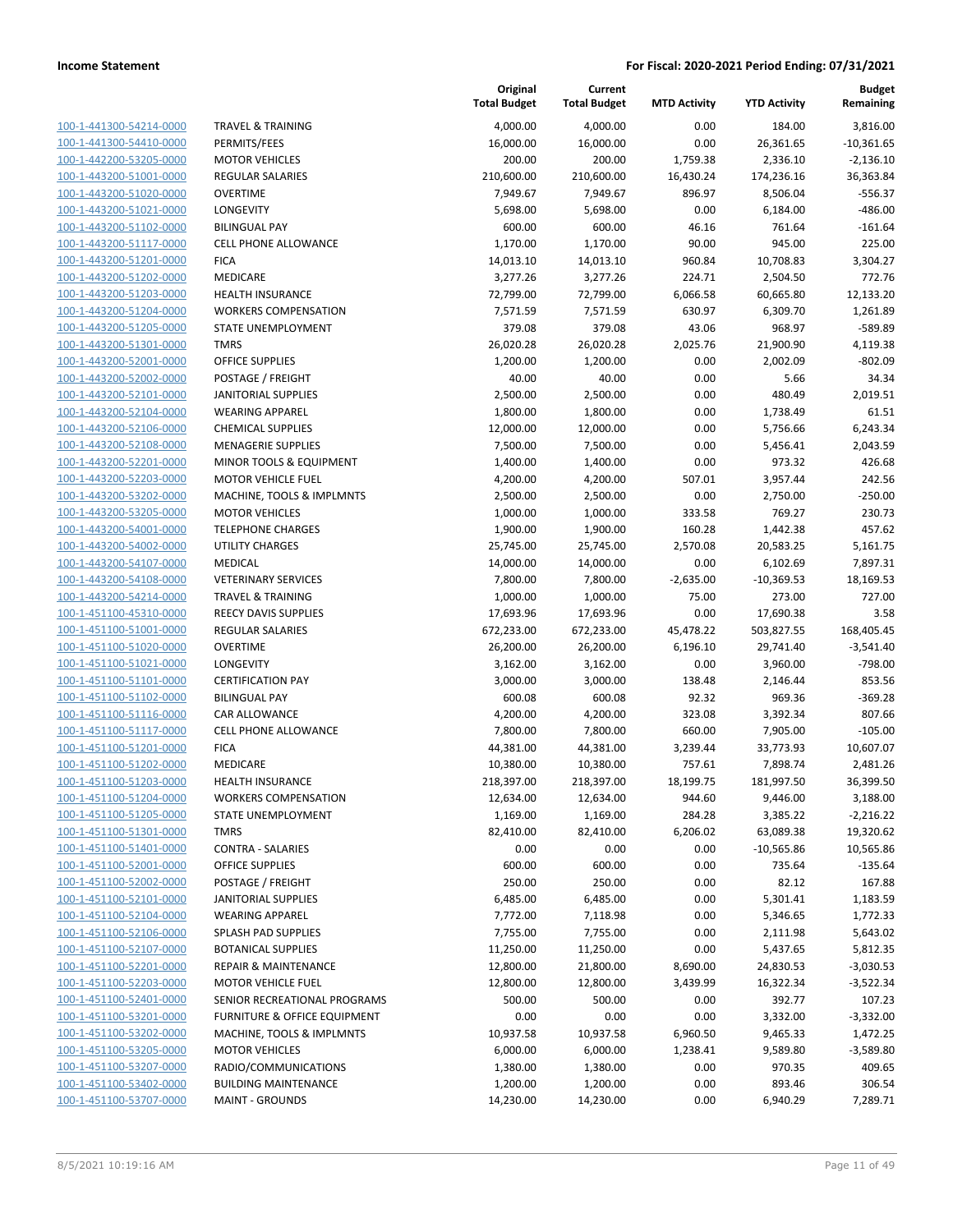**Income Statement** — For Fiscal: 2020-2021 Period Ending: 07/31/2021

| | | Original Total Budget | Current Total Budget | MTD Activity | YTD Activity | Budget Remaining |
|---|---|---|---|---|---|---|
| 100-1-441300-54214-0000 | TRAVEL & TRAINING | 4,000.00 | 4,000.00 | 0.00 | 184.00 | 3,816.00 |
| 100-1-441300-54410-0000 | PERMITS/FEES | 16,000.00 | 16,000.00 | 0.00 | 26,361.65 | -10,361.65 |
| 100-1-442200-53205-0000 | MOTOR VEHICLES | 200.00 | 200.00 | 1,759.38 | 2,336.10 | -2,136.10 |
| 100-1-443200-51001-0000 | REGULAR SALARIES | 210,600.00 | 210,600.00 | 16,430.24 | 174,236.16 | 36,363.84 |
| 100-1-443200-51020-0000 | OVERTIME | 7,949.67 | 7,949.67 | 896.97 | 8,506.04 | -556.37 |
| 100-1-443200-51021-0000 | LONGEVITY | 5,698.00 | 5,698.00 | 0.00 | 6,184.00 | -486.00 |
| 100-1-443200-51102-0000 | BILINGUAL PAY | 600.00 | 600.00 | 46.16 | 761.64 | -161.64 |
| 100-1-443200-51117-0000 | CELL PHONE ALLOWANCE | 1,170.00 | 1,170.00 | 90.00 | 945.00 | 225.00 |
| 100-1-443200-51201-0000 | FICA | 14,013.10 | 14,013.10 | 960.84 | 10,708.83 | 3,304.27 |
| 100-1-443200-51202-0000 | MEDICARE | 3,277.26 | 3,277.26 | 224.71 | 2,504.50 | 772.76 |
| 100-1-443200-51203-0000 | HEALTH INSURANCE | 72,799.00 | 72,799.00 | 6,066.58 | 60,665.80 | 12,133.20 |
| 100-1-443200-51204-0000 | WORKERS COMPENSATION | 7,571.59 | 7,571.59 | 630.97 | 6,309.70 | 1,261.89 |
| 100-1-443200-51205-0000 | STATE UNEMPLOYMENT | 379.08 | 379.08 | 43.06 | 968.97 | -589.89 |
| 100-1-443200-51301-0000 | TMRS | 26,020.28 | 26,020.28 | 2,025.76 | 21,900.90 | 4,119.38 |
| 100-1-443200-52001-0000 | OFFICE SUPPLIES | 1,200.00 | 1,200.00 | 0.00 | 2,002.09 | -802.09 |
| 100-1-443200-52002-0000 | POSTAGE / FREIGHT | 40.00 | 40.00 | 0.00 | 5.66 | 34.34 |
| 100-1-443200-52101-0000 | JANITORIAL SUPPLIES | 2,500.00 | 2,500.00 | 0.00 | 480.49 | 2,019.51 |
| 100-1-443200-52104-0000 | WEARING APPAREL | 1,800.00 | 1,800.00 | 0.00 | 1,738.49 | 61.51 |
| 100-1-443200-52106-0000 | CHEMICAL SUPPLIES | 12,000.00 | 12,000.00 | 0.00 | 5,756.66 | 6,243.34 |
| 100-1-443200-52108-0000 | MENAGERIE SUPPLIES | 7,500.00 | 7,500.00 | 0.00 | 5,456.41 | 2,043.59 |
| 100-1-443200-52201-0000 | MINOR TOOLS & EQUIPMENT | 1,400.00 | 1,400.00 | 0.00 | 973.32 | 426.68 |
| 100-1-443200-52203-0000 | MOTOR VEHICLE FUEL | 4,200.00 | 4,200.00 | 507.01 | 3,957.44 | 242.56 |
| 100-1-443200-53202-0000 | MACHINE, TOOLS & IMPLMNTS | 2,500.00 | 2,500.00 | 0.00 | 2,750.00 | -250.00 |
| 100-1-443200-53205-0000 | MOTOR VEHICLES | 1,000.00 | 1,000.00 | 333.58 | 769.27 | 230.73 |
| 100-1-443200-54001-0000 | TELEPHONE CHARGES | 1,900.00 | 1,900.00 | 160.28 | 1,442.38 | 457.62 |
| 100-1-443200-54002-0000 | UTILITY CHARGES | 25,745.00 | 25,745.00 | 2,570.08 | 20,583.25 | 5,161.75 |
| 100-1-443200-54107-0000 | MEDICAL | 14,000.00 | 14,000.00 | 0.00 | 6,102.69 | 7,897.31 |
| 100-1-443200-54108-0000 | VETERINARY SERVICES | 7,800.00 | 7,800.00 | -2,635.00 | -10,369.53 | 18,169.53 |
| 100-1-443200-54214-0000 | TRAVEL & TRAINING | 1,000.00 | 1,000.00 | 75.00 | 273.00 | 727.00 |
| 100-1-451100-45310-0000 | REECY DAVIS SUPPLIES | 17,693.96 | 17,693.96 | 0.00 | 17,690.38 | 3.58 |
| 100-1-451100-51001-0000 | REGULAR SALARIES | 672,233.00 | 672,233.00 | 45,478.22 | 503,827.55 | 168,405.45 |
| 100-1-451100-51020-0000 | OVERTIME | 26,200.00 | 26,200.00 | 6,196.10 | 29,741.40 | -3,541.40 |
| 100-1-451100-51021-0000 | LONGEVITY | 3,162.00 | 3,162.00 | 0.00 | 3,960.00 | -798.00 |
| 100-1-451100-51101-0000 | CERTIFICATION PAY | 3,000.00 | 3,000.00 | 138.48 | 2,146.44 | 853.56 |
| 100-1-451100-51102-0000 | BILINGUAL PAY | 600.08 | 600.08 | 92.32 | 969.36 | -369.28 |
| 100-1-451100-51116-0000 | CAR ALLOWANCE | 4,200.00 | 4,200.00 | 323.08 | 3,392.34 | 807.66 |
| 100-1-451100-51117-0000 | CELL PHONE ALLOWANCE | 7,800.00 | 7,800.00 | 660.00 | 7,905.00 | -105.00 |
| 100-1-451100-51201-0000 | FICA | 44,381.00 | 44,381.00 | 3,239.44 | 33,773.93 | 10,607.07 |
| 100-1-451100-51202-0000 | MEDICARE | 10,380.00 | 10,380.00 | 757.61 | 7,898.74 | 2,481.26 |
| 100-1-451100-51203-0000 | HEALTH INSURANCE | 218,397.00 | 218,397.00 | 18,199.75 | 181,997.50 | 36,399.50 |
| 100-1-451100-51204-0000 | WORKERS COMPENSATION | 12,634.00 | 12,634.00 | 944.60 | 9,446.00 | 3,188.00 |
| 100-1-451100-51205-0000 | STATE UNEMPLOYMENT | 1,169.00 | 1,169.00 | 284.28 | 3,385.22 | -2,216.22 |
| 100-1-451100-51301-0000 | TMRS | 82,410.00 | 82,410.00 | 6,206.02 | 63,089.38 | 19,320.62 |
| 100-1-451100-51401-0000 | CONTRA - SALARIES | 0.00 | 0.00 | 0.00 | -10,565.86 | 10,565.86 |
| 100-1-451100-52001-0000 | OFFICE SUPPLIES | 600.00 | 600.00 | 0.00 | 735.64 | -135.64 |
| 100-1-451100-52002-0000 | POSTAGE / FREIGHT | 250.00 | 250.00 | 0.00 | 82.12 | 167.88 |
| 100-1-451100-52101-0000 | JANITORIAL SUPPLIES | 6,485.00 | 6,485.00 | 0.00 | 5,301.41 | 1,183.59 |
| 100-1-451100-52104-0000 | WEARING APPAREL | 7,772.00 | 7,118.98 | 0.00 | 5,346.65 | 1,772.33 |
| 100-1-451100-52106-0000 | SPLASH PAD SUPPLIES | 7,755.00 | 7,755.00 | 0.00 | 2,111.98 | 5,643.02 |
| 100-1-451100-52107-0000 | BOTANICAL SUPPLIES | 11,250.00 | 11,250.00 | 0.00 | 5,437.65 | 5,812.35 |
| 100-1-451100-52201-0000 | REPAIR & MAINTENANCE | 12,800.00 | 21,800.00 | 8,690.00 | 24,830.53 | -3,030.53 |
| 100-1-451100-52203-0000 | MOTOR VEHICLE FUEL | 12,800.00 | 12,800.00 | 3,439.99 | 16,322.34 | -3,522.34 |
| 100-1-451100-52401-0000 | SENIOR RECREATIONAL PROGRAMS | 500.00 | 500.00 | 0.00 | 392.77 | 107.23 |
| 100-1-451100-53201-0000 | FURNITURE & OFFICE EQUIPMENT | 0.00 | 0.00 | 0.00 | 3,332.00 | -3,332.00 |
| 100-1-451100-53202-0000 | MACHINE, TOOLS & IMPLMNTS | 10,937.58 | 10,937.58 | 6,960.50 | 9,465.33 | 1,472.25 |
| 100-1-451100-53205-0000 | MOTOR VEHICLES | 6,000.00 | 6,000.00 | 1,238.41 | 9,589.80 | -3,589.80 |
| 100-1-451100-53207-0000 | RADIO/COMMUNICATIONS | 1,380.00 | 1,380.00 | 0.00 | 970.35 | 409.65 |
| 100-1-451100-53402-0000 | BUILDING MAINTENANCE | 1,200.00 | 1,200.00 | 0.00 | 893.46 | 306.54 |
| 100-1-451100-53707-0000 | MAINT - GROUNDS | 14,230.00 | 14,230.00 | 0.00 | 6,940.29 | 7,289.71 |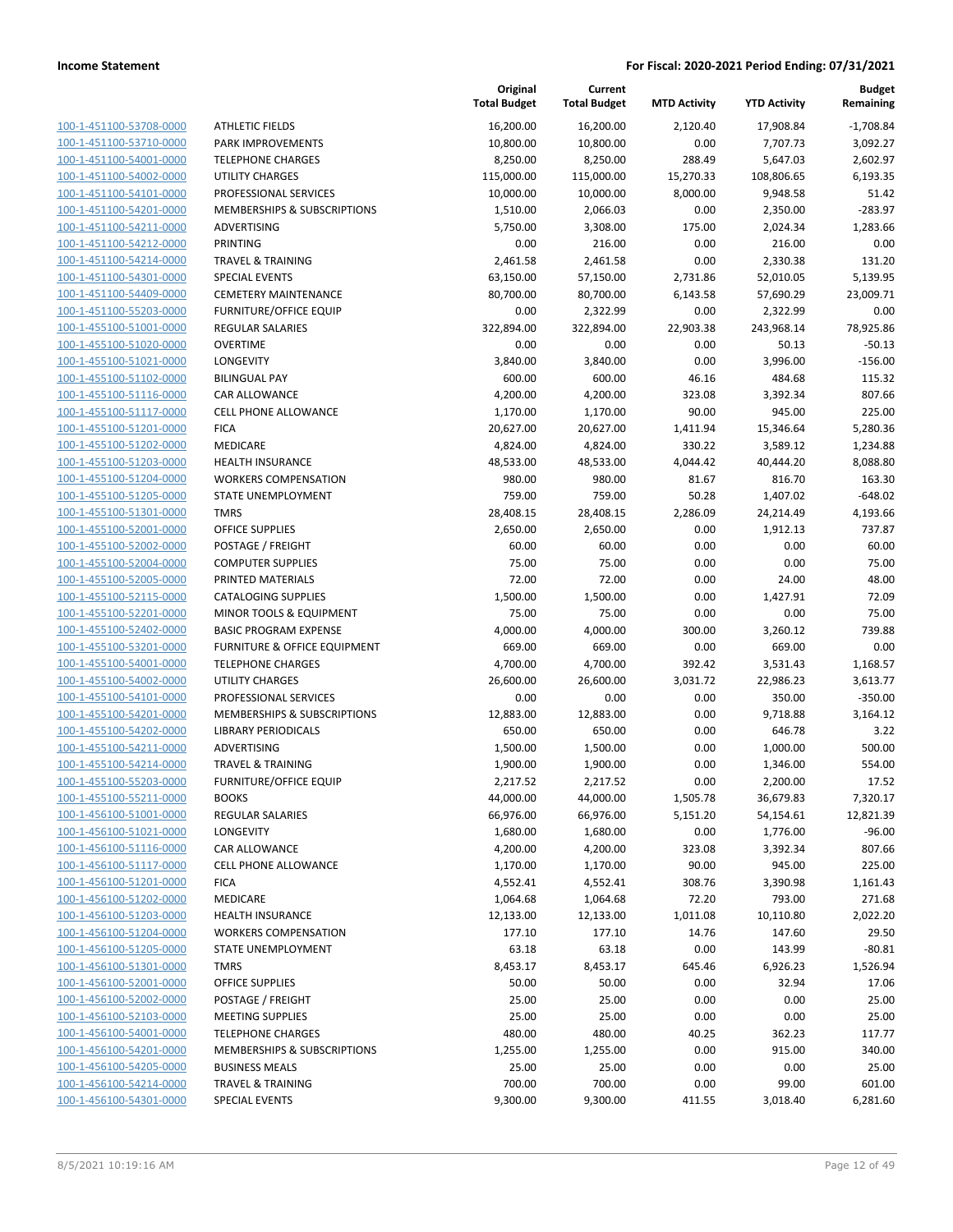**Income Statement** — For Fiscal: 2020-2021 Period Ending: 07/31/2021

| | | Original Total Budget | Current Total Budget | MTD Activity | YTD Activity | Budget Remaining |
|---|---|---|---|---|---|---|
| 100-1-451100-53708-0000 | ATHLETIC FIELDS | 16,200.00 | 16,200.00 | 2,120.40 | 17,908.84 | -1,708.84 |
| 100-1-451100-53710-0000 | PARK IMPROVEMENTS | 10,800.00 | 10,800.00 | 0.00 | 7,707.73 | 3,092.27 |
| 100-1-451100-54001-0000 | TELEPHONE CHARGES | 8,250.00 | 8,250.00 | 288.49 | 5,647.03 | 2,602.97 |
| 100-1-451100-54002-0000 | UTILITY CHARGES | 115,000.00 | 115,000.00 | 15,270.33 | 108,806.65 | 6,193.35 |
| 100-1-451100-54101-0000 | PROFESSIONAL SERVICES | 10,000.00 | 10,000.00 | 8,000.00 | 9,948.58 | 51.42 |
| 100-1-451100-54201-0000 | MEMBERSHIPS & SUBSCRIPTIONS | 1,510.00 | 2,066.03 | 0.00 | 2,350.00 | -283.97 |
| 100-1-451100-54211-0000 | ADVERTISING | 5,750.00 | 3,308.00 | 175.00 | 2,024.34 | 1,283.66 |
| 100-1-451100-54212-0000 | PRINTING | 0.00 | 216.00 | 0.00 | 216.00 | 0.00 |
| 100-1-451100-54214-0000 | TRAVEL & TRAINING | 2,461.58 | 2,461.58 | 0.00 | 2,330.38 | 131.20 |
| 100-1-451100-54301-0000 | SPECIAL EVENTS | 63,150.00 | 57,150.00 | 2,731.86 | 52,010.05 | 5,139.95 |
| 100-1-451100-54409-0000 | CEMETERY MAINTENANCE | 80,700.00 | 80,700.00 | 6,143.58 | 57,690.29 | 23,009.71 |
| 100-1-451100-55203-0000 | FURNITURE/OFFICE EQUIP | 0.00 | 2,322.99 | 0.00 | 2,322.99 | 0.00 |
| 100-1-455100-51001-0000 | REGULAR SALARIES | 322,894.00 | 322,894.00 | 22,903.38 | 243,968.14 | 78,925.86 |
| 100-1-455100-51020-0000 | OVERTIME | 0.00 | 0.00 | 0.00 | 50.13 | -50.13 |
| 100-1-455100-51021-0000 | LONGEVITY | 3,840.00 | 3,840.00 | 0.00 | 3,996.00 | -156.00 |
| 100-1-455100-51102-0000 | BILINGUAL PAY | 600.00 | 600.00 | 46.16 | 484.68 | 115.32 |
| 100-1-455100-51116-0000 | CAR ALLOWANCE | 4,200.00 | 4,200.00 | 323.08 | 3,392.34 | 807.66 |
| 100-1-455100-51117-0000 | CELL PHONE ALLOWANCE | 1,170.00 | 1,170.00 | 90.00 | 945.00 | 225.00 |
| 100-1-455100-51201-0000 | FICA | 20,627.00 | 20,627.00 | 1,411.94 | 15,346.64 | 5,280.36 |
| 100-1-455100-51202-0000 | MEDICARE | 4,824.00 | 4,824.00 | 330.22 | 3,589.12 | 1,234.88 |
| 100-1-455100-51203-0000 | HEALTH INSURANCE | 48,533.00 | 48,533.00 | 4,044.42 | 40,444.20 | 8,088.80 |
| 100-1-455100-51204-0000 | WORKERS COMPENSATION | 980.00 | 980.00 | 81.67 | 816.70 | 163.30 |
| 100-1-455100-51205-0000 | STATE UNEMPLOYMENT | 759.00 | 759.00 | 50.28 | 1,407.02 | -648.02 |
| 100-1-455100-51301-0000 | TMRS | 28,408.15 | 28,408.15 | 2,286.09 | 24,214.49 | 4,193.66 |
| 100-1-455100-52001-0000 | OFFICE SUPPLIES | 2,650.00 | 2,650.00 | 0.00 | 1,912.13 | 737.87 |
| 100-1-455100-52002-0000 | POSTAGE / FREIGHT | 60.00 | 60.00 | 0.00 | 0.00 | 60.00 |
| 100-1-455100-52004-0000 | COMPUTER SUPPLIES | 75.00 | 75.00 | 0.00 | 0.00 | 75.00 |
| 100-1-455100-52005-0000 | PRINTED MATERIALS | 72.00 | 72.00 | 0.00 | 24.00 | 48.00 |
| 100-1-455100-52115-0000 | CATALOGING SUPPLIES | 1,500.00 | 1,500.00 | 0.00 | 1,427.91 | 72.09 |
| 100-1-455100-52201-0000 | MINOR TOOLS & EQUIPMENT | 75.00 | 75.00 | 0.00 | 0.00 | 75.00 |
| 100-1-455100-52402-0000 | BASIC PROGRAM EXPENSE | 4,000.00 | 4,000.00 | 300.00 | 3,260.12 | 739.88 |
| 100-1-455100-53201-0000 | FURNITURE & OFFICE EQUIPMENT | 669.00 | 669.00 | 0.00 | 669.00 | 0.00 |
| 100-1-455100-54001-0000 | TELEPHONE CHARGES | 4,700.00 | 4,700.00 | 392.42 | 3,531.43 | 1,168.57 |
| 100-1-455100-54002-0000 | UTILITY CHARGES | 26,600.00 | 26,600.00 | 3,031.72 | 22,986.23 | 3,613.77 |
| 100-1-455100-54101-0000 | PROFESSIONAL SERVICES | 0.00 | 0.00 | 0.00 | 350.00 | -350.00 |
| 100-1-455100-54201-0000 | MEMBERSHIPS & SUBSCRIPTIONS | 12,883.00 | 12,883.00 | 0.00 | 9,718.88 | 3,164.12 |
| 100-1-455100-54202-0000 | LIBRARY PERIODICALS | 650.00 | 650.00 | 0.00 | 646.78 | 3.22 |
| 100-1-455100-54211-0000 | ADVERTISING | 1,500.00 | 1,500.00 | 0.00 | 1,000.00 | 500.00 |
| 100-1-455100-54214-0000 | TRAVEL & TRAINING | 1,900.00 | 1,900.00 | 0.00 | 1,346.00 | 554.00 |
| 100-1-455100-55203-0000 | FURNITURE/OFFICE EQUIP | 2,217.52 | 2,217.52 | 0.00 | 2,200.00 | 17.52 |
| 100-1-455100-55211-0000 | BOOKS | 44,000.00 | 44,000.00 | 1,505.78 | 36,679.83 | 7,320.17 |
| 100-1-456100-51001-0000 | REGULAR SALARIES | 66,976.00 | 66,976.00 | 5,151.20 | 54,154.61 | 12,821.39 |
| 100-1-456100-51021-0000 | LONGEVITY | 1,680.00 | 1,680.00 | 0.00 | 1,776.00 | -96.00 |
| 100-1-456100-51116-0000 | CAR ALLOWANCE | 4,200.00 | 4,200.00 | 323.08 | 3,392.34 | 807.66 |
| 100-1-456100-51117-0000 | CELL PHONE ALLOWANCE | 1,170.00 | 1,170.00 | 90.00 | 945.00 | 225.00 |
| 100-1-456100-51201-0000 | FICA | 4,552.41 | 4,552.41 | 308.76 | 3,390.98 | 1,161.43 |
| 100-1-456100-51202-0000 | MEDICARE | 1,064.68 | 1,064.68 | 72.20 | 793.00 | 271.68 |
| 100-1-456100-51203-0000 | HEALTH INSURANCE | 12,133.00 | 12,133.00 | 1,011.08 | 10,110.80 | 2,022.20 |
| 100-1-456100-51204-0000 | WORKERS COMPENSATION | 177.10 | 177.10 | 14.76 | 147.60 | 29.50 |
| 100-1-456100-51205-0000 | STATE UNEMPLOYMENT | 63.18 | 63.18 | 0.00 | 143.99 | -80.81 |
| 100-1-456100-51301-0000 | TMRS | 8,453.17 | 8,453.17 | 645.46 | 6,926.23 | 1,526.94 |
| 100-1-456100-52001-0000 | OFFICE SUPPLIES | 50.00 | 50.00 | 0.00 | 32.94 | 17.06 |
| 100-1-456100-52002-0000 | POSTAGE / FREIGHT | 25.00 | 25.00 | 0.00 | 0.00 | 25.00 |
| 100-1-456100-52103-0000 | MEETING SUPPLIES | 25.00 | 25.00 | 0.00 | 0.00 | 25.00 |
| 100-1-456100-54001-0000 | TELEPHONE CHARGES | 480.00 | 480.00 | 40.25 | 362.23 | 117.77 |
| 100-1-456100-54201-0000 | MEMBERSHIPS & SUBSCRIPTIONS | 1,255.00 | 1,255.00 | 0.00 | 915.00 | 340.00 |
| 100-1-456100-54205-0000 | BUSINESS MEALS | 25.00 | 25.00 | 0.00 | 0.00 | 25.00 |
| 100-1-456100-54214-0000 | TRAVEL & TRAINING | 700.00 | 700.00 | 0.00 | 99.00 | 601.00 |
| 100-1-456100-54301-0000 | SPECIAL EVENTS | 9,300.00 | 9,300.00 | 411.55 | 3,018.40 | 6,281.60 |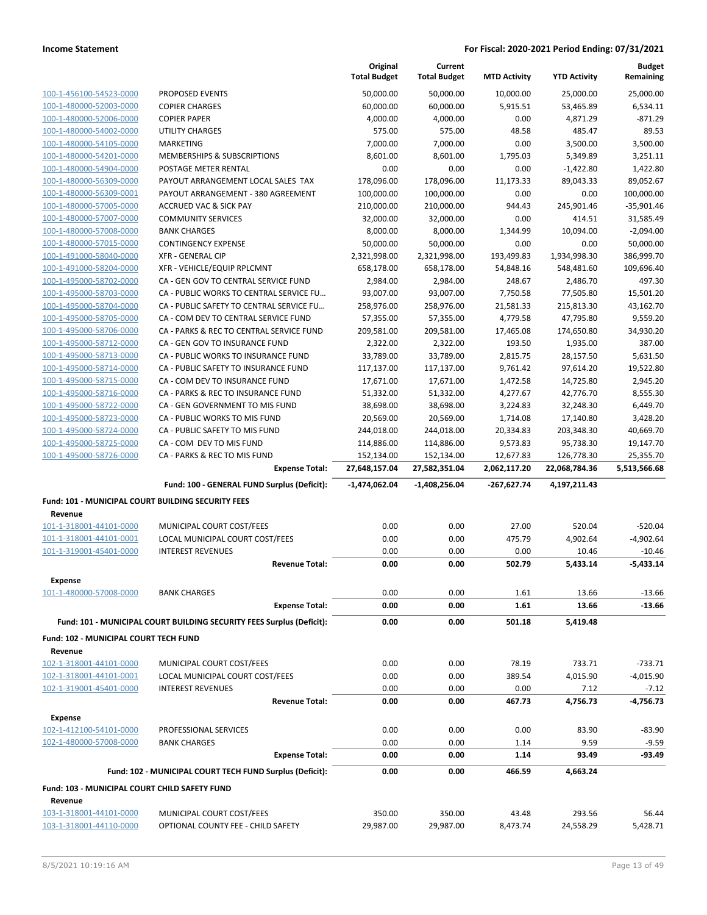| | | Original Total Budget | Current Total Budget | MTD Activity | YTD Activity | Budget Remaining |
|---|---|---|---|---|---|---|
| 100-1-456100-54523-0000 | PROPOSED EVENTS | 50,000.00 | 50,000.00 | 10,000.00 | 25,000.00 | 25,000.00 |
| 100-1-480000-52003-0000 | COPIER CHARGES | 60,000.00 | 60,000.00 | 5,915.51 | 53,465.89 | 6,534.11 |
| 100-1-480000-52006-0000 | COPIER PAPER | 4,000.00 | 4,000.00 | 0.00 | 4,871.29 | -871.29 |
| 100-1-480000-54002-0000 | UTILITY CHARGES | 575.00 | 575.00 | 48.58 | 485.47 | 89.53 |
| 100-1-480000-54105-0000 | MARKETING | 7,000.00 | 7,000.00 | 0.00 | 3,500.00 | 3,500.00 |
| 100-1-480000-54201-0000 | MEMBERSHIPS & SUBSCRIPTIONS | 8,601.00 | 8,601.00 | 1,795.03 | 5,349.89 | 3,251.11 |
| 100-1-480000-54904-0000 | POSTAGE METER RENTAL | 0.00 | 0.00 | 0.00 | -1,422.80 | 1,422.80 |
| 100-1-480000-56309-0000 | PAYOUT ARRANGEMENT LOCAL SALES TAX | 178,096.00 | 178,096.00 | 11,173.33 | 89,043.33 | 89,052.67 |
| 100-1-480000-56309-0001 | PAYOUT ARRANGEMENT - 380 AGREEMENT | 100,000.00 | 100,000.00 | 0.00 | 0.00 | 100,000.00 |
| 100-1-480000-57005-0000 | ACCRUED VAC & SICK PAY | 210,000.00 | 210,000.00 | 944.43 | 245,901.46 | -35,901.46 |
| 100-1-480000-57007-0000 | COMMUNITY SERVICES | 32,000.00 | 32,000.00 | 0.00 | 414.51 | 31,585.49 |
| 100-1-480000-57008-0000 | BANK CHARGES | 8,000.00 | 8,000.00 | 1,344.99 | 10,094.00 | -2,094.00 |
| 100-1-480000-57015-0000 | CONTINGENCY EXPENSE | 50,000.00 | 50,000.00 | 0.00 | 0.00 | 50,000.00 |
| 100-1-491000-58040-0000 | XFR - GENERAL CIP | 2,321,998.00 | 2,321,998.00 | 193,499.83 | 1,934,998.30 | 386,999.70 |
| 100-1-491000-58204-0000 | XFR - VEHICLE/EQUIP RPLCMNT | 658,178.00 | 658,178.00 | 54,848.16 | 548,481.60 | 109,696.40 |
| 100-1-495000-58702-0000 | CA - GEN GOV TO CENTRAL SERVICE FUND | 2,984.00 | 2,984.00 | 248.67 | 2,486.70 | 497.30 |
| 100-1-495000-58703-0000 | CA - PUBLIC WORKS TO CENTRAL SERVICE FU... | 93,007.00 | 93,007.00 | 7,750.58 | 77,505.80 | 15,501.20 |
| 100-1-495000-58704-0000 | CA - PUBLIC SAFETY TO CENTRAL SERVICE FU... | 258,976.00 | 258,976.00 | 21,581.33 | 215,813.30 | 43,162.70 |
| 100-1-495000-58705-0000 | CA - COM DEV TO CENTRAL SERVICE FUND | 57,355.00 | 57,355.00 | 4,779.58 | 47,795.80 | 9,559.20 |
| 100-1-495000-58706-0000 | CA - PARKS & REC TO CENTRAL SERVICE FUND | 209,581.00 | 209,581.00 | 17,465.08 | 174,650.80 | 34,930.20 |
| 100-1-495000-58712-0000 | CA - GEN GOV TO INSURANCE FUND | 2,322.00 | 2,322.00 | 193.50 | 1,935.00 | 387.00 |
| 100-1-495000-58713-0000 | CA - PUBLIC WORKS TO INSURANCE FUND | 33,789.00 | 33,789.00 | 2,815.75 | 28,157.50 | 5,631.50 |
| 100-1-495000-58714-0000 | CA - PUBLIC SAFETY TO INSURANCE FUND | 117,137.00 | 117,137.00 | 9,761.42 | 97,614.20 | 19,522.80 |
| 100-1-495000-58715-0000 | CA - COM DEV TO INSURANCE FUND | 17,671.00 | 17,671.00 | 1,472.58 | 14,725.80 | 2,945.20 |
| 100-1-495000-58716-0000 | CA - PARKS & REC TO INSURANCE FUND | 51,332.00 | 51,332.00 | 4,277.67 | 42,776.70 | 8,555.30 |
| 100-1-495000-58722-0000 | CA - GEN GOVERNMENT TO MIS FUND | 38,698.00 | 38,698.00 | 3,224.83 | 32,248.30 | 6,449.70 |
| 100-1-495000-58723-0000 | CA - PUBLIC WORKS TO MIS FUND | 20,569.00 | 20,569.00 | 1,714.08 | 17,140.80 | 3,428.20 |
| 100-1-495000-58724-0000 | CA - PUBLIC SAFETY TO MIS FUND | 244,018.00 | 244,018.00 | 20,334.83 | 203,348.30 | 40,669.70 |
| 100-1-495000-58725-0000 | CA - COM DEV TO MIS FUND | 114,886.00 | 114,886.00 | 9,573.83 | 95,738.30 | 19,147.70 |
| 100-1-495000-58726-0000 | CA - PARKS & REC TO MIS FUND | 152,134.00 | 152,134.00 | 12,677.83 | 126,778.30 | 25,355.70 |
| | **Expense Total:** | **27,648,157.04** | **27,582,351.04** | **2,062,117.20** | **22,068,784.36** | **5,513,566.68** |
| | **Fund: 100 - GENERAL FUND Surplus (Deficit):** | **-1,474,062.04** | **-1,408,256.04** | **-267,627.74** | **4,197,211.43** | |

**Fund: 101 - MUNICIPAL COURT BUILDING SECURITY FEES**

| | | Original Total Budget | Current Total Budget | MTD Activity | YTD Activity | Budget Remaining |
|---|---|---|---|---|---|---|
| **Revenue** | | | | | | |
| 101-1-318001-44101-0000 | MUNICIPAL COURT COST/FEES | 0.00 | 0.00 | 27.00 | 520.04 | -520.04 |
| 101-1-318001-44101-0001 | LOCAL MUNICIPAL COURT COST/FEES | 0.00 | 0.00 | 475.79 | 4,902.64 | -4,902.64 |
| 101-1-319001-45401-0000 | INTEREST REVENUES | 0.00 | 0.00 | 0.00 | 10.46 | -10.46 |
| | **Revenue Total:** | **0.00** | **0.00** | **502.79** | **5,433.14** | **-5,433.14** |
| **Expense** | | | | | | |
| 101-1-480000-57008-0000 | BANK CHARGES | 0.00 | 0.00 | 1.61 | 13.66 | -13.66 |
| | **Expense Total:** | **0.00** | **0.00** | **1.61** | **13.66** | **-13.66** |
| | **Fund: 101 - MUNICIPAL COURT BUILDING SECURITY FEES Surplus (Deficit):** | **0.00** | **0.00** | **501.18** | **5,419.48** | |

**Fund: 102 - MUNICIPAL COURT TECH FUND**

| | | Original Total Budget | Current Total Budget | MTD Activity | YTD Activity | Budget Remaining |
|---|---|---|---|---|---|---|
| **Revenue** | | | | | | |
| 102-1-318001-44101-0000 | MUNICIPAL COURT COST/FEES | 0.00 | 0.00 | 78.19 | 733.71 | -733.71 |
| 102-1-318001-44101-0001 | LOCAL MUNICIPAL COURT COST/FEES | 0.00 | 0.00 | 389.54 | 4,015.90 | -4,015.90 |
| 102-1-319001-45401-0000 | INTEREST REVENUES | 0.00 | 0.00 | 0.00 | 7.12 | -7.12 |
| | **Revenue Total:** | **0.00** | **0.00** | **467.73** | **4,756.73** | **-4,756.73** |
| **Expense** | | | | | | |
| 102-1-412100-54101-0000 | PROFESSIONAL SERVICES | 0.00 | 0.00 | 0.00 | 83.90 | -83.90 |
| 102-1-480000-57008-0000 | BANK CHARGES | 0.00 | 0.00 | 1.14 | 9.59 | -9.59 |
| | **Expense Total:** | **0.00** | **0.00** | **1.14** | **93.49** | **-93.49** |
| | **Fund: 102 - MUNICIPAL COURT TECH FUND Surplus (Deficit):** | **0.00** | **0.00** | **466.59** | **4,663.24** | |

**Fund: 103 - MUNICIPAL COURT CHILD SAFETY FUND**

| | | Original Total Budget | Current Total Budget | MTD Activity | YTD Activity | Budget Remaining |
|---|---|---|---|---|---|---|
| **Revenue** | | | | | | |
| 103-1-318001-44101-0000 | MUNICIPAL COURT COST/FEES | 350.00 | 350.00 | 43.48 | 293.56 | 56.44 |
| 103-1-318001-44110-0000 | OPTIONAL COUNTY FEE - CHILD SAFETY | 29,987.00 | 29,987.00 | 8,473.74 | 24,558.29 | 5,428.71 |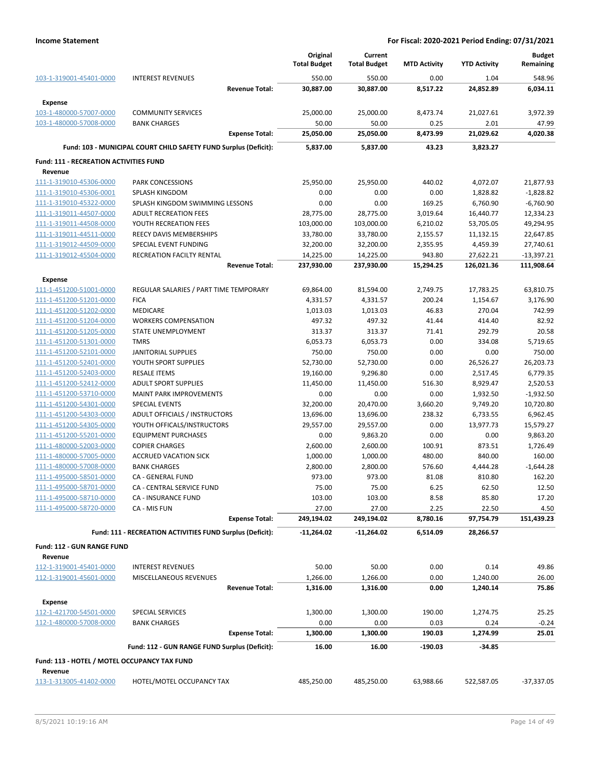**Income Statement** | **For Fiscal: 2020-2021 Period Ending: 07/31/2021**

| | | Original Total Budget | Current Total Budget | MTD Activity | YTD Activity | Budget Remaining |
|---|---|---|---|---|---|---|
| 103-1-319001-45401-0000 | INTEREST REVENUES | 550.00 | 550.00 | 0.00 | 1.04 | 548.96 |
| | **Revenue Total:** | **30,887.00** | **30,887.00** | **8,517.22** | **24,852.89** | **6,034.11** |
| **Expense** | | | | | | |
| 103-1-480000-57007-0000 | COMMUNITY SERVICES | 25,000.00 | 25,000.00 | 8,473.74 | 21,027.61 | 3,972.39 |
| 103-1-480000-57008-0000 | BANK CHARGES | 50.00 | 50.00 | 0.25 | 2.01 | 47.99 |
| | **Expense Total:** | **25,050.00** | **25,050.00** | **8,473.99** | **21,029.62** | **4,020.38** |
| | **Fund: 103 - MUNICIPAL COURT CHILD SAFETY FUND Surplus (Deficit):** | **5,837.00** | **5,837.00** | **43.23** | **3,823.27** | |
| **Fund: 111 - RECREATION ACTIVITIES FUND** | | | | | | |
| **Revenue** | | | | | | |
| 111-1-319010-45306-0000 | PARK CONCESSIONS | 25,950.00 | 25,950.00 | 440.02 | 4,072.07 | 21,877.93 |
| 111-1-319010-45306-0001 | SPLASH KINGDOM | 0.00 | 0.00 | 0.00 | 1,828.82 | -1,828.82 |
| 111-1-319010-45322-0000 | SPLASH KINGDOM SWIMMING LESSONS | 0.00 | 0.00 | 169.25 | 6,760.90 | -6,760.90 |
| 111-1-319011-44507-0000 | ADULT RECREATION FEES | 28,775.00 | 28,775.00 | 3,019.64 | 16,440.77 | 12,334.23 |
| 111-1-319011-44508-0000 | YOUTH RECREATION FEES | 103,000.00 | 103,000.00 | 6,210.02 | 53,705.05 | 49,294.95 |
| 111-1-319011-44511-0000 | REECY DAVIS MEMBERSHIPS | 33,780.00 | 33,780.00 | 2,155.57 | 11,132.15 | 22,647.85 |
| 111-1-319012-44509-0000 | SPECIAL EVENT FUNDING | 32,200.00 | 32,200.00 | 2,355.95 | 4,459.39 | 27,740.61 |
| 111-1-319012-45504-0000 | RECREATION FACILTY RENTAL | 14,225.00 | 14,225.00 | 943.80 | 27,622.21 | -13,397.21 |
| | **Revenue Total:** | **237,930.00** | **237,930.00** | **15,294.25** | **126,021.36** | **111,908.64** |
| **Expense** | | | | | | |
| 111-1-451200-51001-0000 | REGULAR SALARIES / PART TIME TEMPORARY | 69,864.00 | 81,594.00 | 2,749.75 | 17,783.25 | 63,810.75 |
| 111-1-451200-51201-0000 | FICA | 4,331.57 | 4,331.57 | 200.24 | 1,154.67 | 3,176.90 |
| 111-1-451200-51202-0000 | MEDICARE | 1,013.03 | 1,013.03 | 46.83 | 270.04 | 742.99 |
| 111-1-451200-51204-0000 | WORKERS COMPENSATION | 497.32 | 497.32 | 41.44 | 414.40 | 82.92 |
| 111-1-451200-51205-0000 | STATE UNEMPLOYMENT | 313.37 | 313.37 | 71.41 | 292.79 | 20.58 |
| 111-1-451200-51301-0000 | TMRS | 6,053.73 | 6,053.73 | 0.00 | 334.08 | 5,719.65 |
| 111-1-451200-52101-0000 | JANITORIAL SUPPLIES | 750.00 | 750.00 | 0.00 | 0.00 | 750.00 |
| 111-1-451200-52401-0000 | YOUTH SPORT SUPPLIES | 52,730.00 | 52,730.00 | 0.00 | 26,526.27 | 26,203.73 |
| 111-1-451200-52403-0000 | RESALE ITEMS | 19,160.00 | 9,296.80 | 0.00 | 2,517.45 | 6,779.35 |
| 111-1-451200-52412-0000 | ADULT SPORT SUPPLIES | 11,450.00 | 11,450.00 | 516.30 | 8,929.47 | 2,520.53 |
| 111-1-451200-53710-0000 | MAINT PARK IMPROVEMENTS | 0.00 | 0.00 | 0.00 | 1,932.50 | -1,932.50 |
| 111-1-451200-54301-0000 | SPECIAL EVENTS | 32,200.00 | 20,470.00 | 3,660.20 | 9,749.20 | 10,720.80 |
| 111-1-451200-54303-0000 | ADULT OFFICIALS / INSTRUCTORS | 13,696.00 | 13,696.00 | 238.32 | 6,733.55 | 6,962.45 |
| 111-1-451200-54305-0000 | YOUTH OFFICALS/INSTRUCTORS | 29,557.00 | 29,557.00 | 0.00 | 13,977.73 | 15,579.27 |
| 111-1-451200-55201-0000 | EQUIPMENT PURCHASES | 0.00 | 9,863.20 | 0.00 | 0.00 | 9,863.20 |
| 111-1-480000-52003-0000 | COPIER CHARGES | 2,600.00 | 2,600.00 | 100.91 | 873.51 | 1,726.49 |
| 111-1-480000-57005-0000 | ACCRUED VACATION SICK | 1,000.00 | 1,000.00 | 480.00 | 840.00 | 160.00 |
| 111-1-480000-57008-0000 | BANK CHARGES | 2,800.00 | 2,800.00 | 576.60 | 4,444.28 | -1,644.28 |
| 111-1-495000-58501-0000 | CA - GENERAL FUND | 973.00 | 973.00 | 81.08 | 810.80 | 162.20 |
| 111-1-495000-58701-0000 | CA - CENTRAL SERVICE FUND | 75.00 | 75.00 | 6.25 | 62.50 | 12.50 |
| 111-1-495000-58710-0000 | CA - INSURANCE FUND | 103.00 | 103.00 | 8.58 | 85.80 | 17.20 |
| 111-1-495000-58720-0000 | CA - MIS FUN | 27.00 | 27.00 | 2.25 | 22.50 | 4.50 |
| | **Expense Total:** | **249,194.02** | **249,194.02** | **8,780.16** | **97,754.79** | **151,439.23** |
| | **Fund: 111 - RECREATION ACTIVITIES FUND Surplus (Deficit):** | **-11,264.02** | **-11,264.02** | **6,514.09** | **28,266.57** | |
| **Fund: 112 - GUN RANGE FUND** | | | | | | |
| **Revenue** | | | | | | |
| 112-1-319001-45401-0000 | INTEREST REVENUES | 50.00 | 50.00 | 0.00 | 0.14 | 49.86 |
| 112-1-319001-45601-0000 | MISCELLANEOUS REVENUES | 1,266.00 | 1,266.00 | 0.00 | 1,240.00 | 26.00 |
| | **Revenue Total:** | **1,316.00** | **1,316.00** | **0.00** | **1,240.14** | **75.86** |
| **Expense** | | | | | | |
| 112-1-421700-54501-0000 | SPECIAL SERVICES | 1,300.00 | 1,300.00 | 190.00 | 1,274.75 | 25.25 |
| 112-1-480000-57008-0000 | BANK CHARGES | 0.00 | 0.00 | 0.03 | 0.24 | -0.24 |
| | **Expense Total:** | **1,300.00** | **1,300.00** | **190.03** | **1,274.99** | **25.01** |
| | **Fund: 112 - GUN RANGE FUND Surplus (Deficit):** | **16.00** | **16.00** | **-190.03** | **-34.85** | |
| **Fund: 113 - HOTEL / MOTEL OCCUPANCY TAX FUND** | | | | | | |
| **Revenue** | | | | | | |
| 113-1-313005-41402-0000 | HOTEL/MOTEL OCCUPANCY TAX | 485,250.00 | 485,250.00 | 63,988.66 | 522,587.05 | -37,337.05 |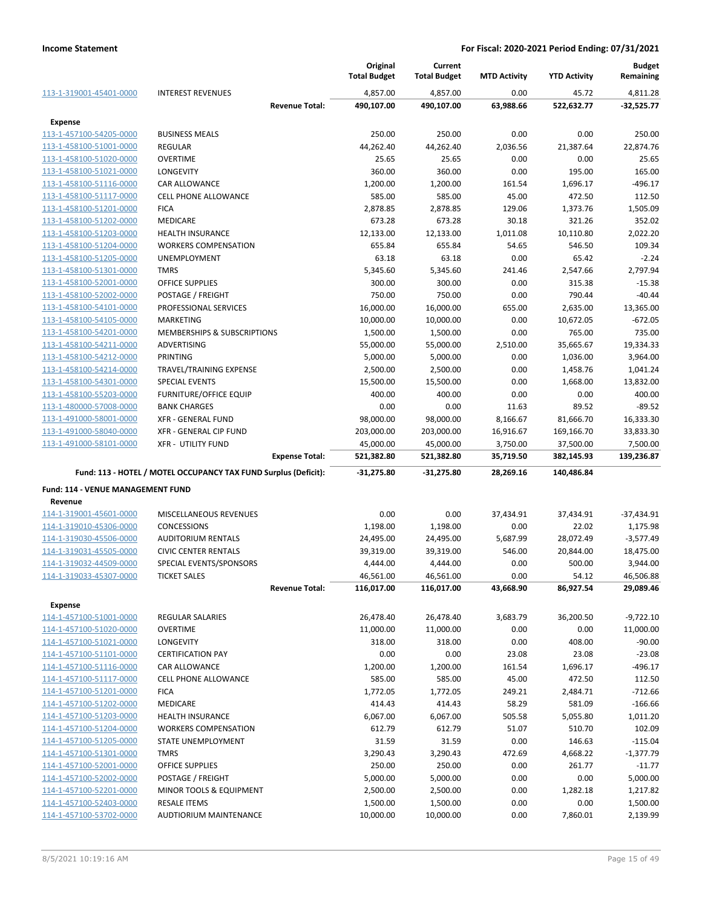**Income Statement** | **For Fiscal: 2020-2021 Period Ending: 07/31/2021**

| | | Original Total Budget | Current Total Budget | MTD Activity | YTD Activity | Budget Remaining |
|---|---|---|---|---|---|---|
| 113-1-319001-45401-0000 | INTEREST REVENUES | 4,857.00 | 4,857.00 | 0.00 | 45.72 | 4,811.28 |
| | **Revenue Total:** | **490,107.00** | **490,107.00** | **63,988.66** | **522,632.77** | **-32,525.77** |
| **Expense** | | | | | | |
| 113-1-457100-54205-0000 | BUSINESS MEALS | 250.00 | 250.00 | 0.00 | 0.00 | 250.00 |
| 113-1-458100-51001-0000 | REGULAR | 44,262.40 | 44,262.40 | 2,036.56 | 21,387.64 | 22,874.76 |
| 113-1-458100-51020-0000 | OVERTIME | 25.65 | 25.65 | 0.00 | 0.00 | 25.65 |
| 113-1-458100-51021-0000 | LONGEVITY | 360.00 | 360.00 | 0.00 | 195.00 | 165.00 |
| 113-1-458100-51116-0000 | CAR ALLOWANCE | 1,200.00 | 1,200.00 | 161.54 | 1,696.17 | -496.17 |
| 113-1-458100-51117-0000 | CELL PHONE ALLOWANCE | 585.00 | 585.00 | 45.00 | 472.50 | 112.50 |
| 113-1-458100-51201-0000 | FICA | 2,878.85 | 2,878.85 | 129.06 | 1,373.76 | 1,505.09 |
| 113-1-458100-51202-0000 | MEDICARE | 673.28 | 673.28 | 30.18 | 321.26 | 352.02 |
| 113-1-458100-51203-0000 | HEALTH INSURANCE | 12,133.00 | 12,133.00 | 1,011.08 | 10,110.80 | 2,022.20 |
| 113-1-458100-51204-0000 | WORKERS COMPENSATION | 655.84 | 655.84 | 54.65 | 546.50 | 109.34 |
| 113-1-458100-51205-0000 | UNEMPLOYMENT | 63.18 | 63.18 | 0.00 | 65.42 | -2.24 |
| 113-1-458100-51301-0000 | TMRS | 5,345.60 | 5,345.60 | 241.46 | 2,547.66 | 2,797.94 |
| 113-1-458100-52001-0000 | OFFICE SUPPLIES | 300.00 | 300.00 | 0.00 | 315.38 | -15.38 |
| 113-1-458100-52002-0000 | POSTAGE / FREIGHT | 750.00 | 750.00 | 0.00 | 790.44 | -40.44 |
| 113-1-458100-54101-0000 | PROFESSIONAL SERVICES | 16,000.00 | 16,000.00 | 655.00 | 2,635.00 | 13,365.00 |
| 113-1-458100-54105-0000 | MARKETING | 10,000.00 | 10,000.00 | 0.00 | 10,672.05 | -672.05 |
| 113-1-458100-54201-0000 | MEMBERSHIPS & SUBSCRIPTIONS | 1,500.00 | 1,500.00 | 0.00 | 765.00 | 735.00 |
| 113-1-458100-54211-0000 | ADVERTISING | 55,000.00 | 55,000.00 | 2,510.00 | 35,665.67 | 19,334.33 |
| 113-1-458100-54212-0000 | PRINTING | 5,000.00 | 5,000.00 | 0.00 | 1,036.00 | 3,964.00 |
| 113-1-458100-54214-0000 | TRAVEL/TRAINING EXPENSE | 2,500.00 | 2,500.00 | 0.00 | 1,458.76 | 1,041.24 |
| 113-1-458100-54301-0000 | SPECIAL EVENTS | 15,500.00 | 15,500.00 | 0.00 | 1,668.00 | 13,832.00 |
| 113-1-458100-55203-0000 | FURNITURE/OFFICE EQUIP | 400.00 | 400.00 | 0.00 | 0.00 | 400.00 |
| 113-1-480000-57008-0000 | BANK CHARGES | 0.00 | 0.00 | 11.63 | 89.52 | -89.52 |
| 113-1-491000-58001-0000 | XFR - GENERAL FUND | 98,000.00 | 98,000.00 | 8,166.67 | 81,666.70 | 16,333.30 |
| 113-1-491000-58040-0000 | XFR - GENERAL CIP FUND | 203,000.00 | 203,000.00 | 16,916.67 | 169,166.70 | 33,833.30 |
| 113-1-491000-58101-0000 | XFR - UTILITY FUND | 45,000.00 | 45,000.00 | 3,750.00 | 37,500.00 | 7,500.00 |
| | **Expense Total:** | **521,382.80** | **521,382.80** | **35,719.50** | **382,145.93** | **139,236.87** |
| | **Fund: 113 - HOTEL / MOTEL OCCUPANCY TAX FUND Surplus (Deficit):** | **-31,275.80** | **-31,275.80** | **28,269.16** | **140,486.84** | |
| **Fund: 114 - VENUE MANAGEMENT FUND** | | | | | | |
| **Revenue** | | | | | | |
| 114-1-319001-45601-0000 | MISCELLANEOUS REVENUES | 0.00 | 0.00 | 37,434.91 | 37,434.91 | -37,434.91 |
| 114-1-319010-45306-0000 | CONCESSIONS | 1,198.00 | 1,198.00 | 0.00 | 22.02 | 1,175.98 |
| 114-1-319030-45506-0000 | AUDITORIUM RENTALS | 24,495.00 | 24,495.00 | 5,687.99 | 28,072.49 | -3,577.49 |
| 114-1-319031-45505-0000 | CIVIC CENTER RENTALS | 39,319.00 | 39,319.00 | 546.00 | 20,844.00 | 18,475.00 |
| 114-1-319032-44509-0000 | SPECIAL EVENTS/SPONSORS | 4,444.00 | 4,444.00 | 0.00 | 500.00 | 3,944.00 |
| 114-1-319033-45307-0000 | TICKET SALES | 46,561.00 | 46,561.00 | 0.00 | 54.12 | 46,506.88 |
| | **Revenue Total:** | **116,017.00** | **116,017.00** | **43,668.90** | **86,927.54** | **29,089.46** |
| **Expense** | | | | | | |
| 114-1-457100-51001-0000 | REGULAR SALARIES | 26,478.40 | 26,478.40 | 3,683.79 | 36,200.50 | -9,722.10 |
| 114-1-457100-51020-0000 | OVERTIME | 11,000.00 | 11,000.00 | 0.00 | 0.00 | 11,000.00 |
| 114-1-457100-51021-0000 | LONGEVITY | 318.00 | 318.00 | 0.00 | 408.00 | -90.00 |
| 114-1-457100-51101-0000 | CERTIFICATION PAY | 0.00 | 0.00 | 23.08 | 23.08 | -23.08 |
| 114-1-457100-51116-0000 | CAR ALLOWANCE | 1,200.00 | 1,200.00 | 161.54 | 1,696.17 | -496.17 |
| 114-1-457100-51117-0000 | CELL PHONE ALLOWANCE | 585.00 | 585.00 | 45.00 | 472.50 | 112.50 |
| 114-1-457100-51201-0000 | FICA | 1,772.05 | 1,772.05 | 249.21 | 2,484.71 | -712.66 |
| 114-1-457100-51202-0000 | MEDICARE | 414.43 | 414.43 | 58.29 | 581.09 | -166.66 |
| 114-1-457100-51203-0000 | HEALTH INSURANCE | 6,067.00 | 6,067.00 | 505.58 | 5,055.80 | 1,011.20 |
| 114-1-457100-51204-0000 | WORKERS COMPENSATION | 612.79 | 612.79 | 51.07 | 510.70 | 102.09 |
| 114-1-457100-51205-0000 | STATE UNEMPLOYMENT | 31.59 | 31.59 | 0.00 | 146.63 | -115.04 |
| 114-1-457100-51301-0000 | TMRS | 3,290.43 | 3,290.43 | 472.69 | 4,668.22 | -1,377.79 |
| 114-1-457100-52001-0000 | OFFICE SUPPLIES | 250.00 | 250.00 | 0.00 | 261.77 | -11.77 |
| 114-1-457100-52002-0000 | POSTAGE / FREIGHT | 5,000.00 | 5,000.00 | 0.00 | 0.00 | 5,000.00 |
| 114-1-457100-52201-0000 | MINOR TOOLS & EQUIPMENT | 2,500.00 | 2,500.00 | 0.00 | 1,282.18 | 1,217.82 |
| 114-1-457100-52403-0000 | RESALE ITEMS | 1,500.00 | 1,500.00 | 0.00 | 0.00 | 1,500.00 |
| 114-1-457100-53702-0000 | AUDTIORIUM MAINTENANCE | 10,000.00 | 10,000.00 | 0.00 | 7,860.01 | 2,139.99 |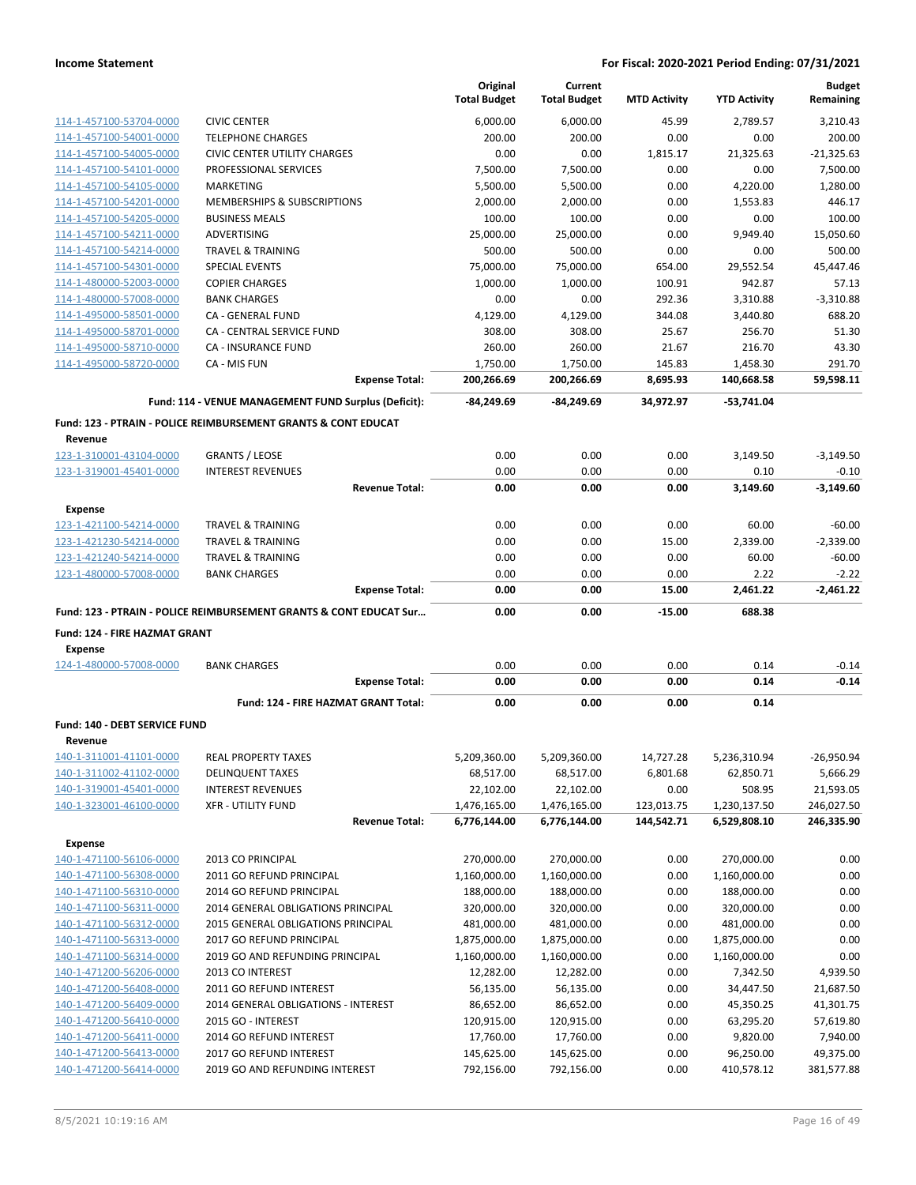| | | Original Total Budget | Current Total Budget | MTD Activity | YTD Activity | Budget Remaining |
|---|---|---|---|---|---|---|
| 114-1-457100-53704-0000 | CIVIC CENTER | 6,000.00 | 6,000.00 | 45.99 | 2,789.57 | 3,210.43 |
| 114-1-457100-54001-0000 | TELEPHONE CHARGES | 200.00 | 200.00 | 0.00 | 0.00 | 200.00 |
| 114-1-457100-54005-0000 | CIVIC CENTER UTILITY CHARGES | 0.00 | 0.00 | 1,815.17 | 21,325.63 | -21,325.63 |
| 114-1-457100-54101-0000 | PROFESSIONAL SERVICES | 7,500.00 | 7,500.00 | 0.00 | 0.00 | 7,500.00 |
| 114-1-457100-54105-0000 | MARKETING | 5,500.00 | 5,500.00 | 0.00 | 4,220.00 | 1,280.00 |
| 114-1-457100-54201-0000 | MEMBERSHIPS & SUBSCRIPTIONS | 2,000.00 | 2,000.00 | 0.00 | 1,553.83 | 446.17 |
| 114-1-457100-54205-0000 | BUSINESS MEALS | 100.00 | 100.00 | 0.00 | 0.00 | 100.00 |
| 114-1-457100-54211-0000 | ADVERTISING | 25,000.00 | 25,000.00 | 0.00 | 9,949.40 | 15,050.60 |
| 114-1-457100-54214-0000 | TRAVEL & TRAINING | 500.00 | 500.00 | 0.00 | 0.00 | 500.00 |
| 114-1-457100-54301-0000 | SPECIAL EVENTS | 75,000.00 | 75,000.00 | 654.00 | 29,552.54 | 45,447.46 |
| 114-1-480000-52003-0000 | COPIER CHARGES | 1,000.00 | 1,000.00 | 100.91 | 942.87 | 57.13 |
| 114-1-480000-57008-0000 | BANK CHARGES | 0.00 | 0.00 | 292.36 | 3,310.88 | -3,310.88 |
| 114-1-495000-58501-0000 | CA - GENERAL FUND | 4,129.00 | 4,129.00 | 344.08 | 3,440.80 | 688.20 |
| 114-1-495000-58701-0000 | CA - CENTRAL SERVICE FUND | 308.00 | 308.00 | 25.67 | 256.70 | 51.30 |
| 114-1-495000-58710-0000 | CA - INSURANCE FUND | 260.00 | 260.00 | 21.67 | 216.70 | 43.30 |
| 114-1-495000-58720-0000 | CA - MIS FUN | 1,750.00 | 1,750.00 | 145.83 | 1,458.30 | 291.70 |
| | **Expense Total:** | **200,266.69** | **200,266.69** | **8,695.93** | **140,668.58** | **59,598.11** |
| | **Fund: 114 - VENUE MANAGEMENT FUND Surplus (Deficit):** | **-84,249.69** | **-84,249.69** | **34,972.97** | **-53,741.04** | |
| **Fund: 123 - PTRAIN - POLICE REIMBURSEMENT GRANTS & CONT EDUCAT** | | | | | | |
| **Revenue** | | | | | | |
| 123-1-310001-43104-0000 | GRANTS / LEOSE | 0.00 | 0.00 | 0.00 | 3,149.50 | -3,149.50 |
| 123-1-319001-45401-0000 | INTEREST REVENUES | 0.00 | 0.00 | 0.00 | 0.10 | -0.10 |
| | **Revenue Total:** | **0.00** | **0.00** | **0.00** | **3,149.60** | **-3,149.60** |
| **Expense** | | | | | | |
| 123-1-421100-54214-0000 | TRAVEL & TRAINING | 0.00 | 0.00 | 0.00 | 60.00 | -60.00 |
| 123-1-421230-54214-0000 | TRAVEL & TRAINING | 0.00 | 0.00 | 15.00 | 2,339.00 | -2,339.00 |
| 123-1-421240-54214-0000 | TRAVEL & TRAINING | 0.00 | 0.00 | 0.00 | 60.00 | -60.00 |
| 123-1-480000-57008-0000 | BANK CHARGES | 0.00 | 0.00 | 0.00 | 2.22 | -2.22 |
| | **Expense Total:** | **0.00** | **0.00** | **15.00** | **2,461.22** | **-2,461.22** |
| **Fund: 123 - PTRAIN - POLICE REIMBURSEMENT GRANTS & CONT EDUCAT Sur...** | | **0.00** | **0.00** | **-15.00** | **688.38** | |
| **Fund: 124 - FIRE HAZMAT GRANT** | | | | | | |
| **Expense** | | | | | | |
| 124-1-480000-57008-0000 | BANK CHARGES | 0.00 | 0.00 | 0.00 | 0.14 | -0.14 |
| | **Expense Total:** | **0.00** | **0.00** | **0.00** | **0.14** | **-0.14** |
| | **Fund: 124 - FIRE HAZMAT GRANT Total:** | **0.00** | **0.00** | **0.00** | **0.14** | |
| **Fund: 140 - DEBT SERVICE FUND** | | | | | | |
| **Revenue** | | | | | | |
| 140-1-311001-41101-0000 | REAL PROPERTY TAXES | 5,209,360.00 | 5,209,360.00 | 14,727.28 | 5,236,310.94 | -26,950.94 |
| 140-1-311002-41102-0000 | DELINQUENT TAXES | 68,517.00 | 68,517.00 | 6,801.68 | 62,850.71 | 5,666.29 |
| 140-1-319001-45401-0000 | INTEREST REVENUES | 22,102.00 | 22,102.00 | 0.00 | 508.95 | 21,593.05 |
| 140-1-323001-46100-0000 | XFR - UTILITY FUND | 1,476,165.00 | 1,476,165.00 | 123,013.75 | 1,230,137.50 | 246,027.50 |
| | **Revenue Total:** | **6,776,144.00** | **6,776,144.00** | **144,542.71** | **6,529,808.10** | **246,335.90** |
| **Expense** | | | | | | |
| 140-1-471100-56106-0000 | 2013 CO PRINCIPAL | 270,000.00 | 270,000.00 | 0.00 | 270,000.00 | 0.00 |
| 140-1-471100-56308-0000 | 2011 GO REFUND PRINCIPAL | 1,160,000.00 | 1,160,000.00 | 0.00 | 1,160,000.00 | 0.00 |
| 140-1-471100-56310-0000 | 2014 GO REFUND PRINCIPAL | 188,000.00 | 188,000.00 | 0.00 | 188,000.00 | 0.00 |
| 140-1-471100-56311-0000 | 2014 GENERAL OBLIGATIONS PRINCIPAL | 320,000.00 | 320,000.00 | 0.00 | 320,000.00 | 0.00 |
| 140-1-471100-56312-0000 | 2015 GENERAL OBLIGATIONS PRINCIPAL | 481,000.00 | 481,000.00 | 0.00 | 481,000.00 | 0.00 |
| 140-1-471100-56313-0000 | 2017 GO REFUND PRINCIPAL | 1,875,000.00 | 1,875,000.00 | 0.00 | 1,875,000.00 | 0.00 |
| 140-1-471100-56314-0000 | 2019 GO AND REFUNDING PRINCIPAL | 1,160,000.00 | 1,160,000.00 | 0.00 | 1,160,000.00 | 0.00 |
| 140-1-471200-56206-0000 | 2013 CO INTEREST | 12,282.00 | 12,282.00 | 0.00 | 7,342.50 | 4,939.50 |
| 140-1-471200-56408-0000 | 2011 GO REFUND INTEREST | 56,135.00 | 56,135.00 | 0.00 | 34,447.50 | 21,687.50 |
| 140-1-471200-56409-0000 | 2014 GENERAL OBLIGATIONS - INTEREST | 86,652.00 | 86,652.00 | 0.00 | 45,350.25 | 41,301.75 |
| 140-1-471200-56410-0000 | 2015 GO - INTEREST | 120,915.00 | 120,915.00 | 0.00 | 63,295.20 | 57,619.80 |
| 140-1-471200-56411-0000 | 2014 GO REFUND INTEREST | 17,760.00 | 17,760.00 | 0.00 | 9,820.00 | 7,940.00 |
| 140-1-471200-56413-0000 | 2017 GO REFUND INTEREST | 145,625.00 | 145,625.00 | 0.00 | 96,250.00 | 49,375.00 |
| 140-1-471200-56414-0000 | 2019 GO AND REFUNDING INTEREST | 792,156.00 | 792,156.00 | 0.00 | 410,578.12 | 381,577.88 |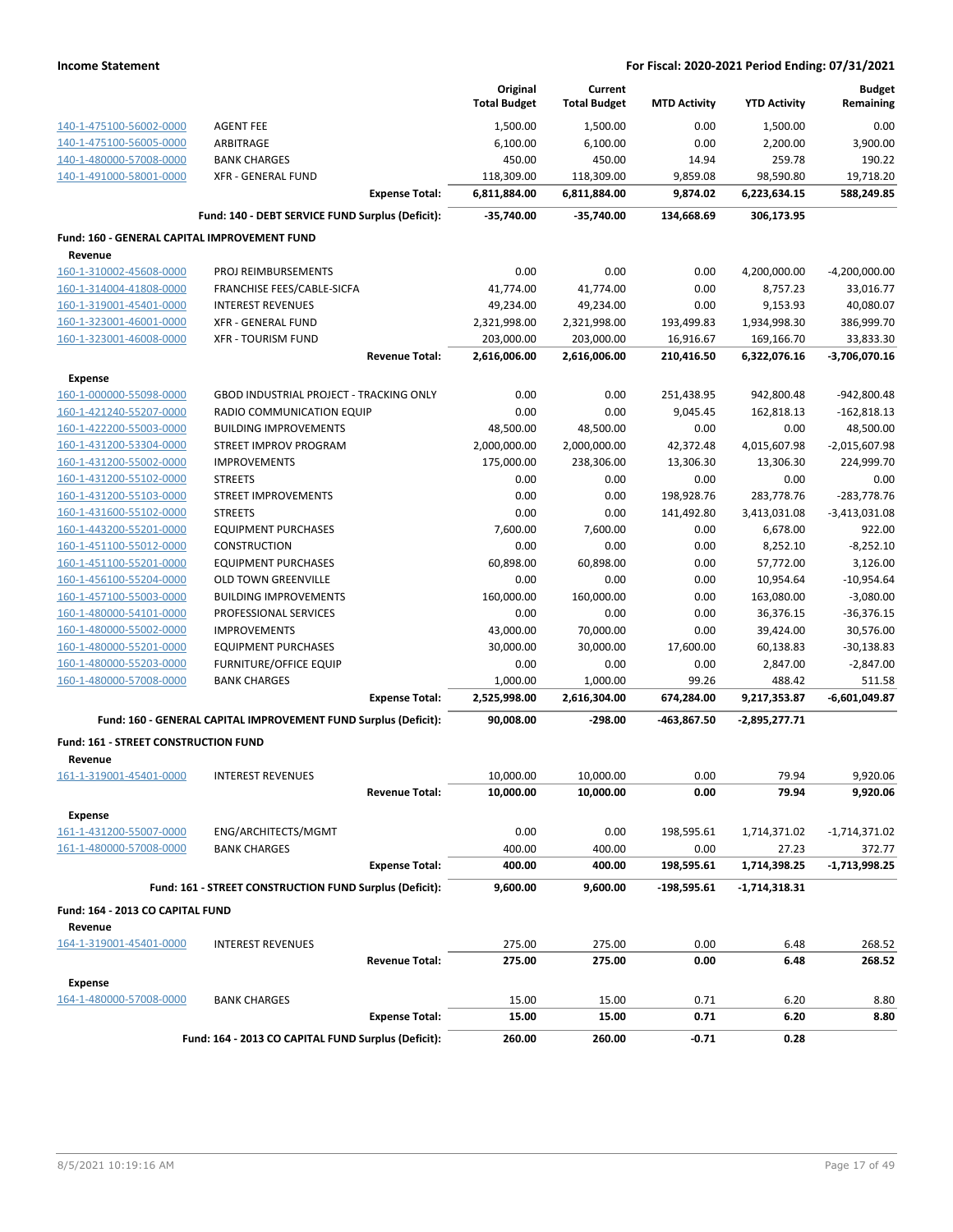**Income Statement** — For Fiscal: 2020-2021 Period Ending: 07/31/2021

| | | Original Total Budget | Current Total Budget | MTD Activity | YTD Activity | Budget Remaining |
|---|---|---|---|---|---|---|
| 140-1-475100-56002-0000 | AGENT FEE | 1,500.00 | 1,500.00 | 0.00 | 1,500.00 | 0.00 |
| 140-1-475100-56005-0000 | ARBITRAGE | 6,100.00 | 6,100.00 | 0.00 | 2,200.00 | 3,900.00 |
| 140-1-480000-57008-0000 | BANK CHARGES | 450.00 | 450.00 | 14.94 | 259.78 | 190.22 |
| 140-1-491000-58001-0000 | XFR - GENERAL FUND | 118,309.00 | 118,309.00 | 9,859.08 | 98,590.80 | 19,718.20 |
| | **Expense Total:** | **6,811,884.00** | **6,811,884.00** | **9,874.02** | **6,223,634.15** | **588,249.85** |
| | **Fund: 140 - DEBT SERVICE FUND Surplus (Deficit):** | **-35,740.00** | **-35,740.00** | **134,668.69** | **306,173.95** | |
| **Fund: 160 - GENERAL CAPITAL IMPROVEMENT FUND** | | | | | | |
| **Revenue** | | | | | | |
| 160-1-310002-45608-0000 | PROJ REIMBURSEMENTS | 0.00 | 0.00 | 0.00 | 4,200,000.00 | -4,200,000.00 |
| 160-1-314004-41808-0000 | FRANCHISE FEES/CABLE-SICFA | 41,774.00 | 41,774.00 | 0.00 | 8,757.23 | 33,016.77 |
| 160-1-319001-45401-0000 | INTEREST REVENUES | 49,234.00 | 49,234.00 | 0.00 | 9,153.93 | 40,080.07 |
| 160-1-323001-46001-0000 | XFR - GENERAL FUND | 2,321,998.00 | 2,321,998.00 | 193,499.83 | 1,934,998.30 | 386,999.70 |
| 160-1-323001-46008-0000 | XFR - TOURISM FUND | 203,000.00 | 203,000.00 | 16,916.67 | 169,166.70 | 33,833.30 |
| | **Revenue Total:** | **2,616,006.00** | **2,616,006.00** | **210,416.50** | **6,322,076.16** | **-3,706,070.16** |
| **Expense** | | | | | | |
| 160-1-000000-55098-0000 | GBOD INDUSTRIAL PROJECT - TRACKING ONLY | 0.00 | 0.00 | 251,438.95 | 942,800.48 | -942,800.48 |
| 160-1-421240-55207-0000 | RADIO COMMUNICATION EQUIP | 0.00 | 0.00 | 9,045.45 | 162,818.13 | -162,818.13 |
| 160-1-422200-55003-0000 | BUILDING IMPROVEMENTS | 48,500.00 | 48,500.00 | 0.00 | 0.00 | 48,500.00 |
| 160-1-431200-53304-0000 | STREET IMPROV PROGRAM | 2,000,000.00 | 2,000,000.00 | 42,372.48 | 4,015,607.98 | -2,015,607.98 |
| 160-1-431200-55002-0000 | IMPROVEMENTS | 175,000.00 | 238,306.00 | 13,306.30 | 13,306.30 | 224,999.70 |
| 160-1-431200-55102-0000 | STREETS | 0.00 | 0.00 | 0.00 | 0.00 | 0.00 |
| 160-1-431200-55103-0000 | STREET IMPROVEMENTS | 0.00 | 0.00 | 198,928.76 | 283,778.76 | -283,778.76 |
| 160-1-431600-55102-0000 | STREETS | 0.00 | 0.00 | 141,492.80 | 3,413,031.08 | -3,413,031.08 |
| 160-1-443200-55201-0000 | EQUIPMENT PURCHASES | 7,600.00 | 7,600.00 | 0.00 | 6,678.00 | 922.00 |
| 160-1-451100-55012-0000 | CONSTRUCTION | 0.00 | 0.00 | 0.00 | 8,252.10 | -8,252.10 |
| 160-1-451100-55201-0000 | EQUIPMENT PURCHASES | 60,898.00 | 60,898.00 | 0.00 | 57,772.00 | 3,126.00 |
| 160-1-456100-55204-0000 | OLD TOWN GREENVILLE | 0.00 | 0.00 | 0.00 | 10,954.64 | -10,954.64 |
| 160-1-457100-55003-0000 | BUILDING IMPROVEMENTS | 160,000.00 | 160,000.00 | 0.00 | 163,080.00 | -3,080.00 |
| 160-1-480000-54101-0000 | PROFESSIONAL SERVICES | 0.00 | 0.00 | 0.00 | 36,376.15 | -36,376.15 |
| 160-1-480000-55002-0000 | IMPROVEMENTS | 43,000.00 | 70,000.00 | 0.00 | 39,424.00 | 30,576.00 |
| 160-1-480000-55201-0000 | EQUIPMENT PURCHASES | 30,000.00 | 30,000.00 | 17,600.00 | 60,138.83 | -30,138.83 |
| 160-1-480000-55203-0000 | FURNITURE/OFFICE EQUIP | 0.00 | 0.00 | 0.00 | 2,847.00 | -2,847.00 |
| 160-1-480000-57008-0000 | BANK CHARGES | 1,000.00 | 1,000.00 | 99.26 | 488.42 | 511.58 |
| | **Expense Total:** | **2,525,998.00** | **2,616,304.00** | **674,284.00** | **9,217,353.87** | **-6,601,049.87** |
| | **Fund: 160 - GENERAL CAPITAL IMPROVEMENT FUND Surplus (Deficit):** | **90,008.00** | **-298.00** | **-463,867.50** | **-2,895,277.71** | |
| **Fund: 161 - STREET CONSTRUCTION FUND** | | | | | | |
| **Revenue** | | | | | | |
| 161-1-319001-45401-0000 | INTEREST REVENUES | 10,000.00 | 10,000.00 | 0.00 | 79.94 | 9,920.06 |
| | **Revenue Total:** | **10,000.00** | **10,000.00** | **0.00** | **79.94** | **9,920.06** |
| **Expense** | | | | | | |
| 161-1-431200-55007-0000 | ENG/ARCHITECTS/MGMT | 0.00 | 0.00 | 198,595.61 | 1,714,371.02 | -1,714,371.02 |
| 161-1-480000-57008-0000 | BANK CHARGES | 400.00 | 400.00 | 0.00 | 27.23 | 372.77 |
| | **Expense Total:** | **400.00** | **400.00** | **198,595.61** | **1,714,398.25** | **-1,713,998.25** |
| | **Fund: 161 - STREET CONSTRUCTION FUND Surplus (Deficit):** | **9,600.00** | **9,600.00** | **-198,595.61** | **-1,714,318.31** | |
| **Fund: 164 - 2013 CO CAPITAL FUND** | | | | | | |
| **Revenue** | | | | | | |
| 164-1-319001-45401-0000 | INTEREST REVENUES | 275.00 | 275.00 | 0.00 | 6.48 | 268.52 |
| | **Revenue Total:** | **275.00** | **275.00** | **0.00** | **6.48** | **268.52** |
| **Expense** | | | | | | |
| 164-1-480000-57008-0000 | BANK CHARGES | 15.00 | 15.00 | 0.71 | 6.20 | 8.80 |
| | **Expense Total:** | **15.00** | **15.00** | **0.71** | **6.20** | **8.80** |
| | **Fund: 164 - 2013 CO CAPITAL FUND Surplus (Deficit):** | **260.00** | **260.00** | **-0.71** | **0.28** | |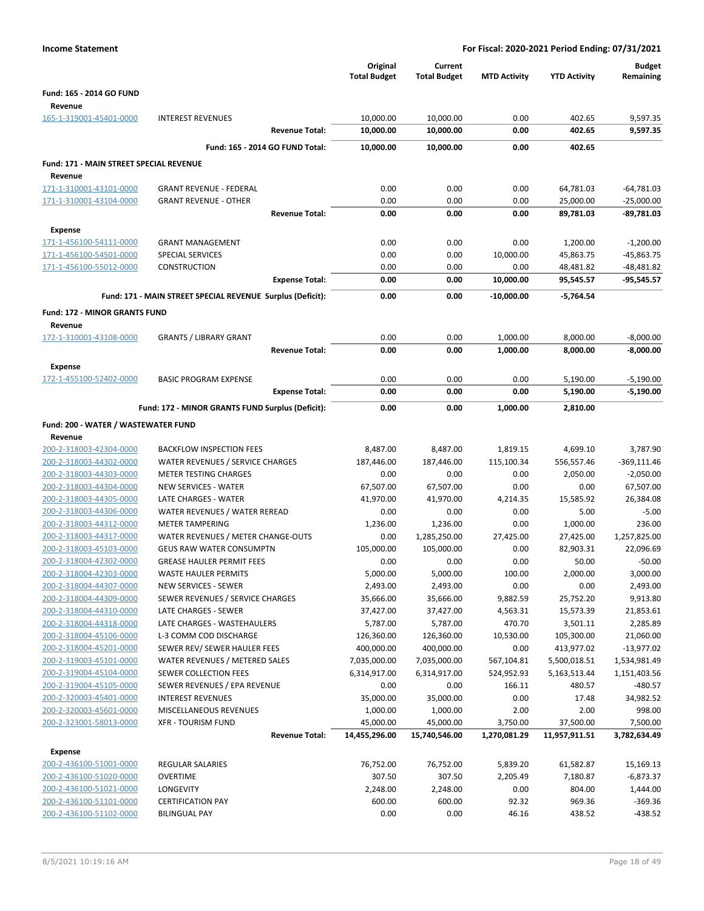**Income Statement** — **For Fiscal: 2020-2021 Period Ending: 07/31/2021**

| | | Original Total Budget | Current Total Budget | MTD Activity | YTD Activity | Budget Remaining |
|---|---|---|---|---|---|---|
| **Fund: 165 - 2014 GO FUND** | | | | | | |
| **Revenue** | | | | | | |
| 165-1-319001-45401-0000 | INTEREST REVENUES | 10,000.00 | 10,000.00 | 0.00 | 402.65 | 9,597.35 |
| | **Revenue Total:** | **10,000.00** | **10,000.00** | **0.00** | **402.65** | **9,597.35** |
| | **Fund: 165 - 2014 GO FUND Total:** | **10,000.00** | **10,000.00** | **0.00** | **402.65** | |
| **Fund: 171 - MAIN STREET SPECIAL REVENUE** | | | | | | |
| **Revenue** | | | | | | |
| 171-1-310001-43101-0000 | GRANT REVENUE - FEDERAL | 0.00 | 0.00 | 0.00 | 64,781.03 | -64,781.03 |
| 171-1-310001-43104-0000 | GRANT REVENUE - OTHER | 0.00 | 0.00 | 0.00 | 25,000.00 | -25,000.00 |
| | **Revenue Total:** | **0.00** | **0.00** | **0.00** | **89,781.03** | **-89,781.03** |
| **Expense** | | | | | | |
| 171-1-456100-54111-0000 | GRANT MANAGEMENT | 0.00 | 0.00 | 0.00 | 1,200.00 | -1,200.00 |
| 171-1-456100-54501-0000 | SPECIAL SERVICES | 0.00 | 0.00 | 10,000.00 | 45,863.75 | -45,863.75 |
| 171-1-456100-55012-0000 | CONSTRUCTION | 0.00 | 0.00 | 0.00 | 48,481.82 | -48,481.82 |
| | **Expense Total:** | **0.00** | **0.00** | **10,000.00** | **95,545.57** | **-95,545.57** |
| | **Fund: 171 - MAIN STREET SPECIAL REVENUE Surplus (Deficit):** | **0.00** | **0.00** | **-10,000.00** | **-5,764.54** | |
| **Fund: 172 - MINOR GRANTS FUND** | | | | | | |
| **Revenue** | | | | | | |
| 172-1-310001-43108-0000 | GRANTS / LIBRARY GRANT | 0.00 | 0.00 | 1,000.00 | 8,000.00 | -8,000.00 |
| | **Revenue Total:** | **0.00** | **0.00** | **1,000.00** | **8,000.00** | **-8,000.00** |
| **Expense** | | | | | | |
| 172-1-455100-52402-0000 | BASIC PROGRAM EXPENSE | 0.00 | 0.00 | 0.00 | 5,190.00 | -5,190.00 |
| | **Expense Total:** | **0.00** | **0.00** | **0.00** | **5,190.00** | **-5,190.00** |
| | **Fund: 172 - MINOR GRANTS FUND Surplus (Deficit):** | **0.00** | **0.00** | **1,000.00** | **2,810.00** | |
| **Fund: 200 - WATER / WASTEWATER FUND** | | | | | | |
| **Revenue** | | | | | | |
| 200-2-318003-42304-0000 | BACKFLOW INSPECTION FEES | 8,487.00 | 8,487.00 | 1,819.15 | 4,699.10 | 3,787.90 |
| 200-2-318003-44302-0000 | WATER REVENUES / SERVICE CHARGES | 187,446.00 | 187,446.00 | 115,100.34 | 556,557.46 | -369,111.46 |
| 200-2-318003-44303-0000 | METER TESTING CHARGES | 0.00 | 0.00 | 0.00 | 2,050.00 | -2,050.00 |
| 200-2-318003-44304-0000 | NEW SERVICES - WATER | 67,507.00 | 67,507.00 | 0.00 | 0.00 | 67,507.00 |
| 200-2-318003-44305-0000 | LATE CHARGES - WATER | 41,970.00 | 41,970.00 | 4,214.35 | 15,585.92 | 26,384.08 |
| 200-2-318003-44306-0000 | WATER REVENUES / WATER REREAD | 0.00 | 0.00 | 0.00 | 5.00 | -5.00 |
| 200-2-318003-44312-0000 | METER TAMPERING | 1,236.00 | 1,236.00 | 0.00 | 1,000.00 | 236.00 |
| 200-2-318003-44317-0000 | WATER REVENUES / METER CHANGE-OUTS | 0.00 | 1,285,250.00 | 27,425.00 | 27,425.00 | 1,257,825.00 |
| 200-2-318003-45103-0000 | GEUS RAW WATER CONSUMPTN | 105,000.00 | 105,000.00 | 0.00 | 82,903.31 | 22,096.69 |
| 200-2-318004-42302-0000 | GREASE HAULER PERMIT FEES | 0.00 | 0.00 | 0.00 | 50.00 | -50.00 |
| 200-2-318004-42303-0000 | WASTE HAULER PERMITS | 5,000.00 | 5,000.00 | 100.00 | 2,000.00 | 3,000.00 |
| 200-2-318004-44307-0000 | NEW SERVICES - SEWER | 2,493.00 | 2,493.00 | 0.00 | 0.00 | 2,493.00 |
| 200-2-318004-44309-0000 | SEWER REVENUES / SERVICE CHARGES | 35,666.00 | 35,666.00 | 9,882.59 | 25,752.20 | 9,913.80 |
| 200-2-318004-44310-0000 | LATE CHARGES - SEWER | 37,427.00 | 37,427.00 | 4,563.31 | 15,573.39 | 21,853.61 |
| 200-2-318004-44318-0000 | LATE CHARGES - WASTEHAULERS | 5,787.00 | 5,787.00 | 470.70 | 3,501.11 | 2,285.89 |
| 200-2-318004-45106-0000 | L-3 COMM COD DISCHARGE | 126,360.00 | 126,360.00 | 10,530.00 | 105,300.00 | 21,060.00 |
| 200-2-318004-45201-0000 | SEWER REV/ SEWER HAULER FEES | 400,000.00 | 400,000.00 | 0.00 | 413,977.02 | -13,977.02 |
| 200-2-319003-45101-0000 | WATER REVENUES / METERED SALES | 7,035,000.00 | 7,035,000.00 | 567,104.81 | 5,500,018.51 | 1,534,981.49 |
| 200-2-319004-45104-0000 | SEWER COLLECTION FEES | 6,314,917.00 | 6,314,917.00 | 524,952.93 | 5,163,513.44 | 1,151,403.56 |
| 200-2-319004-45105-0000 | SEWER REVENUES / EPA REVENUE | 0.00 | 0.00 | 166.11 | 480.57 | -480.57 |
| 200-2-320003-45401-0000 | INTEREST REVENUES | 35,000.00 | 35,000.00 | 0.00 | 17.48 | 34,982.52 |
| 200-2-320003-45601-0000 | MISCELLANEOUS REVENUES | 1,000.00 | 1,000.00 | 2.00 | 2.00 | 998.00 |
| 200-2-323001-58013-0000 | XFR - TOURISM FUND | 45,000.00 | 45,000.00 | 3,750.00 | 37,500.00 | 7,500.00 |
| | **Revenue Total:** | **14,455,296.00** | **15,740,546.00** | **1,270,081.29** | **11,957,911.51** | **3,782,634.49** |
| **Expense** | | | | | | |
| 200-2-436100-51001-0000 | REGULAR SALARIES | 76,752.00 | 76,752.00 | 5,839.20 | 61,582.87 | 15,169.13 |
| 200-2-436100-51020-0000 | OVERTIME | 307.50 | 307.50 | 2,205.49 | 7,180.87 | -6,873.37 |
| 200-2-436100-51021-0000 | LONGEVITY | 2,248.00 | 2,248.00 | 0.00 | 804.00 | 1,444.00 |
| 200-2-436100-51101-0000 | CERTIFICATION PAY | 600.00 | 600.00 | 92.32 | 969.36 | -369.36 |
| 200-2-436100-51102-0000 | BILINGUAL PAY | 0.00 | 0.00 | 46.16 | 438.52 | -438.52 |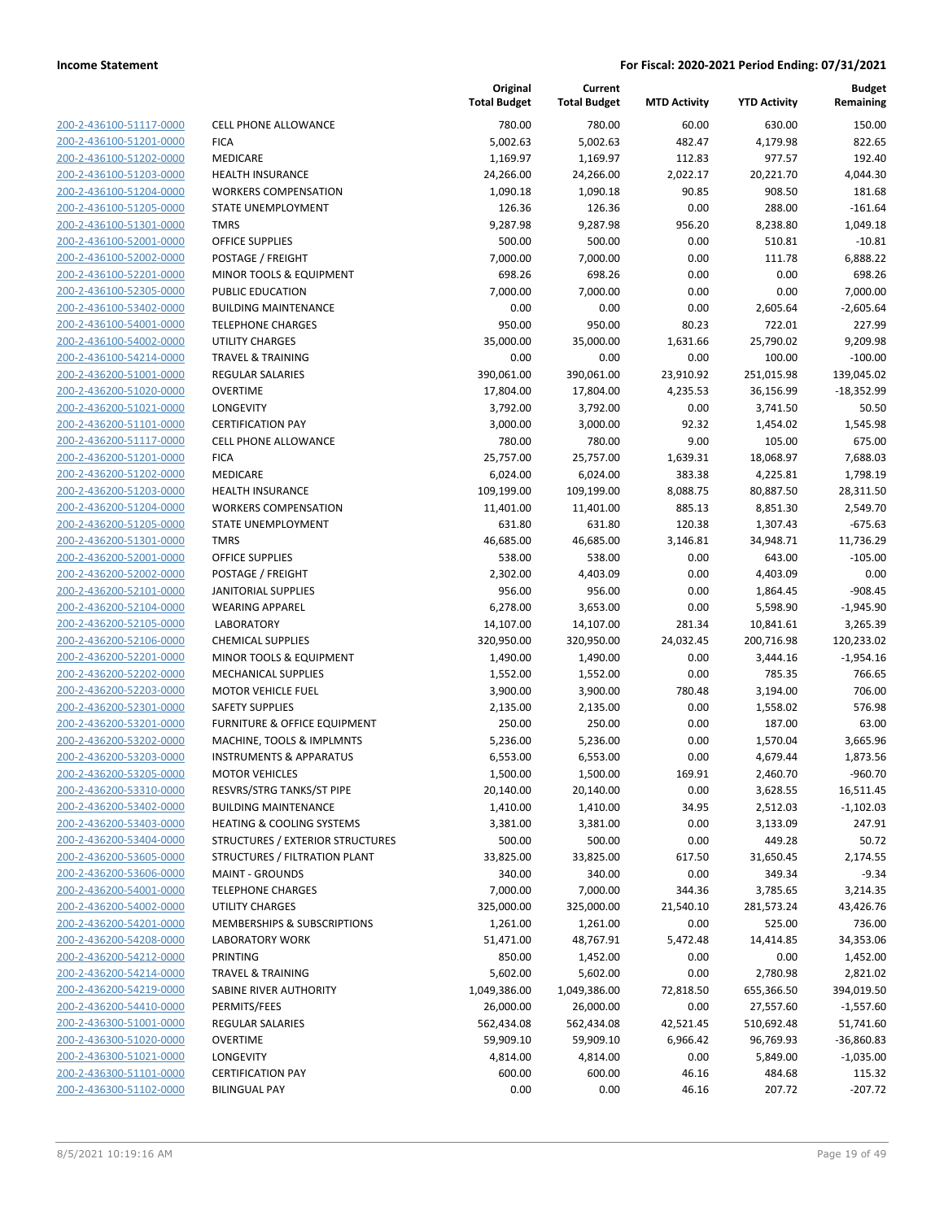**Income Statement** | **For Fiscal: 2020-2021 Period Ending: 07/31/2021**

| | | Original Total Budget | Current Total Budget | MTD Activity | YTD Activity | Budget Remaining |
|---|---|---|---|---|---|---|
| 200-2-436100-51117-0000 | CELL PHONE ALLOWANCE | 780.00 | 780.00 | 60.00 | 630.00 | 150.00 |
| 200-2-436100-51201-0000 | FICA | 5,002.63 | 5,002.63 | 482.47 | 4,179.98 | 822.65 |
| 200-2-436100-51202-0000 | MEDICARE | 1,169.97 | 1,169.97 | 112.83 | 977.57 | 192.40 |
| 200-2-436100-51203-0000 | HEALTH INSURANCE | 24,266.00 | 24,266.00 | 2,022.17 | 20,221.70 | 4,044.30 |
| 200-2-436100-51204-0000 | WORKERS COMPENSATION | 1,090.18 | 1,090.18 | 90.85 | 908.50 | 181.68 |
| 200-2-436100-51205-0000 | STATE UNEMPLOYMENT | 126.36 | 126.36 | 0.00 | 288.00 | -161.64 |
| 200-2-436100-51301-0000 | TMRS | 9,287.98 | 9,287.98 | 956.20 | 8,238.80 | 1,049.18 |
| 200-2-436100-52001-0000 | OFFICE SUPPLIES | 500.00 | 500.00 | 0.00 | 510.81 | -10.81 |
| 200-2-436100-52002-0000 | POSTAGE / FREIGHT | 7,000.00 | 7,000.00 | 0.00 | 111.78 | 6,888.22 |
| 200-2-436100-52201-0000 | MINOR TOOLS & EQUIPMENT | 698.26 | 698.26 | 0.00 | 0.00 | 698.26 |
| 200-2-436100-52305-0000 | PUBLIC EDUCATION | 7,000.00 | 7,000.00 | 0.00 | 0.00 | 7,000.00 |
| 200-2-436100-53402-0000 | BUILDING MAINTENANCE | 0.00 | 0.00 | 0.00 | 2,605.64 | -2,605.64 |
| 200-2-436100-54001-0000 | TELEPHONE CHARGES | 950.00 | 950.00 | 80.23 | 722.01 | 227.99 |
| 200-2-436100-54002-0000 | UTILITY CHARGES | 35,000.00 | 35,000.00 | 1,631.66 | 25,790.02 | 9,209.98 |
| 200-2-436100-54214-0000 | TRAVEL & TRAINING | 0.00 | 0.00 | 0.00 | 100.00 | -100.00 |
| 200-2-436200-51001-0000 | REGULAR SALARIES | 390,061.00 | 390,061.00 | 23,910.92 | 251,015.98 | 139,045.02 |
| 200-2-436200-51020-0000 | OVERTIME | 17,804.00 | 17,804.00 | 4,235.53 | 36,156.99 | -18,352.99 |
| 200-2-436200-51021-0000 | LONGEVITY | 3,792.00 | 3,792.00 | 0.00 | 3,741.50 | 50.50 |
| 200-2-436200-51101-0000 | CERTIFICATION PAY | 3,000.00 | 3,000.00 | 92.32 | 1,454.02 | 1,545.98 |
| 200-2-436200-51117-0000 | CELL PHONE ALLOWANCE | 780.00 | 780.00 | 9.00 | 105.00 | 675.00 |
| 200-2-436200-51201-0000 | FICA | 25,757.00 | 25,757.00 | 1,639.31 | 18,068.97 | 7,688.03 |
| 200-2-436200-51202-0000 | MEDICARE | 6,024.00 | 6,024.00 | 383.38 | 4,225.81 | 1,798.19 |
| 200-2-436200-51203-0000 | HEALTH INSURANCE | 109,199.00 | 109,199.00 | 8,088.75 | 80,887.50 | 28,311.50 |
| 200-2-436200-51204-0000 | WORKERS COMPENSATION | 11,401.00 | 11,401.00 | 885.13 | 8,851.30 | 2,549.70 |
| 200-2-436200-51205-0000 | STATE UNEMPLOYMENT | 631.80 | 631.80 | 120.38 | 1,307.43 | -675.63 |
| 200-2-436200-51301-0000 | TMRS | 46,685.00 | 46,685.00 | 3,146.81 | 34,948.71 | 11,736.29 |
| 200-2-436200-52001-0000 | OFFICE SUPPLIES | 538.00 | 538.00 | 0.00 | 643.00 | -105.00 |
| 200-2-436200-52002-0000 | POSTAGE / FREIGHT | 2,302.00 | 4,403.09 | 0.00 | 4,403.09 | 0.00 |
| 200-2-436200-52101-0000 | JANITORIAL SUPPLIES | 956.00 | 956.00 | 0.00 | 1,864.45 | -908.45 |
| 200-2-436200-52104-0000 | WEARING APPAREL | 6,278.00 | 3,653.00 | 0.00 | 5,598.90 | -1,945.90 |
| 200-2-436200-52105-0000 | LABORATORY | 14,107.00 | 14,107.00 | 281.34 | 10,841.61 | 3,265.39 |
| 200-2-436200-52106-0000 | CHEMICAL SUPPLIES | 320,950.00 | 320,950.00 | 24,032.45 | 200,716.98 | 120,233.02 |
| 200-2-436200-52201-0000 | MINOR TOOLS & EQUIPMENT | 1,490.00 | 1,490.00 | 0.00 | 3,444.16 | -1,954.16 |
| 200-2-436200-52202-0000 | MECHANICAL SUPPLIES | 1,552.00 | 1,552.00 | 0.00 | 785.35 | 766.65 |
| 200-2-436200-52203-0000 | MOTOR VEHICLE FUEL | 3,900.00 | 3,900.00 | 780.48 | 3,194.00 | 706.00 |
| 200-2-436200-52301-0000 | SAFETY SUPPLIES | 2,135.00 | 2,135.00 | 0.00 | 1,558.02 | 576.98 |
| 200-2-436200-53201-0000 | FURNITURE & OFFICE EQUIPMENT | 250.00 | 250.00 | 0.00 | 187.00 | 63.00 |
| 200-2-436200-53202-0000 | MACHINE, TOOLS & IMPLMNTS | 5,236.00 | 5,236.00 | 0.00 | 1,570.04 | 3,665.96 |
| 200-2-436200-53203-0000 | INSTRUMENTS & APPARATUS | 6,553.00 | 6,553.00 | 0.00 | 4,679.44 | 1,873.56 |
| 200-2-436200-53205-0000 | MOTOR VEHICLES | 1,500.00 | 1,500.00 | 169.91 | 2,460.70 | -960.70 |
| 200-2-436200-53310-0000 | RESVRS/STRG TANKS/ST PIPE | 20,140.00 | 20,140.00 | 0.00 | 3,628.55 | 16,511.45 |
| 200-2-436200-53402-0000 | BUILDING MAINTENANCE | 1,410.00 | 1,410.00 | 34.95 | 2,512.03 | -1,102.03 |
| 200-2-436200-53403-0000 | HEATING & COOLING SYSTEMS | 3,381.00 | 3,381.00 | 0.00 | 3,133.09 | 247.91 |
| 200-2-436200-53404-0000 | STRUCTURES / EXTERIOR STRUCTURES | 500.00 | 500.00 | 0.00 | 449.28 | 50.72 |
| 200-2-436200-53605-0000 | STRUCTURES / FILTRATION PLANT | 33,825.00 | 33,825.00 | 617.50 | 31,650.45 | 2,174.55 |
| 200-2-436200-53606-0000 | MAINT - GROUNDS | 340.00 | 340.00 | 0.00 | 349.34 | -9.34 |
| 200-2-436200-54001-0000 | TELEPHONE CHARGES | 7,000.00 | 7,000.00 | 344.36 | 3,785.65 | 3,214.35 |
| 200-2-436200-54002-0000 | UTILITY CHARGES | 325,000.00 | 325,000.00 | 21,540.10 | 281,573.24 | 43,426.76 |
| 200-2-436200-54201-0000 | MEMBERSHIPS & SUBSCRIPTIONS | 1,261.00 | 1,261.00 | 0.00 | 525.00 | 736.00 |
| 200-2-436200-54208-0000 | LABORATORY WORK | 51,471.00 | 48,767.91 | 5,472.48 | 14,414.85 | 34,353.06 |
| 200-2-436200-54212-0000 | PRINTING | 850.00 | 1,452.00 | 0.00 | 0.00 | 1,452.00 |
| 200-2-436200-54214-0000 | TRAVEL & TRAINING | 5,602.00 | 5,602.00 | 0.00 | 2,780.98 | 2,821.02 |
| 200-2-436200-54219-0000 | SABINE RIVER AUTHORITY | 1,049,386.00 | 1,049,386.00 | 72,818.50 | 655,366.50 | 394,019.50 |
| 200-2-436200-54410-0000 | PERMITS/FEES | 26,000.00 | 26,000.00 | 0.00 | 27,557.60 | -1,557.60 |
| 200-2-436300-51001-0000 | REGULAR SALARIES | 562,434.08 | 562,434.08 | 42,521.45 | 510,692.48 | 51,741.60 |
| 200-2-436300-51020-0000 | OVERTIME | 59,909.10 | 59,909.10 | 6,966.42 | 96,769.93 | -36,860.83 |
| 200-2-436300-51021-0000 | LONGEVITY | 4,814.00 | 4,814.00 | 0.00 | 5,849.00 | -1,035.00 |
| 200-2-436300-51101-0000 | CERTIFICATION PAY | 600.00 | 600.00 | 46.16 | 484.68 | 115.32 |
| 200-2-436300-51102-0000 | BILINGUAL PAY | 0.00 | 0.00 | 46.16 | 207.72 | -207.72 |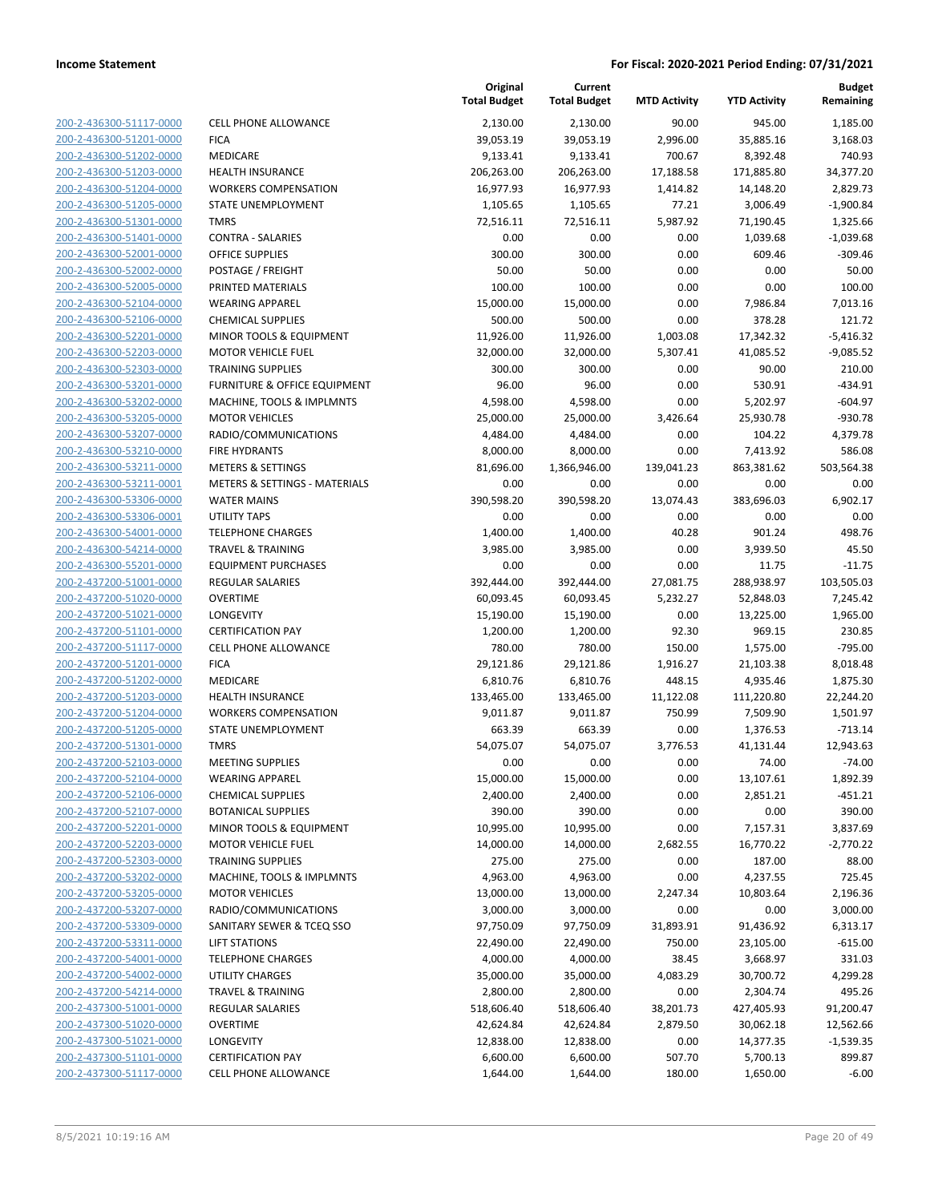| | | Original Total Budget | Current Total Budget | MTD Activity | YTD Activity | Budget Remaining |
|---|---|---|---|---|---|---|
| 200-2-436300-51117-0000 | CELL PHONE ALLOWANCE | 2,130.00 | 2,130.00 | 90.00 | 945.00 | 1,185.00 |
| 200-2-436300-51201-0000 | FICA | 39,053.19 | 39,053.19 | 2,996.00 | 35,885.16 | 3,168.03 |
| 200-2-436300-51202-0000 | MEDICARE | 9,133.41 | 9,133.41 | 700.67 | 8,392.48 | 740.93 |
| 200-2-436300-51203-0000 | HEALTH INSURANCE | 206,263.00 | 206,263.00 | 17,188.58 | 171,885.80 | 34,377.20 |
| 200-2-436300-51204-0000 | WORKERS COMPENSATION | 16,977.93 | 16,977.93 | 1,414.82 | 14,148.20 | 2,829.73 |
| 200-2-436300-51205-0000 | STATE UNEMPLOYMENT | 1,105.65 | 1,105.65 | 77.21 | 3,006.49 | -1,900.84 |
| 200-2-436300-51301-0000 | TMRS | 72,516.11 | 72,516.11 | 5,987.92 | 71,190.45 | 1,325.66 |
| 200-2-436300-51401-0000 | CONTRA - SALARIES | 0.00 | 0.00 | 0.00 | 1,039.68 | -1,039.68 |
| 200-2-436300-52001-0000 | OFFICE SUPPLIES | 300.00 | 300.00 | 0.00 | 609.46 | -309.46 |
| 200-2-436300-52002-0000 | POSTAGE / FREIGHT | 50.00 | 50.00 | 0.00 | 0.00 | 50.00 |
| 200-2-436300-52005-0000 | PRINTED MATERIALS | 100.00 | 100.00 | 0.00 | 0.00 | 100.00 |
| 200-2-436300-52104-0000 | WEARING APPAREL | 15,000.00 | 15,000.00 | 0.00 | 7,986.84 | 7,013.16 |
| 200-2-436300-52106-0000 | CHEMICAL SUPPLIES | 500.00 | 500.00 | 0.00 | 378.28 | 121.72 |
| 200-2-436300-52201-0000 | MINOR TOOLS & EQUIPMENT | 11,926.00 | 11,926.00 | 1,003.08 | 17,342.32 | -5,416.32 |
| 200-2-436300-52203-0000 | MOTOR VEHICLE FUEL | 32,000.00 | 32,000.00 | 5,307.41 | 41,085.52 | -9,085.52 |
| 200-2-436300-52303-0000 | TRAINING SUPPLIES | 300.00 | 300.00 | 0.00 | 90.00 | 210.00 |
| 200-2-436300-53201-0000 | FURNITURE & OFFICE EQUIPMENT | 96.00 | 96.00 | 0.00 | 530.91 | -434.91 |
| 200-2-436300-53202-0000 | MACHINE, TOOLS & IMPLMNTS | 4,598.00 | 4,598.00 | 0.00 | 5,202.97 | -604.97 |
| 200-2-436300-53205-0000 | MOTOR VEHICLES | 25,000.00 | 25,000.00 | 3,426.64 | 25,930.78 | -930.78 |
| 200-2-436300-53207-0000 | RADIO/COMMUNICATIONS | 4,484.00 | 4,484.00 | 0.00 | 104.22 | 4,379.78 |
| 200-2-436300-53210-0000 | FIRE HYDRANTS | 8,000.00 | 8,000.00 | 0.00 | 7,413.92 | 586.08 |
| 200-2-436300-53211-0000 | METERS & SETTINGS | 81,696.00 | 1,366,946.00 | 139,041.23 | 863,381.62 | 503,564.38 |
| 200-2-436300-53211-0001 | METERS & SETTINGS - MATERIALS | 0.00 | 0.00 | 0.00 | 0.00 | 0.00 |
| 200-2-436300-53306-0000 | WATER MAINS | 390,598.20 | 390,598.20 | 13,074.43 | 383,696.03 | 6,902.17 |
| 200-2-436300-53306-0001 | UTILITY TAPS | 0.00 | 0.00 | 0.00 | 0.00 | 0.00 |
| 200-2-436300-54001-0000 | TELEPHONE CHARGES | 1,400.00 | 1,400.00 | 40.28 | 901.24 | 498.76 |
| 200-2-436300-54214-0000 | TRAVEL & TRAINING | 3,985.00 | 3,985.00 | 0.00 | 3,939.50 | 45.50 |
| 200-2-436300-55201-0000 | EQUIPMENT PURCHASES | 0.00 | 0.00 | 0.00 | 11.75 | -11.75 |
| 200-2-437200-51001-0000 | REGULAR SALARIES | 392,444.00 | 392,444.00 | 27,081.75 | 288,938.97 | 103,505.03 |
| 200-2-437200-51020-0000 | OVERTIME | 60,093.45 | 60,093.45 | 5,232.27 | 52,848.03 | 7,245.42 |
| 200-2-437200-51021-0000 | LONGEVITY | 15,190.00 | 15,190.00 | 0.00 | 13,225.00 | 1,965.00 |
| 200-2-437200-51101-0000 | CERTIFICATION PAY | 1,200.00 | 1,200.00 | 92.30 | 969.15 | 230.85 |
| 200-2-437200-51117-0000 | CELL PHONE ALLOWANCE | 780.00 | 780.00 | 150.00 | 1,575.00 | -795.00 |
| 200-2-437200-51201-0000 | FICA | 29,121.86 | 29,121.86 | 1,916.27 | 21,103.38 | 8,018.48 |
| 200-2-437200-51202-0000 | MEDICARE | 6,810.76 | 6,810.76 | 448.15 | 4,935.46 | 1,875.30 |
| 200-2-437200-51203-0000 | HEALTH INSURANCE | 133,465.00 | 133,465.00 | 11,122.08 | 111,220.80 | 22,244.20 |
| 200-2-437200-51204-0000 | WORKERS COMPENSATION | 9,011.87 | 9,011.87 | 750.99 | 7,509.90 | 1,501.97 |
| 200-2-437200-51205-0000 | STATE UNEMPLOYMENT | 663.39 | 663.39 | 0.00 | 1,376.53 | -713.14 |
| 200-2-437200-51301-0000 | TMRS | 54,075.07 | 54,075.07 | 3,776.53 | 41,131.44 | 12,943.63 |
| 200-2-437200-52103-0000 | MEETING SUPPLIES | 0.00 | 0.00 | 0.00 | 74.00 | -74.00 |
| 200-2-437200-52104-0000 | WEARING APPAREL | 15,000.00 | 15,000.00 | 0.00 | 13,107.61 | 1,892.39 |
| 200-2-437200-52106-0000 | CHEMICAL SUPPLIES | 2,400.00 | 2,400.00 | 0.00 | 2,851.21 | -451.21 |
| 200-2-437200-52107-0000 | BOTANICAL SUPPLIES | 390.00 | 390.00 | 0.00 | 0.00 | 390.00 |
| 200-2-437200-52201-0000 | MINOR TOOLS & EQUIPMENT | 10,995.00 | 10,995.00 | 0.00 | 7,157.31 | 3,837.69 |
| 200-2-437200-52203-0000 | MOTOR VEHICLE FUEL | 14,000.00 | 14,000.00 | 2,682.55 | 16,770.22 | -2,770.22 |
| 200-2-437200-52303-0000 | TRAINING SUPPLIES | 275.00 | 275.00 | 0.00 | 187.00 | 88.00 |
| 200-2-437200-53202-0000 | MACHINE, TOOLS & IMPLMNTS | 4,963.00 | 4,963.00 | 0.00 | 4,237.55 | 725.45 |
| 200-2-437200-53205-0000 | MOTOR VEHICLES | 13,000.00 | 13,000.00 | 2,247.34 | 10,803.64 | 2,196.36 |
| 200-2-437200-53207-0000 | RADIO/COMMUNICATIONS | 3,000.00 | 3,000.00 | 0.00 | 0.00 | 3,000.00 |
| 200-2-437200-53309-0000 | SANITARY SEWER & TCEQ SSO | 97,750.09 | 97,750.09 | 31,893.91 | 91,436.92 | 6,313.17 |
| 200-2-437200-53311-0000 | LIFT STATIONS | 22,490.00 | 22,490.00 | 750.00 | 23,105.00 | -615.00 |
| 200-2-437200-54001-0000 | TELEPHONE CHARGES | 4,000.00 | 4,000.00 | 38.45 | 3,668.97 | 331.03 |
| 200-2-437200-54002-0000 | UTILITY CHARGES | 35,000.00 | 35,000.00 | 4,083.29 | 30,700.72 | 4,299.28 |
| 200-2-437200-54214-0000 | TRAVEL & TRAINING | 2,800.00 | 2,800.00 | 0.00 | 2,304.74 | 495.26 |
| 200-2-437300-51001-0000 | REGULAR SALARIES | 518,606.40 | 518,606.40 | 38,201.73 | 427,405.93 | 91,200.47 |
| 200-2-437300-51020-0000 | OVERTIME | 42,624.84 | 42,624.84 | 2,879.50 | 30,062.18 | 12,562.66 |
| 200-2-437300-51021-0000 | LONGEVITY | 12,838.00 | 12,838.00 | 0.00 | 14,377.35 | -1,539.35 |
| 200-2-437300-51101-0000 | CERTIFICATION PAY | 6,600.00 | 6,600.00 | 507.70 | 5,700.13 | 899.87 |
| 200-2-437300-51117-0000 | CELL PHONE ALLOWANCE | 1,644.00 | 1,644.00 | 180.00 | 1,650.00 | -6.00 |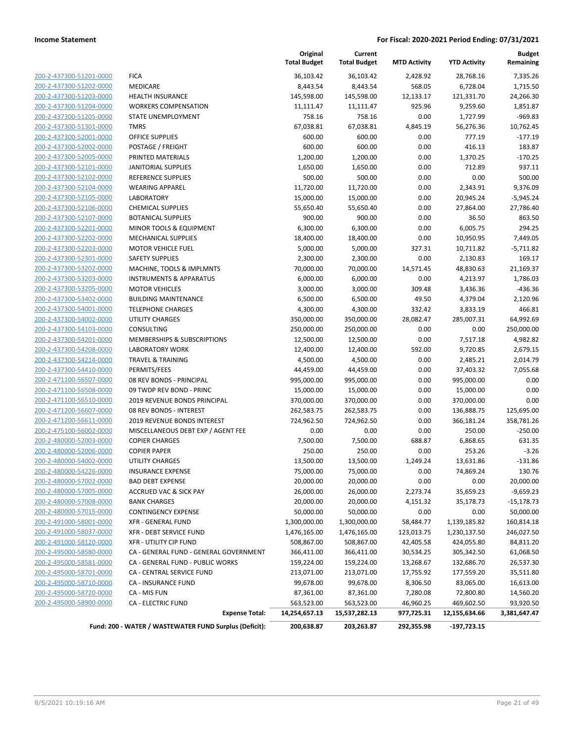**Income Statement** — **For Fiscal: 2020-2021 Period Ending: 07/31/2021**

| | | Original Total Budget | Current Total Budget | MTD Activity | YTD Activity | Budget Remaining |
|---|---|---|---|---|---|---|
| 200-2-437300-51201-0000 | FICA | 36,103.42 | 36,103.42 | 2,428.92 | 28,768.16 | 7,335.26 |
| 200-2-437300-51202-0000 | MEDICARE | 8,443.54 | 8,443.54 | 568.05 | 6,728.04 | 1,715.50 |
| 200-2-437300-51203-0000 | HEALTH INSURANCE | 145,598.00 | 145,598.00 | 12,133.17 | 121,331.70 | 24,266.30 |
| 200-2-437300-51204-0000 | WORKERS COMPENSATION | 11,111.47 | 11,111.47 | 925.96 | 9,259.60 | 1,851.87 |
| 200-2-437300-51205-0000 | STATE UNEMPLOYMENT | 758.16 | 758.16 | 0.00 | 1,727.99 | -969.83 |
| 200-2-437300-51301-0000 | TMRS | 67,038.81 | 67,038.81 | 4,845.19 | 56,276.36 | 10,762.45 |
| 200-2-437300-52001-0000 | OFFICE SUPPLIES | 600.00 | 600.00 | 0.00 | 777.19 | -177.19 |
| 200-2-437300-52002-0000 | POSTAGE / FREIGHT | 600.00 | 600.00 | 0.00 | 416.13 | 183.87 |
| 200-2-437300-52005-0000 | PRINTED MATERIALS | 1,200.00 | 1,200.00 | 0.00 | 1,370.25 | -170.25 |
| 200-2-437300-52101-0000 | JANITORIAL SUPPLIES | 1,650.00 | 1,650.00 | 0.00 | 712.89 | 937.11 |
| 200-2-437300-52102-0000 | REFERENCE SUPPLIES | 500.00 | 500.00 | 0.00 | 0.00 | 500.00 |
| 200-2-437300-52104-0000 | WEARING APPAREL | 11,720.00 | 11,720.00 | 0.00 | 2,343.91 | 9,376.09 |
| 200-2-437300-52105-0000 | LABORATORY | 15,000.00 | 15,000.00 | 0.00 | 20,945.24 | -5,945.24 |
| 200-2-437300-52106-0000 | CHEMICAL SUPPLIES | 55,650.40 | 55,650.40 | 0.00 | 27,864.00 | 27,786.40 |
| 200-2-437300-52107-0000 | BOTANICAL SUPPLIES | 900.00 | 900.00 | 0.00 | 36.50 | 863.50 |
| 200-2-437300-52201-0000 | MINOR TOOLS & EQUIPMENT | 6,300.00 | 6,300.00 | 0.00 | 6,005.75 | 294.25 |
| 200-2-437300-52202-0000 | MECHANICAL SUPPLIES | 18,400.00 | 18,400.00 | 0.00 | 10,950.95 | 7,449.05 |
| 200-2-437300-52203-0000 | MOTOR VEHICLE FUEL | 5,000.00 | 5,000.00 | 327.31 | 10,711.82 | -5,711.82 |
| 200-2-437300-52301-0000 | SAFETY SUPPLIES | 2,300.00 | 2,300.00 | 0.00 | 2,130.83 | 169.17 |
| 200-2-437300-53202-0000 | MACHINE, TOOLS & IMPLMNTS | 70,000.00 | 70,000.00 | 14,571.45 | 48,830.63 | 21,169.37 |
| 200-2-437300-53203-0000 | INSTRUMENTS & APPARATUS | 6,000.00 | 6,000.00 | 0.00 | 4,213.97 | 1,786.03 |
| 200-2-437300-53205-0000 | MOTOR VEHICLES | 3,000.00 | 3,000.00 | 309.48 | 3,436.36 | -436.36 |
| 200-2-437300-53402-0000 | BUILDING MAINTENANCE | 6,500.00 | 6,500.00 | 49.50 | 4,379.04 | 2,120.96 |
| 200-2-437300-54001-0000 | TELEPHONE CHARGES | 4,300.00 | 4,300.00 | 332.42 | 3,833.19 | 466.81 |
| 200-2-437300-54002-0000 | UTILITY CHARGES | 350,000.00 | 350,000.00 | 28,082.47 | 285,007.31 | 64,992.69 |
| 200-2-437300-54103-0000 | CONSULTING | 250,000.00 | 250,000.00 | 0.00 | 0.00 | 250,000.00 |
| 200-2-437300-54201-0000 | MEMBERSHIPS & SUBSCRIPTIONS | 12,500.00 | 12,500.00 | 0.00 | 7,517.18 | 4,982.82 |
| 200-2-437300-54208-0000 | LABORATORY WORK | 12,400.00 | 12,400.00 | 592.00 | 9,720.85 | 2,679.15 |
| 200-2-437300-54214-0000 | TRAVEL & TRAINING | 4,500.00 | 4,500.00 | 0.00 | 2,485.21 | 2,014.79 |
| 200-2-437300-54410-0000 | PERMITS/FEES | 44,459.00 | 44,459.00 | 0.00 | 37,403.32 | 7,055.68 |
| 200-2-471100-56507-0000 | 08 REV BONDS - PRINCIPAL | 995,000.00 | 995,000.00 | 0.00 | 995,000.00 | 0.00 |
| 200-2-471100-56508-0000 | 09 TWDP REV BOND - PRINC | 15,000.00 | 15,000.00 | 0.00 | 15,000.00 | 0.00 |
| 200-2-471100-56510-0000 | 2019 REVENUE BONDS PRINCIPAL | 370,000.00 | 370,000.00 | 0.00 | 370,000.00 | 0.00 |
| 200-2-471200-56607-0000 | 08 REV BONDS - INTEREST | 262,583.75 | 262,583.75 | 0.00 | 136,888.75 | 125,695.00 |
| 200-2-471200-56611-0000 | 2019 REVENUE BONDS INTEREST | 724,962.50 | 724,962.50 | 0.00 | 366,181.24 | 358,781.26 |
| 200-2-475100-56002-0000 | MISCELLANEOUS DEBT EXP / AGENT FEE | 0.00 | 0.00 | 0.00 | 250.00 | -250.00 |
| 200-2-480000-52003-0000 | COPIER CHARGES | 7,500.00 | 7,500.00 | 688.87 | 6,868.65 | 631.35 |
| 200-2-480000-52006-0000 | COPIER PAPER | 250.00 | 250.00 | 0.00 | 253.26 | -3.26 |
| 200-2-480000-54002-0000 | UTILITY CHARGES | 13,500.00 | 13,500.00 | 1,249.24 | 13,631.86 | -131.86 |
| 200-2-480000-54226-0000 | INSURANCE EXPENSE | 75,000.00 | 75,000.00 | 0.00 | 74,869.24 | 130.76 |
| 200-2-480000-57002-0000 | BAD DEBT EXPENSE | 20,000.00 | 20,000.00 | 0.00 | 0.00 | 20,000.00 |
| 200-2-480000-57005-0000 | ACCRUED VAC & SICK PAY | 26,000.00 | 26,000.00 | 2,273.74 | 35,659.23 | -9,659.23 |
| 200-2-480000-57008-0000 | BANK CHARGES | 20,000.00 | 20,000.00 | 4,151.32 | 35,178.73 | -15,178.73 |
| 200-2-480000-57015-0000 | CONTINGENCY EXPENSE | 50,000.00 | 50,000.00 | 0.00 | 0.00 | 50,000.00 |
| 200-2-491000-58001-0000 | XFR - GENERAL FUND | 1,300,000.00 | 1,300,000.00 | 58,484.77 | 1,139,185.82 | 160,814.18 |
| 200-2-491000-58037-0000 | XFR - DEBT SERVICE FUND | 1,476,165.00 | 1,476,165.00 | 123,013.75 | 1,230,137.50 | 246,027.50 |
| 200-2-491000-58120-0000 | XFR - UTILITY CIP FUND | 508,867.00 | 508,867.00 | 42,405.58 | 424,055.80 | 84,811.20 |
| 200-2-495000-58580-0000 | CA - GENERAL FUND - GENERAL GOVERNMENT | 366,411.00 | 366,411.00 | 30,534.25 | 305,342.50 | 61,068.50 |
| 200-2-495000-58581-0000 | CA - GENERAL FUND - PUBLIC WORKS | 159,224.00 | 159,224.00 | 13,268.67 | 132,686.70 | 26,537.30 |
| 200-2-495000-58701-0000 | CA - CENTRAL SERVICE FUND | 213,071.00 | 213,071.00 | 17,755.92 | 177,559.20 | 35,511.80 |
| 200-2-495000-58710-0000 | CA - INSURANCE FUND | 99,678.00 | 99,678.00 | 8,306.50 | 83,065.00 | 16,613.00 |
| 200-2-495000-58720-0000 | CA - MIS FUN | 87,361.00 | 87,361.00 | 7,280.08 | 72,800.80 | 14,560.20 |
| 200-2-495000-58900-0000 | CA - ELECTRIC FUND | 563,523.00 | 563,523.00 | 46,960.25 | 469,602.50 | 93,920.50 |
| | **Expense Total:** | **14,254,657.13** | **15,537,282.13** | **977,725.31** | **12,155,634.66** | **3,381,647.47** |
| | **Fund: 200 - WATER / WASTEWATER FUND Surplus (Deficit):** | **200,638.87** | **203,263.87** | **292,355.98** | **-197,723.15** | |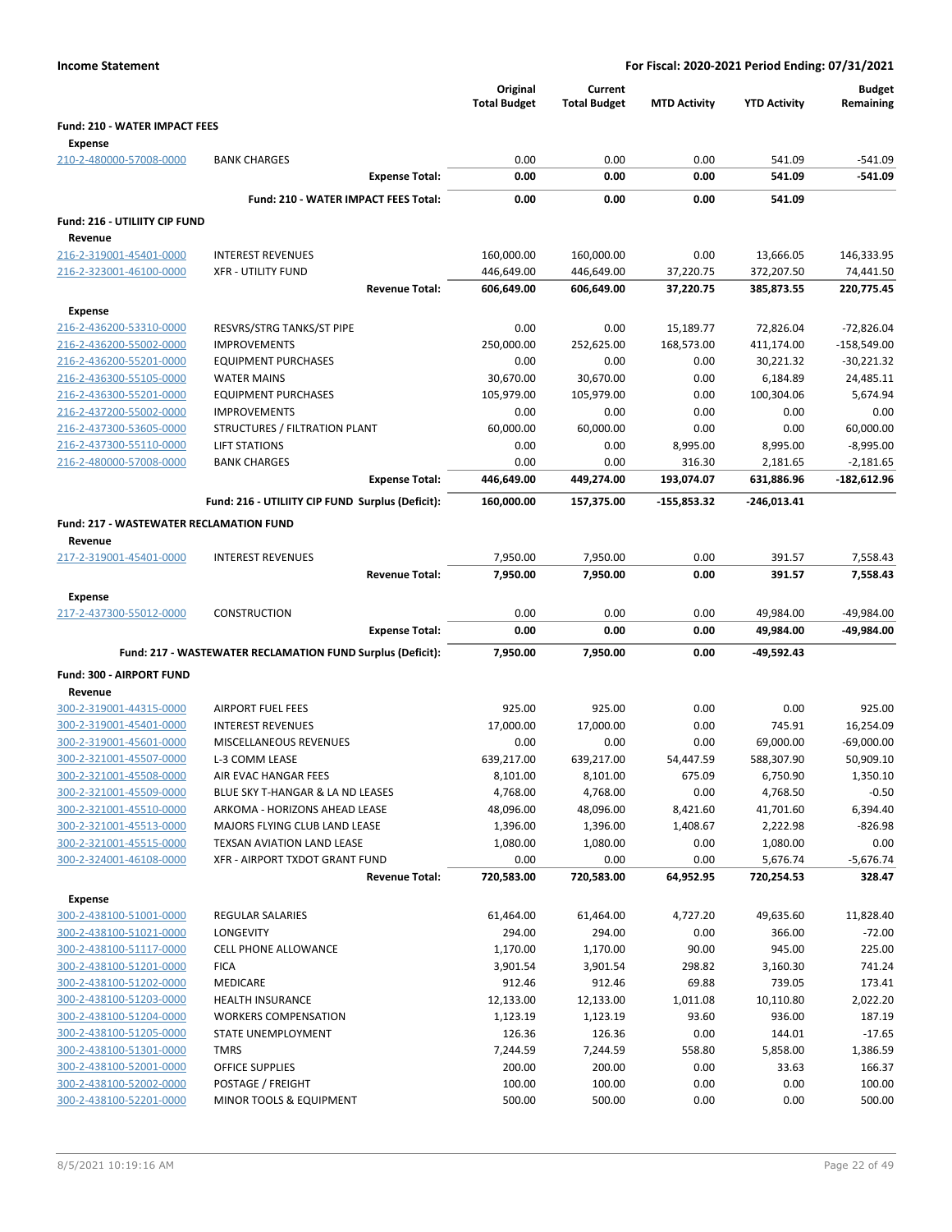**Income Statement** — For Fiscal: 2020-2021 Period Ending: 07/31/2021

| | | Original Total Budget | Current Total Budget | MTD Activity | YTD Activity | Budget Remaining |
|---|---|---|---|---|---|---|
| **Fund: 210 - WATER IMPACT FEES** | | | | | | |
| **Expense** | | | | | | |
| 210-2-480000-57008-0000 | BANK CHARGES | 0.00 | 0.00 | 0.00 | 541.09 | -541.09 |
| | **Expense Total:** | **0.00** | **0.00** | **0.00** | **541.09** | **-541.09** |
| | **Fund: 210 - WATER IMPACT FEES Total:** | **0.00** | **0.00** | **0.00** | **541.09** | |
| **Fund: 216 - UTILIITY CIP FUND** | | | | | | |
| **Revenue** | | | | | | |
| 216-2-319001-45401-0000 | INTEREST REVENUES | 160,000.00 | 160,000.00 | 0.00 | 13,666.05 | 146,333.95 |
| 216-2-323001-46100-0000 | XFR - UTILITY FUND | 446,649.00 | 446,649.00 | 37,220.75 | 372,207.50 | 74,441.50 |
| | **Revenue Total:** | **606,649.00** | **606,649.00** | **37,220.75** | **385,873.55** | **220,775.45** |
| **Expense** | | | | | | |
| 216-2-436200-53310-0000 | RESVRS/STRG TANKS/ST PIPE | 0.00 | 0.00 | 15,189.77 | 72,826.04 | -72,826.04 |
| 216-2-436200-55002-0000 | IMPROVEMENTS | 250,000.00 | 252,625.00 | 168,573.00 | 411,174.00 | -158,549.00 |
| 216-2-436200-55201-0000 | EQUIPMENT PURCHASES | 0.00 | 0.00 | 0.00 | 30,221.32 | -30,221.32 |
| 216-2-436300-55105-0000 | WATER MAINS | 30,670.00 | 30,670.00 | 0.00 | 6,184.89 | 24,485.11 |
| 216-2-436300-55201-0000 | EQUIPMENT PURCHASES | 105,979.00 | 105,979.00 | 0.00 | 100,304.06 | 5,674.94 |
| 216-2-437200-55002-0000 | IMPROVEMENTS | 0.00 | 0.00 | 0.00 | 0.00 | 0.00 |
| 216-2-437300-53605-0000 | STRUCTURES / FILTRATION PLANT | 60,000.00 | 60,000.00 | 0.00 | 0.00 | 60,000.00 |
| 216-2-437300-55110-0000 | LIFT STATIONS | 0.00 | 0.00 | 8,995.00 | 8,995.00 | -8,995.00 |
| 216-2-480000-57008-0000 | BANK CHARGES | 0.00 | 0.00 | 316.30 | 2,181.65 | -2,181.65 |
| | **Expense Total:** | **446,649.00** | **449,274.00** | **193,074.07** | **631,886.96** | **-182,612.96** |
| | **Fund: 216 - UTILIITY CIP FUND Surplus (Deficit):** | **160,000.00** | **157,375.00** | **-155,853.32** | **-246,013.41** | |
| **Fund: 217 - WASTEWATER RECLAMATION FUND** | | | | | | |
| **Revenue** | | | | | | |
| 217-2-319001-45401-0000 | INTEREST REVENUES | 7,950.00 | 7,950.00 | 0.00 | 391.57 | 7,558.43 |
| | **Revenue Total:** | **7,950.00** | **7,950.00** | **0.00** | **391.57** | **7,558.43** |
| **Expense** | | | | | | |
| 217-2-437300-55012-0000 | CONSTRUCTION | 0.00 | 0.00 | 0.00 | 49,984.00 | -49,984.00 |
| | **Expense Total:** | **0.00** | **0.00** | **0.00** | **49,984.00** | **-49,984.00** |
| | **Fund: 217 - WASTEWATER RECLAMATION FUND Surplus (Deficit):** | **7,950.00** | **7,950.00** | **0.00** | **-49,592.43** | |
| **Fund: 300 - AIRPORT FUND** | | | | | | |
| **Revenue** | | | | | | |
| 300-2-319001-44315-0000 | AIRPORT FUEL FEES | 925.00 | 925.00 | 0.00 | 0.00 | 925.00 |
| 300-2-319001-45401-0000 | INTEREST REVENUES | 17,000.00 | 17,000.00 | 0.00 | 745.91 | 16,254.09 |
| 300-2-319001-45601-0000 | MISCELLANEOUS REVENUES | 0.00 | 0.00 | 0.00 | 69,000.00 | -69,000.00 |
| 300-2-321001-45507-0000 | L-3 COMM LEASE | 639,217.00 | 639,217.00 | 54,447.59 | 588,307.90 | 50,909.10 |
| 300-2-321001-45508-0000 | AIR EVAC HANGAR FEES | 8,101.00 | 8,101.00 | 675.09 | 6,750.90 | 1,350.10 |
| 300-2-321001-45509-0000 | BLUE SKY T-HANGAR & LA ND LEASES | 4,768.00 | 4,768.00 | 0.00 | 4,768.50 | -0.50 |
| 300-2-321001-45510-0000 | ARKOMA - HORIZONS AHEAD LEASE | 48,096.00 | 48,096.00 | 8,421.60 | 41,701.60 | 6,394.40 |
| 300-2-321001-45513-0000 | MAJORS FLYING CLUB LAND LEASE | 1,396.00 | 1,396.00 | 1,408.67 | 2,222.98 | -826.98 |
| 300-2-321001-45515-0000 | TEXSAN AVIATION LAND LEASE | 1,080.00 | 1,080.00 | 0.00 | 1,080.00 | 0.00 |
| 300-2-324001-46108-0000 | XFR - AIRPORT TXDOT GRANT FUND | 0.00 | 0.00 | 0.00 | 5,676.74 | -5,676.74 |
| | **Revenue Total:** | **720,583.00** | **720,583.00** | **64,952.95** | **720,254.53** | **328.47** |
| **Expense** | | | | | | |
| 300-2-438100-51001-0000 | REGULAR SALARIES | 61,464.00 | 61,464.00 | 4,727.20 | 49,635.60 | 11,828.40 |
| 300-2-438100-51021-0000 | LONGEVITY | 294.00 | 294.00 | 0.00 | 366.00 | -72.00 |
| 300-2-438100-51117-0000 | CELL PHONE ALLOWANCE | 1,170.00 | 1,170.00 | 90.00 | 945.00 | 225.00 |
| 300-2-438100-51201-0000 | FICA | 3,901.54 | 3,901.54 | 298.82 | 3,160.30 | 741.24 |
| 300-2-438100-51202-0000 | MEDICARE | 912.46 | 912.46 | 69.88 | 739.05 | 173.41 |
| 300-2-438100-51203-0000 | HEALTH INSURANCE | 12,133.00 | 12,133.00 | 1,011.08 | 10,110.80 | 2,022.20 |
| 300-2-438100-51204-0000 | WORKERS COMPENSATION | 1,123.19 | 1,123.19 | 93.60 | 936.00 | 187.19 |
| 300-2-438100-51205-0000 | STATE UNEMPLOYMENT | 126.36 | 126.36 | 0.00 | 144.01 | -17.65 |
| 300-2-438100-51301-0000 | TMRS | 7,244.59 | 7,244.59 | 558.80 | 5,858.00 | 1,386.59 |
| 300-2-438100-52001-0000 | OFFICE SUPPLIES | 200.00 | 200.00 | 0.00 | 33.63 | 166.37 |
| 300-2-438100-52002-0000 | POSTAGE / FREIGHT | 100.00 | 100.00 | 0.00 | 0.00 | 100.00 |
| 300-2-438100-52201-0000 | MINOR TOOLS & EQUIPMENT | 500.00 | 500.00 | 0.00 | 0.00 | 500.00 |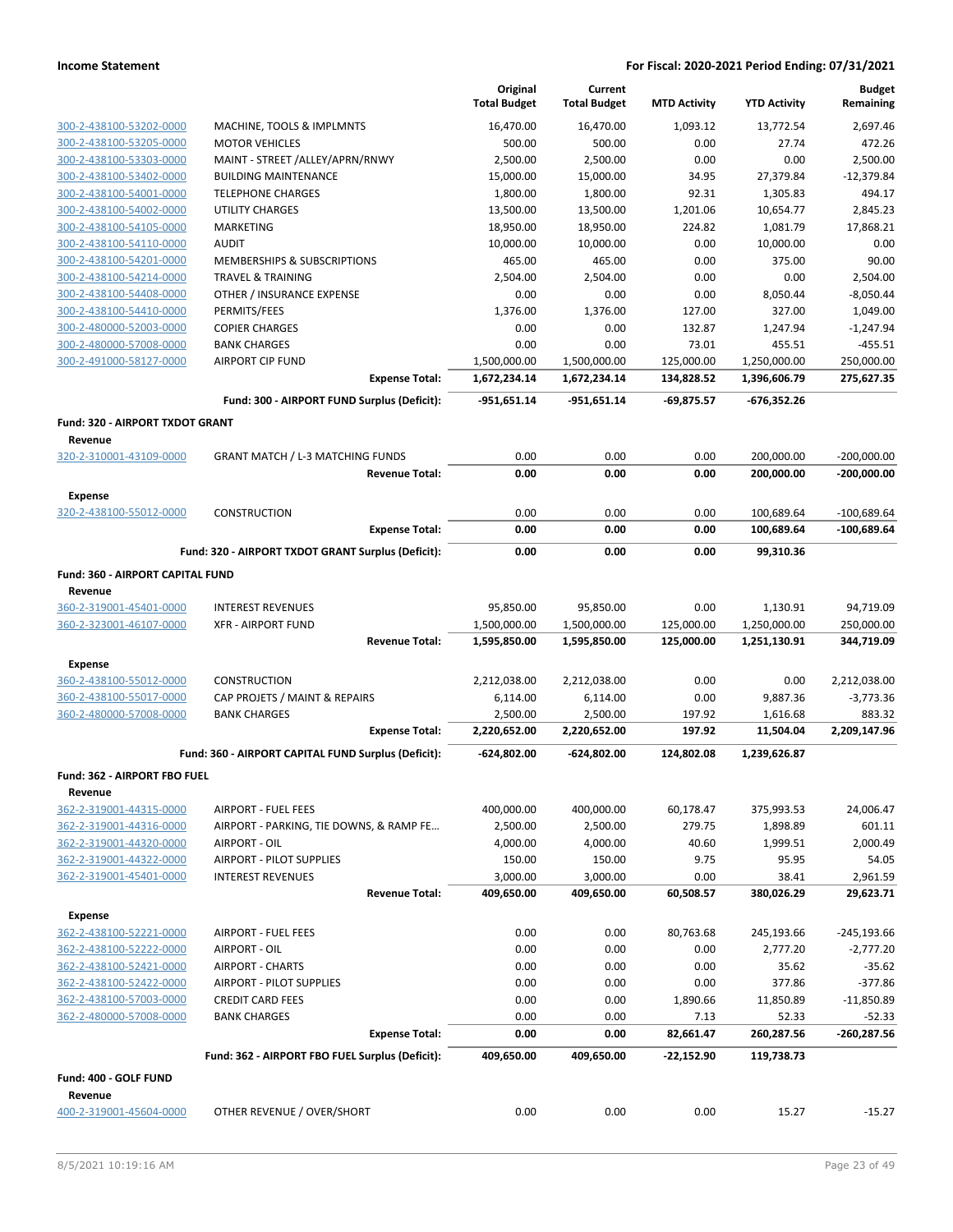**Income Statement** — For Fiscal: 2020-2021 Period Ending: 07/31/2021

| | | Original Total Budget | Current Total Budget | MTD Activity | YTD Activity | Budget Remaining |
|---|---|---|---|---|---|---|
| 300-2-438100-53202-0000 | MACHINE, TOOLS & IMPLMNTS | 16,470.00 | 16,470.00 | 1,093.12 | 13,772.54 | 2,697.46 |
| 300-2-438100-53205-0000 | MOTOR VEHICLES | 500.00 | 500.00 | 0.00 | 27.74 | 472.26 |
| 300-2-438100-53303-0000 | MAINT - STREET /ALLEY/APRN/RNWY | 2,500.00 | 2,500.00 | 0.00 | 0.00 | 2,500.00 |
| 300-2-438100-53402-0000 | BUILDING MAINTENANCE | 15,000.00 | 15,000.00 | 34.95 | 27,379.84 | -12,379.84 |
| 300-2-438100-54001-0000 | TELEPHONE CHARGES | 1,800.00 | 1,800.00 | 92.31 | 1,305.83 | 494.17 |
| 300-2-438100-54002-0000 | UTILITY CHARGES | 13,500.00 | 13,500.00 | 1,201.06 | 10,654.77 | 2,845.23 |
| 300-2-438100-54105-0000 | MARKETING | 18,950.00 | 18,950.00 | 224.82 | 1,081.79 | 17,868.21 |
| 300-2-438100-54110-0000 | AUDIT | 10,000.00 | 10,000.00 | 0.00 | 10,000.00 | 0.00 |
| 300-2-438100-54201-0000 | MEMBERSHIPS & SUBSCRIPTIONS | 465.00 | 465.00 | 0.00 | 375.00 | 90.00 |
| 300-2-438100-54214-0000 | TRAVEL & TRAINING | 2,504.00 | 2,504.00 | 0.00 | 0.00 | 2,504.00 |
| 300-2-438100-54408-0000 | OTHER / INSURANCE EXPENSE | 0.00 | 0.00 | 0.00 | 8,050.44 | -8,050.44 |
| 300-2-438100-54410-0000 | PERMITS/FEES | 1,376.00 | 1,376.00 | 127.00 | 327.00 | 1,049.00 |
| 300-2-480000-52003-0000 | COPIER CHARGES | 0.00 | 0.00 | 132.87 | 1,247.94 | -1,247.94 |
| 300-2-480000-57008-0000 | BANK CHARGES | 0.00 | 0.00 | 73.01 | 455.51 | -455.51 |
| 300-2-491000-58127-0000 | AIRPORT CIP FUND | 1,500,000.00 | 1,500,000.00 | 125,000.00 | 1,250,000.00 | 250,000.00 |
| | **Expense Total:** | **1,672,234.14** | **1,672,234.14** | **134,828.52** | **1,396,606.79** | **275,627.35** |
| | **Fund: 300 - AIRPORT FUND Surplus (Deficit):** | **-951,651.14** | **-951,651.14** | **-69,875.57** | **-676,352.26** | |
| **Fund: 320 - AIRPORT TXDOT GRANT** | | | | | | |
| **Revenue** | | | | | | |
| 320-2-310001-43109-0000 | GRANT MATCH / L-3 MATCHING FUNDS | 0.00 | 0.00 | 0.00 | 200,000.00 | -200,000.00 |
| | **Revenue Total:** | **0.00** | **0.00** | **0.00** | **200,000.00** | **-200,000.00** |
| **Expense** | | | | | | |
| 320-2-438100-55012-0000 | CONSTRUCTION | 0.00 | 0.00 | 0.00 | 100,689.64 | -100,689.64 |
| | **Expense Total:** | **0.00** | **0.00** | **0.00** | **100,689.64** | **-100,689.64** |
| | **Fund: 320 - AIRPORT TXDOT GRANT Surplus (Deficit):** | **0.00** | **0.00** | **0.00** | **99,310.36** | |
| **Fund: 360 - AIRPORT CAPITAL FUND** | | | | | | |
| **Revenue** | | | | | | |
| 360-2-319001-45401-0000 | INTEREST REVENUES | 95,850.00 | 95,850.00 | 0.00 | 1,130.91 | 94,719.09 |
| 360-2-323001-46107-0000 | XFR - AIRPORT FUND | 1,500,000.00 | 1,500,000.00 | 125,000.00 | 1,250,000.00 | 250,000.00 |
| | **Revenue Total:** | **1,595,850.00** | **1,595,850.00** | **125,000.00** | **1,251,130.91** | **344,719.09** |
| **Expense** | | | | | | |
| 360-2-438100-55012-0000 | CONSTRUCTION | 2,212,038.00 | 2,212,038.00 | 0.00 | 0.00 | 2,212,038.00 |
| 360-2-438100-55017-0000 | CAP PROJETS / MAINT & REPAIRS | 6,114.00 | 6,114.00 | 0.00 | 9,887.36 | -3,773.36 |
| 360-2-480000-57008-0000 | BANK CHARGES | 2,500.00 | 2,500.00 | 197.92 | 1,616.68 | 883.32 |
| | **Expense Total:** | **2,220,652.00** | **2,220,652.00** | **197.92** | **11,504.04** | **2,209,147.96** |
| | **Fund: 360 - AIRPORT CAPITAL FUND Surplus (Deficit):** | **-624,802.00** | **-624,802.00** | **124,802.08** | **1,239,626.87** | |
| **Fund: 362 - AIRPORT FBO FUEL** | | | | | | |
| **Revenue** | | | | | | |
| 362-2-319001-44315-0000 | AIRPORT - FUEL FEES | 400,000.00 | 400,000.00 | 60,178.47 | 375,993.53 | 24,006.47 |
| 362-2-319001-44316-0000 | AIRPORT - PARKING, TIE DOWNS, & RAMP FE... | 2,500.00 | 2,500.00 | 279.75 | 1,898.89 | 601.11 |
| 362-2-319001-44320-0000 | AIRPORT - OIL | 4,000.00 | 4,000.00 | 40.60 | 1,999.51 | 2,000.49 |
| 362-2-319001-44322-0000 | AIRPORT - PILOT SUPPLIES | 150.00 | 150.00 | 9.75 | 95.95 | 54.05 |
| 362-2-319001-45401-0000 | INTEREST REVENUES | 3,000.00 | 3,000.00 | 0.00 | 38.41 | 2,961.59 |
| | **Revenue Total:** | **409,650.00** | **409,650.00** | **60,508.57** | **380,026.29** | **29,623.71** |
| **Expense** | | | | | | |
| 362-2-438100-52221-0000 | AIRPORT - FUEL FEES | 0.00 | 0.00 | 80,763.68 | 245,193.66 | -245,193.66 |
| 362-2-438100-52222-0000 | AIRPORT - OIL | 0.00 | 0.00 | 0.00 | 2,777.20 | -2,777.20 |
| 362-2-438100-52421-0000 | AIRPORT - CHARTS | 0.00 | 0.00 | 0.00 | 35.62 | -35.62 |
| 362-2-438100-52422-0000 | AIRPORT - PILOT SUPPLIES | 0.00 | 0.00 | 0.00 | 377.86 | -377.86 |
| 362-2-438100-57003-0000 | CREDIT CARD FEES | 0.00 | 0.00 | 1,890.66 | 11,850.89 | -11,850.89 |
| 362-2-480000-57008-0000 | BANK CHARGES | 0.00 | 0.00 | 7.13 | 52.33 | -52.33 |
| | **Expense Total:** | **0.00** | **0.00** | **82,661.47** | **260,287.56** | **-260,287.56** |
| | **Fund: 362 - AIRPORT FBO FUEL Surplus (Deficit):** | **409,650.00** | **409,650.00** | **-22,152.90** | **119,738.73** | |
| **Fund: 400 - GOLF FUND** | | | | | | |
| **Revenue** | | | | | | |
| 400-2-319001-45604-0000 | OTHER REVENUE / OVER/SHORT | 0.00 | 0.00 | 0.00 | 15.27 | -15.27 |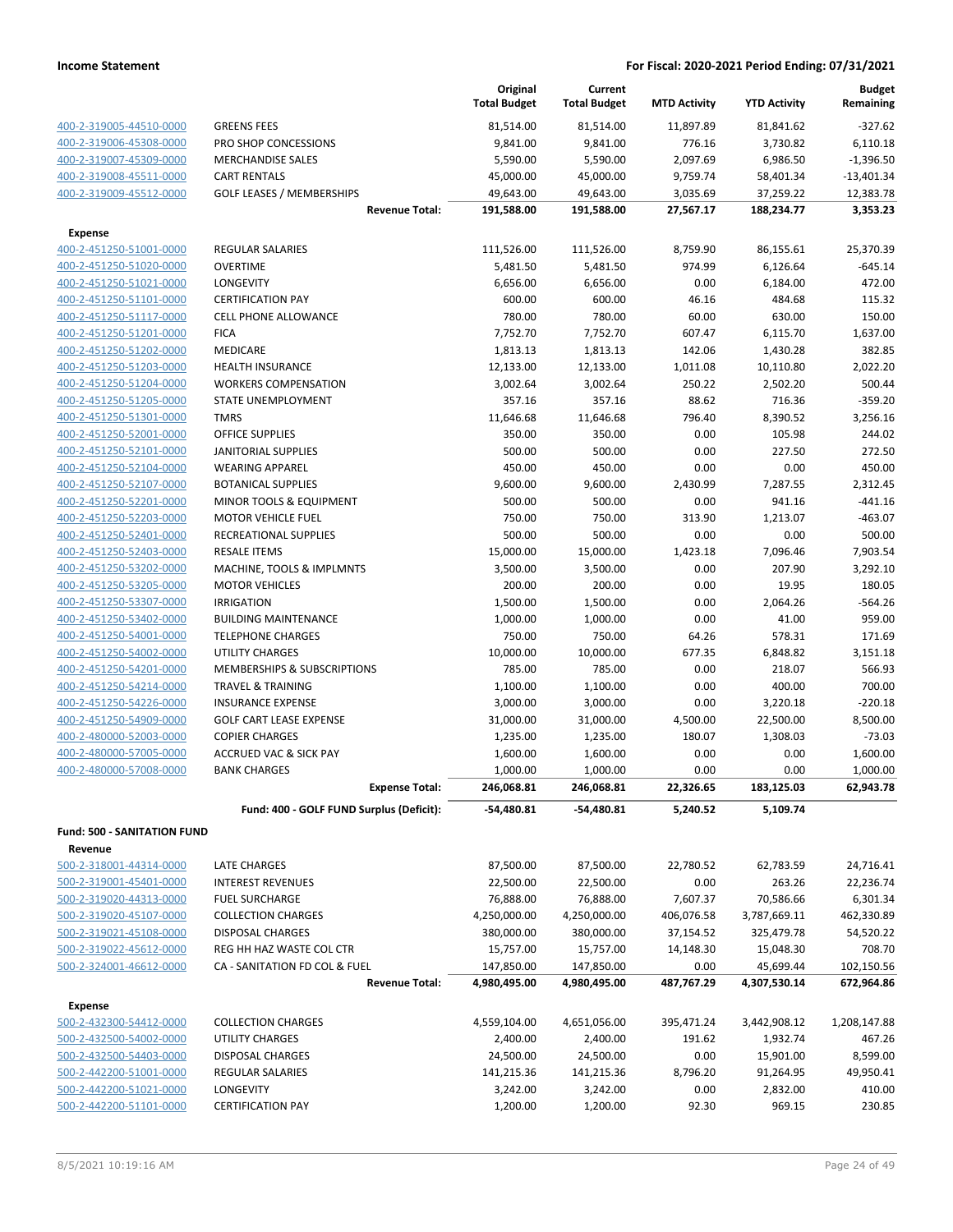**Income Statement** | **For Fiscal: 2020-2021 Period Ending: 07/31/2021**

| | | Original Total Budget | Current Total Budget | MTD Activity | YTD Activity | Budget Remaining |
|---|---|---|---|---|---|---|
| 400-2-319005-44510-0000 | GREENS FEES | 81,514.00 | 81,514.00 | 11,897.89 | 81,841.62 | -327.62 |
| 400-2-319006-45308-0000 | PRO SHOP CONCESSIONS | 9,841.00 | 9,841.00 | 776.16 | 3,730.82 | 6,110.18 |
| 400-2-319007-45309-0000 | MERCHANDISE SALES | 5,590.00 | 5,590.00 | 2,097.69 | 6,986.50 | -1,396.50 |
| 400-2-319008-45511-0000 | CART RENTALS | 45,000.00 | 45,000.00 | 9,759.74 | 58,401.34 | -13,401.34 |
| 400-2-319009-45512-0000 | GOLF LEASES / MEMBERSHIPS | 49,643.00 | 49,643.00 | 3,035.69 | 37,259.22 | 12,383.78 |
| | **Revenue Total:** | **191,588.00** | **191,588.00** | **27,567.17** | **188,234.77** | **3,353.23** |
| **Expense** | | | | | | |
| 400-2-451250-51001-0000 | REGULAR SALARIES | 111,526.00 | 111,526.00 | 8,759.90 | 86,155.61 | 25,370.39 |
| 400-2-451250-51020-0000 | OVERTIME | 5,481.50 | 5,481.50 | 974.99 | 6,126.64 | -645.14 |
| 400-2-451250-51021-0000 | LONGEVITY | 6,656.00 | 6,656.00 | 0.00 | 6,184.00 | 472.00 |
| 400-2-451250-51101-0000 | CERTIFICATION PAY | 600.00 | 600.00 | 46.16 | 484.68 | 115.32 |
| 400-2-451250-51117-0000 | CELL PHONE ALLOWANCE | 780.00 | 780.00 | 60.00 | 630.00 | 150.00 |
| 400-2-451250-51201-0000 | FICA | 7,752.70 | 7,752.70 | 607.47 | 6,115.70 | 1,637.00 |
| 400-2-451250-51202-0000 | MEDICARE | 1,813.13 | 1,813.13 | 142.06 | 1,430.28 | 382.85 |
| 400-2-451250-51203-0000 | HEALTH INSURANCE | 12,133.00 | 12,133.00 | 1,011.08 | 10,110.80 | 2,022.20 |
| 400-2-451250-51204-0000 | WORKERS COMPENSATION | 3,002.64 | 3,002.64 | 250.22 | 2,502.20 | 500.44 |
| 400-2-451250-51205-0000 | STATE UNEMPLOYMENT | 357.16 | 357.16 | 88.62 | 716.36 | -359.20 |
| 400-2-451250-51301-0000 | TMRS | 11,646.68 | 11,646.68 | 796.40 | 8,390.52 | 3,256.16 |
| 400-2-451250-52001-0000 | OFFICE SUPPLIES | 350.00 | 350.00 | 0.00 | 105.98 | 244.02 |
| 400-2-451250-52101-0000 | JANITORIAL SUPPLIES | 500.00 | 500.00 | 0.00 | 227.50 | 272.50 |
| 400-2-451250-52104-0000 | WEARING APPAREL | 450.00 | 450.00 | 0.00 | 0.00 | 450.00 |
| 400-2-451250-52107-0000 | BOTANICAL SUPPLIES | 9,600.00 | 9,600.00 | 2,430.99 | 7,287.55 | 2,312.45 |
| 400-2-451250-52201-0000 | MINOR TOOLS & EQUIPMENT | 500.00 | 500.00 | 0.00 | 941.16 | -441.16 |
| 400-2-451250-52203-0000 | MOTOR VEHICLE FUEL | 750.00 | 750.00 | 313.90 | 1,213.07 | -463.07 |
| 400-2-451250-52401-0000 | RECREATIONAL SUPPLIES | 500.00 | 500.00 | 0.00 | 0.00 | 500.00 |
| 400-2-451250-52403-0000 | RESALE ITEMS | 15,000.00 | 15,000.00 | 1,423.18 | 7,096.46 | 7,903.54 |
| 400-2-451250-53202-0000 | MACHINE, TOOLS & IMPLMNTS | 3,500.00 | 3,500.00 | 0.00 | 207.90 | 3,292.10 |
| 400-2-451250-53205-0000 | MOTOR VEHICLES | 200.00 | 200.00 | 0.00 | 19.95 | 180.05 |
| 400-2-451250-53307-0000 | IRRIGATION | 1,500.00 | 1,500.00 | 0.00 | 2,064.26 | -564.26 |
| 400-2-451250-53402-0000 | BUILDING MAINTENANCE | 1,000.00 | 1,000.00 | 0.00 | 41.00 | 959.00 |
| 400-2-451250-54001-0000 | TELEPHONE CHARGES | 750.00 | 750.00 | 64.26 | 578.31 | 171.69 |
| 400-2-451250-54002-0000 | UTILITY CHARGES | 10,000.00 | 10,000.00 | 677.35 | 6,848.82 | 3,151.18 |
| 400-2-451250-54201-0000 | MEMBERSHIPS & SUBSCRIPTIONS | 785.00 | 785.00 | 0.00 | 218.07 | 566.93 |
| 400-2-451250-54214-0000 | TRAVEL & TRAINING | 1,100.00 | 1,100.00 | 0.00 | 400.00 | 700.00 |
| 400-2-451250-54226-0000 | INSURANCE EXPENSE | 3,000.00 | 3,000.00 | 0.00 | 3,220.18 | -220.18 |
| 400-2-451250-54909-0000 | GOLF CART LEASE EXPENSE | 31,000.00 | 31,000.00 | 4,500.00 | 22,500.00 | 8,500.00 |
| 400-2-480000-52003-0000 | COPIER CHARGES | 1,235.00 | 1,235.00 | 180.07 | 1,308.03 | -73.03 |
| 400-2-480000-57005-0000 | ACCRUED VAC & SICK PAY | 1,600.00 | 1,600.00 | 0.00 | 0.00 | 1,600.00 |
| 400-2-480000-57008-0000 | BANK CHARGES | 1,000.00 | 1,000.00 | 0.00 | 0.00 | 1,000.00 |
| | **Expense Total:** | **246,068.81** | **246,068.81** | **22,326.65** | **183,125.03** | **62,943.78** |
| | **Fund: 400 - GOLF FUND Surplus (Deficit):** | **-54,480.81** | **-54,480.81** | **5,240.52** | **5,109.74** | |
| **Fund: 500 - SANITATION FUND** | | | | | | |
| **Revenue** | | | | | | |
| 500-2-318001-44314-0000 | LATE CHARGES | 87,500.00 | 87,500.00 | 22,780.52 | 62,783.59 | 24,716.41 |
| 500-2-319001-45401-0000 | INTEREST REVENUES | 22,500.00 | 22,500.00 | 0.00 | 263.26 | 22,236.74 |
| 500-2-319020-44313-0000 | FUEL SURCHARGE | 76,888.00 | 76,888.00 | 7,607.37 | 70,586.66 | 6,301.34 |
| 500-2-319020-45107-0000 | COLLECTION CHARGES | 4,250,000.00 | 4,250,000.00 | 406,076.58 | 3,787,669.11 | 462,330.89 |
| 500-2-319021-45108-0000 | DISPOSAL CHARGES | 380,000.00 | 380,000.00 | 37,154.52 | 325,479.78 | 54,520.22 |
| 500-2-319022-45612-0000 | REG HH HAZ WASTE COL CTR | 15,757.00 | 15,757.00 | 14,148.30 | 15,048.30 | 708.70 |
| 500-2-324001-46612-0000 | CA - SANITATION FD COL & FUEL | 147,850.00 | 147,850.00 | 0.00 | 45,699.44 | 102,150.56 |
| | **Revenue Total:** | **4,980,495.00** | **4,980,495.00** | **487,767.29** | **4,307,530.14** | **672,964.86** |
| **Expense** | | | | | | |
| 500-2-432300-54412-0000 | COLLECTION CHARGES | 4,559,104.00 | 4,651,056.00 | 395,471.24 | 3,442,908.12 | 1,208,147.88 |
| 500-2-432500-54002-0000 | UTILITY CHARGES | 2,400.00 | 2,400.00 | 191.62 | 1,932.74 | 467.26 |
| 500-2-432500-54403-0000 | DISPOSAL CHARGES | 24,500.00 | 24,500.00 | 0.00 | 15,901.00 | 8,599.00 |
| 500-2-442200-51001-0000 | REGULAR SALARIES | 141,215.36 | 141,215.36 | 8,796.20 | 91,264.95 | 49,950.41 |
| 500-2-442200-51021-0000 | LONGEVITY | 3,242.00 | 3,242.00 | 0.00 | 2,832.00 | 410.00 |
| 500-2-442200-51101-0000 | CERTIFICATION PAY | 1,200.00 | 1,200.00 | 92.30 | 969.15 | 230.85 |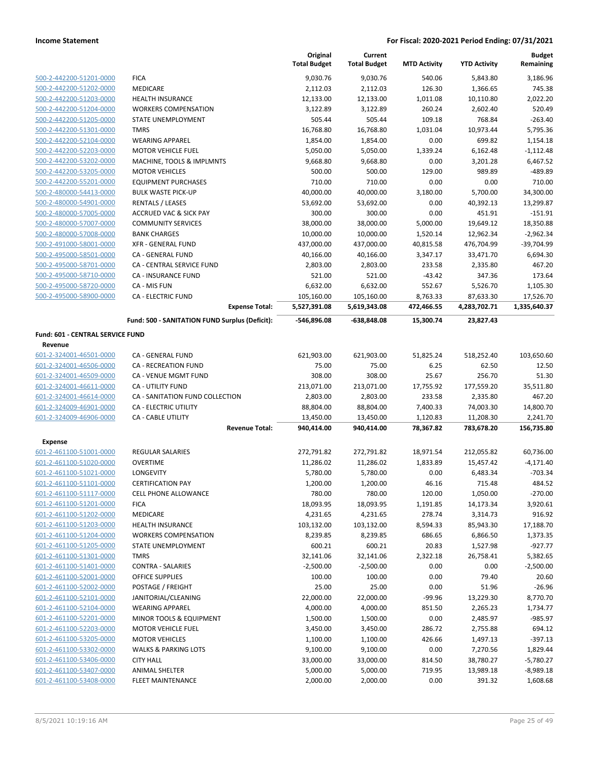**Income Statement** — **For Fiscal: 2020-2021 Period Ending: 07/31/2021**

| | | Original Total Budget | Current Total Budget | MTD Activity | YTD Activity | Budget Remaining |
|---|---|---|---|---|---|---|
| 500-2-442200-51201-0000 | FICA | 9,030.76 | 9,030.76 | 540.06 | 5,843.80 | 3,186.96 |
| 500-2-442200-51202-0000 | MEDICARE | 2,112.03 | 2,112.03 | 126.30 | 1,366.65 | 745.38 |
| 500-2-442200-51203-0000 | HEALTH INSURANCE | 12,133.00 | 12,133.00 | 1,011.08 | 10,110.80 | 2,022.20 |
| 500-2-442200-51204-0000 | WORKERS COMPENSATION | 3,122.89 | 3,122.89 | 260.24 | 2,602.40 | 520.49 |
| 500-2-442200-51205-0000 | STATE UNEMPLOYMENT | 505.44 | 505.44 | 109.18 | 768.84 | -263.40 |
| 500-2-442200-51301-0000 | TMRS | 16,768.80 | 16,768.80 | 1,031.04 | 10,973.44 | 5,795.36 |
| 500-2-442200-52104-0000 | WEARING APPAREL | 1,854.00 | 1,854.00 | 0.00 | 699.82 | 1,154.18 |
| 500-2-442200-52203-0000 | MOTOR VEHICLE FUEL | 5,050.00 | 5,050.00 | 1,339.24 | 6,162.48 | -1,112.48 |
| 500-2-442200-53202-0000 | MACHINE, TOOLS & IMPLMNTS | 9,668.80 | 9,668.80 | 0.00 | 3,201.28 | 6,467.52 |
| 500-2-442200-53205-0000 | MOTOR VEHICLES | 500.00 | 500.00 | 129.00 | 989.89 | -489.89 |
| 500-2-442200-55201-0000 | EQUIPMENT PURCHASES | 710.00 | 710.00 | 0.00 | 0.00 | 710.00 |
| 500-2-480000-54413-0000 | BULK WASTE PICK-UP | 40,000.00 | 40,000.00 | 3,180.00 | 5,700.00 | 34,300.00 |
| 500-2-480000-54901-0000 | RENTALS / LEASES | 53,692.00 | 53,692.00 | 0.00 | 40,392.13 | 13,299.87 |
| 500-2-480000-57005-0000 | ACCRUED VAC & SICK PAY | 300.00 | 300.00 | 0.00 | 451.91 | -151.91 |
| 500-2-480000-57007-0000 | COMMUNITY SERVICES | 38,000.00 | 38,000.00 | 5,000.00 | 19,649.12 | 18,350.88 |
| 500-2-480000-57008-0000 | BANK CHARGES | 10,000.00 | 10,000.00 | 1,520.14 | 12,962.34 | -2,962.34 |
| 500-2-491000-58001-0000 | XFR - GENERAL FUND | 437,000.00 | 437,000.00 | 40,815.58 | 476,704.99 | -39,704.99 |
| 500-2-495000-58501-0000 | CA - GENERAL FUND | 40,166.00 | 40,166.00 | 3,347.17 | 33,471.70 | 6,694.30 |
| 500-2-495000-58701-0000 | CA - CENTRAL SERVICE FUND | 2,803.00 | 2,803.00 | 233.58 | 2,335.80 | 467.20 |
| 500-2-495000-58710-0000 | CA - INSURANCE FUND | 521.00 | 521.00 | -43.42 | 347.36 | 173.64 |
| 500-2-495000-58720-0000 | CA - MIS FUN | 6,632.00 | 6,632.00 | 552.67 | 5,526.70 | 1,105.30 |
| 500-2-495000-58900-0000 | CA - ELECTRIC FUND | 105,160.00 | 105,160.00 | 8,763.33 | 87,633.30 | 17,526.70 |
| | **Expense Total:** | **5,527,391.08** | **5,619,343.08** | **472,466.55** | **4,283,702.71** | **1,335,640.37** |
| | **Fund: 500 - SANITATION FUND Surplus (Deficit):** | **-546,896.08** | **-638,848.08** | **15,300.74** | **23,827.43** | |

**Fund: 601 - CENTRAL SERVICE FUND**

**Revenue**

| | | Original Total Budget | Current Total Budget | MTD Activity | YTD Activity | Budget Remaining |
|---|---|---|---|---|---|---|
| 601-2-324001-46501-0000 | CA - GENERAL FUND | 621,903.00 | 621,903.00 | 51,825.24 | 518,252.40 | 103,650.60 |
| 601-2-324001-46506-0000 | CA - RECREATION FUND | 75.00 | 75.00 | 6.25 | 62.50 | 12.50 |
| 601-2-324001-46509-0000 | CA - VENUE MGMT FUND | 308.00 | 308.00 | 25.67 | 256.70 | 51.30 |
| 601-2-324001-46611-0000 | CA - UTILITY FUND | 213,071.00 | 213,071.00 | 17,755.92 | 177,559.20 | 35,511.80 |
| 601-2-324001-46614-0000 | CA - SANITATION FUND COLLECTION | 2,803.00 | 2,803.00 | 233.58 | 2,335.80 | 467.20 |
| 601-2-324009-46901-0000 | CA - ELECTRIC UTILITY | 88,804.00 | 88,804.00 | 7,400.33 | 74,003.30 | 14,800.70 |
| 601-2-324009-46906-0000 | CA - CABLE UTILITY | 13,450.00 | 13,450.00 | 1,120.83 | 11,208.30 | 2,241.70 |
| | **Revenue Total:** | **940,414.00** | **940,414.00** | **78,367.82** | **783,678.20** | **156,735.80** |

**Expense**

| | | Original Total Budget | Current Total Budget | MTD Activity | YTD Activity | Budget Remaining |
|---|---|---|---|---|---|---|
| 601-2-461100-51001-0000 | REGULAR SALARIES | 272,791.82 | 272,791.82 | 18,971.54 | 212,055.82 | 60,736.00 |
| 601-2-461100-51020-0000 | OVERTIME | 11,286.02 | 11,286.02 | 1,833.89 | 15,457.42 | -4,171.40 |
| 601-2-461100-51021-0000 | LONGEVITY | 5,780.00 | 5,780.00 | 0.00 | 6,483.34 | -703.34 |
| 601-2-461100-51101-0000 | CERTIFICATION PAY | 1,200.00 | 1,200.00 | 46.16 | 715.48 | 484.52 |
| 601-2-461100-51117-0000 | CELL PHONE ALLOWANCE | 780.00 | 780.00 | 120.00 | 1,050.00 | -270.00 |
| 601-2-461100-51201-0000 | FICA | 18,093.95 | 18,093.95 | 1,191.85 | 14,173.34 | 3,920.61 |
| 601-2-461100-51202-0000 | MEDICARE | 4,231.65 | 4,231.65 | 278.74 | 3,314.73 | 916.92 |
| 601-2-461100-51203-0000 | HEALTH INSURANCE | 103,132.00 | 103,132.00 | 8,594.33 | 85,943.30 | 17,188.70 |
| 601-2-461100-51204-0000 | WORKERS COMPENSATION | 8,239.85 | 8,239.85 | 686.65 | 6,866.50 | 1,373.35 |
| 601-2-461100-51205-0000 | STATE UNEMPLOYMENT | 600.21 | 600.21 | 20.83 | 1,527.98 | -927.77 |
| 601-2-461100-51301-0000 | TMRS | 32,141.06 | 32,141.06 | 2,322.18 | 26,758.41 | 5,382.65 |
| 601-2-461100-51401-0000 | CONTRA - SALARIES | -2,500.00 | -2,500.00 | 0.00 | 0.00 | -2,500.00 |
| 601-2-461100-52001-0000 | OFFICE SUPPLIES | 100.00 | 100.00 | 0.00 | 79.40 | 20.60 |
| 601-2-461100-52002-0000 | POSTAGE / FREIGHT | 25.00 | 25.00 | 0.00 | 51.96 | -26.96 |
| 601-2-461100-52101-0000 | JANITORIAL/CLEANING | 22,000.00 | 22,000.00 | -99.96 | 13,229.30 | 8,770.70 |
| 601-2-461100-52104-0000 | WEARING APPAREL | 4,000.00 | 4,000.00 | 851.50 | 2,265.23 | 1,734.77 |
| 601-2-461100-52201-0000 | MINOR TOOLS & EQUIPMENT | 1,500.00 | 1,500.00 | 0.00 | 2,485.97 | -985.97 |
| 601-2-461100-52203-0000 | MOTOR VEHICLE FUEL | 3,450.00 | 3,450.00 | 286.72 | 2,755.88 | 694.12 |
| 601-2-461100-53205-0000 | MOTOR VEHICLES | 1,100.00 | 1,100.00 | 426.66 | 1,497.13 | -397.13 |
| 601-2-461100-53302-0000 | WALKS & PARKING LOTS | 9,100.00 | 9,100.00 | 0.00 | 7,270.56 | 1,829.44 |
| 601-2-461100-53406-0000 | CITY HALL | 33,000.00 | 33,000.00 | 814.50 | 38,780.27 | -5,780.27 |
| 601-2-461100-53407-0000 | ANIMAL SHELTER | 5,000.00 | 5,000.00 | 719.95 | 13,989.18 | -8,989.18 |
| 601-2-461100-53408-0000 | FLEET MAINTENANCE | 2,000.00 | 2,000.00 | 0.00 | 391.32 | 1,608.68 |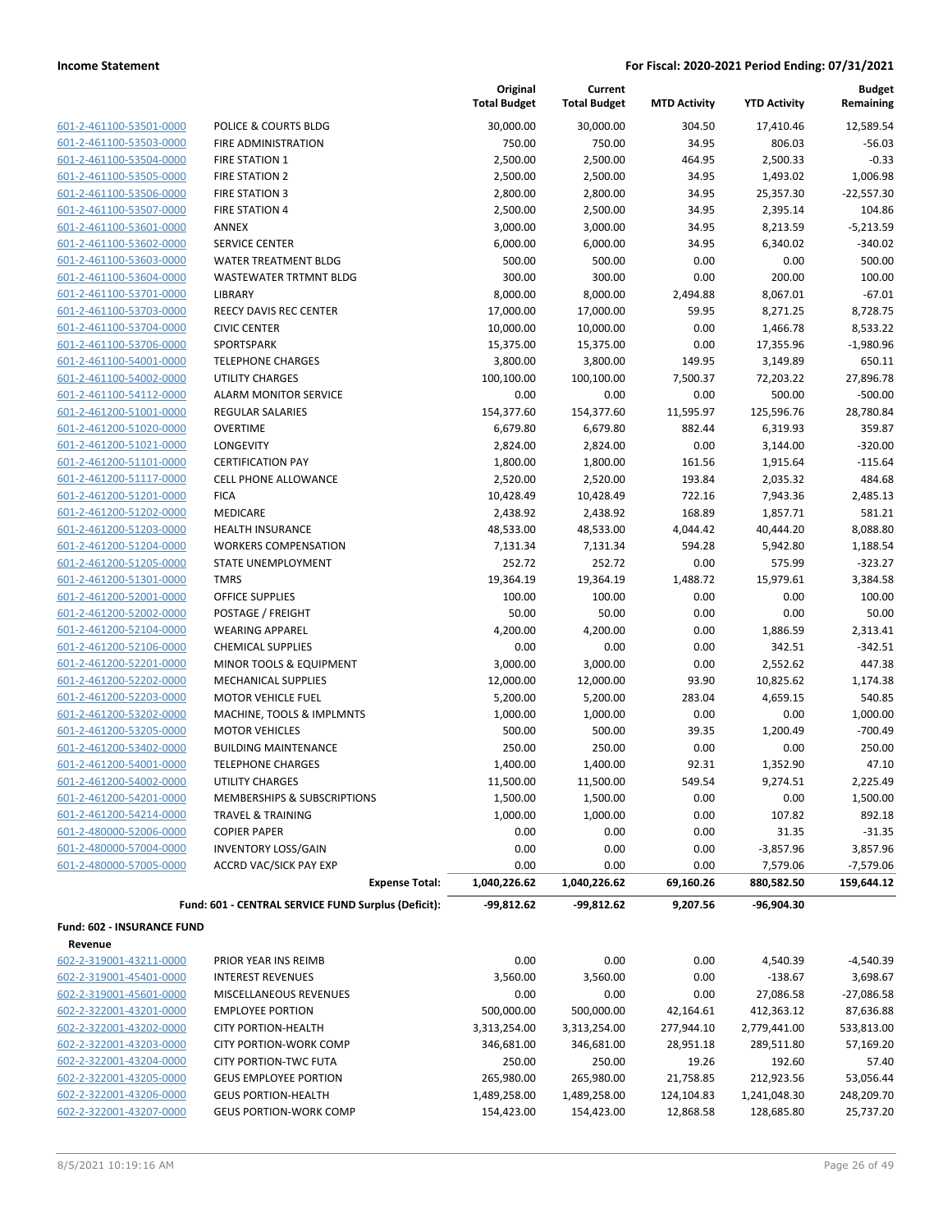| | | Original Total Budget | Current Total Budget | MTD Activity | YTD Activity | Budget Remaining |
|---|---|---|---|---|---|---|
| 601-2-461100-53501-0000 | POLICE & COURTS BLDG | 30,000.00 | 30,000.00 | 304.50 | 17,410.46 | 12,589.54 |
| 601-2-461100-53503-0000 | FIRE ADMINISTRATION | 750.00 | 750.00 | 34.95 | 806.03 | -56.03 |
| 601-2-461100-53504-0000 | FIRE STATION 1 | 2,500.00 | 2,500.00 | 464.95 | 2,500.33 | -0.33 |
| 601-2-461100-53505-0000 | FIRE STATION 2 | 2,500.00 | 2,500.00 | 34.95 | 1,493.02 | 1,006.98 |
| 601-2-461100-53506-0000 | FIRE STATION 3 | 2,800.00 | 2,800.00 | 34.95 | 25,357.30 | -22,557.30 |
| 601-2-461100-53507-0000 | FIRE STATION 4 | 2,500.00 | 2,500.00 | 34.95 | 2,395.14 | 104.86 |
| 601-2-461100-53601-0000 | ANNEX | 3,000.00 | 3,000.00 | 34.95 | 8,213.59 | -5,213.59 |
| 601-2-461100-53602-0000 | SERVICE CENTER | 6,000.00 | 6,000.00 | 34.95 | 6,340.02 | -340.02 |
| 601-2-461100-53603-0000 | WATER TREATMENT BLDG | 500.00 | 500.00 | 0.00 | 0.00 | 500.00 |
| 601-2-461100-53604-0000 | WASTEWATER TRTMNT BLDG | 300.00 | 300.00 | 0.00 | 200.00 | 100.00 |
| 601-2-461100-53701-0000 | LIBRARY | 8,000.00 | 8,000.00 | 2,494.88 | 8,067.01 | -67.01 |
| 601-2-461100-53703-0000 | REECY DAVIS REC CENTER | 17,000.00 | 17,000.00 | 59.95 | 8,271.25 | 8,728.75 |
| 601-2-461100-53704-0000 | CIVIC CENTER | 10,000.00 | 10,000.00 | 0.00 | 1,466.78 | 8,533.22 |
| 601-2-461100-53706-0000 | SPORTSPARK | 15,375.00 | 15,375.00 | 0.00 | 17,355.96 | -1,980.96 |
| 601-2-461100-54001-0000 | TELEPHONE CHARGES | 3,800.00 | 3,800.00 | 149.95 | 3,149.89 | 650.11 |
| 601-2-461100-54002-0000 | UTILITY CHARGES | 100,100.00 | 100,100.00 | 7,500.37 | 72,203.22 | 27,896.78 |
| 601-2-461100-54112-0000 | ALARM MONITOR SERVICE | 0.00 | 0.00 | 0.00 | 500.00 | -500.00 |
| 601-2-461200-51001-0000 | REGULAR SALARIES | 154,377.60 | 154,377.60 | 11,595.97 | 125,596.76 | 28,780.84 |
| 601-2-461200-51020-0000 | OVERTIME | 6,679.80 | 6,679.80 | 882.44 | 6,319.93 | 359.87 |
| 601-2-461200-51021-0000 | LONGEVITY | 2,824.00 | 2,824.00 | 0.00 | 3,144.00 | -320.00 |
| 601-2-461200-51101-0000 | CERTIFICATION PAY | 1,800.00 | 1,800.00 | 161.56 | 1,915.64 | -115.64 |
| 601-2-461200-51117-0000 | CELL PHONE ALLOWANCE | 2,520.00 | 2,520.00 | 193.84 | 2,035.32 | 484.68 |
| 601-2-461200-51201-0000 | FICA | 10,428.49 | 10,428.49 | 722.16 | 7,943.36 | 2,485.13 |
| 601-2-461200-51202-0000 | MEDICARE | 2,438.92 | 2,438.92 | 168.89 | 1,857.71 | 581.21 |
| 601-2-461200-51203-0000 | HEALTH INSURANCE | 48,533.00 | 48,533.00 | 4,044.42 | 40,444.20 | 8,088.80 |
| 601-2-461200-51204-0000 | WORKERS COMPENSATION | 7,131.34 | 7,131.34 | 594.28 | 5,942.80 | 1,188.54 |
| 601-2-461200-51205-0000 | STATE UNEMPLOYMENT | 252.72 | 252.72 | 0.00 | 575.99 | -323.27 |
| 601-2-461200-51301-0000 | TMRS | 19,364.19 | 19,364.19 | 1,488.72 | 15,979.61 | 3,384.58 |
| 601-2-461200-52001-0000 | OFFICE SUPPLIES | 100.00 | 100.00 | 0.00 | 0.00 | 100.00 |
| 601-2-461200-52002-0000 | POSTAGE / FREIGHT | 50.00 | 50.00 | 0.00 | 0.00 | 50.00 |
| 601-2-461200-52104-0000 | WEARING APPAREL | 4,200.00 | 4,200.00 | 0.00 | 1,886.59 | 2,313.41 |
| 601-2-461200-52106-0000 | CHEMICAL SUPPLIES | 0.00 | 0.00 | 0.00 | 342.51 | -342.51 |
| 601-2-461200-52201-0000 | MINOR TOOLS & EQUIPMENT | 3,000.00 | 3,000.00 | 0.00 | 2,552.62 | 447.38 |
| 601-2-461200-52202-0000 | MECHANICAL SUPPLIES | 12,000.00 | 12,000.00 | 93.90 | 10,825.62 | 1,174.38 |
| 601-2-461200-52203-0000 | MOTOR VEHICLE FUEL | 5,200.00 | 5,200.00 | 283.04 | 4,659.15 | 540.85 |
| 601-2-461200-53202-0000 | MACHINE, TOOLS & IMPLMNTS | 1,000.00 | 1,000.00 | 0.00 | 0.00 | 1,000.00 |
| 601-2-461200-53205-0000 | MOTOR VEHICLES | 500.00 | 500.00 | 39.35 | 1,200.49 | -700.49 |
| 601-2-461200-53402-0000 | BUILDING MAINTENANCE | 250.00 | 250.00 | 0.00 | 0.00 | 250.00 |
| 601-2-461200-54001-0000 | TELEPHONE CHARGES | 1,400.00 | 1,400.00 | 92.31 | 1,352.90 | 47.10 |
| 601-2-461200-54002-0000 | UTILITY CHARGES | 11,500.00 | 11,500.00 | 549.54 | 9,274.51 | 2,225.49 |
| 601-2-461200-54201-0000 | MEMBERSHIPS & SUBSCRIPTIONS | 1,500.00 | 1,500.00 | 0.00 | 0.00 | 1,500.00 |
| 601-2-461200-54214-0000 | TRAVEL & TRAINING | 1,000.00 | 1,000.00 | 0.00 | 107.82 | 892.18 |
| 601-2-480000-52006-0000 | COPIER PAPER | 0.00 | 0.00 | 0.00 | 31.35 | -31.35 |
| 601-2-480000-57004-0000 | INVENTORY LOSS/GAIN | 0.00 | 0.00 | 0.00 | -3,857.96 | 3,857.96 |
| 601-2-480000-57005-0000 | ACCRD VAC/SICK PAY EXP | 0.00 | 0.00 | 0.00 | 7,579.06 | -7,579.06 |
| | **Expense Total:** | **1,040,226.62** | **1,040,226.62** | **69,160.26** | **880,582.50** | **159,644.12** |
| | **Fund: 601 - CENTRAL SERVICE FUND Surplus (Deficit):** | **-99,812.62** | **-99,812.62** | **9,207.56** | **-96,904.30** | |

**Fund: 602 - INSURANCE FUND**

**Revenue**

| | | Original Total Budget | Current Total Budget | MTD Activity | YTD Activity | Budget Remaining |
|---|---|---|---|---|---|---|
| 602-2-319001-43211-0000 | PRIOR YEAR INS REIMB | 0.00 | 0.00 | 0.00 | 4,540.39 | -4,540.39 |
| 602-2-319001-45401-0000 | INTEREST REVENUES | 3,560.00 | 3,560.00 | 0.00 | -138.67 | 3,698.67 |
| 602-2-319001-45601-0000 | MISCELLANEOUS REVENUES | 0.00 | 0.00 | 0.00 | 27,086.58 | -27,086.58 |
| 602-2-322001-43201-0000 | EMPLOYEE PORTION | 500,000.00 | 500,000.00 | 42,164.61 | 412,363.12 | 87,636.88 |
| 602-2-322001-43202-0000 | CITY PORTION-HEALTH | 3,313,254.00 | 3,313,254.00 | 277,944.10 | 2,779,441.00 | 533,813.00 |
| 602-2-322001-43203-0000 | CITY PORTION-WORK COMP | 346,681.00 | 346,681.00 | 28,951.18 | 289,511.80 | 57,169.20 |
| 602-2-322001-43204-0000 | CITY PORTION-TWC FUTA | 250.00 | 250.00 | 19.26 | 192.60 | 57.40 |
| 602-2-322001-43205-0000 | GEUS EMPLOYEE PORTION | 265,980.00 | 265,980.00 | 21,758.85 | 212,923.56 | 53,056.44 |
| 602-2-322001-43206-0000 | GEUS PORTION-HEALTH | 1,489,258.00 | 1,489,258.00 | 124,104.83 | 1,241,048.30 | 248,209.70 |
| 602-2-322001-43207-0000 | GEUS PORTION-WORK COMP | 154,423.00 | 154,423.00 | 12,868.58 | 128,685.80 | 25,737.20 |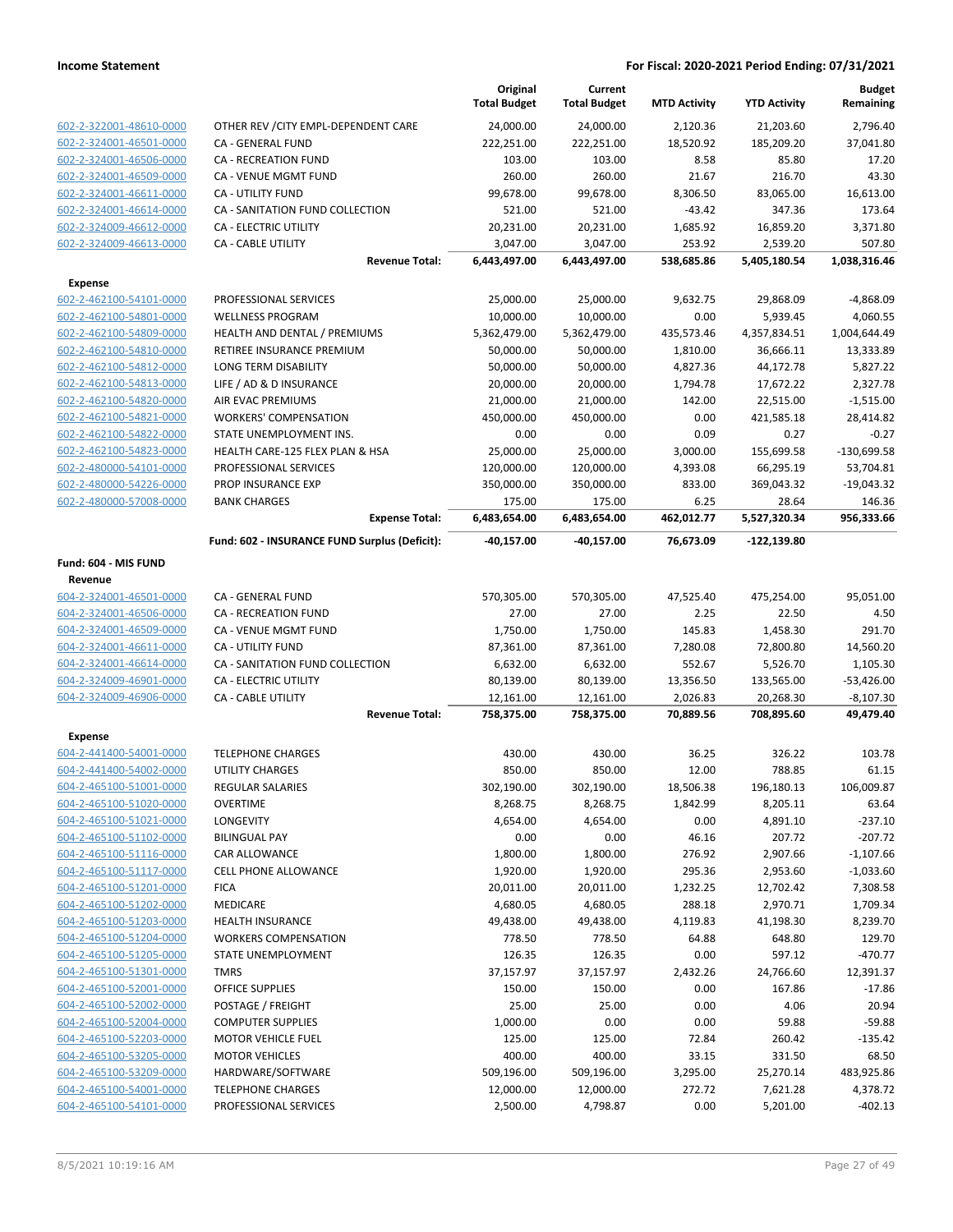| | | Original Total Budget | Current Total Budget | MTD Activity | YTD Activity | Budget Remaining |
|---|---|---|---|---|---|---|
| 602-2-322001-48610-0000 | OTHER REV /CITY EMPL-DEPENDENT CARE | 24,000.00 | 24,000.00 | 2,120.36 | 21,203.60 | 2,796.40 |
| 602-2-324001-46501-0000 | CA - GENERAL FUND | 222,251.00 | 222,251.00 | 18,520.92 | 185,209.20 | 37,041.80 |
| 602-2-324001-46506-0000 | CA - RECREATION FUND | 103.00 | 103.00 | 8.58 | 85.80 | 17.20 |
| 602-2-324001-46509-0000 | CA - VENUE MGMT FUND | 260.00 | 260.00 | 21.67 | 216.70 | 43.30 |
| 602-2-324001-46611-0000 | CA - UTILITY FUND | 99,678.00 | 99,678.00 | 8,306.50 | 83,065.00 | 16,613.00 |
| 602-2-324001-46614-0000 | CA - SANITATION FUND COLLECTION | 521.00 | 521.00 | -43.42 | 347.36 | 173.64 |
| 602-2-324009-46612-0000 | CA - ELECTRIC UTILITY | 20,231.00 | 20,231.00 | 1,685.92 | 16,859.20 | 3,371.80 |
| 602-2-324009-46613-0000 | CA - CABLE UTILITY | 3,047.00 | 3,047.00 | 253.92 | 2,539.20 | 507.80 |
| | **Revenue Total:** | **6,443,497.00** | **6,443,497.00** | **538,685.86** | **5,405,180.54** | **1,038,316.46** |
| **Expense** | | | | | | |
| 602-2-462100-54101-0000 | PROFESSIONAL SERVICES | 25,000.00 | 25,000.00 | 9,632.75 | 29,868.09 | -4,868.09 |
| 602-2-462100-54801-0000 | WELLNESS PROGRAM | 10,000.00 | 10,000.00 | 0.00 | 5,939.45 | 4,060.55 |
| 602-2-462100-54809-0000 | HEALTH AND DENTAL / PREMIUMS | 5,362,479.00 | 5,362,479.00 | 435,573.46 | 4,357,834.51 | 1,004,644.49 |
| 602-2-462100-54810-0000 | RETIREE INSURANCE PREMIUM | 50,000.00 | 50,000.00 | 1,810.00 | 36,666.11 | 13,333.89 |
| 602-2-462100-54812-0000 | LONG TERM DISABILITY | 50,000.00 | 50,000.00 | 4,827.36 | 44,172.78 | 5,827.22 |
| 602-2-462100-54813-0000 | LIFE / AD & D INSURANCE | 20,000.00 | 20,000.00 | 1,794.78 | 17,672.22 | 2,327.78 |
| 602-2-462100-54820-0000 | AIR EVAC PREMIUMS | 21,000.00 | 21,000.00 | 142.00 | 22,515.00 | -1,515.00 |
| 602-2-462100-54821-0000 | WORKERS' COMPENSATION | 450,000.00 | 450,000.00 | 0.00 | 421,585.18 | 28,414.82 |
| 602-2-462100-54822-0000 | STATE UNEMPLOYMENT INS. | 0.00 | 0.00 | 0.09 | 0.27 | -0.27 |
| 602-2-462100-54823-0000 | HEALTH CARE-125 FLEX PLAN & HSA | 25,000.00 | 25,000.00 | 3,000.00 | 155,699.58 | -130,699.58 |
| 602-2-480000-54101-0000 | PROFESSIONAL SERVICES | 120,000.00 | 120,000.00 | 4,393.08 | 66,295.19 | 53,704.81 |
| 602-2-480000-54226-0000 | PROP INSURANCE EXP | 350,000.00 | 350,000.00 | 833.00 | 369,043.32 | -19,043.32 |
| 602-2-480000-57008-0000 | BANK CHARGES | 175.00 | 175.00 | 6.25 | 28.64 | 146.36 |
| | **Expense Total:** | **6,483,654.00** | **6,483,654.00** | **462,012.77** | **5,527,320.34** | **956,333.66** |
| | **Fund: 602 - INSURANCE FUND Surplus (Deficit):** | **-40,157.00** | **-40,157.00** | **76,673.09** | **-122,139.80** | |
| **Fund: 604 - MIS FUND** | | | | | | |
| **Revenue** | | | | | | |
| 604-2-324001-46501-0000 | CA - GENERAL FUND | 570,305.00 | 570,305.00 | 47,525.40 | 475,254.00 | 95,051.00 |
| 604-2-324001-46506-0000 | CA - RECREATION FUND | 27.00 | 27.00 | 2.25 | 22.50 | 4.50 |
| 604-2-324001-46509-0000 | CA - VENUE MGMT FUND | 1,750.00 | 1,750.00 | 145.83 | 1,458.30 | 291.70 |
| 604-2-324001-46611-0000 | CA - UTILITY FUND | 87,361.00 | 87,361.00 | 7,280.08 | 72,800.80 | 14,560.20 |
| 604-2-324001-46614-0000 | CA - SANITATION FUND COLLECTION | 6,632.00 | 6,632.00 | 552.67 | 5,526.70 | 1,105.30 |
| 604-2-324009-46901-0000 | CA - ELECTRIC UTILITY | 80,139.00 | 80,139.00 | 13,356.50 | 133,565.00 | -53,426.00 |
| 604-2-324009-46906-0000 | CA - CABLE UTILITY | 12,161.00 | 12,161.00 | 2,026.83 | 20,268.30 | -8,107.30 |
| | **Revenue Total:** | **758,375.00** | **758,375.00** | **70,889.56** | **708,895.60** | **49,479.40** |
| **Expense** | | | | | | |
| 604-2-441400-54001-0000 | TELEPHONE CHARGES | 430.00 | 430.00 | 36.25 | 326.22 | 103.78 |
| 604-2-441400-54002-0000 | UTILITY CHARGES | 850.00 | 850.00 | 12.00 | 788.85 | 61.15 |
| 604-2-465100-51001-0000 | REGULAR SALARIES | 302,190.00 | 302,190.00 | 18,506.38 | 196,180.13 | 106,009.87 |
| 604-2-465100-51020-0000 | OVERTIME | 8,268.75 | 8,268.75 | 1,842.99 | 8,205.11 | 63.64 |
| 604-2-465100-51021-0000 | LONGEVITY | 4,654.00 | 4,654.00 | 0.00 | 4,891.10 | -237.10 |
| 604-2-465100-51102-0000 | BILINGUAL PAY | 0.00 | 0.00 | 46.16 | 207.72 | -207.72 |
| 604-2-465100-51116-0000 | CAR ALLOWANCE | 1,800.00 | 1,800.00 | 276.92 | 2,907.66 | -1,107.66 |
| 604-2-465100-51117-0000 | CELL PHONE ALLOWANCE | 1,920.00 | 1,920.00 | 295.36 | 2,953.60 | -1,033.60 |
| 604-2-465100-51201-0000 | FICA | 20,011.00 | 20,011.00 | 1,232.25 | 12,702.42 | 7,308.58 |
| 604-2-465100-51202-0000 | MEDICARE | 4,680.05 | 4,680.05 | 288.18 | 2,970.71 | 1,709.34 |
| 604-2-465100-51203-0000 | HEALTH INSURANCE | 49,438.00 | 49,438.00 | 4,119.83 | 41,198.30 | 8,239.70 |
| 604-2-465100-51204-0000 | WORKERS COMPENSATION | 778.50 | 778.50 | 64.88 | 648.80 | 129.70 |
| 604-2-465100-51205-0000 | STATE UNEMPLOYMENT | 126.35 | 126.35 | 0.00 | 597.12 | -470.77 |
| 604-2-465100-51301-0000 | TMRS | 37,157.97 | 37,157.97 | 2,432.26 | 24,766.60 | 12,391.37 |
| 604-2-465100-52001-0000 | OFFICE SUPPLIES | 150.00 | 150.00 | 0.00 | 167.86 | -17.86 |
| 604-2-465100-52002-0000 | POSTAGE / FREIGHT | 25.00 | 25.00 | 0.00 | 4.06 | 20.94 |
| 604-2-465100-52004-0000 | COMPUTER SUPPLIES | 1,000.00 | 0.00 | 0.00 | 59.88 | -59.88 |
| 604-2-465100-52203-0000 | MOTOR VEHICLE FUEL | 125.00 | 125.00 | 72.84 | 260.42 | -135.42 |
| 604-2-465100-53205-0000 | MOTOR VEHICLES | 400.00 | 400.00 | 33.15 | 331.50 | 68.50 |
| 604-2-465100-53209-0000 | HARDWARE/SOFTWARE | 509,196.00 | 509,196.00 | 3,295.00 | 25,270.14 | 483,925.86 |
| 604-2-465100-54001-0000 | TELEPHONE CHARGES | 12,000.00 | 12,000.00 | 272.72 | 7,621.28 | 4,378.72 |
| 604-2-465100-54101-0000 | PROFESSIONAL SERVICES | 2,500.00 | 4,798.87 | 0.00 | 5,201.00 | -402.13 |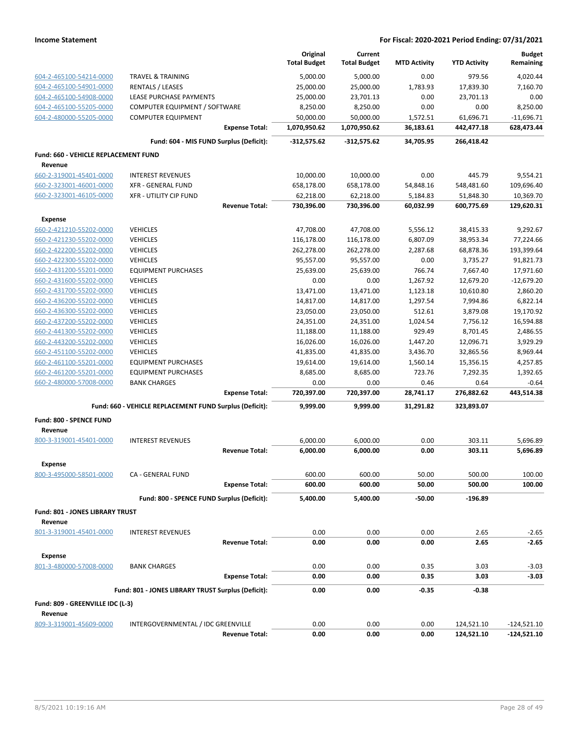| | | Original Total Budget | Current Total Budget | MTD Activity | YTD Activity | Budget Remaining |
|---|---|---|---|---|---|---|
| 604-2-465100-54214-0000 | TRAVEL & TRAINING | 5,000.00 | 5,000.00 | 0.00 | 979.56 | 4,020.44 |
| 604-2-465100-54901-0000 | RENTALS / LEASES | 25,000.00 | 25,000.00 | 1,783.93 | 17,839.30 | 7,160.70 |
| 604-2-465100-54908-0000 | LEASE PURCHASE PAYMENTS | 25,000.00 | 23,701.13 | 0.00 | 23,701.13 | 0.00 |
| 604-2-465100-55205-0000 | COMPUTER EQUIPMENT / SOFTWARE | 8,250.00 | 8,250.00 | 0.00 | 0.00 | 8,250.00 |
| 604-2-480000-55205-0000 | COMPUTER EQUIPMENT | 50,000.00 | 50,000.00 | 1,572.51 | 61,696.71 | -11,696.71 |
| | **Expense Total:** | **1,070,950.62** | **1,070,950.62** | **36,183.61** | **442,477.18** | **628,473.44** |
| | **Fund: 604 - MIS FUND Surplus (Deficit):** | **-312,575.62** | **-312,575.62** | **34,705.95** | **266,418.42** | |
| **Fund: 660 - VEHICLE REPLACEMENT FUND** | | | | | | |
| **Revenue** | | | | | | |
| 660-2-319001-45401-0000 | INTEREST REVENUES | 10,000.00 | 10,000.00 | 0.00 | 445.79 | 9,554.21 |
| 660-2-323001-46001-0000 | XFR - GENERAL FUND | 658,178.00 | 658,178.00 | 54,848.16 | 548,481.60 | 109,696.40 |
| 660-2-323001-46105-0000 | XFR - UTILITY CIP FUND | 62,218.00 | 62,218.00 | 5,184.83 | 51,848.30 | 10,369.70 |
| | **Revenue Total:** | **730,396.00** | **730,396.00** | **60,032.99** | **600,775.69** | **129,620.31** |
| **Expense** | | | | | | |
| 660-2-421210-55202-0000 | VEHICLES | 47,708.00 | 47,708.00 | 5,556.12 | 38,415.33 | 9,292.67 |
| 660-2-421230-55202-0000 | VEHICLES | 116,178.00 | 116,178.00 | 6,807.09 | 38,953.34 | 77,224.66 |
| 660-2-422200-55202-0000 | VEHICLES | 262,278.00 | 262,278.00 | 2,287.68 | 68,878.36 | 193,399.64 |
| 660-2-422300-55202-0000 | VEHICLES | 95,557.00 | 95,557.00 | 0.00 | 3,735.27 | 91,821.73 |
| 660-2-431200-55201-0000 | EQUIPMENT PURCHASES | 25,639.00 | 25,639.00 | 766.74 | 7,667.40 | 17,971.60 |
| 660-2-431600-55202-0000 | VEHICLES | 0.00 | 0.00 | 1,267.92 | 12,679.20 | -12,679.20 |
| 660-2-431700-55202-0000 | VEHICLES | 13,471.00 | 13,471.00 | 1,123.18 | 10,610.80 | 2,860.20 |
| 660-2-436200-55202-0000 | VEHICLES | 14,817.00 | 14,817.00 | 1,297.54 | 7,994.86 | 6,822.14 |
| 660-2-436300-55202-0000 | VEHICLES | 23,050.00 | 23,050.00 | 512.61 | 3,879.08 | 19,170.92 |
| 660-2-437200-55202-0000 | VEHICLES | 24,351.00 | 24,351.00 | 1,024.54 | 7,756.12 | 16,594.88 |
| 660-2-441300-55202-0000 | VEHICLES | 11,188.00 | 11,188.00 | 929.49 | 8,701.45 | 2,486.55 |
| 660-2-443200-55202-0000 | VEHICLES | 16,026.00 | 16,026.00 | 1,447.20 | 12,096.71 | 3,929.29 |
| 660-2-451100-55202-0000 | VEHICLES | 41,835.00 | 41,835.00 | 3,436.70 | 32,865.56 | 8,969.44 |
| 660-2-461100-55201-0000 | EQUIPMENT PURCHASES | 19,614.00 | 19,614.00 | 1,560.14 | 15,356.15 | 4,257.85 |
| 660-2-461200-55201-0000 | EQUIPMENT PURCHASES | 8,685.00 | 8,685.00 | 723.76 | 7,292.35 | 1,392.65 |
| 660-2-480000-57008-0000 | BANK CHARGES | 0.00 | 0.00 | 0.46 | 0.64 | -0.64 |
| | **Expense Total:** | **720,397.00** | **720,397.00** | **28,741.17** | **276,882.62** | **443,514.38** |
| | **Fund: 660 - VEHICLE REPLACEMENT FUND Surplus (Deficit):** | **9,999.00** | **9,999.00** | **31,291.82** | **323,893.07** | |
| **Fund: 800 - SPENCE FUND** | | | | | | |
| **Revenue** | | | | | | |
| 800-3-319001-45401-0000 | INTEREST REVENUES | 6,000.00 | 6,000.00 | 0.00 | 303.11 | 5,696.89 |
| | **Revenue Total:** | **6,000.00** | **6,000.00** | **0.00** | **303.11** | **5,696.89** |
| **Expense** | | | | | | |
| 800-3-495000-58501-0000 | CA - GENERAL FUND | 600.00 | 600.00 | 50.00 | 500.00 | 100.00 |
| | **Expense Total:** | **600.00** | **600.00** | **50.00** | **500.00** | **100.00** |
| | **Fund: 800 - SPENCE FUND Surplus (Deficit):** | **5,400.00** | **5,400.00** | **-50.00** | **-196.89** | |
| **Fund: 801 - JONES LIBRARY TRUST** | | | | | | |
| **Revenue** | | | | | | |
| 801-3-319001-45401-0000 | INTEREST REVENUES | 0.00 | 0.00 | 0.00 | 2.65 | -2.65 |
| | **Revenue Total:** | **0.00** | **0.00** | **0.00** | **2.65** | **-2.65** |
| **Expense** | | | | | | |
| 801-3-480000-57008-0000 | BANK CHARGES | 0.00 | 0.00 | 0.35 | 3.03 | -3.03 |
| | **Expense Total:** | **0.00** | **0.00** | **0.35** | **3.03** | **-3.03** |
| | **Fund: 801 - JONES LIBRARY TRUST Surplus (Deficit):** | **0.00** | **0.00** | **-0.35** | **-0.38** | |
| **Fund: 809 - GREENVILLE IDC (L-3)** | | | | | | |
| **Revenue** | | | | | | |
| 809-3-319001-45609-0000 | INTERGOVERNMENTAL / IDC GREENVILLE | 0.00 | 0.00 | 0.00 | 124,521.10 | -124,521.10 |
| | **Revenue Total:** | **0.00** | **0.00** | **0.00** | **124,521.10** | **-124,521.10** |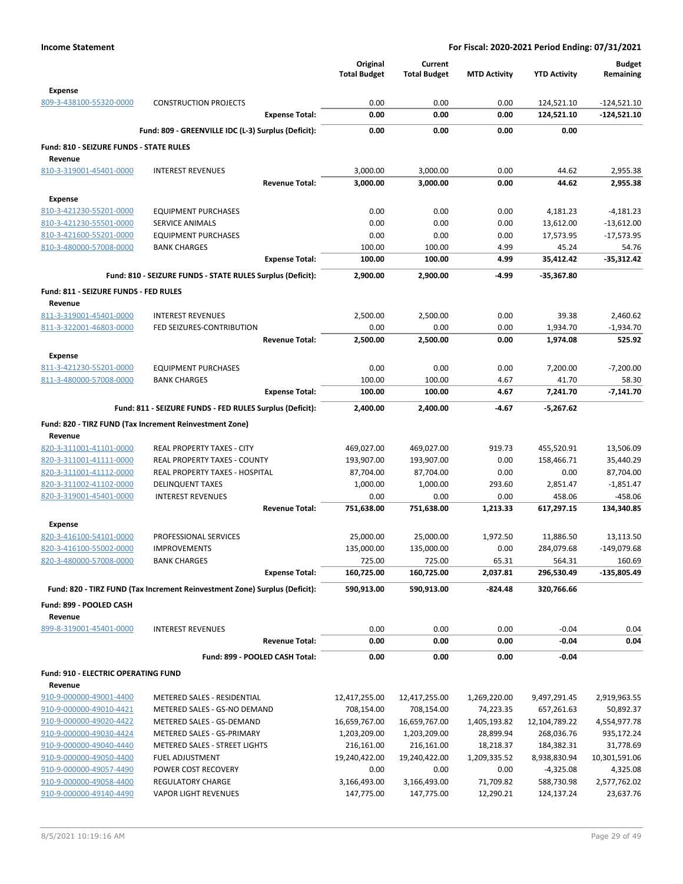| | | Original Total Budget | Current Total Budget | MTD Activity | YTD Activity | Budget Remaining |
|---|---|---|---|---|---|---|
| **Expense** | | | | | | |
| 809-3-438100-55320-0000 | CONSTRUCTION PROJECTS | 0.00 | 0.00 | 0.00 | 124,521.10 | -124,521.10 |
| | **Expense Total:** | **0.00** | **0.00** | **0.00** | **124,521.10** | **-124,521.10** |
| | **Fund: 809 - GREENVILLE IDC (L-3) Surplus (Deficit):** | **0.00** | **0.00** | **0.00** | **0.00** | |
| **Fund: 810 - SEIZURE FUNDS - STATE RULES** | | | | | | |
| **Revenue** | | | | | | |
| 810-3-319001-45401-0000 | INTEREST REVENUES | 3,000.00 | 3,000.00 | 0.00 | 44.62 | 2,955.38 |
| | **Revenue Total:** | **3,000.00** | **3,000.00** | **0.00** | **44.62** | **2,955.38** |
| **Expense** | | | | | | |
| 810-3-421230-55201-0000 | EQUIPMENT PURCHASES | 0.00 | 0.00 | 0.00 | 4,181.23 | -4,181.23 |
| 810-3-421230-55501-0000 | SERVICE ANIMALS | 0.00 | 0.00 | 0.00 | 13,612.00 | -13,612.00 |
| 810-3-421600-55201-0000 | EQUIPMENT PURCHASES | 0.00 | 0.00 | 0.00 | 17,573.95 | -17,573.95 |
| 810-3-480000-57008-0000 | BANK CHARGES | 100.00 | 100.00 | 4.99 | 45.24 | 54.76 |
| | **Expense Total:** | **100.00** | **100.00** | **4.99** | **35,412.42** | **-35,312.42** |
| | **Fund: 810 - SEIZURE FUNDS - STATE RULES Surplus (Deficit):** | **2,900.00** | **2,900.00** | **-4.99** | **-35,367.80** | |
| **Fund: 811 - SEIZURE FUNDS - FED RULES** | | | | | | |
| **Revenue** | | | | | | |
| 811-3-319001-45401-0000 | INTEREST REVENUES | 2,500.00 | 2,500.00 | 0.00 | 39.38 | 2,460.62 |
| 811-3-322001-46803-0000 | FED SEIZURES-CONTRIBUTION | 0.00 | 0.00 | 0.00 | 1,934.70 | -1,934.70 |
| | **Revenue Total:** | **2,500.00** | **2,500.00** | **0.00** | **1,974.08** | **525.92** |
| **Expense** | | | | | | |
| 811-3-421230-55201-0000 | EQUIPMENT PURCHASES | 0.00 | 0.00 | 0.00 | 7,200.00 | -7,200.00 |
| 811-3-480000-57008-0000 | BANK CHARGES | 100.00 | 100.00 | 4.67 | 41.70 | 58.30 |
| | **Expense Total:** | **100.00** | **100.00** | **4.67** | **7,241.70** | **-7,141.70** |
| | **Fund: 811 - SEIZURE FUNDS - FED RULES Surplus (Deficit):** | **2,400.00** | **2,400.00** | **-4.67** | **-5,267.62** | |
| **Fund: 820 - TIRZ FUND (Tax Increment Reinvestment Zone)** | | | | | | |
| **Revenue** | | | | | | |
| 820-3-311001-41101-0000 | REAL PROPERTY TAXES - CITY | 469,027.00 | 469,027.00 | 919.73 | 455,520.91 | 13,506.09 |
| 820-3-311001-41111-0000 | REAL PROPERTY TAXES - COUNTY | 193,907.00 | 193,907.00 | 0.00 | 158,466.71 | 35,440.29 |
| 820-3-311001-41112-0000 | REAL PROPERTY TAXES - HOSPITAL | 87,704.00 | 87,704.00 | 0.00 | 0.00 | 87,704.00 |
| 820-3-311002-41102-0000 | DELINQUENT TAXES | 1,000.00 | 1,000.00 | 293.60 | 2,851.47 | -1,851.47 |
| 820-3-319001-45401-0000 | INTEREST REVENUES | 0.00 | 0.00 | 0.00 | 458.06 | -458.06 |
| | **Revenue Total:** | **751,638.00** | **751,638.00** | **1,213.33** | **617,297.15** | **134,340.85** |
| **Expense** | | | | | | |
| 820-3-416100-54101-0000 | PROFESSIONAL SERVICES | 25,000.00 | 25,000.00 | 1,972.50 | 11,886.50 | 13,113.50 |
| 820-3-416100-55002-0000 | IMPROVEMENTS | 135,000.00 | 135,000.00 | 0.00 | 284,079.68 | -149,079.68 |
| 820-3-480000-57008-0000 | BANK CHARGES | 725.00 | 725.00 | 65.31 | 564.31 | 160.69 |
| | **Expense Total:** | **160,725.00** | **160,725.00** | **2,037.81** | **296,530.49** | **-135,805.49** |
| | **Fund: 820 - TIRZ FUND (Tax Increment Reinvestment Zone) Surplus (Deficit):** | **590,913.00** | **590,913.00** | **-824.48** | **320,766.66** | |
| **Fund: 899 - POOLED CASH** | | | | | | |
| **Revenue** | | | | | | |
| 899-8-319001-45401-0000 | INTEREST REVENUES | 0.00 | 0.00 | 0.00 | -0.04 | 0.04 |
| | **Revenue Total:** | **0.00** | **0.00** | **0.00** | **-0.04** | **0.04** |
| | **Fund: 899 - POOLED CASH Total:** | **0.00** | **0.00** | **0.00** | **-0.04** | |
| **Fund: 910 - ELECTRIC OPERATING FUND** | | | | | | |
| **Revenue** | | | | | | |
| 910-9-000000-49001-4400 | METERED SALES - RESIDENTIAL | 12,417,255.00 | 12,417,255.00 | 1,269,220.00 | 9,497,291.45 | 2,919,963.55 |
| 910-9-000000-49010-4421 | METERED SALES - GS-NO DEMAND | 708,154.00 | 708,154.00 | 74,223.35 | 657,261.63 | 50,892.37 |
| 910-9-000000-49020-4422 | METERED SALES - GS-DEMAND | 16,659,767.00 | 16,659,767.00 | 1,405,193.82 | 12,104,789.22 | 4,554,977.78 |
| 910-9-000000-49030-4424 | METERED SALES - GS-PRIMARY | 1,203,209.00 | 1,203,209.00 | 28,899.94 | 268,036.76 | 935,172.24 |
| 910-9-000000-49040-4440 | METERED SALES - STREET LIGHTS | 216,161.00 | 216,161.00 | 18,218.37 | 184,382.31 | 31,778.69 |
| 910-9-000000-49050-4400 | FUEL ADJUSTMENT | 19,240,422.00 | 19,240,422.00 | 1,209,335.52 | 8,938,830.94 | 10,301,591.06 |
| 910-9-000000-49057-4490 | POWER COST RECOVERY | 0.00 | 0.00 | 0.00 | -4,325.08 | 4,325.08 |
| 910-9-000000-49058-4400 | REGULATORY CHARGE | 3,166,493.00 | 3,166,493.00 | 71,709.82 | 588,730.98 | 2,577,762.02 |
| 910-9-000000-49140-4490 | VAPOR LIGHT REVENUES | 147,775.00 | 147,775.00 | 12,290.21 | 124,137.24 | 23,637.76 |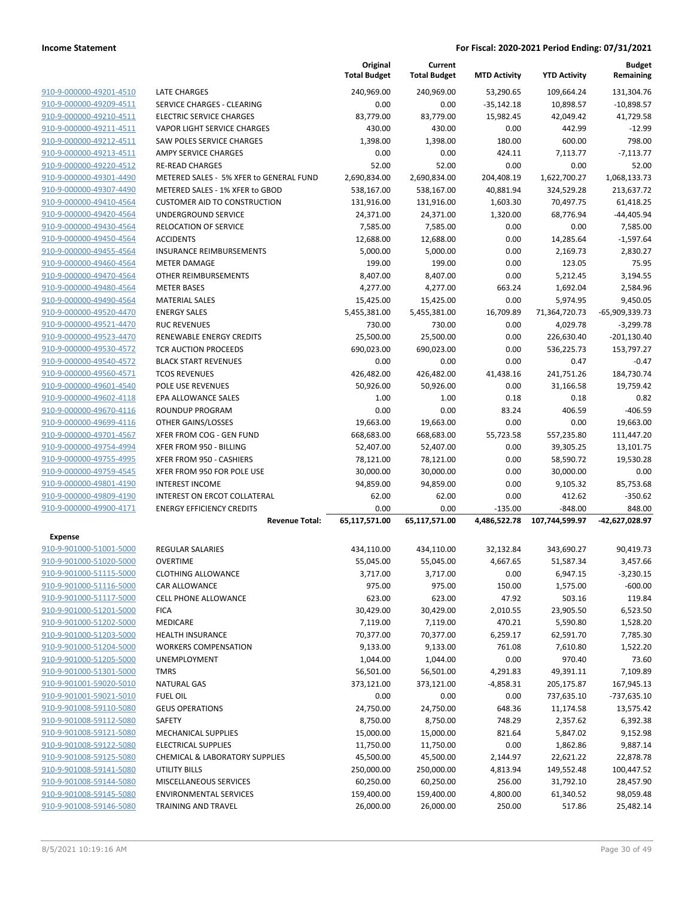## Income Statement

**For Fiscal: 2020-2021 Period Ending: 07/31/2021**

| | | Original Total Budget | Current Total Budget | MTD Activity | YTD Activity | Budget Remaining |
|---|---|---|---|---|---|---|
| 910-9-000000-49201-4510 | LATE CHARGES | 240,969.00 | 240,969.00 | 53,290.65 | 109,664.24 | 131,304.76 |
| 910-9-000000-49209-4511 | SERVICE CHARGES - CLEARING | 0.00 | 0.00 | -35,142.18 | 10,898.57 | -10,898.57 |
| 910-9-000000-49210-4511 | ELECTRIC SERVICE CHARGES | 83,779.00 | 83,779.00 | 15,982.45 | 42,049.42 | 41,729.58 |
| 910-9-000000-49211-4511 | VAPOR LIGHT SERVICE CHARGES | 430.00 | 430.00 | 0.00 | 442.99 | -12.99 |
| 910-9-000000-49212-4511 | SAW POLES SERVICE CHARGES | 1,398.00 | 1,398.00 | 180.00 | 600.00 | 798.00 |
| 910-9-000000-49213-4511 | AMPY SERVICE CHARGES | 0.00 | 0.00 | 424.11 | 7,113.77 | -7,113.77 |
| 910-9-000000-49220-4512 | RE-READ CHARGES | 52.00 | 52.00 | 0.00 | 0.00 | 52.00 |
| 910-9-000000-49301-4490 | METERED SALES - 5% XFER to GENERAL FUND | 2,690,834.00 | 2,690,834.00 | 204,408.19 | 1,622,700.27 | 1,068,133.73 |
| 910-9-000000-49307-4490 | METERED SALES - 1% XFER to GBOD | 538,167.00 | 538,167.00 | 40,881.94 | 324,529.28 | 213,637.72 |
| 910-9-000000-49410-4564 | CUSTOMER AID TO CONSTRUCTION | 131,916.00 | 131,916.00 | 1,603.30 | 70,497.75 | 61,418.25 |
| 910-9-000000-49420-4564 | UNDERGROUND SERVICE | 24,371.00 | 24,371.00 | 1,320.00 | 68,776.94 | -44,405.94 |
| 910-9-000000-49430-4564 | RELOCATION OF SERVICE | 7,585.00 | 7,585.00 | 0.00 | 0.00 | 7,585.00 |
| 910-9-000000-49450-4564 | ACCIDENTS | 12,688.00 | 12,688.00 | 0.00 | 14,285.64 | -1,597.64 |
| 910-9-000000-49455-4564 | INSURANCE REIMBURSEMENTS | 5,000.00 | 5,000.00 | 0.00 | 2,169.73 | 2,830.27 |
| 910-9-000000-49460-4564 | METER DAMAGE | 199.00 | 199.00 | 0.00 | 123.05 | 75.95 |
| 910-9-000000-49470-4564 | OTHER REIMBURSEMENTS | 8,407.00 | 8,407.00 | 0.00 | 5,212.45 | 3,194.55 |
| 910-9-000000-49480-4564 | METER BASES | 4,277.00 | 4,277.00 | 663.24 | 1,692.04 | 2,584.96 |
| 910-9-000000-49490-4564 | MATERIAL SALES | 15,425.00 | 15,425.00 | 0.00 | 5,974.95 | 9,450.05 |
| 910-9-000000-49520-4470 | ENERGY SALES | 5,455,381.00 | 5,455,381.00 | 16,709.89 | 71,364,720.73 | -65,909,339.73 |
| 910-9-000000-49521-4470 | RUC REVENUES | 730.00 | 730.00 | 0.00 | 4,029.78 | -3,299.78 |
| 910-9-000000-49523-4470 | RENEWABLE ENERGY CREDITS | 25,500.00 | 25,500.00 | 0.00 | 226,630.40 | -201,130.40 |
| 910-9-000000-49530-4572 | TCR AUCTION PROCEEDS | 690,023.00 | 690,023.00 | 0.00 | 536,225.73 | 153,797.27 |
| 910-9-000000-49540-4572 | BLACK START REVENUES | 0.00 | 0.00 | 0.00 | 0.47 | -0.47 |
| 910-9-000000-49560-4571 | TCOS REVENUES | 426,482.00 | 426,482.00 | 41,438.16 | 241,751.26 | 184,730.74 |
| 910-9-000000-49601-4540 | POLE USE REVENUES | 50,926.00 | 50,926.00 | 0.00 | 31,166.58 | 19,759.42 |
| 910-9-000000-49602-4118 | EPA ALLOWANCE SALES | 1.00 | 1.00 | 0.18 | 0.18 | 0.82 |
| 910-9-000000-49670-4116 | ROUNDUP PROGRAM | 0.00 | 0.00 | 83.24 | 406.59 | -406.59 |
| 910-9-000000-49699-4116 | OTHER GAINS/LOSSES | 19,663.00 | 19,663.00 | 0.00 | 0.00 | 19,663.00 |
| 910-9-000000-49701-4567 | XFER FROM COG - GEN FUND | 668,683.00 | 668,683.00 | 55,723.58 | 557,235.80 | 111,447.20 |
| 910-9-000000-49754-4994 | XFER FROM 950 - BILLING | 52,407.00 | 52,407.00 | 0.00 | 39,305.25 | 13,101.75 |
| 910-9-000000-49755-4995 | XFER FROM 950 - CASHIERS | 78,121.00 | 78,121.00 | 0.00 | 58,590.72 | 19,530.28 |
| 910-9-000000-49759-4545 | XFER FROM 950 FOR POLE USE | 30,000.00 | 30,000.00 | 0.00 | 30,000.00 | 0.00 |
| 910-9-000000-49801-4190 | INTEREST INCOME | 94,859.00 | 94,859.00 | 0.00 | 9,105.32 | 85,753.68 |
| 910-9-000000-49809-4190 | INTEREST ON ERCOT COLLATERAL | 62.00 | 62.00 | 0.00 | 412.62 | -350.62 |
| 910-9-000000-49900-4171 | ENERGY EFFICIENCY CREDITS | 0.00 | 0.00 | -135.00 | -848.00 | 848.00 |
| | **Revenue Total:** | **65,117,571.00** | **65,117,571.00** | **4,486,522.78** | **107,744,599.97** | **-42,627,028.97** |
| **Expense** | | | | | | |
| 910-9-901000-51001-5000 | REGULAR SALARIES | 434,110.00 | 434,110.00 | 32,132.84 | 343,690.27 | 90,419.73 |
| 910-9-901000-51020-5000 | OVERTIME | 55,045.00 | 55,045.00 | 4,667.65 | 51,587.34 | 3,457.66 |
| 910-9-901000-51115-5000 | CLOTHING ALLOWANCE | 3,717.00 | 3,717.00 | 0.00 | 6,947.15 | -3,230.15 |
| 910-9-901000-51116-5000 | CAR ALLOWANCE | 975.00 | 975.00 | 150.00 | 1,575.00 | -600.00 |
| 910-9-901000-51117-5000 | CELL PHONE ALLOWANCE | 623.00 | 623.00 | 47.92 | 503.16 | 119.84 |
| 910-9-901000-51201-5000 | FICA | 30,429.00 | 30,429.00 | 2,010.55 | 23,905.50 | 6,523.50 |
| 910-9-901000-51202-5000 | MEDICARE | 7,119.00 | 7,119.00 | 470.21 | 5,590.80 | 1,528.20 |
| 910-9-901000-51203-5000 | HEALTH INSURANCE | 70,377.00 | 70,377.00 | 6,259.17 | 62,591.70 | 7,785.30 |
| 910-9-901000-51204-5000 | WORKERS COMPENSATION | 9,133.00 | 9,133.00 | 761.08 | 7,610.80 | 1,522.20 |
| 910-9-901000-51205-5000 | UNEMPLOYMENT | 1,044.00 | 1,044.00 | 0.00 | 970.40 | 73.60 |
| 910-9-901000-51301-5000 | TMRS | 56,501.00 | 56,501.00 | 4,291.83 | 49,391.11 | 7,109.89 |
| 910-9-901001-59020-5010 | NATURAL GAS | 373,121.00 | 373,121.00 | -4,858.31 | 205,175.87 | 167,945.13 |
| 910-9-901001-59021-5010 | FUEL OIL | 0.00 | 0.00 | 0.00 | 737,635.10 | -737,635.10 |
| 910-9-901008-59110-5080 | GEUS OPERATIONS | 24,750.00 | 24,750.00 | 648.36 | 11,174.58 | 13,575.42 |
| 910-9-901008-59112-5080 | SAFETY | 8,750.00 | 8,750.00 | 748.29 | 2,357.62 | 6,392.38 |
| 910-9-901008-59121-5080 | MECHANICAL SUPPLIES | 15,000.00 | 15,000.00 | 821.64 | 5,847.02 | 9,152.98 |
| 910-9-901008-59122-5080 | ELECTRICAL SUPPLIES | 11,750.00 | 11,750.00 | 0.00 | 1,862.86 | 9,887.14 |
| 910-9-901008-59125-5080 | CHEMICAL & LABORATORY SUPPLIES | 45,500.00 | 45,500.00 | 2,144.97 | 22,621.22 | 22,878.78 |
| 910-9-901008-59141-5080 | UTILITY BILLS | 250,000.00 | 250,000.00 | 4,813.94 | 149,552.48 | 100,447.52 |
| 910-9-901008-59144-5080 | MISCELLANEOUS SERVICES | 60,250.00 | 60,250.00 | 256.00 | 31,792.10 | 28,457.90 |
| 910-9-901008-59145-5080 | ENVIRONMENTAL SERVICES | 159,400.00 | 159,400.00 | 4,800.00 | 61,340.52 | 98,059.48 |
| 910-9-901008-59146-5080 | TRAINING AND TRAVEL | 26,000.00 | 26,000.00 | 250.00 | 517.86 | 25,482.14 |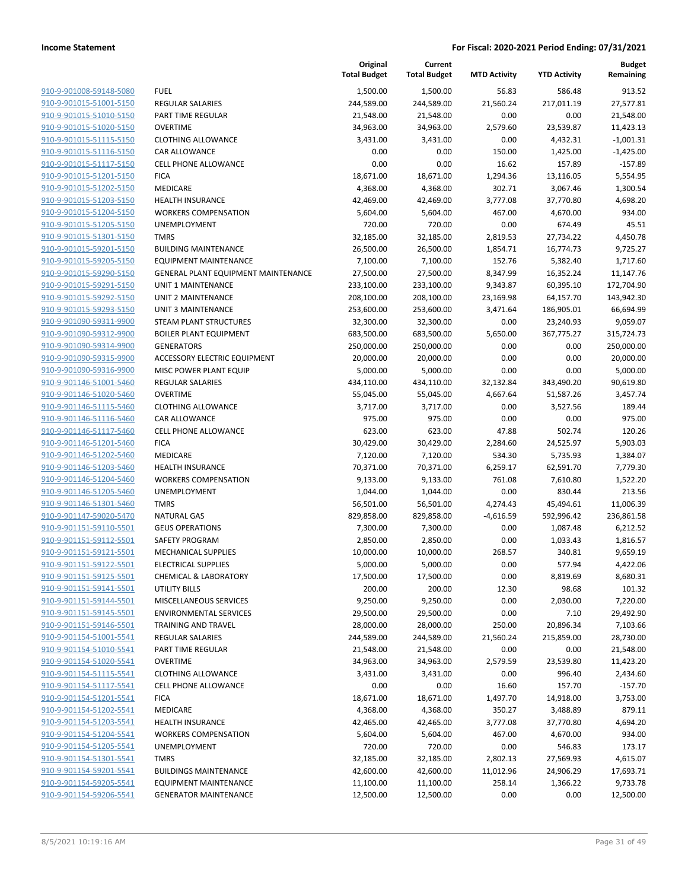**Income Statement** | **For Fiscal: 2020-2021 Period Ending: 07/31/2021**

| | | Original Total Budget | Current Total Budget | MTD Activity | YTD Activity | Budget Remaining |
|---|---|---|---|---|---|---|
| 910-9-901008-59148-5080 | FUEL | 1,500.00 | 1,500.00 | 56.83 | 586.48 | 913.52 |
| 910-9-901015-51001-5150 | REGULAR SALARIES | 244,589.00 | 244,589.00 | 21,560.24 | 217,011.19 | 27,577.81 |
| 910-9-901015-51010-5150 | PART TIME REGULAR | 21,548.00 | 21,548.00 | 0.00 | 0.00 | 21,548.00 |
| 910-9-901015-51020-5150 | OVERTIME | 34,963.00 | 34,963.00 | 2,579.60 | 23,539.87 | 11,423.13 |
| 910-9-901015-51115-5150 | CLOTHING ALLOWANCE | 3,431.00 | 3,431.00 | 0.00 | 4,432.31 | -1,001.31 |
| 910-9-901015-51116-5150 | CAR ALLOWANCE | 0.00 | 0.00 | 150.00 | 1,425.00 | -1,425.00 |
| 910-9-901015-51117-5150 | CELL PHONE ALLOWANCE | 0.00 | 0.00 | 16.62 | 157.89 | -157.89 |
| 910-9-901015-51201-5150 | FICA | 18,671.00 | 18,671.00 | 1,294.36 | 13,116.05 | 5,554.95 |
| 910-9-901015-51202-5150 | MEDICARE | 4,368.00 | 4,368.00 | 302.71 | 3,067.46 | 1,300.54 |
| 910-9-901015-51203-5150 | HEALTH INSURANCE | 42,469.00 | 42,469.00 | 3,777.08 | 37,770.80 | 4,698.20 |
| 910-9-901015-51204-5150 | WORKERS COMPENSATION | 5,604.00 | 5,604.00 | 467.00 | 4,670.00 | 934.00 |
| 910-9-901015-51205-5150 | UNEMPLOYMENT | 720.00 | 720.00 | 0.00 | 674.49 | 45.51 |
| 910-9-901015-51301-5150 | TMRS | 32,185.00 | 32,185.00 | 2,819.53 | 27,734.22 | 4,450.78 |
| 910-9-901015-59201-5150 | BUILDING MAINTENANCE | 26,500.00 | 26,500.00 | 1,854.71 | 16,774.73 | 9,725.27 |
| 910-9-901015-59205-5150 | EQUIPMENT MAINTENANCE | 7,100.00 | 7,100.00 | 152.76 | 5,382.40 | 1,717.60 |
| 910-9-901015-59290-5150 | GENERAL PLANT EQUIPMENT MAINTENANCE | 27,500.00 | 27,500.00 | 8,347.99 | 16,352.24 | 11,147.76 |
| 910-9-901015-59291-5150 | UNIT 1 MAINTENANCE | 233,100.00 | 233,100.00 | 9,343.87 | 60,395.10 | 172,704.90 |
| 910-9-901015-59292-5150 | UNIT 2 MAINTENANCE | 208,100.00 | 208,100.00 | 23,169.98 | 64,157.70 | 143,942.30 |
| 910-9-901015-59293-5150 | UNIT 3 MAINTENANCE | 253,600.00 | 253,600.00 | 3,471.64 | 186,905.01 | 66,694.99 |
| 910-9-901090-59311-9900 | STEAM PLANT STRUCTURES | 32,300.00 | 32,300.00 | 0.00 | 23,240.93 | 9,059.07 |
| 910-9-901090-59312-9900 | BOILER PLANT EQUIPMENT | 683,500.00 | 683,500.00 | 5,650.00 | 367,775.27 | 315,724.73 |
| 910-9-901090-59314-9900 | GENERATORS | 250,000.00 | 250,000.00 | 0.00 | 0.00 | 250,000.00 |
| 910-9-901090-59315-9900 | ACCESSORY ELECTRIC EQUIPMENT | 20,000.00 | 20,000.00 | 0.00 | 0.00 | 20,000.00 |
| 910-9-901090-59316-9900 | MISC POWER PLANT EQUIP | 5,000.00 | 5,000.00 | 0.00 | 0.00 | 5,000.00 |
| 910-9-901146-51001-5460 | REGULAR SALARIES | 434,110.00 | 434,110.00 | 32,132.84 | 343,490.20 | 90,619.80 |
| 910-9-901146-51020-5460 | OVERTIME | 55,045.00 | 55,045.00 | 4,667.64 | 51,587.26 | 3,457.74 |
| 910-9-901146-51115-5460 | CLOTHING ALLOWANCE | 3,717.00 | 3,717.00 | 0.00 | 3,527.56 | 189.44 |
| 910-9-901146-51116-5460 | CAR ALLOWANCE | 975.00 | 975.00 | 0.00 | 0.00 | 975.00 |
| 910-9-901146-51117-5460 | CELL PHONE ALLOWANCE | 623.00 | 623.00 | 47.88 | 502.74 | 120.26 |
| 910-9-901146-51201-5460 | FICA | 30,429.00 | 30,429.00 | 2,284.60 | 24,525.97 | 5,903.03 |
| 910-9-901146-51202-5460 | MEDICARE | 7,120.00 | 7,120.00 | 534.30 | 5,735.93 | 1,384.07 |
| 910-9-901146-51203-5460 | HEALTH INSURANCE | 70,371.00 | 70,371.00 | 6,259.17 | 62,591.70 | 7,779.30 |
| 910-9-901146-51204-5460 | WORKERS COMPENSATION | 9,133.00 | 9,133.00 | 761.08 | 7,610.80 | 1,522.20 |
| 910-9-901146-51205-5460 | UNEMPLOYMENT | 1,044.00 | 1,044.00 | 0.00 | 830.44 | 213.56 |
| 910-9-901146-51301-5460 | TMRS | 56,501.00 | 56,501.00 | 4,274.43 | 45,494.61 | 11,006.39 |
| 910-9-901147-59020-5470 | NATURAL GAS | 829,858.00 | 829,858.00 | -4,616.59 | 592,996.42 | 236,861.58 |
| 910-9-901151-59110-5501 | GEUS OPERATIONS | 7,300.00 | 7,300.00 | 0.00 | 1,087.48 | 6,212.52 |
| 910-9-901151-59112-5501 | SAFETY PROGRAM | 2,850.00 | 2,850.00 | 0.00 | 1,033.43 | 1,816.57 |
| 910-9-901151-59121-5501 | MECHANICAL SUPPLIES | 10,000.00 | 10,000.00 | 268.57 | 340.81 | 9,659.19 |
| 910-9-901151-59122-5501 | ELECTRICAL SUPPLIES | 5,000.00 | 5,000.00 | 0.00 | 577.94 | 4,422.06 |
| 910-9-901151-59125-5501 | CHEMICAL & LABORATORY | 17,500.00 | 17,500.00 | 0.00 | 8,819.69 | 8,680.31 |
| 910-9-901151-59141-5501 | UTILITY BILLS | 200.00 | 200.00 | 12.30 | 98.68 | 101.32 |
| 910-9-901151-59144-5501 | MISCELLANEOUS SERVICES | 9,250.00 | 9,250.00 | 0.00 | 2,030.00 | 7,220.00 |
| 910-9-901151-59145-5501 | ENVIRONMENTAL SERVICES | 29,500.00 | 29,500.00 | 0.00 | 7.10 | 29,492.90 |
| 910-9-901151-59146-5501 | TRAINING AND TRAVEL | 28,000.00 | 28,000.00 | 250.00 | 20,896.34 | 7,103.66 |
| 910-9-901154-51001-5541 | REGULAR SALARIES | 244,589.00 | 244,589.00 | 21,560.24 | 215,859.00 | 28,730.00 |
| 910-9-901154-51010-5541 | PART TIME REGULAR | 21,548.00 | 21,548.00 | 0.00 | 0.00 | 21,548.00 |
| 910-9-901154-51020-5541 | OVERTIME | 34,963.00 | 34,963.00 | 2,579.59 | 23,539.80 | 11,423.20 |
| 910-9-901154-51115-5541 | CLOTHING ALLOWANCE | 3,431.00 | 3,431.00 | 0.00 | 996.40 | 2,434.60 |
| 910-9-901154-51117-5541 | CELL PHONE ALLOWANCE | 0.00 | 0.00 | 16.60 | 157.70 | -157.70 |
| 910-9-901154-51201-5541 | FICA | 18,671.00 | 18,671.00 | 1,497.70 | 14,918.00 | 3,753.00 |
| 910-9-901154-51202-5541 | MEDICARE | 4,368.00 | 4,368.00 | 350.27 | 3,488.89 | 879.11 |
| 910-9-901154-51203-5541 | HEALTH INSURANCE | 42,465.00 | 42,465.00 | 3,777.08 | 37,770.80 | 4,694.20 |
| 910-9-901154-51204-5541 | WORKERS COMPENSATION | 5,604.00 | 5,604.00 | 467.00 | 4,670.00 | 934.00 |
| 910-9-901154-51205-5541 | UNEMPLOYMENT | 720.00 | 720.00 | 0.00 | 546.83 | 173.17 |
| 910-9-901154-51301-5541 | TMRS | 32,185.00 | 32,185.00 | 2,802.13 | 27,569.93 | 4,615.07 |
| 910-9-901154-59201-5541 | BUILDINGS MAINTENANCE | 42,600.00 | 42,600.00 | 11,012.96 | 24,906.29 | 17,693.71 |
| 910-9-901154-59205-5541 | EQUIPMENT MAINTENANCE | 11,100.00 | 11,100.00 | 258.14 | 1,366.22 | 9,733.78 |
| 910-9-901154-59206-5541 | GENERATOR MAINTENANCE | 12,500.00 | 12,500.00 | 0.00 | 0.00 | 12,500.00 |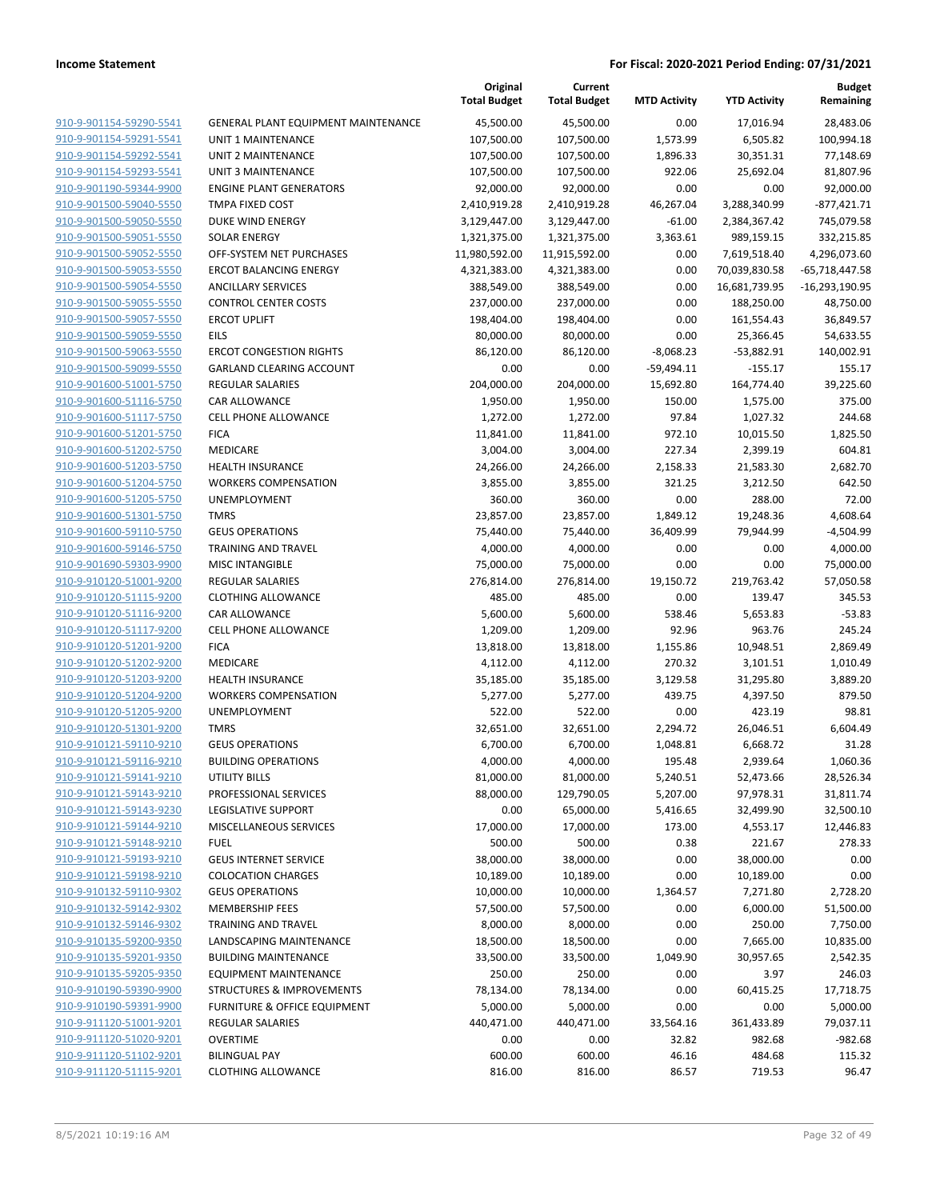| | | Original Total Budget | Current Total Budget | MTD Activity | YTD Activity | Budget Remaining |
|---|---|---|---|---|---|---|
| 910-9-901154-59290-5541 | GENERAL PLANT EQUIPMENT MAINTENANCE | 45,500.00 | 45,500.00 | 0.00 | 17,016.94 | 28,483.06 |
| 910-9-901154-59291-5541 | UNIT 1 MAINTENANCE | 107,500.00 | 107,500.00 | 1,573.99 | 6,505.82 | 100,994.18 |
| 910-9-901154-59292-5541 | UNIT 2 MAINTENANCE | 107,500.00 | 107,500.00 | 1,896.33 | 30,351.31 | 77,148.69 |
| 910-9-901154-59293-5541 | UNIT 3 MAINTENANCE | 107,500.00 | 107,500.00 | 922.06 | 25,692.04 | 81,807.96 |
| 910-9-901190-59344-9900 | ENGINE PLANT GENERATORS | 92,000.00 | 92,000.00 | 0.00 | 0.00 | 92,000.00 |
| 910-9-901500-59040-5550 | TMPA FIXED COST | 2,410,919.28 | 2,410,919.28 | 46,267.04 | 3,288,340.99 | -877,421.71 |
| 910-9-901500-59050-5550 | DUKE WIND ENERGY | 3,129,447.00 | 3,129,447.00 | -61.00 | 2,384,367.42 | 745,079.58 |
| 910-9-901500-59051-5550 | SOLAR ENERGY | 1,321,375.00 | 1,321,375.00 | 3,363.61 | 989,159.15 | 332,215.85 |
| 910-9-901500-59052-5550 | OFF-SYSTEM NET PURCHASES | 11,980,592.00 | 11,915,592.00 | 0.00 | 7,619,518.40 | 4,296,073.60 |
| 910-9-901500-59053-5550 | ERCOT BALANCING ENERGY | 4,321,383.00 | 4,321,383.00 | 0.00 | 70,039,830.58 | -65,718,447.58 |
| 910-9-901500-59054-5550 | ANCILLARY SERVICES | 388,549.00 | 388,549.00 | 0.00 | 16,681,739.95 | -16,293,190.95 |
| 910-9-901500-59055-5550 | CONTROL CENTER COSTS | 237,000.00 | 237,000.00 | 0.00 | 188,250.00 | 48,750.00 |
| 910-9-901500-59057-5550 | ERCOT UPLIFT | 198,404.00 | 198,404.00 | 0.00 | 161,554.43 | 36,849.57 |
| 910-9-901500-59059-5550 | EILS | 80,000.00 | 80,000.00 | 0.00 | 25,366.45 | 54,633.55 |
| 910-9-901500-59063-5550 | ERCOT CONGESTION RIGHTS | 86,120.00 | 86,120.00 | -8,068.23 | -53,882.91 | 140,002.91 |
| 910-9-901500-59099-5550 | GARLAND CLEARING ACCOUNT | 0.00 | 0.00 | -59,494.11 | -155.17 | 155.17 |
| 910-9-901600-51001-5750 | REGULAR SALARIES | 204,000.00 | 204,000.00 | 15,692.80 | 164,774.40 | 39,225.60 |
| 910-9-901600-51116-5750 | CAR ALLOWANCE | 1,950.00 | 1,950.00 | 150.00 | 1,575.00 | 375.00 |
| 910-9-901600-51117-5750 | CELL PHONE ALLOWANCE | 1,272.00 | 1,272.00 | 97.84 | 1,027.32 | 244.68 |
| 910-9-901600-51201-5750 | FICA | 11,841.00 | 11,841.00 | 972.10 | 10,015.50 | 1,825.50 |
| 910-9-901600-51202-5750 | MEDICARE | 3,004.00 | 3,004.00 | 227.34 | 2,399.19 | 604.81 |
| 910-9-901600-51203-5750 | HEALTH INSURANCE | 24,266.00 | 24,266.00 | 2,158.33 | 21,583.30 | 2,682.70 |
| 910-9-901600-51204-5750 | WORKERS COMPENSATION | 3,855.00 | 3,855.00 | 321.25 | 3,212.50 | 642.50 |
| 910-9-901600-51205-5750 | UNEMPLOYMENT | 360.00 | 360.00 | 0.00 | 288.00 | 72.00 |
| 910-9-901600-51301-5750 | TMRS | 23,857.00 | 23,857.00 | 1,849.12 | 19,248.36 | 4,608.64 |
| 910-9-901600-59110-5750 | GEUS OPERATIONS | 75,440.00 | 75,440.00 | 36,409.99 | 79,944.99 | -4,504.99 |
| 910-9-901600-59146-5750 | TRAINING AND TRAVEL | 4,000.00 | 4,000.00 | 0.00 | 0.00 | 4,000.00 |
| 910-9-901690-59303-9900 | MISC INTANGIBLE | 75,000.00 | 75,000.00 | 0.00 | 0.00 | 75,000.00 |
| 910-9-910120-51001-9200 | REGULAR SALARIES | 276,814.00 | 276,814.00 | 19,150.72 | 219,763.42 | 57,050.58 |
| 910-9-910120-51115-9200 | CLOTHING ALLOWANCE | 485.00 | 485.00 | 0.00 | 139.47 | 345.53 |
| 910-9-910120-51116-9200 | CAR ALLOWANCE | 5,600.00 | 5,600.00 | 538.46 | 5,653.83 | -53.83 |
| 910-9-910120-51117-9200 | CELL PHONE ALLOWANCE | 1,209.00 | 1,209.00 | 92.96 | 963.76 | 245.24 |
| 910-9-910120-51201-9200 | FICA | 13,818.00 | 13,818.00 | 1,155.86 | 10,948.51 | 2,869.49 |
| 910-9-910120-51202-9200 | MEDICARE | 4,112.00 | 4,112.00 | 270.32 | 3,101.51 | 1,010.49 |
| 910-9-910120-51203-9200 | HEALTH INSURANCE | 35,185.00 | 35,185.00 | 3,129.58 | 31,295.80 | 3,889.20 |
| 910-9-910120-51204-9200 | WORKERS COMPENSATION | 5,277.00 | 5,277.00 | 439.75 | 4,397.50 | 879.50 |
| 910-9-910120-51205-9200 | UNEMPLOYMENT | 522.00 | 522.00 | 0.00 | 423.19 | 98.81 |
| 910-9-910120-51301-9200 | TMRS | 32,651.00 | 32,651.00 | 2,294.72 | 26,046.51 | 6,604.49 |
| 910-9-910121-59110-9210 | GEUS OPERATIONS | 6,700.00 | 6,700.00 | 1,048.81 | 6,668.72 | 31.28 |
| 910-9-910121-59116-9210 | BUILDING OPERATIONS | 4,000.00 | 4,000.00 | 195.48 | 2,939.64 | 1,060.36 |
| 910-9-910121-59141-9210 | UTILITY BILLS | 81,000.00 | 81,000.00 | 5,240.51 | 52,473.66 | 28,526.34 |
| 910-9-910121-59143-9210 | PROFESSIONAL SERVICES | 88,000.00 | 129,790.05 | 5,207.00 | 97,978.31 | 31,811.74 |
| 910-9-910121-59143-9230 | LEGISLATIVE SUPPORT | 0.00 | 65,000.00 | 5,416.65 | 32,499.90 | 32,500.10 |
| 910-9-910121-59144-9210 | MISCELLANEOUS SERVICES | 17,000.00 | 17,000.00 | 173.00 | 4,553.17 | 12,446.83 |
| 910-9-910121-59148-9210 | FUEL | 500.00 | 500.00 | 0.38 | 221.67 | 278.33 |
| 910-9-910121-59193-9210 | GEUS INTERNET SERVICE | 38,000.00 | 38,000.00 | 0.00 | 38,000.00 | 0.00 |
| 910-9-910121-59198-9210 | COLOCATION CHARGES | 10,189.00 | 10,189.00 | 0.00 | 10,189.00 | 0.00 |
| 910-9-910132-59110-9302 | GEUS OPERATIONS | 10,000.00 | 10,000.00 | 1,364.57 | 7,271.80 | 2,728.20 |
| 910-9-910132-59142-9302 | MEMBERSHIP FEES | 57,500.00 | 57,500.00 | 0.00 | 6,000.00 | 51,500.00 |
| 910-9-910132-59146-9302 | TRAINING AND TRAVEL | 8,000.00 | 8,000.00 | 0.00 | 250.00 | 7,750.00 |
| 910-9-910135-59200-9350 | LANDSCAPING MAINTENANCE | 18,500.00 | 18,500.00 | 0.00 | 7,665.00 | 10,835.00 |
| 910-9-910135-59201-9350 | BUILDING MAINTENANCE | 33,500.00 | 33,500.00 | 1,049.90 | 30,957.65 | 2,542.35 |
| 910-9-910135-59205-9350 | EQUIPMENT MAINTENANCE | 250.00 | 250.00 | 0.00 | 3.97 | 246.03 |
| 910-9-910190-59390-9900 | STRUCTURES & IMPROVEMENTS | 78,134.00 | 78,134.00 | 0.00 | 60,415.25 | 17,718.75 |
| 910-9-910190-59391-9900 | FURNITURE & OFFICE EQUIPMENT | 5,000.00 | 5,000.00 | 0.00 | 0.00 | 5,000.00 |
| 910-9-911120-51001-9201 | REGULAR SALARIES | 440,471.00 | 440,471.00 | 33,564.16 | 361,433.89 | 79,037.11 |
| 910-9-911120-51020-9201 | OVERTIME | 0.00 | 0.00 | 32.82 | 982.68 | -982.68 |
| 910-9-911120-51102-9201 | BILINGUAL PAY | 600.00 | 600.00 | 46.16 | 484.68 | 115.32 |
| 910-9-911120-51115-9201 | CLOTHING ALLOWANCE | 816.00 | 816.00 | 86.57 | 719.53 | 96.47 |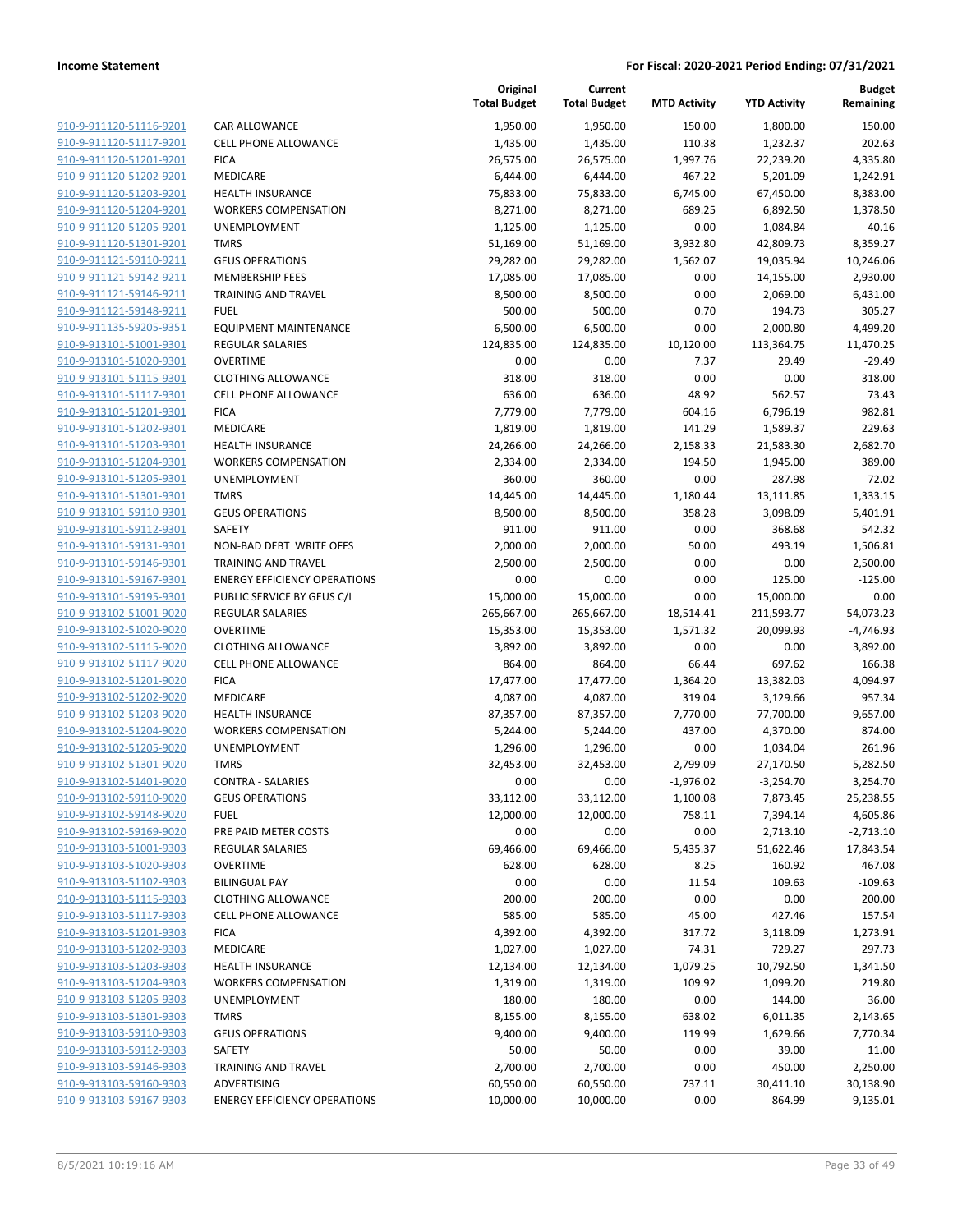**Income Statement** | **For Fiscal: 2020-2021 Period Ending: 07/31/2021**

| | | Original Total Budget | Current Total Budget | MTD Activity | YTD Activity | Budget Remaining |
|---|---|---|---|---|---|---|
| 910-9-911120-51116-9201 | CAR ALLOWANCE | 1,950.00 | 1,950.00 | 150.00 | 1,800.00 | 150.00 |
| 910-9-911120-51117-9201 | CELL PHONE ALLOWANCE | 1,435.00 | 1,435.00 | 110.38 | 1,232.37 | 202.63 |
| 910-9-911120-51201-9201 | FICA | 26,575.00 | 26,575.00 | 1,997.76 | 22,239.20 | 4,335.80 |
| 910-9-911120-51202-9201 | MEDICARE | 6,444.00 | 6,444.00 | 467.22 | 5,201.09 | 1,242.91 |
| 910-9-911120-51203-9201 | HEALTH INSURANCE | 75,833.00 | 75,833.00 | 6,745.00 | 67,450.00 | 8,383.00 |
| 910-9-911120-51204-9201 | WORKERS COMPENSATION | 8,271.00 | 8,271.00 | 689.25 | 6,892.50 | 1,378.50 |
| 910-9-911120-51205-9201 | UNEMPLOYMENT | 1,125.00 | 1,125.00 | 0.00 | 1,084.84 | 40.16 |
| 910-9-911120-51301-9201 | TMRS | 51,169.00 | 51,169.00 | 3,932.80 | 42,809.73 | 8,359.27 |
| 910-9-911121-59110-9211 | GEUS OPERATIONS | 29,282.00 | 29,282.00 | 1,562.07 | 19,035.94 | 10,246.06 |
| 910-9-911121-59142-9211 | MEMBERSHIP FEES | 17,085.00 | 17,085.00 | 0.00 | 14,155.00 | 2,930.00 |
| 910-9-911121-59146-9211 | TRAINING AND TRAVEL | 8,500.00 | 8,500.00 | 0.00 | 2,069.00 | 6,431.00 |
| 910-9-911121-59148-9211 | FUEL | 500.00 | 500.00 | 0.70 | 194.73 | 305.27 |
| 910-9-911135-59205-9351 | EQUIPMENT MAINTENANCE | 6,500.00 | 6,500.00 | 0.00 | 2,000.80 | 4,499.20 |
| 910-9-913101-51001-9301 | REGULAR SALARIES | 124,835.00 | 124,835.00 | 10,120.00 | 113,364.75 | 11,470.25 |
| 910-9-913101-51020-9301 | OVERTIME | 0.00 | 0.00 | 7.37 | 29.49 | -29.49 |
| 910-9-913101-51115-9301 | CLOTHING ALLOWANCE | 318.00 | 318.00 | 0.00 | 0.00 | 318.00 |
| 910-9-913101-51117-9301 | CELL PHONE ALLOWANCE | 636.00 | 636.00 | 48.92 | 562.57 | 73.43 |
| 910-9-913101-51201-9301 | FICA | 7,779.00 | 7,779.00 | 604.16 | 6,796.19 | 982.81 |
| 910-9-913101-51202-9301 | MEDICARE | 1,819.00 | 1,819.00 | 141.29 | 1,589.37 | 229.63 |
| 910-9-913101-51203-9301 | HEALTH INSURANCE | 24,266.00 | 24,266.00 | 2,158.33 | 21,583.30 | 2,682.70 |
| 910-9-913101-51204-9301 | WORKERS COMPENSATION | 2,334.00 | 2,334.00 | 194.50 | 1,945.00 | 389.00 |
| 910-9-913101-51205-9301 | UNEMPLOYMENT | 360.00 | 360.00 | 0.00 | 287.98 | 72.02 |
| 910-9-913101-51301-9301 | TMRS | 14,445.00 | 14,445.00 | 1,180.44 | 13,111.85 | 1,333.15 |
| 910-9-913101-59110-9301 | GEUS OPERATIONS | 8,500.00 | 8,500.00 | 358.28 | 3,098.09 | 5,401.91 |
| 910-9-913101-59112-9301 | SAFETY | 911.00 | 911.00 | 0.00 | 368.68 | 542.32 |
| 910-9-913101-59131-9301 | NON-BAD DEBT WRITE OFFS | 2,000.00 | 2,000.00 | 50.00 | 493.19 | 1,506.81 |
| 910-9-913101-59146-9301 | TRAINING AND TRAVEL | 2,500.00 | 2,500.00 | 0.00 | 0.00 | 2,500.00 |
| 910-9-913101-59167-9301 | ENERGY EFFICIENCY OPERATIONS | 0.00 | 0.00 | 0.00 | 125.00 | -125.00 |
| 910-9-913101-59195-9301 | PUBLIC SERVICE BY GEUS C/I | 15,000.00 | 15,000.00 | 0.00 | 15,000.00 | 0.00 |
| 910-9-913102-51001-9020 | REGULAR SALARIES | 265,667.00 | 265,667.00 | 18,514.41 | 211,593.77 | 54,073.23 |
| 910-9-913102-51020-9020 | OVERTIME | 15,353.00 | 15,353.00 | 1,571.32 | 20,099.93 | -4,746.93 |
| 910-9-913102-51115-9020 | CLOTHING ALLOWANCE | 3,892.00 | 3,892.00 | 0.00 | 0.00 | 3,892.00 |
| 910-9-913102-51117-9020 | CELL PHONE ALLOWANCE | 864.00 | 864.00 | 66.44 | 697.62 | 166.38 |
| 910-9-913102-51201-9020 | FICA | 17,477.00 | 17,477.00 | 1,364.20 | 13,382.03 | 4,094.97 |
| 910-9-913102-51202-9020 | MEDICARE | 4,087.00 | 4,087.00 | 319.04 | 3,129.66 | 957.34 |
| 910-9-913102-51203-9020 | HEALTH INSURANCE | 87,357.00 | 87,357.00 | 7,770.00 | 77,700.00 | 9,657.00 |
| 910-9-913102-51204-9020 | WORKERS COMPENSATION | 5,244.00 | 5,244.00 | 437.00 | 4,370.00 | 874.00 |
| 910-9-913102-51205-9020 | UNEMPLOYMENT | 1,296.00 | 1,296.00 | 0.00 | 1,034.04 | 261.96 |
| 910-9-913102-51301-9020 | TMRS | 32,453.00 | 32,453.00 | 2,799.09 | 27,170.50 | 5,282.50 |
| 910-9-913102-51401-9020 | CONTRA - SALARIES | 0.00 | 0.00 | -1,976.02 | -3,254.70 | 3,254.70 |
| 910-9-913102-59110-9020 | GEUS OPERATIONS | 33,112.00 | 33,112.00 | 1,100.08 | 7,873.45 | 25,238.55 |
| 910-9-913102-59148-9020 | FUEL | 12,000.00 | 12,000.00 | 758.11 | 7,394.14 | 4,605.86 |
| 910-9-913102-59169-9020 | PRE PAID METER COSTS | 0.00 | 0.00 | 0.00 | 2,713.10 | -2,713.10 |
| 910-9-913103-51001-9303 | REGULAR SALARIES | 69,466.00 | 69,466.00 | 5,435.37 | 51,622.46 | 17,843.54 |
| 910-9-913103-51020-9303 | OVERTIME | 628.00 | 628.00 | 8.25 | 160.92 | 467.08 |
| 910-9-913103-51102-9303 | BILINGUAL PAY | 0.00 | 0.00 | 11.54 | 109.63 | -109.63 |
| 910-9-913103-51115-9303 | CLOTHING ALLOWANCE | 200.00 | 200.00 | 0.00 | 0.00 | 200.00 |
| 910-9-913103-51117-9303 | CELL PHONE ALLOWANCE | 585.00 | 585.00 | 45.00 | 427.46 | 157.54 |
| 910-9-913103-51201-9303 | FICA | 4,392.00 | 4,392.00 | 317.72 | 3,118.09 | 1,273.91 |
| 910-9-913103-51202-9303 | MEDICARE | 1,027.00 | 1,027.00 | 74.31 | 729.27 | 297.73 |
| 910-9-913103-51203-9303 | HEALTH INSURANCE | 12,134.00 | 12,134.00 | 1,079.25 | 10,792.50 | 1,341.50 |
| 910-9-913103-51204-9303 | WORKERS COMPENSATION | 1,319.00 | 1,319.00 | 109.92 | 1,099.20 | 219.80 |
| 910-9-913103-51205-9303 | UNEMPLOYMENT | 180.00 | 180.00 | 0.00 | 144.00 | 36.00 |
| 910-9-913103-51301-9303 | TMRS | 8,155.00 | 8,155.00 | 638.02 | 6,011.35 | 2,143.65 |
| 910-9-913103-59110-9303 | GEUS OPERATIONS | 9,400.00 | 9,400.00 | 119.99 | 1,629.66 | 7,770.34 |
| 910-9-913103-59112-9303 | SAFETY | 50.00 | 50.00 | 0.00 | 39.00 | 11.00 |
| 910-9-913103-59146-9303 | TRAINING AND TRAVEL | 2,700.00 | 2,700.00 | 0.00 | 450.00 | 2,250.00 |
| 910-9-913103-59160-9303 | ADVERTISING | 60,550.00 | 60,550.00 | 737.11 | 30,411.10 | 30,138.90 |
| 910-9-913103-59167-9303 | ENERGY EFFICIENCY OPERATIONS | 10,000.00 | 10,000.00 | 0.00 | 864.99 | 9,135.01 |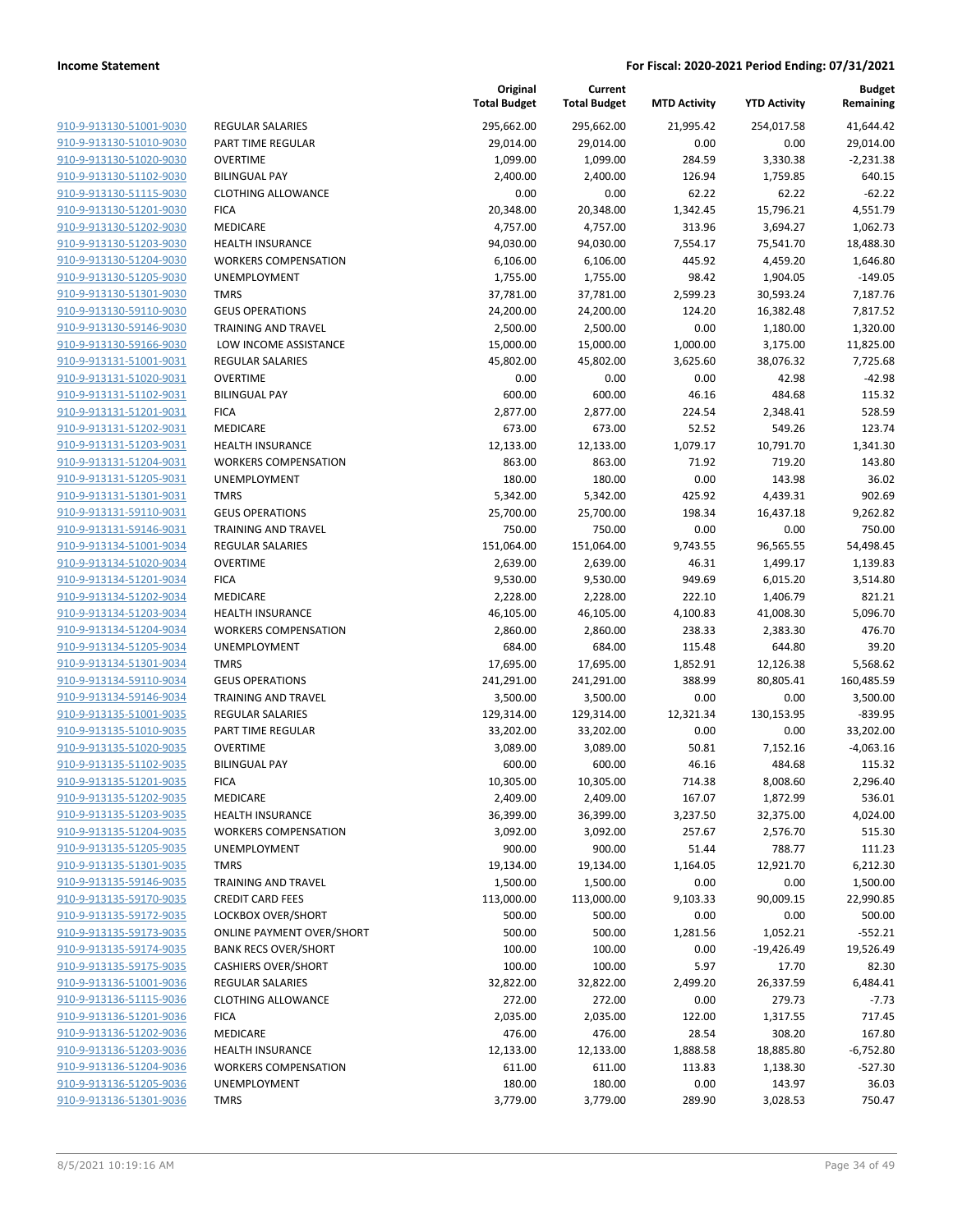**Income Statement** **For Fiscal: 2020-2021 Period Ending: 07/31/2021**

| | | Original Total Budget | Current Total Budget | MTD Activity | YTD Activity | Budget Remaining |
|---|---|---|---|---|---|---|
| 910-9-913130-51001-9030 | REGULAR SALARIES | 295,662.00 | 295,662.00 | 21,995.42 | 254,017.58 | 41,644.42 |
| 910-9-913130-51010-9030 | PART TIME REGULAR | 29,014.00 | 29,014.00 | 0.00 | 0.00 | 29,014.00 |
| 910-9-913130-51020-9030 | OVERTIME | 1,099.00 | 1,099.00 | 284.59 | 3,330.38 | -2,231.38 |
| 910-9-913130-51102-9030 | BILINGUAL PAY | 2,400.00 | 2,400.00 | 126.94 | 1,759.85 | 640.15 |
| 910-9-913130-51115-9030 | CLOTHING ALLOWANCE | 0.00 | 0.00 | 62.22 | 62.22 | -62.22 |
| 910-9-913130-51201-9030 | FICA | 20,348.00 | 20,348.00 | 1,342.45 | 15,796.21 | 4,551.79 |
| 910-9-913130-51202-9030 | MEDICARE | 4,757.00 | 4,757.00 | 313.96 | 3,694.27 | 1,062.73 |
| 910-9-913130-51203-9030 | HEALTH INSURANCE | 94,030.00 | 94,030.00 | 7,554.17 | 75,541.70 | 18,488.30 |
| 910-9-913130-51204-9030 | WORKERS COMPENSATION | 6,106.00 | 6,106.00 | 445.92 | 4,459.20 | 1,646.80 |
| 910-9-913130-51205-9030 | UNEMPLOYMENT | 1,755.00 | 1,755.00 | 98.42 | 1,904.05 | -149.05 |
| 910-9-913130-51301-9030 | TMRS | 37,781.00 | 37,781.00 | 2,599.23 | 30,593.24 | 7,187.76 |
| 910-9-913130-59110-9030 | GEUS OPERATIONS | 24,200.00 | 24,200.00 | 124.20 | 16,382.48 | 7,817.52 |
| 910-9-913130-59146-9030 | TRAINING AND TRAVEL | 2,500.00 | 2,500.00 | 0.00 | 1,180.00 | 1,320.00 |
| 910-9-913130-59166-9030 | LOW INCOME ASSISTANCE | 15,000.00 | 15,000.00 | 1,000.00 | 3,175.00 | 11,825.00 |
| 910-9-913131-51001-9031 | REGULAR SALARIES | 45,802.00 | 45,802.00 | 3,625.60 | 38,076.32 | 7,725.68 |
| 910-9-913131-51020-9031 | OVERTIME | 0.00 | 0.00 | 0.00 | 42.98 | -42.98 |
| 910-9-913131-51102-9031 | BILINGUAL PAY | 600.00 | 600.00 | 46.16 | 484.68 | 115.32 |
| 910-9-913131-51201-9031 | FICA | 2,877.00 | 2,877.00 | 224.54 | 2,348.41 | 528.59 |
| 910-9-913131-51202-9031 | MEDICARE | 673.00 | 673.00 | 52.52 | 549.26 | 123.74 |
| 910-9-913131-51203-9031 | HEALTH INSURANCE | 12,133.00 | 12,133.00 | 1,079.17 | 10,791.70 | 1,341.30 |
| 910-9-913131-51204-9031 | WORKERS COMPENSATION | 863.00 | 863.00 | 71.92 | 719.20 | 143.80 |
| 910-9-913131-51205-9031 | UNEMPLOYMENT | 180.00 | 180.00 | 0.00 | 143.98 | 36.02 |
| 910-9-913131-51301-9031 | TMRS | 5,342.00 | 5,342.00 | 425.92 | 4,439.31 | 902.69 |
| 910-9-913131-59110-9031 | GEUS OPERATIONS | 25,700.00 | 25,700.00 | 198.34 | 16,437.18 | 9,262.82 |
| 910-9-913131-59146-9031 | TRAINING AND TRAVEL | 750.00 | 750.00 | 0.00 | 0.00 | 750.00 |
| 910-9-913134-51001-9034 | REGULAR SALARIES | 151,064.00 | 151,064.00 | 9,743.55 | 96,565.55 | 54,498.45 |
| 910-9-913134-51020-9034 | OVERTIME | 2,639.00 | 2,639.00 | 46.31 | 1,499.17 | 1,139.83 |
| 910-9-913134-51201-9034 | FICA | 9,530.00 | 9,530.00 | 949.69 | 6,015.20 | 3,514.80 |
| 910-9-913134-51202-9034 | MEDICARE | 2,228.00 | 2,228.00 | 222.10 | 1,406.79 | 821.21 |
| 910-9-913134-51203-9034 | HEALTH INSURANCE | 46,105.00 | 46,105.00 | 4,100.83 | 41,008.30 | 5,096.70 |
| 910-9-913134-51204-9034 | WORKERS COMPENSATION | 2,860.00 | 2,860.00 | 238.33 | 2,383.30 | 476.70 |
| 910-9-913134-51205-9034 | UNEMPLOYMENT | 684.00 | 684.00 | 115.48 | 644.80 | 39.20 |
| 910-9-913134-51301-9034 | TMRS | 17,695.00 | 17,695.00 | 1,852.91 | 12,126.38 | 5,568.62 |
| 910-9-913134-59110-9034 | GEUS OPERATIONS | 241,291.00 | 241,291.00 | 388.99 | 80,805.41 | 160,485.59 |
| 910-9-913134-59146-9034 | TRAINING AND TRAVEL | 3,500.00 | 3,500.00 | 0.00 | 0.00 | 3,500.00 |
| 910-9-913135-51001-9035 | REGULAR SALARIES | 129,314.00 | 129,314.00 | 12,321.34 | 130,153.95 | -839.95 |
| 910-9-913135-51010-9035 | PART TIME REGULAR | 33,202.00 | 33,202.00 | 0.00 | 0.00 | 33,202.00 |
| 910-9-913135-51020-9035 | OVERTIME | 3,089.00 | 3,089.00 | 50.81 | 7,152.16 | -4,063.16 |
| 910-9-913135-51102-9035 | BILINGUAL PAY | 600.00 | 600.00 | 46.16 | 484.68 | 115.32 |
| 910-9-913135-51201-9035 | FICA | 10,305.00 | 10,305.00 | 714.38 | 8,008.60 | 2,296.40 |
| 910-9-913135-51202-9035 | MEDICARE | 2,409.00 | 2,409.00 | 167.07 | 1,872.99 | 536.01 |
| 910-9-913135-51203-9035 | HEALTH INSURANCE | 36,399.00 | 36,399.00 | 3,237.50 | 32,375.00 | 4,024.00 |
| 910-9-913135-51204-9035 | WORKERS COMPENSATION | 3,092.00 | 3,092.00 | 257.67 | 2,576.70 | 515.30 |
| 910-9-913135-51205-9035 | UNEMPLOYMENT | 900.00 | 900.00 | 51.44 | 788.77 | 111.23 |
| 910-9-913135-51301-9035 | TMRS | 19,134.00 | 19,134.00 | 1,164.05 | 12,921.70 | 6,212.30 |
| 910-9-913135-59146-9035 | TRAINING AND TRAVEL | 1,500.00 | 1,500.00 | 0.00 | 0.00 | 1,500.00 |
| 910-9-913135-59170-9035 | CREDIT CARD FEES | 113,000.00 | 113,000.00 | 9,103.33 | 90,009.15 | 22,990.85 |
| 910-9-913135-59172-9035 | LOCKBOX OVER/SHORT | 500.00 | 500.00 | 0.00 | 0.00 | 500.00 |
| 910-9-913135-59173-9035 | ONLINE PAYMENT OVER/SHORT | 500.00 | 500.00 | 1,281.56 | 1,052.21 | -552.21 |
| 910-9-913135-59174-9035 | BANK RECS OVER/SHORT | 100.00 | 100.00 | 0.00 | -19,426.49 | 19,526.49 |
| 910-9-913135-59175-9035 | CASHIERS OVER/SHORT | 100.00 | 100.00 | 5.97 | 17.70 | 82.30 |
| 910-9-913136-51001-9036 | REGULAR SALARIES | 32,822.00 | 32,822.00 | 2,499.20 | 26,337.59 | 6,484.41 |
| 910-9-913136-51115-9036 | CLOTHING ALLOWANCE | 272.00 | 272.00 | 0.00 | 279.73 | -7.73 |
| 910-9-913136-51201-9036 | FICA | 2,035.00 | 2,035.00 | 122.00 | 1,317.55 | 717.45 |
| 910-9-913136-51202-9036 | MEDICARE | 476.00 | 476.00 | 28.54 | 308.20 | 167.80 |
| 910-9-913136-51203-9036 | HEALTH INSURANCE | 12,133.00 | 12,133.00 | 1,888.58 | 18,885.80 | -6,752.80 |
| 910-9-913136-51204-9036 | WORKERS COMPENSATION | 611.00 | 611.00 | 113.83 | 1,138.30 | -527.30 |
| 910-9-913136-51205-9036 | UNEMPLOYMENT | 180.00 | 180.00 | 0.00 | 143.97 | 36.03 |
| 910-9-913136-51301-9036 | TMRS | 3,779.00 | 3,779.00 | 289.90 | 3,028.53 | 750.47 |

8/5/2021 10:19:16 AM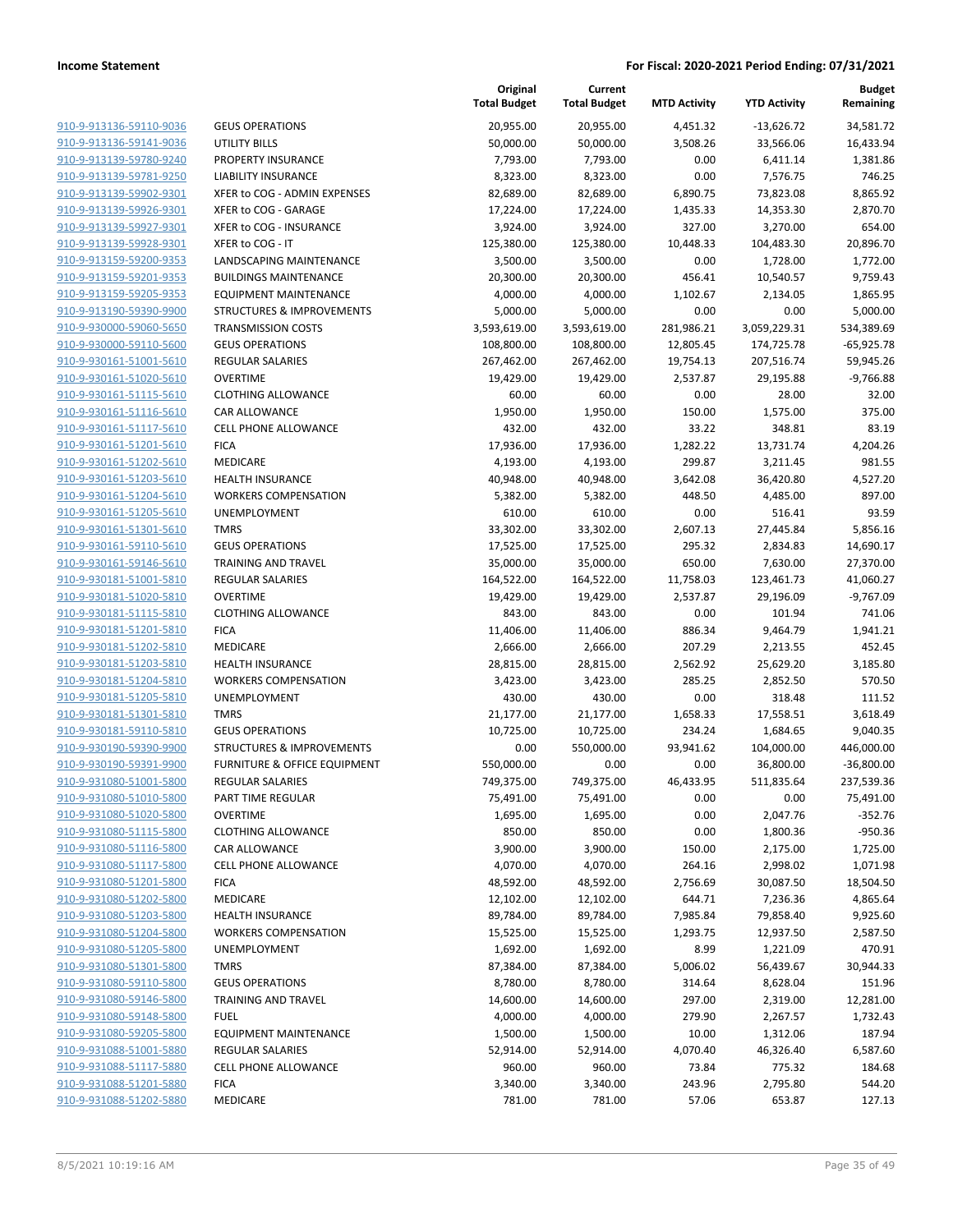**Income Statement** | **For Fiscal: 2020-2021 Period Ending: 07/31/2021**

| | | Original Total Budget | Current Total Budget | MTD Activity | YTD Activity | Budget Remaining |
|---|---|---|---|---|---|---|
| 910-9-913136-59110-9036 | GEUS OPERATIONS | 20,955.00 | 20,955.00 | 4,451.32 | -13,626.72 | 34,581.72 |
| 910-9-913136-59141-9036 | UTILITY BILLS | 50,000.00 | 50,000.00 | 3,508.26 | 33,566.06 | 16,433.94 |
| 910-9-913139-59780-9240 | PROPERTY INSURANCE | 7,793.00 | 7,793.00 | 0.00 | 6,411.14 | 1,381.86 |
| 910-9-913139-59781-9250 | LIABILITY INSURANCE | 8,323.00 | 8,323.00 | 0.00 | 7,576.75 | 746.25 |
| 910-9-913139-59902-9301 | XFER to COG - ADMIN EXPENSES | 82,689.00 | 82,689.00 | 6,890.75 | 73,823.08 | 8,865.92 |
| 910-9-913139-59926-9301 | XFER to COG - GARAGE | 17,224.00 | 17,224.00 | 1,435.33 | 14,353.30 | 2,870.70 |
| 910-9-913139-59927-9301 | XFER to COG - INSURANCE | 3,924.00 | 3,924.00 | 327.00 | 3,270.00 | 654.00 |
| 910-9-913139-59928-9301 | XFER to COG - IT | 125,380.00 | 125,380.00 | 10,448.33 | 104,483.30 | 20,896.70 |
| 910-9-913159-59200-9353 | LANDSCAPING MAINTENANCE | 3,500.00 | 3,500.00 | 0.00 | 1,728.00 | 1,772.00 |
| 910-9-913159-59201-9353 | BUILDINGS MAINTENANCE | 20,300.00 | 20,300.00 | 456.41 | 10,540.57 | 9,759.43 |
| 910-9-913159-59205-9353 | EQUIPMENT MAINTENANCE | 4,000.00 | 4,000.00 | 1,102.67 | 2,134.05 | 1,865.95 |
| 910-9-913190-59390-9900 | STRUCTURES & IMPROVEMENTS | 5,000.00 | 5,000.00 | 0.00 | 0.00 | 5,000.00 |
| 910-9-930000-59060-5650 | TRANSMISSION COSTS | 3,593,619.00 | 3,593,619.00 | 281,986.21 | 3,059,229.31 | 534,389.69 |
| 910-9-930000-59110-5600 | GEUS OPERATIONS | 108,800.00 | 108,800.00 | 12,805.45 | 174,725.78 | -65,925.78 |
| 910-9-930161-51001-5610 | REGULAR SALARIES | 267,462.00 | 267,462.00 | 19,754.13 | 207,516.74 | 59,945.26 |
| 910-9-930161-51020-5610 | OVERTIME | 19,429.00 | 19,429.00 | 2,537.87 | 29,195.88 | -9,766.88 |
| 910-9-930161-51115-5610 | CLOTHING ALLOWANCE | 60.00 | 60.00 | 0.00 | 28.00 | 32.00 |
| 910-9-930161-51116-5610 | CAR ALLOWANCE | 1,950.00 | 1,950.00 | 150.00 | 1,575.00 | 375.00 |
| 910-9-930161-51117-5610 | CELL PHONE ALLOWANCE | 432.00 | 432.00 | 33.22 | 348.81 | 83.19 |
| 910-9-930161-51201-5610 | FICA | 17,936.00 | 17,936.00 | 1,282.22 | 13,731.74 | 4,204.26 |
| 910-9-930161-51202-5610 | MEDICARE | 4,193.00 | 4,193.00 | 299.87 | 3,211.45 | 981.55 |
| 910-9-930161-51203-5610 | HEALTH INSURANCE | 40,948.00 | 40,948.00 | 3,642.08 | 36,420.80 | 4,527.20 |
| 910-9-930161-51204-5610 | WORKERS COMPENSATION | 5,382.00 | 5,382.00 | 448.50 | 4,485.00 | 897.00 |
| 910-9-930161-51205-5610 | UNEMPLOYMENT | 610.00 | 610.00 | 0.00 | 516.41 | 93.59 |
| 910-9-930161-51301-5610 | TMRS | 33,302.00 | 33,302.00 | 2,607.13 | 27,445.84 | 5,856.16 |
| 910-9-930161-59110-5610 | GEUS OPERATIONS | 17,525.00 | 17,525.00 | 295.32 | 2,834.83 | 14,690.17 |
| 910-9-930161-59146-5610 | TRAINING AND TRAVEL | 35,000.00 | 35,000.00 | 650.00 | 7,630.00 | 27,370.00 |
| 910-9-930181-51001-5810 | REGULAR SALARIES | 164,522.00 | 164,522.00 | 11,758.03 | 123,461.73 | 41,060.27 |
| 910-9-930181-51020-5810 | OVERTIME | 19,429.00 | 19,429.00 | 2,537.87 | 29,196.09 | -9,767.09 |
| 910-9-930181-51115-5810 | CLOTHING ALLOWANCE | 843.00 | 843.00 | 0.00 | 101.94 | 741.06 |
| 910-9-930181-51201-5810 | FICA | 11,406.00 | 11,406.00 | 886.34 | 9,464.79 | 1,941.21 |
| 910-9-930181-51202-5810 | MEDICARE | 2,666.00 | 2,666.00 | 207.29 | 2,213.55 | 452.45 |
| 910-9-930181-51203-5810 | HEALTH INSURANCE | 28,815.00 | 28,815.00 | 2,562.92 | 25,629.20 | 3,185.80 |
| 910-9-930181-51204-5810 | WORKERS COMPENSATION | 3,423.00 | 3,423.00 | 285.25 | 2,852.50 | 570.50 |
| 910-9-930181-51205-5810 | UNEMPLOYMENT | 430.00 | 430.00 | 0.00 | 318.48 | 111.52 |
| 910-9-930181-51301-5810 | TMRS | 21,177.00 | 21,177.00 | 1,658.33 | 17,558.51 | 3,618.49 |
| 910-9-930181-59110-5810 | GEUS OPERATIONS | 10,725.00 | 10,725.00 | 234.24 | 1,684.65 | 9,040.35 |
| 910-9-930190-59390-9900 | STRUCTURES & IMPROVEMENTS | 0.00 | 550,000.00 | 93,941.62 | 104,000.00 | 446,000.00 |
| 910-9-930190-59391-9900 | FURNITURE & OFFICE EQUIPMENT | 550,000.00 | 0.00 | 0.00 | 36,800.00 | -36,800.00 |
| 910-9-931080-51001-5800 | REGULAR SALARIES | 749,375.00 | 749,375.00 | 46,433.95 | 511,835.64 | 237,539.36 |
| 910-9-931080-51010-5800 | PART TIME REGULAR | 75,491.00 | 75,491.00 | 0.00 | 0.00 | 75,491.00 |
| 910-9-931080-51020-5800 | OVERTIME | 1,695.00 | 1,695.00 | 0.00 | 2,047.76 | -352.76 |
| 910-9-931080-51115-5800 | CLOTHING ALLOWANCE | 850.00 | 850.00 | 0.00 | 1,800.36 | -950.36 |
| 910-9-931080-51116-5800 | CAR ALLOWANCE | 3,900.00 | 3,900.00 | 150.00 | 2,175.00 | 1,725.00 |
| 910-9-931080-51117-5800 | CELL PHONE ALLOWANCE | 4,070.00 | 4,070.00 | 264.16 | 2,998.02 | 1,071.98 |
| 910-9-931080-51201-5800 | FICA | 48,592.00 | 48,592.00 | 2,756.69 | 30,087.50 | 18,504.50 |
| 910-9-931080-51202-5800 | MEDICARE | 12,102.00 | 12,102.00 | 644.71 | 7,236.36 | 4,865.64 |
| 910-9-931080-51203-5800 | HEALTH INSURANCE | 89,784.00 | 89,784.00 | 7,985.84 | 79,858.40 | 9,925.60 |
| 910-9-931080-51204-5800 | WORKERS COMPENSATION | 15,525.00 | 15,525.00 | 1,293.75 | 12,937.50 | 2,587.50 |
| 910-9-931080-51205-5800 | UNEMPLOYMENT | 1,692.00 | 1,692.00 | 8.99 | 1,221.09 | 470.91 |
| 910-9-931080-51301-5800 | TMRS | 87,384.00 | 87,384.00 | 5,006.02 | 56,439.67 | 30,944.33 |
| 910-9-931080-59110-5800 | GEUS OPERATIONS | 8,780.00 | 8,780.00 | 314.64 | 8,628.04 | 151.96 |
| 910-9-931080-59146-5800 | TRAINING AND TRAVEL | 14,600.00 | 14,600.00 | 297.00 | 2,319.00 | 12,281.00 |
| 910-9-931080-59148-5800 | FUEL | 4,000.00 | 4,000.00 | 279.90 | 2,267.57 | 1,732.43 |
| 910-9-931080-59205-5800 | EQUIPMENT MAINTENANCE | 1,500.00 | 1,500.00 | 10.00 | 1,312.06 | 187.94 |
| 910-9-931088-51001-5880 | REGULAR SALARIES | 52,914.00 | 52,914.00 | 4,070.40 | 46,326.40 | 6,587.60 |
| 910-9-931088-51117-5880 | CELL PHONE ALLOWANCE | 960.00 | 960.00 | 73.84 | 775.32 | 184.68 |
| 910-9-931088-51201-5880 | FICA | 3,340.00 | 3,340.00 | 243.96 | 2,795.80 | 544.20 |
| 910-9-931088-51202-5880 | MEDICARE | 781.00 | 781.00 | 57.06 | 653.87 | 127.13 |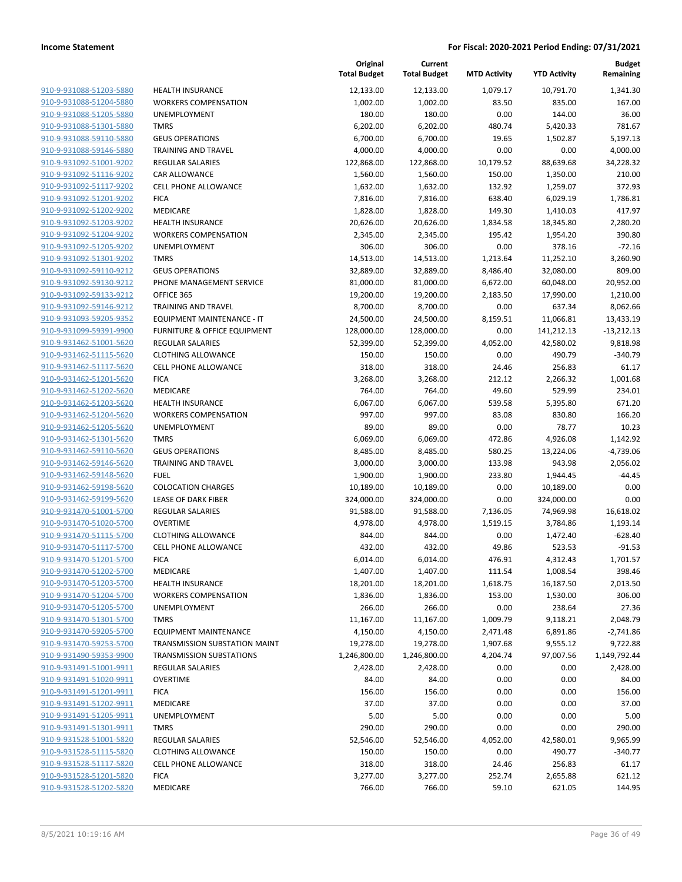| | | Original Total Budget | Current Total Budget | MTD Activity | YTD Activity | Budget Remaining |
|---|---|---|---|---|---|---|
| 910-9-931088-51203-5880 | HEALTH INSURANCE | 12,133.00 | 12,133.00 | 1,079.17 | 10,791.70 | 1,341.30 |
| 910-9-931088-51204-5880 | WORKERS COMPENSATION | 1,002.00 | 1,002.00 | 83.50 | 835.00 | 167.00 |
| 910-9-931088-51205-5880 | UNEMPLOYMENT | 180.00 | 180.00 | 0.00 | 144.00 | 36.00 |
| 910-9-931088-51301-5880 | TMRS | 6,202.00 | 6,202.00 | 480.74 | 5,420.33 | 781.67 |
| 910-9-931088-59110-5880 | GEUS OPERATIONS | 6,700.00 | 6,700.00 | 19.65 | 1,502.87 | 5,197.13 |
| 910-9-931088-59146-5880 | TRAINING AND TRAVEL | 4,000.00 | 4,000.00 | 0.00 | 0.00 | 4,000.00 |
| 910-9-931092-51001-9202 | REGULAR SALARIES | 122,868.00 | 122,868.00 | 10,179.52 | 88,639.68 | 34,228.32 |
| 910-9-931092-51116-9202 | CAR ALLOWANCE | 1,560.00 | 1,560.00 | 150.00 | 1,350.00 | 210.00 |
| 910-9-931092-51117-9202 | CELL PHONE ALLOWANCE | 1,632.00 | 1,632.00 | 132.92 | 1,259.07 | 372.93 |
| 910-9-931092-51201-9202 | FICA | 7,816.00 | 7,816.00 | 638.40 | 6,029.19 | 1,786.81 |
| 910-9-931092-51202-9202 | MEDICARE | 1,828.00 | 1,828.00 | 149.30 | 1,410.03 | 417.97 |
| 910-9-931092-51203-9202 | HEALTH INSURANCE | 20,626.00 | 20,626.00 | 1,834.58 | 18,345.80 | 2,280.20 |
| 910-9-931092-51204-9202 | WORKERS COMPENSATION | 2,345.00 | 2,345.00 | 195.42 | 1,954.20 | 390.80 |
| 910-9-931092-51205-9202 | UNEMPLOYMENT | 306.00 | 306.00 | 0.00 | 378.16 | -72.16 |
| 910-9-931092-51301-9202 | TMRS | 14,513.00 | 14,513.00 | 1,213.64 | 11,252.10 | 3,260.90 |
| 910-9-931092-59110-9212 | GEUS OPERATIONS | 32,889.00 | 32,889.00 | 8,486.40 | 32,080.00 | 809.00 |
| 910-9-931092-59130-9212 | PHONE MANAGEMENT SERVICE | 81,000.00 | 81,000.00 | 6,672.00 | 60,048.00 | 20,952.00 |
| 910-9-931092-59133-9212 | OFFICE 365 | 19,200.00 | 19,200.00 | 2,183.50 | 17,990.00 | 1,210.00 |
| 910-9-931092-59146-9212 | TRAINING AND TRAVEL | 8,700.00 | 8,700.00 | 0.00 | 637.34 | 8,062.66 |
| 910-9-931093-59205-9352 | EQUIPMENT MAINTENANCE - IT | 24,500.00 | 24,500.00 | 8,159.51 | 11,066.81 | 13,433.19 |
| 910-9-931099-59391-9900 | FURNITURE & OFFICE EQUIPMENT | 128,000.00 | 128,000.00 | 0.00 | 141,212.13 | -13,212.13 |
| 910-9-931462-51001-5620 | REGULAR SALARIES | 52,399.00 | 52,399.00 | 4,052.00 | 42,580.02 | 9,818.98 |
| 910-9-931462-51115-5620 | CLOTHING ALLOWANCE | 150.00 | 150.00 | 0.00 | 490.79 | -340.79 |
| 910-9-931462-51117-5620 | CELL PHONE ALLOWANCE | 318.00 | 318.00 | 24.46 | 256.83 | 61.17 |
| 910-9-931462-51201-5620 | FICA | 3,268.00 | 3,268.00 | 212.12 | 2,266.32 | 1,001.68 |
| 910-9-931462-51202-5620 | MEDICARE | 764.00 | 764.00 | 49.60 | 529.99 | 234.01 |
| 910-9-931462-51203-5620 | HEALTH INSURANCE | 6,067.00 | 6,067.00 | 539.58 | 5,395.80 | 671.20 |
| 910-9-931462-51204-5620 | WORKERS COMPENSATION | 997.00 | 997.00 | 83.08 | 830.80 | 166.20 |
| 910-9-931462-51205-5620 | UNEMPLOYMENT | 89.00 | 89.00 | 0.00 | 78.77 | 10.23 |
| 910-9-931462-51301-5620 | TMRS | 6,069.00 | 6,069.00 | 472.86 | 4,926.08 | 1,142.92 |
| 910-9-931462-59110-5620 | GEUS OPERATIONS | 8,485.00 | 8,485.00 | 580.25 | 13,224.06 | -4,739.06 |
| 910-9-931462-59146-5620 | TRAINING AND TRAVEL | 3,000.00 | 3,000.00 | 133.98 | 943.98 | 2,056.02 |
| 910-9-931462-59148-5620 | FUEL | 1,900.00 | 1,900.00 | 233.80 | 1,944.45 | -44.45 |
| 910-9-931462-59198-5620 | COLOCATION CHARGES | 10,189.00 | 10,189.00 | 0.00 | 10,189.00 | 0.00 |
| 910-9-931462-59199-5620 | LEASE OF DARK FIBER | 324,000.00 | 324,000.00 | 0.00 | 324,000.00 | 0.00 |
| 910-9-931470-51001-5700 | REGULAR SALARIES | 91,588.00 | 91,588.00 | 7,136.05 | 74,969.98 | 16,618.02 |
| 910-9-931470-51020-5700 | OVERTIME | 4,978.00 | 4,978.00 | 1,519.15 | 3,784.86 | 1,193.14 |
| 910-9-931470-51115-5700 | CLOTHING ALLOWANCE | 844.00 | 844.00 | 0.00 | 1,472.40 | -628.40 |
| 910-9-931470-51117-5700 | CELL PHONE ALLOWANCE | 432.00 | 432.00 | 49.86 | 523.53 | -91.53 |
| 910-9-931470-51201-5700 | FICA | 6,014.00 | 6,014.00 | 476.91 | 4,312.43 | 1,701.57 |
| 910-9-931470-51202-5700 | MEDICARE | 1,407.00 | 1,407.00 | 111.54 | 1,008.54 | 398.46 |
| 910-9-931470-51203-5700 | HEALTH INSURANCE | 18,201.00 | 18,201.00 | 1,618.75 | 16,187.50 | 2,013.50 |
| 910-9-931470-51204-5700 | WORKERS COMPENSATION | 1,836.00 | 1,836.00 | 153.00 | 1,530.00 | 306.00 |
| 910-9-931470-51205-5700 | UNEMPLOYMENT | 266.00 | 266.00 | 0.00 | 238.64 | 27.36 |
| 910-9-931470-51301-5700 | TMRS | 11,167.00 | 11,167.00 | 1,009.79 | 9,118.21 | 2,048.79 |
| 910-9-931470-59205-5700 | EQUIPMENT MAINTENANCE | 4,150.00 | 4,150.00 | 2,471.48 | 6,891.86 | -2,741.86 |
| 910-9-931470-59253-5700 | TRANSMISSION SUBSTATION MAINT | 19,278.00 | 19,278.00 | 1,907.68 | 9,555.12 | 9,722.88 |
| 910-9-931490-59353-9900 | TRANSMISSION SUBSTATIONS | 1,246,800.00 | 1,246,800.00 | 4,204.74 | 97,007.56 | 1,149,792.44 |
| 910-9-931491-51001-9911 | REGULAR SALARIES | 2,428.00 | 2,428.00 | 0.00 | 0.00 | 2,428.00 |
| 910-9-931491-51020-9911 | OVERTIME | 84.00 | 84.00 | 0.00 | 0.00 | 84.00 |
| 910-9-931491-51201-9911 | FICA | 156.00 | 156.00 | 0.00 | 0.00 | 156.00 |
| 910-9-931491-51202-9911 | MEDICARE | 37.00 | 37.00 | 0.00 | 0.00 | 37.00 |
| 910-9-931491-51205-9911 | UNEMPLOYMENT | 5.00 | 5.00 | 0.00 | 0.00 | 5.00 |
| 910-9-931491-51301-9911 | TMRS | 290.00 | 290.00 | 0.00 | 0.00 | 290.00 |
| 910-9-931528-51001-5820 | REGULAR SALARIES | 52,546.00 | 52,546.00 | 4,052.00 | 42,580.01 | 9,965.99 |
| 910-9-931528-51115-5820 | CLOTHING ALLOWANCE | 150.00 | 150.00 | 0.00 | 490.77 | -340.77 |
| 910-9-931528-51117-5820 | CELL PHONE ALLOWANCE | 318.00 | 318.00 | 24.46 | 256.83 | 61.17 |
| 910-9-931528-51201-5820 | FICA | 3,277.00 | 3,277.00 | 252.74 | 2,655.88 | 621.12 |
| 910-9-931528-51202-5820 | MEDICARE | 766.00 | 766.00 | 59.10 | 621.05 | 144.95 |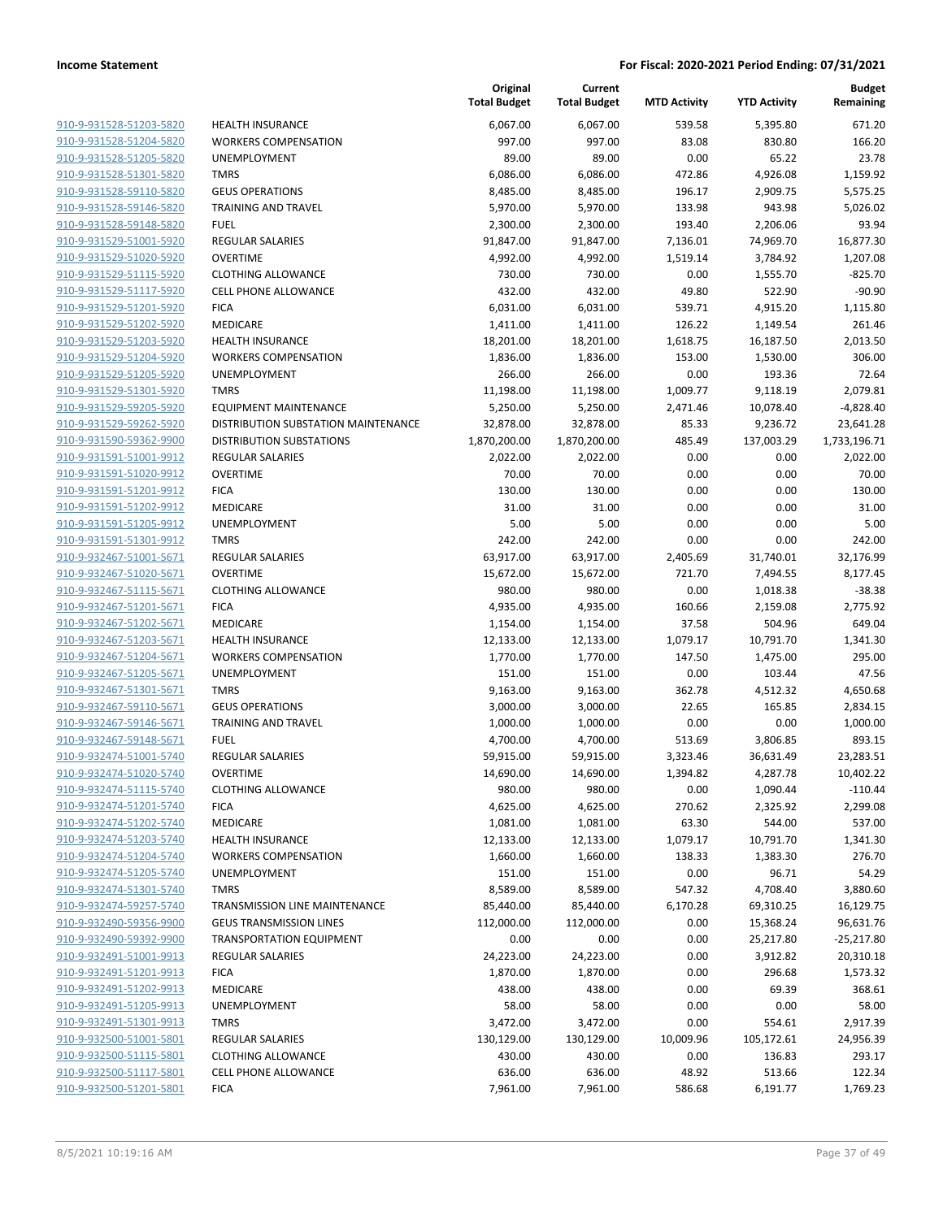| | | Original Total Budget | Current Total Budget | MTD Activity | YTD Activity | Budget Remaining |
|---|---|---|---|---|---|---|
| 910-9-931528-51203-5820 | HEALTH INSURANCE | 6,067.00 | 6,067.00 | 539.58 | 5,395.80 | 671.20 |
| 910-9-931528-51204-5820 | WORKERS COMPENSATION | 997.00 | 997.00 | 83.08 | 830.80 | 166.20 |
| 910-9-931528-51205-5820 | UNEMPLOYMENT | 89.00 | 89.00 | 0.00 | 65.22 | 23.78 |
| 910-9-931528-51301-5820 | TMRS | 6,086.00 | 6,086.00 | 472.86 | 4,926.08 | 1,159.92 |
| 910-9-931528-59110-5820 | GEUS OPERATIONS | 8,485.00 | 8,485.00 | 196.17 | 2,909.75 | 5,575.25 |
| 910-9-931528-59146-5820 | TRAINING AND TRAVEL | 5,970.00 | 5,970.00 | 133.98 | 943.98 | 5,026.02 |
| 910-9-931528-59148-5820 | FUEL | 2,300.00 | 2,300.00 | 193.40 | 2,206.06 | 93.94 |
| 910-9-931529-51001-5920 | REGULAR SALARIES | 91,847.00 | 91,847.00 | 7,136.01 | 74,969.70 | 16,877.30 |
| 910-9-931529-51020-5920 | OVERTIME | 4,992.00 | 4,992.00 | 1,519.14 | 3,784.92 | 1,207.08 |
| 910-9-931529-51115-5920 | CLOTHING ALLOWANCE | 730.00 | 730.00 | 0.00 | 1,555.70 | -825.70 |
| 910-9-931529-51117-5920 | CELL PHONE ALLOWANCE | 432.00 | 432.00 | 49.80 | 522.90 | -90.90 |
| 910-9-931529-51201-5920 | FICA | 6,031.00 | 6,031.00 | 539.71 | 4,915.20 | 1,115.80 |
| 910-9-931529-51202-5920 | MEDICARE | 1,411.00 | 1,411.00 | 126.22 | 1,149.54 | 261.46 |
| 910-9-931529-51203-5920 | HEALTH INSURANCE | 18,201.00 | 18,201.00 | 1,618.75 | 16,187.50 | 2,013.50 |
| 910-9-931529-51204-5920 | WORKERS COMPENSATION | 1,836.00 | 1,836.00 | 153.00 | 1,530.00 | 306.00 |
| 910-9-931529-51205-5920 | UNEMPLOYMENT | 266.00 | 266.00 | 0.00 | 193.36 | 72.64 |
| 910-9-931529-51301-5920 | TMRS | 11,198.00 | 11,198.00 | 1,009.77 | 9,118.19 | 2,079.81 |
| 910-9-931529-59205-5920 | EQUIPMENT MAINTENANCE | 5,250.00 | 5,250.00 | 2,471.46 | 10,078.40 | -4,828.40 |
| 910-9-931529-59262-5920 | DISTRIBUTION SUBSTATION MAINTENANCE | 32,878.00 | 32,878.00 | 85.33 | 9,236.72 | 23,641.28 |
| 910-9-931590-59362-9900 | DISTRIBUTION SUBSTATIONS | 1,870,200.00 | 1,870,200.00 | 485.49 | 137,003.29 | 1,733,196.71 |
| 910-9-931591-51001-9912 | REGULAR SALARIES | 2,022.00 | 2,022.00 | 0.00 | 0.00 | 2,022.00 |
| 910-9-931591-51020-9912 | OVERTIME | 70.00 | 70.00 | 0.00 | 0.00 | 70.00 |
| 910-9-931591-51201-9912 | FICA | 130.00 | 130.00 | 0.00 | 0.00 | 130.00 |
| 910-9-931591-51202-9912 | MEDICARE | 31.00 | 31.00 | 0.00 | 0.00 | 31.00 |
| 910-9-931591-51205-9912 | UNEMPLOYMENT | 5.00 | 5.00 | 0.00 | 0.00 | 5.00 |
| 910-9-931591-51301-9912 | TMRS | 242.00 | 242.00 | 0.00 | 0.00 | 242.00 |
| 910-9-932467-51001-5671 | REGULAR SALARIES | 63,917.00 | 63,917.00 | 2,405.69 | 31,740.01 | 32,176.99 |
| 910-9-932467-51020-5671 | OVERTIME | 15,672.00 | 15,672.00 | 721.70 | 7,494.55 | 8,177.45 |
| 910-9-932467-51115-5671 | CLOTHING ALLOWANCE | 980.00 | 980.00 | 0.00 | 1,018.38 | -38.38 |
| 910-9-932467-51201-5671 | FICA | 4,935.00 | 4,935.00 | 160.66 | 2,159.08 | 2,775.92 |
| 910-9-932467-51202-5671 | MEDICARE | 1,154.00 | 1,154.00 | 37.58 | 504.96 | 649.04 |
| 910-9-932467-51203-5671 | HEALTH INSURANCE | 12,133.00 | 12,133.00 | 1,079.17 | 10,791.70 | 1,341.30 |
| 910-9-932467-51204-5671 | WORKERS COMPENSATION | 1,770.00 | 1,770.00 | 147.50 | 1,475.00 | 295.00 |
| 910-9-932467-51205-5671 | UNEMPLOYMENT | 151.00 | 151.00 | 0.00 | 103.44 | 47.56 |
| 910-9-932467-51301-5671 | TMRS | 9,163.00 | 9,163.00 | 362.78 | 4,512.32 | 4,650.68 |
| 910-9-932467-59110-5671 | GEUS OPERATIONS | 3,000.00 | 3,000.00 | 22.65 | 165.85 | 2,834.15 |
| 910-9-932467-59146-5671 | TRAINING AND TRAVEL | 1,000.00 | 1,000.00 | 0.00 | 0.00 | 1,000.00 |
| 910-9-932467-59148-5671 | FUEL | 4,700.00 | 4,700.00 | 513.69 | 3,806.85 | 893.15 |
| 910-9-932474-51001-5740 | REGULAR SALARIES | 59,915.00 | 59,915.00 | 3,323.46 | 36,631.49 | 23,283.51 |
| 910-9-932474-51020-5740 | OVERTIME | 14,690.00 | 14,690.00 | 1,394.82 | 4,287.78 | 10,402.22 |
| 910-9-932474-51115-5740 | CLOTHING ALLOWANCE | 980.00 | 980.00 | 0.00 | 1,090.44 | -110.44 |
| 910-9-932474-51201-5740 | FICA | 4,625.00 | 4,625.00 | 270.62 | 2,325.92 | 2,299.08 |
| 910-9-932474-51202-5740 | MEDICARE | 1,081.00 | 1,081.00 | 63.30 | 544.00 | 537.00 |
| 910-9-932474-51203-5740 | HEALTH INSURANCE | 12,133.00 | 12,133.00 | 1,079.17 | 10,791.70 | 1,341.30 |
| 910-9-932474-51204-5740 | WORKERS COMPENSATION | 1,660.00 | 1,660.00 | 138.33 | 1,383.30 | 276.70 |
| 910-9-932474-51205-5740 | UNEMPLOYMENT | 151.00 | 151.00 | 0.00 | 96.71 | 54.29 |
| 910-9-932474-51301-5740 | TMRS | 8,589.00 | 8,589.00 | 547.32 | 4,708.40 | 3,880.60 |
| 910-9-932474-59257-5740 | TRANSMISSION LINE MAINTENANCE | 85,440.00 | 85,440.00 | 6,170.28 | 69,310.25 | 16,129.75 |
| 910-9-932490-59356-9900 | GEUS TRANSMISSION LINES | 112,000.00 | 112,000.00 | 0.00 | 15,368.24 | 96,631.76 |
| 910-9-932490-59392-9900 | TRANSPORTATION EQUIPMENT | 0.00 | 0.00 | 0.00 | 25,217.80 | -25,217.80 |
| 910-9-932491-51001-9913 | REGULAR SALARIES | 24,223.00 | 24,223.00 | 0.00 | 3,912.82 | 20,310.18 |
| 910-9-932491-51201-9913 | FICA | 1,870.00 | 1,870.00 | 0.00 | 296.68 | 1,573.32 |
| 910-9-932491-51202-9913 | MEDICARE | 438.00 | 438.00 | 0.00 | 69.39 | 368.61 |
| 910-9-932491-51205-9913 | UNEMPLOYMENT | 58.00 | 58.00 | 0.00 | 0.00 | 58.00 |
| 910-9-932491-51301-9913 | TMRS | 3,472.00 | 3,472.00 | 0.00 | 554.61 | 2,917.39 |
| 910-9-932500-51001-5801 | REGULAR SALARIES | 130,129.00 | 130,129.00 | 10,009.96 | 105,172.61 | 24,956.39 |
| 910-9-932500-51115-5801 | CLOTHING ALLOWANCE | 430.00 | 430.00 | 0.00 | 136.83 | 293.17 |
| 910-9-932500-51117-5801 | CELL PHONE ALLOWANCE | 636.00 | 636.00 | 48.92 | 513.66 | 122.34 |
| 910-9-932500-51201-5801 | FICA | 7,961.00 | 7,961.00 | 586.68 | 6,191.77 | 1,769.23 |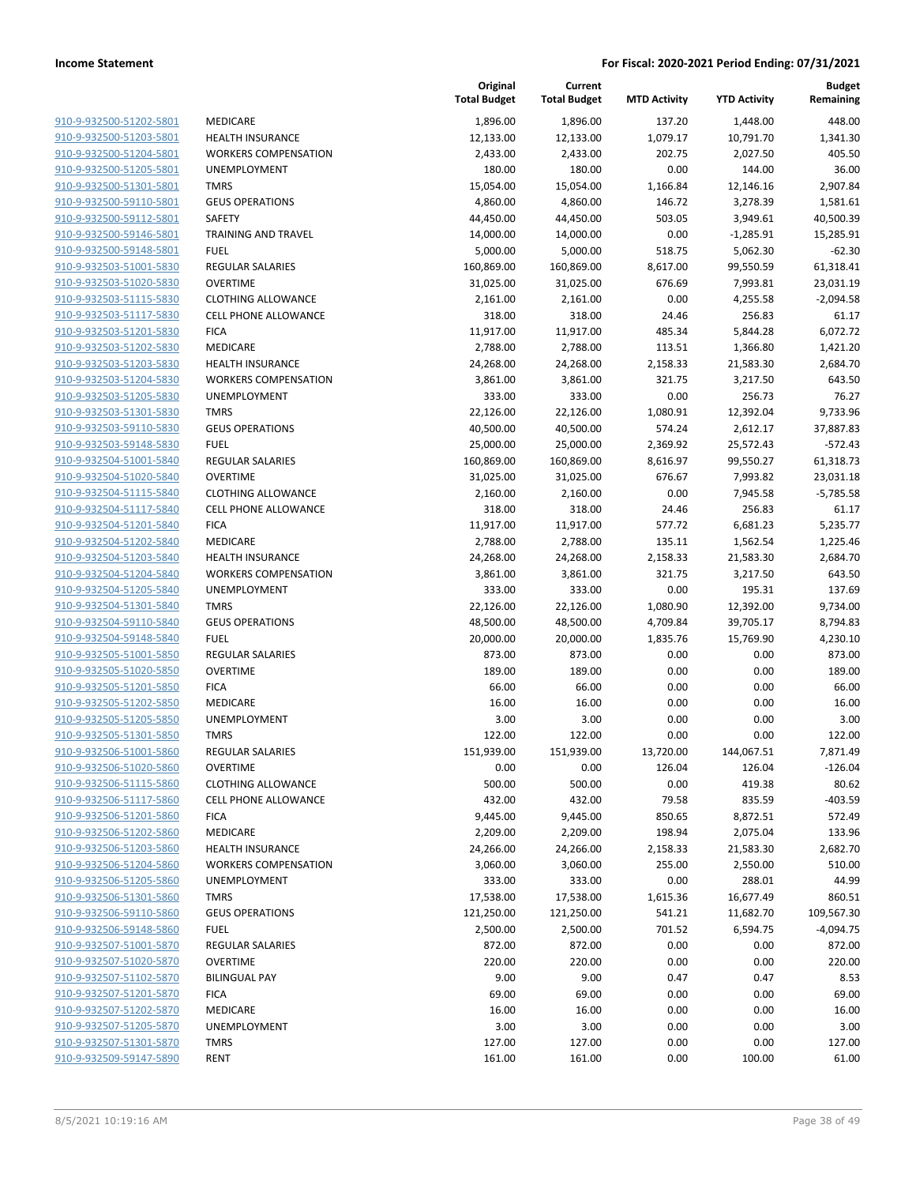**Income Statement** **For Fiscal: 2020-2021 Period Ending: 07/31/2021**

| | | Original Total Budget | Current Total Budget | MTD Activity | YTD Activity | Budget Remaining |
|---|---|---|---|---|---|---|
| 910-9-932500-51202-5801 | MEDICARE | 1,896.00 | 1,896.00 | 137.20 | 1,448.00 | 448.00 |
| 910-9-932500-51203-5801 | HEALTH INSURANCE | 12,133.00 | 12,133.00 | 1,079.17 | 10,791.70 | 1,341.30 |
| 910-9-932500-51204-5801 | WORKERS COMPENSATION | 2,433.00 | 2,433.00 | 202.75 | 2,027.50 | 405.50 |
| 910-9-932500-51205-5801 | UNEMPLOYMENT | 180.00 | 180.00 | 0.00 | 144.00 | 36.00 |
| 910-9-932500-51301-5801 | TMRS | 15,054.00 | 15,054.00 | 1,166.84 | 12,146.16 | 2,907.84 |
| 910-9-932500-59110-5801 | GEUS OPERATIONS | 4,860.00 | 4,860.00 | 146.72 | 3,278.39 | 1,581.61 |
| 910-9-932500-59112-5801 | SAFETY | 44,450.00 | 44,450.00 | 503.05 | 3,949.61 | 40,500.39 |
| 910-9-932500-59146-5801 | TRAINING AND TRAVEL | 14,000.00 | 14,000.00 | 0.00 | -1,285.91 | 15,285.91 |
| 910-9-932500-59148-5801 | FUEL | 5,000.00 | 5,000.00 | 518.75 | 5,062.30 | -62.30 |
| 910-9-932503-51001-5830 | REGULAR SALARIES | 160,869.00 | 160,869.00 | 8,617.00 | 99,550.59 | 61,318.41 |
| 910-9-932503-51020-5830 | OVERTIME | 31,025.00 | 31,025.00 | 676.69 | 7,993.81 | 23,031.19 |
| 910-9-932503-51115-5830 | CLOTHING ALLOWANCE | 2,161.00 | 2,161.00 | 0.00 | 4,255.58 | -2,094.58 |
| 910-9-932503-51117-5830 | CELL PHONE ALLOWANCE | 318.00 | 318.00 | 24.46 | 256.83 | 61.17 |
| 910-9-932503-51201-5830 | FICA | 11,917.00 | 11,917.00 | 485.34 | 5,844.28 | 6,072.72 |
| 910-9-932503-51202-5830 | MEDICARE | 2,788.00 | 2,788.00 | 113.51 | 1,366.80 | 1,421.20 |
| 910-9-932503-51203-5830 | HEALTH INSURANCE | 24,268.00 | 24,268.00 | 2,158.33 | 21,583.30 | 2,684.70 |
| 910-9-932503-51204-5830 | WORKERS COMPENSATION | 3,861.00 | 3,861.00 | 321.75 | 3,217.50 | 643.50 |
| 910-9-932503-51205-5830 | UNEMPLOYMENT | 333.00 | 333.00 | 0.00 | 256.73 | 76.27 |
| 910-9-932503-51301-5830 | TMRS | 22,126.00 | 22,126.00 | 1,080.91 | 12,392.04 | 9,733.96 |
| 910-9-932503-59110-5830 | GEUS OPERATIONS | 40,500.00 | 40,500.00 | 574.24 | 2,612.17 | 37,887.83 |
| 910-9-932503-59148-5830 | FUEL | 25,000.00 | 25,000.00 | 2,369.92 | 25,572.43 | -572.43 |
| 910-9-932504-51001-5840 | REGULAR SALARIES | 160,869.00 | 160,869.00 | 8,616.97 | 99,550.27 | 61,318.73 |
| 910-9-932504-51020-5840 | OVERTIME | 31,025.00 | 31,025.00 | 676.67 | 7,993.82 | 23,031.18 |
| 910-9-932504-51115-5840 | CLOTHING ALLOWANCE | 2,160.00 | 2,160.00 | 0.00 | 7,945.58 | -5,785.58 |
| 910-9-932504-51117-5840 | CELL PHONE ALLOWANCE | 318.00 | 318.00 | 24.46 | 256.83 | 61.17 |
| 910-9-932504-51201-5840 | FICA | 11,917.00 | 11,917.00 | 577.72 | 6,681.23 | 5,235.77 |
| 910-9-932504-51202-5840 | MEDICARE | 2,788.00 | 2,788.00 | 135.11 | 1,562.54 | 1,225.46 |
| 910-9-932504-51203-5840 | HEALTH INSURANCE | 24,268.00 | 24,268.00 | 2,158.33 | 21,583.30 | 2,684.70 |
| 910-9-932504-51204-5840 | WORKERS COMPENSATION | 3,861.00 | 3,861.00 | 321.75 | 3,217.50 | 643.50 |
| 910-9-932504-51205-5840 | UNEMPLOYMENT | 333.00 | 333.00 | 0.00 | 195.31 | 137.69 |
| 910-9-932504-51301-5840 | TMRS | 22,126.00 | 22,126.00 | 1,080.90 | 12,392.00 | 9,734.00 |
| 910-9-932504-59110-5840 | GEUS OPERATIONS | 48,500.00 | 48,500.00 | 4,709.84 | 39,705.17 | 8,794.83 |
| 910-9-932504-59148-5840 | FUEL | 20,000.00 | 20,000.00 | 1,835.76 | 15,769.90 | 4,230.10 |
| 910-9-932505-51001-5850 | REGULAR SALARIES | 873.00 | 873.00 | 0.00 | 0.00 | 873.00 |
| 910-9-932505-51020-5850 | OVERTIME | 189.00 | 189.00 | 0.00 | 0.00 | 189.00 |
| 910-9-932505-51201-5850 | FICA | 66.00 | 66.00 | 0.00 | 0.00 | 66.00 |
| 910-9-932505-51202-5850 | MEDICARE | 16.00 | 16.00 | 0.00 | 0.00 | 16.00 |
| 910-9-932505-51205-5850 | UNEMPLOYMENT | 3.00 | 3.00 | 0.00 | 0.00 | 3.00 |
| 910-9-932505-51301-5850 | TMRS | 122.00 | 122.00 | 0.00 | 0.00 | 122.00 |
| 910-9-932506-51001-5860 | REGULAR SALARIES | 151,939.00 | 151,939.00 | 13,720.00 | 144,067.51 | 7,871.49 |
| 910-9-932506-51020-5860 | OVERTIME | 0.00 | 0.00 | 126.04 | 126.04 | -126.04 |
| 910-9-932506-51115-5860 | CLOTHING ALLOWANCE | 500.00 | 500.00 | 0.00 | 419.38 | 80.62 |
| 910-9-932506-51117-5860 | CELL PHONE ALLOWANCE | 432.00 | 432.00 | 79.58 | 835.59 | -403.59 |
| 910-9-932506-51201-5860 | FICA | 9,445.00 | 9,445.00 | 850.65 | 8,872.51 | 572.49 |
| 910-9-932506-51202-5860 | MEDICARE | 2,209.00 | 2,209.00 | 198.94 | 2,075.04 | 133.96 |
| 910-9-932506-51203-5860 | HEALTH INSURANCE | 24,266.00 | 24,266.00 | 2,158.33 | 21,583.30 | 2,682.70 |
| 910-9-932506-51204-5860 | WORKERS COMPENSATION | 3,060.00 | 3,060.00 | 255.00 | 2,550.00 | 510.00 |
| 910-9-932506-51205-5860 | UNEMPLOYMENT | 333.00 | 333.00 | 0.00 | 288.01 | 44.99 |
| 910-9-932506-51301-5860 | TMRS | 17,538.00 | 17,538.00 | 1,615.36 | 16,677.49 | 860.51 |
| 910-9-932506-59110-5860 | GEUS OPERATIONS | 121,250.00 | 121,250.00 | 541.21 | 11,682.70 | 109,567.30 |
| 910-9-932506-59148-5860 | FUEL | 2,500.00 | 2,500.00 | 701.52 | 6,594.75 | -4,094.75 |
| 910-9-932507-51001-5870 | REGULAR SALARIES | 872.00 | 872.00 | 0.00 | 0.00 | 872.00 |
| 910-9-932507-51020-5870 | OVERTIME | 220.00 | 220.00 | 0.00 | 0.00 | 220.00 |
| 910-9-932507-51102-5870 | BILINGUAL PAY | 9.00 | 9.00 | 0.47 | 0.47 | 8.53 |
| 910-9-932507-51201-5870 | FICA | 69.00 | 69.00 | 0.00 | 0.00 | 69.00 |
| 910-9-932507-51202-5870 | MEDICARE | 16.00 | 16.00 | 0.00 | 0.00 | 16.00 |
| 910-9-932507-51205-5870 | UNEMPLOYMENT | 3.00 | 3.00 | 0.00 | 0.00 | 3.00 |
| 910-9-932507-51301-5870 | TMRS | 127.00 | 127.00 | 0.00 | 0.00 | 127.00 |
| 910-9-932509-59147-5890 | RENT | 161.00 | 161.00 | 0.00 | 100.00 | 61.00 |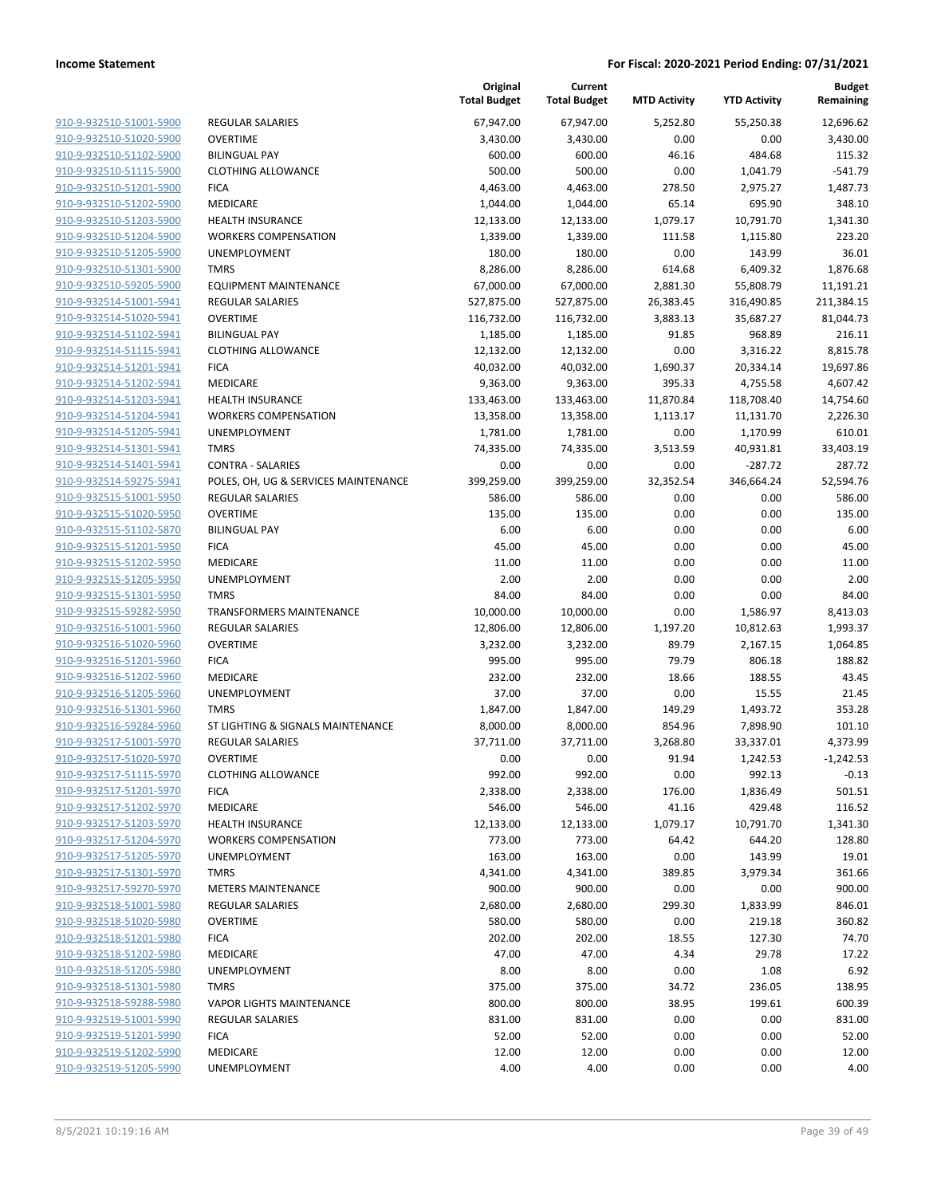**Income Statement** | **For Fiscal: 2020-2021 Period Ending: 07/31/2021**

| | | Original Total Budget | Current Total Budget | MTD Activity | YTD Activity | Budget Remaining |
|---|---|---|---|---|---|---|
| 910-9-932510-51001-5900 | REGULAR SALARIES | 67,947.00 | 67,947.00 | 5,252.80 | 55,250.38 | 12,696.62 |
| 910-9-932510-51020-5900 | OVERTIME | 3,430.00 | 3,430.00 | 0.00 | 0.00 | 3,430.00 |
| 910-9-932510-51102-5900 | BILINGUAL PAY | 600.00 | 600.00 | 46.16 | 484.68 | 115.32 |
| 910-9-932510-51115-5900 | CLOTHING ALLOWANCE | 500.00 | 500.00 | 0.00 | 1,041.79 | -541.79 |
| 910-9-932510-51201-5900 | FICA | 4,463.00 | 4,463.00 | 278.50 | 2,975.27 | 1,487.73 |
| 910-9-932510-51202-5900 | MEDICARE | 1,044.00 | 1,044.00 | 65.14 | 695.90 | 348.10 |
| 910-9-932510-51203-5900 | HEALTH INSURANCE | 12,133.00 | 12,133.00 | 1,079.17 | 10,791.70 | 1,341.30 |
| 910-9-932510-51204-5900 | WORKERS COMPENSATION | 1,339.00 | 1,339.00 | 111.58 | 1,115.80 | 223.20 |
| 910-9-932510-51205-5900 | UNEMPLOYMENT | 180.00 | 180.00 | 0.00 | 143.99 | 36.01 |
| 910-9-932510-51301-5900 | TMRS | 8,286.00 | 8,286.00 | 614.68 | 6,409.32 | 1,876.68 |
| 910-9-932510-59205-5900 | EQUIPMENT MAINTENANCE | 67,000.00 | 67,000.00 | 2,881.30 | 55,808.79 | 11,191.21 |
| 910-9-932514-51001-5941 | REGULAR SALARIES | 527,875.00 | 527,875.00 | 26,383.45 | 316,490.85 | 211,384.15 |
| 910-9-932514-51020-5941 | OVERTIME | 116,732.00 | 116,732.00 | 3,883.13 | 35,687.27 | 81,044.73 |
| 910-9-932514-51102-5941 | BILINGUAL PAY | 1,185.00 | 1,185.00 | 91.85 | 968.89 | 216.11 |
| 910-9-932514-51115-5941 | CLOTHING ALLOWANCE | 12,132.00 | 12,132.00 | 0.00 | 3,316.22 | 8,815.78 |
| 910-9-932514-51201-5941 | FICA | 40,032.00 | 40,032.00 | 1,690.37 | 20,334.14 | 19,697.86 |
| 910-9-932514-51202-5941 | MEDICARE | 9,363.00 | 9,363.00 | 395.33 | 4,755.58 | 4,607.42 |
| 910-9-932514-51203-5941 | HEALTH INSURANCE | 133,463.00 | 133,463.00 | 11,870.84 | 118,708.40 | 14,754.60 |
| 910-9-932514-51204-5941 | WORKERS COMPENSATION | 13,358.00 | 13,358.00 | 1,113.17 | 11,131.70 | 2,226.30 |
| 910-9-932514-51205-5941 | UNEMPLOYMENT | 1,781.00 | 1,781.00 | 0.00 | 1,170.99 | 610.01 |
| 910-9-932514-51301-5941 | TMRS | 74,335.00 | 74,335.00 | 3,513.59 | 40,931.81 | 33,403.19 |
| 910-9-932514-51401-5941 | CONTRA - SALARIES | 0.00 | 0.00 | 0.00 | -287.72 | 287.72 |
| 910-9-932514-59275-5941 | POLES, OH, UG & SERVICES MAINTENANCE | 399,259.00 | 399,259.00 | 32,352.54 | 346,664.24 | 52,594.76 |
| 910-9-932515-51001-5950 | REGULAR SALARIES | 586.00 | 586.00 | 0.00 | 0.00 | 586.00 |
| 910-9-932515-51020-5950 | OVERTIME | 135.00 | 135.00 | 0.00 | 0.00 | 135.00 |
| 910-9-932515-51102-5870 | BILINGUAL PAY | 6.00 | 6.00 | 0.00 | 0.00 | 6.00 |
| 910-9-932515-51201-5950 | FICA | 45.00 | 45.00 | 0.00 | 0.00 | 45.00 |
| 910-9-932515-51202-5950 | MEDICARE | 11.00 | 11.00 | 0.00 | 0.00 | 11.00 |
| 910-9-932515-51205-5950 | UNEMPLOYMENT | 2.00 | 2.00 | 0.00 | 0.00 | 2.00 |
| 910-9-932515-51301-5950 | TMRS | 84.00 | 84.00 | 0.00 | 0.00 | 84.00 |
| 910-9-932515-59282-5950 | TRANSFORMERS MAINTENANCE | 10,000.00 | 10,000.00 | 0.00 | 1,586.97 | 8,413.03 |
| 910-9-932516-51001-5960 | REGULAR SALARIES | 12,806.00 | 12,806.00 | 1,197.20 | 10,812.63 | 1,993.37 |
| 910-9-932516-51020-5960 | OVERTIME | 3,232.00 | 3,232.00 | 89.79 | 2,167.15 | 1,064.85 |
| 910-9-932516-51201-5960 | FICA | 995.00 | 995.00 | 79.79 | 806.18 | 188.82 |
| 910-9-932516-51202-5960 | MEDICARE | 232.00 | 232.00 | 18.66 | 188.55 | 43.45 |
| 910-9-932516-51205-5960 | UNEMPLOYMENT | 37.00 | 37.00 | 0.00 | 15.55 | 21.45 |
| 910-9-932516-51301-5960 | TMRS | 1,847.00 | 1,847.00 | 149.29 | 1,493.72 | 353.28 |
| 910-9-932516-59284-5960 | ST LIGHTING & SIGNALS MAINTENANCE | 8,000.00 | 8,000.00 | 854.96 | 7,898.90 | 101.10 |
| 910-9-932517-51001-5970 | REGULAR SALARIES | 37,711.00 | 37,711.00 | 3,268.80 | 33,337.01 | 4,373.99 |
| 910-9-932517-51020-5970 | OVERTIME | 0.00 | 0.00 | 91.94 | 1,242.53 | -1,242.53 |
| 910-9-932517-51115-5970 | CLOTHING ALLOWANCE | 992.00 | 992.00 | 0.00 | 992.13 | -0.13 |
| 910-9-932517-51201-5970 | FICA | 2,338.00 | 2,338.00 | 176.00 | 1,836.49 | 501.51 |
| 910-9-932517-51202-5970 | MEDICARE | 546.00 | 546.00 | 41.16 | 429.48 | 116.52 |
| 910-9-932517-51203-5970 | HEALTH INSURANCE | 12,133.00 | 12,133.00 | 1,079.17 | 10,791.70 | 1,341.30 |
| 910-9-932517-51204-5970 | WORKERS COMPENSATION | 773.00 | 773.00 | 64.42 | 644.20 | 128.80 |
| 910-9-932517-51205-5970 | UNEMPLOYMENT | 163.00 | 163.00 | 0.00 | 143.99 | 19.01 |
| 910-9-932517-51301-5970 | TMRS | 4,341.00 | 4,341.00 | 389.85 | 3,979.34 | 361.66 |
| 910-9-932517-59270-5970 | METERS MAINTENANCE | 900.00 | 900.00 | 0.00 | 0.00 | 900.00 |
| 910-9-932518-51001-5980 | REGULAR SALARIES | 2,680.00 | 2,680.00 | 299.30 | 1,833.99 | 846.01 |
| 910-9-932518-51020-5980 | OVERTIME | 580.00 | 580.00 | 0.00 | 219.18 | 360.82 |
| 910-9-932518-51201-5980 | FICA | 202.00 | 202.00 | 18.55 | 127.30 | 74.70 |
| 910-9-932518-51202-5980 | MEDICARE | 47.00 | 47.00 | 4.34 | 29.78 | 17.22 |
| 910-9-932518-51205-5980 | UNEMPLOYMENT | 8.00 | 8.00 | 0.00 | 1.08 | 6.92 |
| 910-9-932518-51301-5980 | TMRS | 375.00 | 375.00 | 34.72 | 236.05 | 138.95 |
| 910-9-932518-59288-5980 | VAPOR LIGHTS MAINTENANCE | 800.00 | 800.00 | 38.95 | 199.61 | 600.39 |
| 910-9-932519-51001-5990 | REGULAR SALARIES | 831.00 | 831.00 | 0.00 | 0.00 | 831.00 |
| 910-9-932519-51201-5990 | FICA | 52.00 | 52.00 | 0.00 | 0.00 | 52.00 |
| 910-9-932519-51202-5990 | MEDICARE | 12.00 | 12.00 | 0.00 | 0.00 | 12.00 |
| 910-9-932519-51205-5990 | UNEMPLOYMENT | 4.00 | 4.00 | 0.00 | 0.00 | 4.00 |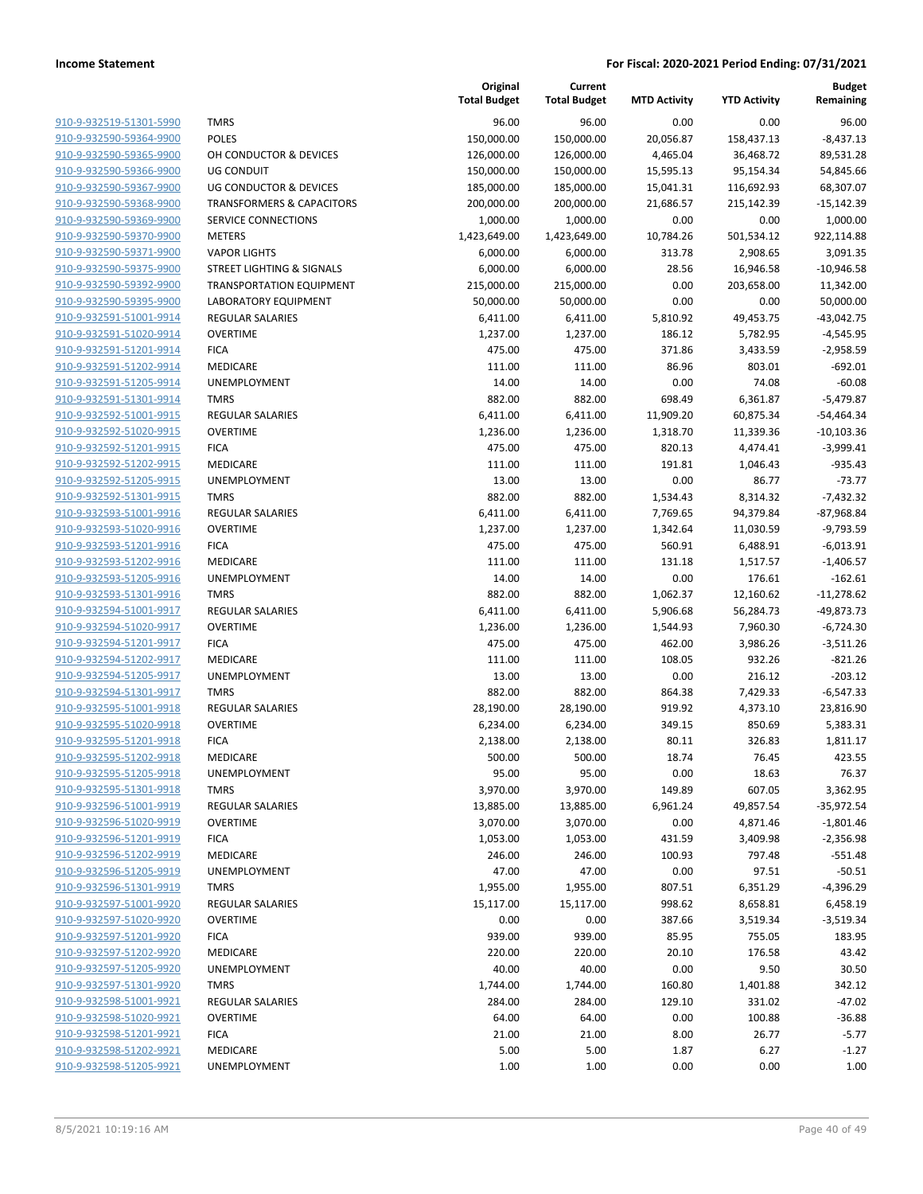**Income Statement** **For Fiscal: 2020-2021 Period Ending: 07/31/2021**

| | | Original Total Budget | Current Total Budget | MTD Activity | YTD Activity | Budget Remaining |
|---|---|---|---|---|---|---|
| 910-9-932519-51301-5990 | TMRS | 96.00 | 96.00 | 0.00 | 0.00 | 96.00 |
| 910-9-932590-59364-9900 | POLES | 150,000.00 | 150,000.00 | 20,056.87 | 158,437.13 | -8,437.13 |
| 910-9-932590-59365-9900 | OH CONDUCTOR & DEVICES | 126,000.00 | 126,000.00 | 4,465.04 | 36,468.72 | 89,531.28 |
| 910-9-932590-59366-9900 | UG CONDUIT | 150,000.00 | 150,000.00 | 15,595.13 | 95,154.34 | 54,845.66 |
| 910-9-932590-59367-9900 | UG CONDUCTOR & DEVICES | 185,000.00 | 185,000.00 | 15,041.31 | 116,692.93 | 68,307.07 |
| 910-9-932590-59368-9900 | TRANSFORMERS & CAPACITORS | 200,000.00 | 200,000.00 | 21,686.57 | 215,142.39 | -15,142.39 |
| 910-9-932590-59369-9900 | SERVICE CONNECTIONS | 1,000.00 | 1,000.00 | 0.00 | 0.00 | 1,000.00 |
| 910-9-932590-59370-9900 | METERS | 1,423,649.00 | 1,423,649.00 | 10,784.26 | 501,534.12 | 922,114.88 |
| 910-9-932590-59371-9900 | VAPOR LIGHTS | 6,000.00 | 6,000.00 | 313.78 | 2,908.65 | 3,091.35 |
| 910-9-932590-59375-9900 | STREET LIGHTING & SIGNALS | 6,000.00 | 6,000.00 | 28.56 | 16,946.58 | -10,946.58 |
| 910-9-932590-59392-9900 | TRANSPORTATION EQUIPMENT | 215,000.00 | 215,000.00 | 0.00 | 203,658.00 | 11,342.00 |
| 910-9-932590-59395-9900 | LABORATORY EQUIPMENT | 50,000.00 | 50,000.00 | 0.00 | 0.00 | 50,000.00 |
| 910-9-932591-51001-9914 | REGULAR SALARIES | 6,411.00 | 6,411.00 | 5,810.92 | 49,453.75 | -43,042.75 |
| 910-9-932591-51020-9914 | OVERTIME | 1,237.00 | 1,237.00 | 186.12 | 5,782.95 | -4,545.95 |
| 910-9-932591-51201-9914 | FICA | 475.00 | 475.00 | 371.86 | 3,433.59 | -2,958.59 |
| 910-9-932591-51202-9914 | MEDICARE | 111.00 | 111.00 | 86.96 | 803.01 | -692.01 |
| 910-9-932591-51205-9914 | UNEMPLOYMENT | 14.00 | 14.00 | 0.00 | 74.08 | -60.08 |
| 910-9-932591-51301-9914 | TMRS | 882.00 | 882.00 | 698.49 | 6,361.87 | -5,479.87 |
| 910-9-932592-51001-9915 | REGULAR SALARIES | 6,411.00 | 6,411.00 | 11,909.20 | 60,875.34 | -54,464.34 |
| 910-9-932592-51020-9915 | OVERTIME | 1,236.00 | 1,236.00 | 1,318.70 | 11,339.36 | -10,103.36 |
| 910-9-932592-51201-9915 | FICA | 475.00 | 475.00 | 820.13 | 4,474.41 | -3,999.41 |
| 910-9-932592-51202-9915 | MEDICARE | 111.00 | 111.00 | 191.81 | 1,046.43 | -935.43 |
| 910-9-932592-51205-9915 | UNEMPLOYMENT | 13.00 | 13.00 | 0.00 | 86.77 | -73.77 |
| 910-9-932592-51301-9915 | TMRS | 882.00 | 882.00 | 1,534.43 | 8,314.32 | -7,432.32 |
| 910-9-932593-51001-9916 | REGULAR SALARIES | 6,411.00 | 6,411.00 | 7,769.65 | 94,379.84 | -87,968.84 |
| 910-9-932593-51020-9916 | OVERTIME | 1,237.00 | 1,237.00 | 1,342.64 | 11,030.59 | -9,793.59 |
| 910-9-932593-51201-9916 | FICA | 475.00 | 475.00 | 560.91 | 6,488.91 | -6,013.91 |
| 910-9-932593-51202-9916 | MEDICARE | 111.00 | 111.00 | 131.18 | 1,517.57 | -1,406.57 |
| 910-9-932593-51205-9916 | UNEMPLOYMENT | 14.00 | 14.00 | 0.00 | 176.61 | -162.61 |
| 910-9-932593-51301-9916 | TMRS | 882.00 | 882.00 | 1,062.37 | 12,160.62 | -11,278.62 |
| 910-9-932594-51001-9917 | REGULAR SALARIES | 6,411.00 | 6,411.00 | 5,906.68 | 56,284.73 | -49,873.73 |
| 910-9-932594-51020-9917 | OVERTIME | 1,236.00 | 1,236.00 | 1,544.93 | 7,960.30 | -6,724.30 |
| 910-9-932594-51201-9917 | FICA | 475.00 | 475.00 | 462.00 | 3,986.26 | -3,511.26 |
| 910-9-932594-51202-9917 | MEDICARE | 111.00 | 111.00 | 108.05 | 932.26 | -821.26 |
| 910-9-932594-51205-9917 | UNEMPLOYMENT | 13.00 | 13.00 | 0.00 | 216.12 | -203.12 |
| 910-9-932594-51301-9917 | TMRS | 882.00 | 882.00 | 864.38 | 7,429.33 | -6,547.33 |
| 910-9-932595-51001-9918 | REGULAR SALARIES | 28,190.00 | 28,190.00 | 919.92 | 4,373.10 | 23,816.90 |
| 910-9-932595-51020-9918 | OVERTIME | 6,234.00 | 6,234.00 | 349.15 | 850.69 | 5,383.31 |
| 910-9-932595-51201-9918 | FICA | 2,138.00 | 2,138.00 | 80.11 | 326.83 | 1,811.17 |
| 910-9-932595-51202-9918 | MEDICARE | 500.00 | 500.00 | 18.74 | 76.45 | 423.55 |
| 910-9-932595-51205-9918 | UNEMPLOYMENT | 95.00 | 95.00 | 0.00 | 18.63 | 76.37 |
| 910-9-932595-51301-9918 | TMRS | 3,970.00 | 3,970.00 | 149.89 | 607.05 | 3,362.95 |
| 910-9-932596-51001-9919 | REGULAR SALARIES | 13,885.00 | 13,885.00 | 6,961.24 | 49,857.54 | -35,972.54 |
| 910-9-932596-51020-9919 | OVERTIME | 3,070.00 | 3,070.00 | 0.00 | 4,871.46 | -1,801.46 |
| 910-9-932596-51201-9919 | FICA | 1,053.00 | 1,053.00 | 431.59 | 3,409.98 | -2,356.98 |
| 910-9-932596-51202-9919 | MEDICARE | 246.00 | 246.00 | 100.93 | 797.48 | -551.48 |
| 910-9-932596-51205-9919 | UNEMPLOYMENT | 47.00 | 47.00 | 0.00 | 97.51 | -50.51 |
| 910-9-932596-51301-9919 | TMRS | 1,955.00 | 1,955.00 | 807.51 | 6,351.29 | -4,396.29 |
| 910-9-932597-51001-9920 | REGULAR SALARIES | 15,117.00 | 15,117.00 | 998.62 | 8,658.81 | 6,458.19 |
| 910-9-932597-51020-9920 | OVERTIME | 0.00 | 0.00 | 387.66 | 3,519.34 | -3,519.34 |
| 910-9-932597-51201-9920 | FICA | 939.00 | 939.00 | 85.95 | 755.05 | 183.95 |
| 910-9-932597-51202-9920 | MEDICARE | 220.00 | 220.00 | 20.10 | 176.58 | 43.42 |
| 910-9-932597-51205-9920 | UNEMPLOYMENT | 40.00 | 40.00 | 0.00 | 9.50 | 30.50 |
| 910-9-932597-51301-9920 | TMRS | 1,744.00 | 1,744.00 | 160.80 | 1,401.88 | 342.12 |
| 910-9-932598-51001-9921 | REGULAR SALARIES | 284.00 | 284.00 | 129.10 | 331.02 | -47.02 |
| 910-9-932598-51020-9921 | OVERTIME | 64.00 | 64.00 | 0.00 | 100.88 | -36.88 |
| 910-9-932598-51201-9921 | FICA | 21.00 | 21.00 | 8.00 | 26.77 | -5.77 |
| 910-9-932598-51202-9921 | MEDICARE | 5.00 | 5.00 | 1.87 | 6.27 | -1.27 |
| 910-9-932598-51205-9921 | UNEMPLOYMENT | 1.00 | 1.00 | 0.00 | 0.00 | 1.00 |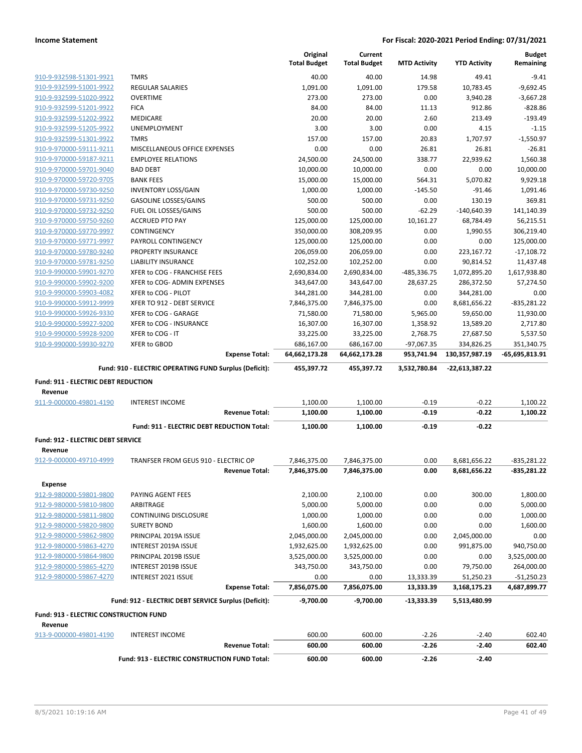**Income Statement** | **For Fiscal: 2020-2021 Period Ending: 07/31/2021**

| | | Original Total Budget | Current Total Budget | MTD Activity | YTD Activity | Budget Remaining |
|---|---|---|---|---|---|---|
| 910-9-932598-51301-9921 | TMRS | 40.00 | 40.00 | 14.98 | 49.41 | -9.41 |
| 910-9-932599-51001-9922 | REGULAR SALARIES | 1,091.00 | 1,091.00 | 179.58 | 10,783.45 | -9,692.45 |
| 910-9-932599-51020-9922 | OVERTIME | 273.00 | 273.00 | 0.00 | 3,940.28 | -3,667.28 |
| 910-9-932599-51201-9922 | FICA | 84.00 | 84.00 | 11.13 | 912.86 | -828.86 |
| 910-9-932599-51202-9922 | MEDICARE | 20.00 | 20.00 | 2.60 | 213.49 | -193.49 |
| 910-9-932599-51205-9922 | UNEMPLOYMENT | 3.00 | 3.00 | 0.00 | 4.15 | -1.15 |
| 910-9-932599-51301-9922 | TMRS | 157.00 | 157.00 | 20.83 | 1,707.97 | -1,550.97 |
| 910-9-970000-59111-9211 | MISCELLANEOUS OFFICE EXPENSES | 0.00 | 0.00 | 26.81 | 26.81 | -26.81 |
| 910-9-970000-59187-9211 | EMPLOYEE RELATIONS | 24,500.00 | 24,500.00 | 338.77 | 22,939.62 | 1,560.38 |
| 910-9-970000-59701-9040 | BAD DEBT | 10,000.00 | 10,000.00 | 0.00 | 0.00 | 10,000.00 |
| 910-9-970000-59720-9705 | BANK FEES | 15,000.00 | 15,000.00 | 564.31 | 5,070.82 | 9,929.18 |
| 910-9-970000-59730-9250 | INVENTORY LOSS/GAIN | 1,000.00 | 1,000.00 | -145.50 | -91.46 | 1,091.46 |
| 910-9-970000-59731-9250 | GASOLINE LOSSES/GAINS | 500.00 | 500.00 | 0.00 | 130.19 | 369.81 |
| 910-9-970000-59732-9250 | FUEL OIL LOSSES/GAINS | 500.00 | 500.00 | -62.29 | -140,640.39 | 141,140.39 |
| 910-9-970000-59750-9260 | ACCRUED PTO PAY | 125,000.00 | 125,000.00 | 10,161.27 | 68,784.49 | 56,215.51 |
| 910-9-970000-59770-9997 | CONTINGENCY | 350,000.00 | 308,209.95 | 0.00 | 1,990.55 | 306,219.40 |
| 910-9-970000-59771-9997 | PAYROLL CONTINGENCY | 125,000.00 | 125,000.00 | 0.00 | 0.00 | 125,000.00 |
| 910-9-970000-59780-9240 | PROPERTY INSURANCE | 206,059.00 | 206,059.00 | 0.00 | 223,167.72 | -17,108.72 |
| 910-9-970000-59781-9250 | LIABILITY INSURANCE | 102,252.00 | 102,252.00 | 0.00 | 90,814.52 | 11,437.48 |
| 910-9-990000-59901-9270 | XFER to COG - FRANCHISE FEES | 2,690,834.00 | 2,690,834.00 | -485,336.75 | 1,072,895.20 | 1,617,938.80 |
| 910-9-990000-59902-9200 | XFER to COG- ADMIN EXPENSES | 343,647.00 | 343,647.00 | 28,637.25 | 286,372.50 | 57,274.50 |
| 910-9-990000-59903-4082 | XFER to COG - PILOT | 344,281.00 | 344,281.00 | 0.00 | 344,281.00 | 0.00 |
| 910-9-990000-59912-9999 | XFER TO 912 - DEBT SERVICE | 7,846,375.00 | 7,846,375.00 | 0.00 | 8,681,656.22 | -835,281.22 |
| 910-9-990000-59926-9330 | XFER to COG - GARAGE | 71,580.00 | 71,580.00 | 5,965.00 | 59,650.00 | 11,930.00 |
| 910-9-990000-59927-9200 | XFER to COG - INSURANCE | 16,307.00 | 16,307.00 | 1,358.92 | 13,589.20 | 2,717.80 |
| 910-9-990000-59928-9200 | XFER to COG - IT | 33,225.00 | 33,225.00 | 2,768.75 | 27,687.50 | 5,537.50 |
| 910-9-990000-59930-9270 | XFER to GBOD | 686,167.00 | 686,167.00 | -97,067.35 | 334,826.25 | 351,340.75 |
| | **Expense Total:** | **64,662,173.28** | **64,662,173.28** | **953,741.94** | **130,357,987.19** | **-65,695,813.91** |
| | **Fund: 910 - ELECTRIC OPERATING FUND Surplus (Deficit):** | **455,397.72** | **455,397.72** | **3,532,780.84** | **-22,613,387.22** | |
| **Fund: 911 - ELECTRIC DEBT REDUCTION** | | | | | | |
| **Revenue** | | | | | | |
| 911-9-000000-49801-4190 | INTEREST INCOME | 1,100.00 | 1,100.00 | -0.19 | -0.22 | 1,100.22 |
| | **Revenue Total:** | **1,100.00** | **1,100.00** | **-0.19** | **-0.22** | **1,100.22** |
| | **Fund: 911 - ELECTRIC DEBT REDUCTION Total:** | **1,100.00** | **1,100.00** | **-0.19** | **-0.22** | |
| **Fund: 912 - ELECTRIC DEBT SERVICE** | | | | | | |
| **Revenue** | | | | | | |
| 912-9-000000-49710-4999 | TRANFSER FROM GEUS 910 - ELECTRIC OP | 7,846,375.00 | 7,846,375.00 | 0.00 | 8,681,656.22 | -835,281.22 |
| | **Revenue Total:** | **7,846,375.00** | **7,846,375.00** | **0.00** | **8,681,656.22** | **-835,281.22** |
| **Expense** | | | | | | |
| 912-9-980000-59801-9800 | PAYING AGENT FEES | 2,100.00 | 2,100.00 | 0.00 | 300.00 | 1,800.00 |
| 912-9-980000-59810-9800 | ARBITRAGE | 5,000.00 | 5,000.00 | 0.00 | 0.00 | 5,000.00 |
| 912-9-980000-59811-9800 | CONTINUING DISCLOSURE | 1,000.00 | 1,000.00 | 0.00 | 0.00 | 1,000.00 |
| 912-9-980000-59820-9800 | SURETY BOND | 1,600.00 | 1,600.00 | 0.00 | 0.00 | 1,600.00 |
| 912-9-980000-59862-9800 | PRINCIPAL 2019A ISSUE | 2,045,000.00 | 2,045,000.00 | 0.00 | 2,045,000.00 | 0.00 |
| 912-9-980000-59863-4270 | INTEREST 2019A ISSUE | 1,932,625.00 | 1,932,625.00 | 0.00 | 991,875.00 | 940,750.00 |
| 912-9-980000-59864-9800 | PRINCIPAL 2019B ISSUE | 3,525,000.00 | 3,525,000.00 | 0.00 | 0.00 | 3,525,000.00 |
| 912-9-980000-59865-4270 | INTEREST 2019B ISSUE | 343,750.00 | 343,750.00 | 0.00 | 79,750.00 | 264,000.00 |
| 912-9-980000-59867-4270 | INTEREST 2021 ISSUE | 0.00 | 0.00 | 13,333.39 | 51,250.23 | -51,250.23 |
| | **Expense Total:** | **7,856,075.00** | **7,856,075.00** | **13,333.39** | **3,168,175.23** | **4,687,899.77** |
| | **Fund: 912 - ELECTRIC DEBT SERVICE Surplus (Deficit):** | **-9,700.00** | **-9,700.00** | **-13,333.39** | **5,513,480.99** | |
| **Fund: 913 - ELECTRIC CONSTRUCTION FUND** | | | | | | |
| **Revenue** | | | | | | |
| 913-9-000000-49801-4190 | INTEREST INCOME | 600.00 | 600.00 | -2.26 | -2.40 | 602.40 |
| | **Revenue Total:** | **600.00** | **600.00** | **-2.26** | **-2.40** | **602.40** |
| | **Fund: 913 - ELECTRIC CONSTRUCTION FUND Total:** | **600.00** | **600.00** | **-2.26** | **-2.40** | |

8/5/2021 10:19:16 AM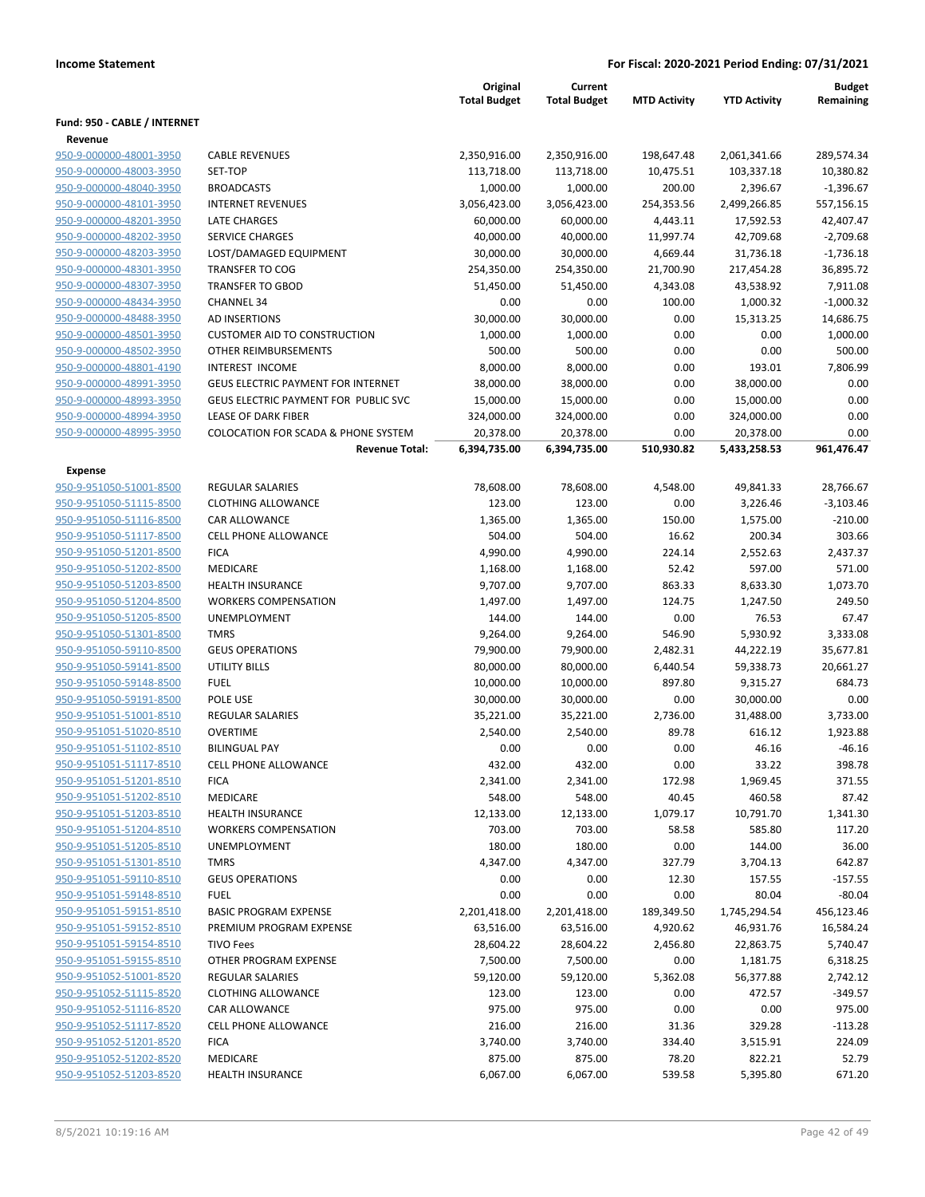**Income Statement** | **For Fiscal: 2020-2021 Period Ending: 07/31/2021**

| | | Original Total Budget | Current Total Budget | MTD Activity | YTD Activity | Budget Remaining |
|---|---|---|---|---|---|---|
| **Fund: 950 - CABLE / INTERNET** | | | | | | |
| **Revenue** | | | | | | |
| 950-9-000000-48001-3950 | CABLE REVENUES | 2,350,916.00 | 2,350,916.00 | 198,647.48 | 2,061,341.66 | 289,574.34 |
| 950-9-000000-48003-3950 | SET-TOP | 113,718.00 | 113,718.00 | 10,475.51 | 103,337.18 | 10,380.82 |
| 950-9-000000-48040-3950 | BROADCASTS | 1,000.00 | 1,000.00 | 200.00 | 2,396.67 | -1,396.67 |
| 950-9-000000-48101-3950 | INTERNET REVENUES | 3,056,423.00 | 3,056,423.00 | 254,353.56 | 2,499,266.85 | 557,156.15 |
| 950-9-000000-48201-3950 | LATE CHARGES | 60,000.00 | 60,000.00 | 4,443.11 | 17,592.53 | 42,407.47 |
| 950-9-000000-48202-3950 | SERVICE CHARGES | 40,000.00 | 40,000.00 | 11,997.74 | 42,709.68 | -2,709.68 |
| 950-9-000000-48203-3950 | LOST/DAMAGED EQUIPMENT | 30,000.00 | 30,000.00 | 4,669.44 | 31,736.18 | -1,736.18 |
| 950-9-000000-48301-3950 | TRANSFER TO COG | 254,350.00 | 254,350.00 | 21,700.90 | 217,454.28 | 36,895.72 |
| 950-9-000000-48307-3950 | TRANSFER TO GBOD | 51,450.00 | 51,450.00 | 4,343.08 | 43,538.92 | 7,911.08 |
| 950-9-000000-48434-3950 | CHANNEL 34 | 0.00 | 0.00 | 100.00 | 1,000.32 | -1,000.32 |
| 950-9-000000-48488-3950 | AD INSERTIONS | 30,000.00 | 30,000.00 | 0.00 | 15,313.25 | 14,686.75 |
| 950-9-000000-48501-3950 | CUSTOMER AID TO CONSTRUCTION | 1,000.00 | 1,000.00 | 0.00 | 0.00 | 1,000.00 |
| 950-9-000000-48502-3950 | OTHER REIMBURSEMENTS | 500.00 | 500.00 | 0.00 | 0.00 | 500.00 |
| 950-9-000000-48801-4190 | INTEREST INCOME | 8,000.00 | 8,000.00 | 0.00 | 193.01 | 7,806.99 |
| 950-9-000000-48991-3950 | GEUS ELECTRIC PAYMENT FOR INTERNET | 38,000.00 | 38,000.00 | 0.00 | 38,000.00 | 0.00 |
| 950-9-000000-48993-3950 | GEUS ELECTRIC PAYMENT FOR PUBLIC SVC | 15,000.00 | 15,000.00 | 0.00 | 15,000.00 | 0.00 |
| 950-9-000000-48994-3950 | LEASE OF DARK FIBER | 324,000.00 | 324,000.00 | 0.00 | 324,000.00 | 0.00 |
| 950-9-000000-48995-3950 | COLOCATION FOR SCADA & PHONE SYSTEM | 20,378.00 | 20,378.00 | 0.00 | 20,378.00 | 0.00 |
| | **Revenue Total:** | **6,394,735.00** | **6,394,735.00** | **510,930.82** | **5,433,258.53** | **961,476.47** |
| **Expense** | | | | | | |
| 950-9-951050-51001-8500 | REGULAR SALARIES | 78,608.00 | 78,608.00 | 4,548.00 | 49,841.33 | 28,766.67 |
| 950-9-951050-51115-8500 | CLOTHING ALLOWANCE | 123.00 | 123.00 | 0.00 | 3,226.46 | -3,103.46 |
| 950-9-951050-51116-8500 | CAR ALLOWANCE | 1,365.00 | 1,365.00 | 150.00 | 1,575.00 | -210.00 |
| 950-9-951050-51117-8500 | CELL PHONE ALLOWANCE | 504.00 | 504.00 | 16.62 | 200.34 | 303.66 |
| 950-9-951050-51201-8500 | FICA | 4,990.00 | 4,990.00 | 224.14 | 2,552.63 | 2,437.37 |
| 950-9-951050-51202-8500 | MEDICARE | 1,168.00 | 1,168.00 | 52.42 | 597.00 | 571.00 |
| 950-9-951050-51203-8500 | HEALTH INSURANCE | 9,707.00 | 9,707.00 | 863.33 | 8,633.30 | 1,073.70 |
| 950-9-951050-51204-8500 | WORKERS COMPENSATION | 1,497.00 | 1,497.00 | 124.75 | 1,247.50 | 249.50 |
| 950-9-951050-51205-8500 | UNEMPLOYMENT | 144.00 | 144.00 | 0.00 | 76.53 | 67.47 |
| 950-9-951050-51301-8500 | TMRS | 9,264.00 | 9,264.00 | 546.90 | 5,930.92 | 3,333.08 |
| 950-9-951050-59110-8500 | GEUS OPERATIONS | 79,900.00 | 79,900.00 | 2,482.31 | 44,222.19 | 35,677.81 |
| 950-9-951050-59141-8500 | UTILITY BILLS | 80,000.00 | 80,000.00 | 6,440.54 | 59,338.73 | 20,661.27 |
| 950-9-951050-59148-8500 | FUEL | 10,000.00 | 10,000.00 | 897.80 | 9,315.27 | 684.73 |
| 950-9-951050-59191-8500 | POLE USE | 30,000.00 | 30,000.00 | 0.00 | 30,000.00 | 0.00 |
| 950-9-951051-51001-8510 | REGULAR SALARIES | 35,221.00 | 35,221.00 | 2,736.00 | 31,488.00 | 3,733.00 |
| 950-9-951051-51020-8510 | OVERTIME | 2,540.00 | 2,540.00 | 89.78 | 616.12 | 1,923.88 |
| 950-9-951051-51102-8510 | BILINGUAL PAY | 0.00 | 0.00 | 0.00 | 46.16 | -46.16 |
| 950-9-951051-51117-8510 | CELL PHONE ALLOWANCE | 432.00 | 432.00 | 0.00 | 33.22 | 398.78 |
| 950-9-951051-51201-8510 | FICA | 2,341.00 | 2,341.00 | 172.98 | 1,969.45 | 371.55 |
| 950-9-951051-51202-8510 | MEDICARE | 548.00 | 548.00 | 40.45 | 460.58 | 87.42 |
| 950-9-951051-51203-8510 | HEALTH INSURANCE | 12,133.00 | 12,133.00 | 1,079.17 | 10,791.70 | 1,341.30 |
| 950-9-951051-51204-8510 | WORKERS COMPENSATION | 703.00 | 703.00 | 58.58 | 585.80 | 117.20 |
| 950-9-951051-51205-8510 | UNEMPLOYMENT | 180.00 | 180.00 | 0.00 | 144.00 | 36.00 |
| 950-9-951051-51301-8510 | TMRS | 4,347.00 | 4,347.00 | 327.79 | 3,704.13 | 642.87 |
| 950-9-951051-59110-8510 | GEUS OPERATIONS | 0.00 | 0.00 | 12.30 | 157.55 | -157.55 |
| 950-9-951051-59148-8510 | FUEL | 0.00 | 0.00 | 0.00 | 80.04 | -80.04 |
| 950-9-951051-59151-8510 | BASIC PROGRAM EXPENSE | 2,201,418.00 | 2,201,418.00 | 189,349.50 | 1,745,294.54 | 456,123.46 |
| 950-9-951051-59152-8510 | PREMIUM PROGRAM EXPENSE | 63,516.00 | 63,516.00 | 4,920.62 | 46,931.76 | 16,584.24 |
| 950-9-951051-59154-8510 | TIVO Fees | 28,604.22 | 28,604.22 | 2,456.80 | 22,863.75 | 5,740.47 |
| 950-9-951051-59155-8510 | OTHER PROGRAM EXPENSE | 7,500.00 | 7,500.00 | 0.00 | 1,181.75 | 6,318.25 |
| 950-9-951052-51001-8520 | REGULAR SALARIES | 59,120.00 | 59,120.00 | 5,362.08 | 56,377.88 | 2,742.12 |
| 950-9-951052-51115-8520 | CLOTHING ALLOWANCE | 123.00 | 123.00 | 0.00 | 472.57 | -349.57 |
| 950-9-951052-51116-8520 | CAR ALLOWANCE | 975.00 | 975.00 | 0.00 | 0.00 | 975.00 |
| 950-9-951052-51117-8520 | CELL PHONE ALLOWANCE | 216.00 | 216.00 | 31.36 | 329.28 | -113.28 |
| 950-9-951052-51201-8520 | FICA | 3,740.00 | 3,740.00 | 334.40 | 3,515.91 | 224.09 |
| 950-9-951052-51202-8520 | MEDICARE | 875.00 | 875.00 | 78.20 | 822.21 | 52.79 |
| 950-9-951052-51203-8520 | HEALTH INSURANCE | 6,067.00 | 6,067.00 | 539.58 | 5,395.80 | 671.20 |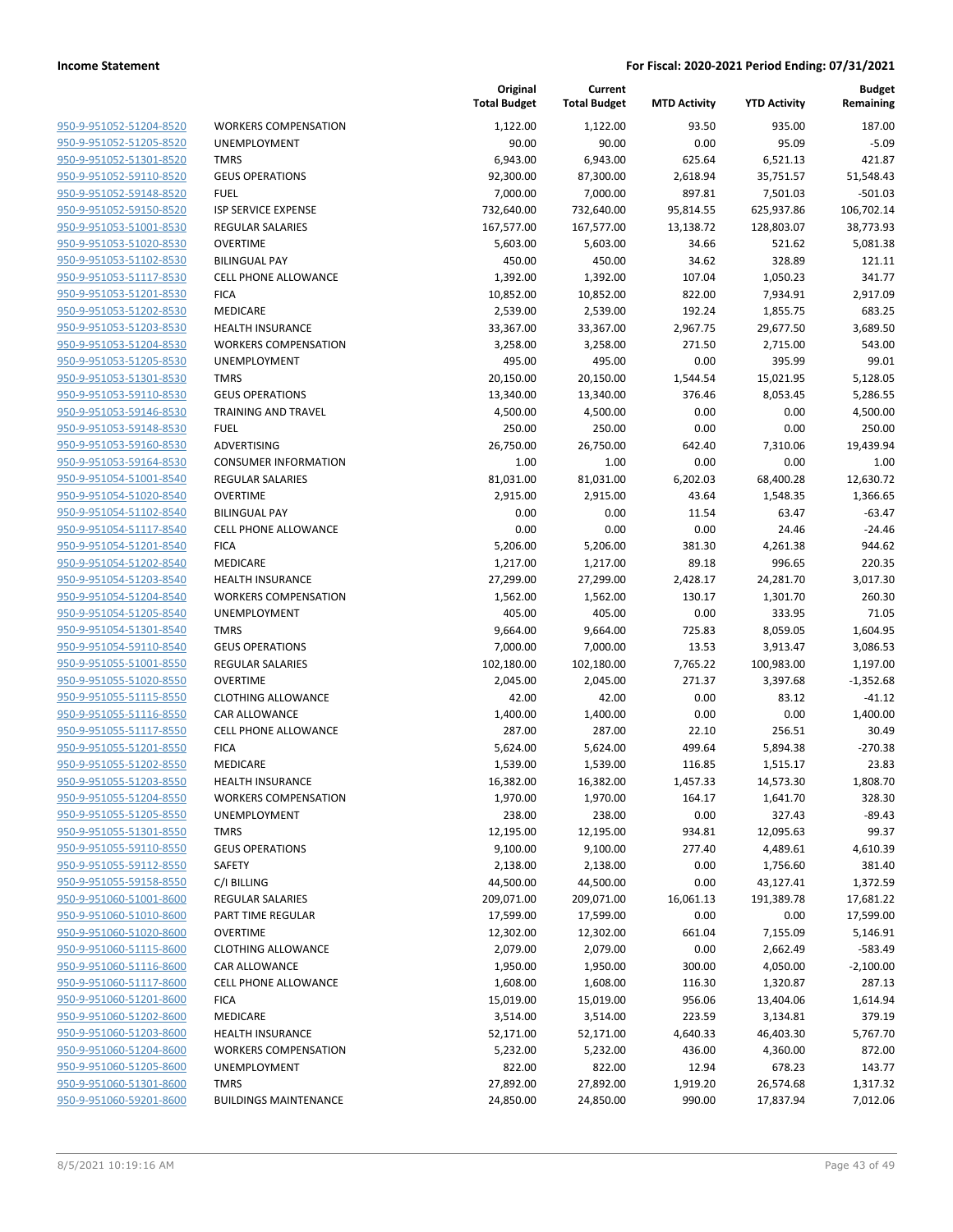**Income Statement** | **For Fiscal: 2020-2021 Period Ending: 07/31/2021**

| | | Original Total Budget | Current Total Budget | MTD Activity | YTD Activity | Budget Remaining |
|---|---|---|---|---|---|---|
| 950-9-951052-51204-8520 | WORKERS COMPENSATION | 1,122.00 | 1,122.00 | 93.50 | 935.00 | 187.00 |
| 950-9-951052-51205-8520 | UNEMPLOYMENT | 90.00 | 90.00 | 0.00 | 95.09 | -5.09 |
| 950-9-951052-51301-8520 | TMRS | 6,943.00 | 6,943.00 | 625.64 | 6,521.13 | 421.87 |
| 950-9-951052-59110-8520 | GEUS OPERATIONS | 92,300.00 | 87,300.00 | 2,618.94 | 35,751.57 | 51,548.43 |
| 950-9-951052-59148-8520 | FUEL | 7,000.00 | 7,000.00 | 897.81 | 7,501.03 | -501.03 |
| 950-9-951052-59150-8520 | ISP SERVICE EXPENSE | 732,640.00 | 732,640.00 | 95,814.55 | 625,937.86 | 106,702.14 |
| 950-9-951053-51001-8530 | REGULAR SALARIES | 167,577.00 | 167,577.00 | 13,138.72 | 128,803.07 | 38,773.93 |
| 950-9-951053-51020-8530 | OVERTIME | 5,603.00 | 5,603.00 | 34.66 | 521.62 | 5,081.38 |
| 950-9-951053-51102-8530 | BILINGUAL PAY | 450.00 | 450.00 | 34.62 | 328.89 | 121.11 |
| 950-9-951053-51117-8530 | CELL PHONE ALLOWANCE | 1,392.00 | 1,392.00 | 107.04 | 1,050.23 | 341.77 |
| 950-9-951053-51201-8530 | FICA | 10,852.00 | 10,852.00 | 822.00 | 7,934.91 | 2,917.09 |
| 950-9-951053-51202-8530 | MEDICARE | 2,539.00 | 2,539.00 | 192.24 | 1,855.75 | 683.25 |
| 950-9-951053-51203-8530 | HEALTH INSURANCE | 33,367.00 | 33,367.00 | 2,967.75 | 29,677.50 | 3,689.50 |
| 950-9-951053-51204-8530 | WORKERS COMPENSATION | 3,258.00 | 3,258.00 | 271.50 | 2,715.00 | 543.00 |
| 950-9-951053-51205-8530 | UNEMPLOYMENT | 495.00 | 495.00 | 0.00 | 395.99 | 99.01 |
| 950-9-951053-51301-8530 | TMRS | 20,150.00 | 20,150.00 | 1,544.54 | 15,021.95 | 5,128.05 |
| 950-9-951053-59110-8530 | GEUS OPERATIONS | 13,340.00 | 13,340.00 | 376.46 | 8,053.45 | 5,286.55 |
| 950-9-951053-59146-8530 | TRAINING AND TRAVEL | 4,500.00 | 4,500.00 | 0.00 | 0.00 | 4,500.00 |
| 950-9-951053-59148-8530 | FUEL | 250.00 | 250.00 | 0.00 | 0.00 | 250.00 |
| 950-9-951053-59160-8530 | ADVERTISING | 26,750.00 | 26,750.00 | 642.40 | 7,310.06 | 19,439.94 |
| 950-9-951053-59164-8530 | CONSUMER INFORMATION | 1.00 | 1.00 | 0.00 | 0.00 | 1.00 |
| 950-9-951054-51001-8540 | REGULAR SALARIES | 81,031.00 | 81,031.00 | 6,202.03 | 68,400.28 | 12,630.72 |
| 950-9-951054-51020-8540 | OVERTIME | 2,915.00 | 2,915.00 | 43.64 | 1,548.35 | 1,366.65 |
| 950-9-951054-51102-8540 | BILINGUAL PAY | 0.00 | 0.00 | 11.54 | 63.47 | -63.47 |
| 950-9-951054-51117-8540 | CELL PHONE ALLOWANCE | 0.00 | 0.00 | 0.00 | 24.46 | -24.46 |
| 950-9-951054-51201-8540 | FICA | 5,206.00 | 5,206.00 | 381.30 | 4,261.38 | 944.62 |
| 950-9-951054-51202-8540 | MEDICARE | 1,217.00 | 1,217.00 | 89.18 | 996.65 | 220.35 |
| 950-9-951054-51203-8540 | HEALTH INSURANCE | 27,299.00 | 27,299.00 | 2,428.17 | 24,281.70 | 3,017.30 |
| 950-9-951054-51204-8540 | WORKERS COMPENSATION | 1,562.00 | 1,562.00 | 130.17 | 1,301.70 | 260.30 |
| 950-9-951054-51205-8540 | UNEMPLOYMENT | 405.00 | 405.00 | 0.00 | 333.95 | 71.05 |
| 950-9-951054-51301-8540 | TMRS | 9,664.00 | 9,664.00 | 725.83 | 8,059.05 | 1,604.95 |
| 950-9-951054-59110-8540 | GEUS OPERATIONS | 7,000.00 | 7,000.00 | 13.53 | 3,913.47 | 3,086.53 |
| 950-9-951055-51001-8550 | REGULAR SALARIES | 102,180.00 | 102,180.00 | 7,765.22 | 100,983.00 | 1,197.00 |
| 950-9-951055-51020-8550 | OVERTIME | 2,045.00 | 2,045.00 | 271.37 | 3,397.68 | -1,352.68 |
| 950-9-951055-51115-8550 | CLOTHING ALLOWANCE | 42.00 | 42.00 | 0.00 | 83.12 | -41.12 |
| 950-9-951055-51116-8550 | CAR ALLOWANCE | 1,400.00 | 1,400.00 | 0.00 | 0.00 | 1,400.00 |
| 950-9-951055-51117-8550 | CELL PHONE ALLOWANCE | 287.00 | 287.00 | 22.10 | 256.51 | 30.49 |
| 950-9-951055-51201-8550 | FICA | 5,624.00 | 5,624.00 | 499.64 | 5,894.38 | -270.38 |
| 950-9-951055-51202-8550 | MEDICARE | 1,539.00 | 1,539.00 | 116.85 | 1,515.17 | 23.83 |
| 950-9-951055-51203-8550 | HEALTH INSURANCE | 16,382.00 | 16,382.00 | 1,457.33 | 14,573.30 | 1,808.70 |
| 950-9-951055-51204-8550 | WORKERS COMPENSATION | 1,970.00 | 1,970.00 | 164.17 | 1,641.70 | 328.30 |
| 950-9-951055-51205-8550 | UNEMPLOYMENT | 238.00 | 238.00 | 0.00 | 327.43 | -89.43 |
| 950-9-951055-51301-8550 | TMRS | 12,195.00 | 12,195.00 | 934.81 | 12,095.63 | 99.37 |
| 950-9-951055-59110-8550 | GEUS OPERATIONS | 9,100.00 | 9,100.00 | 277.40 | 4,489.61 | 4,610.39 |
| 950-9-951055-59112-8550 | SAFETY | 2,138.00 | 2,138.00 | 0.00 | 1,756.60 | 381.40 |
| 950-9-951055-59158-8550 | C/I BILLING | 44,500.00 | 44,500.00 | 0.00 | 43,127.41 | 1,372.59 |
| 950-9-951060-51001-8600 | REGULAR SALARIES | 209,071.00 | 209,071.00 | 16,061.13 | 191,389.78 | 17,681.22 |
| 950-9-951060-51010-8600 | PART TIME REGULAR | 17,599.00 | 17,599.00 | 0.00 | 0.00 | 17,599.00 |
| 950-9-951060-51020-8600 | OVERTIME | 12,302.00 | 12,302.00 | 661.04 | 7,155.09 | 5,146.91 |
| 950-9-951060-51115-8600 | CLOTHING ALLOWANCE | 2,079.00 | 2,079.00 | 0.00 | 2,662.49 | -583.49 |
| 950-9-951060-51116-8600 | CAR ALLOWANCE | 1,950.00 | 1,950.00 | 300.00 | 4,050.00 | -2,100.00 |
| 950-9-951060-51117-8600 | CELL PHONE ALLOWANCE | 1,608.00 | 1,608.00 | 116.30 | 1,320.87 | 287.13 |
| 950-9-951060-51201-8600 | FICA | 15,019.00 | 15,019.00 | 956.06 | 13,404.06 | 1,614.94 |
| 950-9-951060-51202-8600 | MEDICARE | 3,514.00 | 3,514.00 | 223.59 | 3,134.81 | 379.19 |
| 950-9-951060-51203-8600 | HEALTH INSURANCE | 52,171.00 | 52,171.00 | 4,640.33 | 46,403.30 | 5,767.70 |
| 950-9-951060-51204-8600 | WORKERS COMPENSATION | 5,232.00 | 5,232.00 | 436.00 | 4,360.00 | 872.00 |
| 950-9-951060-51205-8600 | UNEMPLOYMENT | 822.00 | 822.00 | 12.94 | 678.23 | 143.77 |
| 950-9-951060-51301-8600 | TMRS | 27,892.00 | 27,892.00 | 1,919.20 | 26,574.68 | 1,317.32 |
| 950-9-951060-59201-8600 | BUILDINGS MAINTENANCE | 24,850.00 | 24,850.00 | 990.00 | 17,837.94 | 7,012.06 |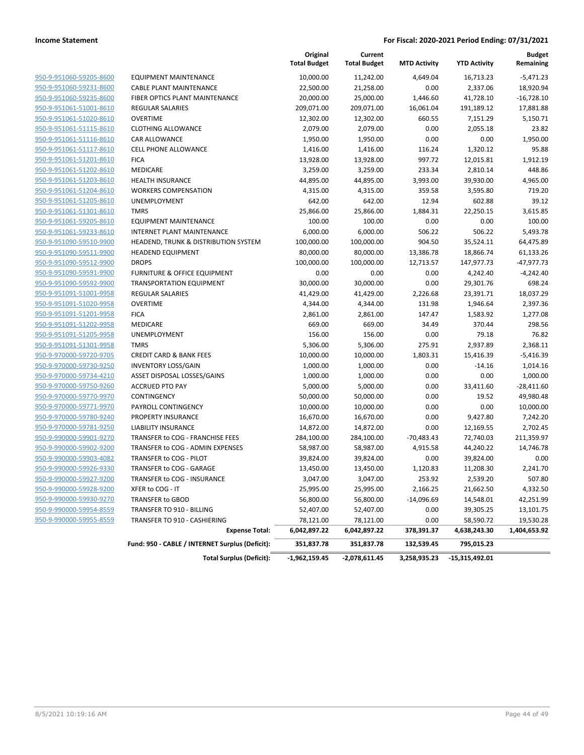**Income Statement** | **For Fiscal: 2020-2021 Period Ending: 07/31/2021**

| | | Original Total Budget | Current Total Budget | MTD Activity | YTD Activity | Budget Remaining |
|---|---|---|---|---|---|---|
| 950-9-951060-59205-8600 | EQUIPMENT MAINTENANCE | 10,000.00 | 11,242.00 | 4,649.04 | 16,713.23 | -5,471.23 |
| 950-9-951060-59231-8600 | CABLE PLANT MAINTENANCE | 22,500.00 | 21,258.00 | 0.00 | 2,337.06 | 18,920.94 |
| 950-9-951060-59235-8600 | FIBER OPTICS PLANT MAINTENANCE | 20,000.00 | 25,000.00 | 1,446.60 | 41,728.10 | -16,728.10 |
| 950-9-951061-51001-8610 | REGULAR SALARIES | 209,071.00 | 209,071.00 | 16,061.04 | 191,189.12 | 17,881.88 |
| 950-9-951061-51020-8610 | OVERTIME | 12,302.00 | 12,302.00 | 660.55 | 7,151.29 | 5,150.71 |
| 950-9-951061-51115-8610 | CLOTHING ALLOWANCE | 2,079.00 | 2,079.00 | 0.00 | 2,055.18 | 23.82 |
| 950-9-951061-51116-8610 | CAR ALLOWANCE | 1,950.00 | 1,950.00 | 0.00 | 0.00 | 1,950.00 |
| 950-9-951061-51117-8610 | CELL PHONE ALLOWANCE | 1,416.00 | 1,416.00 | 116.24 | 1,320.12 | 95.88 |
| 950-9-951061-51201-8610 | FICA | 13,928.00 | 13,928.00 | 997.72 | 12,015.81 | 1,912.19 |
| 950-9-951061-51202-8610 | MEDICARE | 3,259.00 | 3,259.00 | 233.34 | 2,810.14 | 448.86 |
| 950-9-951061-51203-8610 | HEALTH INSURANCE | 44,895.00 | 44,895.00 | 3,993.00 | 39,930.00 | 4,965.00 |
| 950-9-951061-51204-8610 | WORKERS COMPENSATION | 4,315.00 | 4,315.00 | 359.58 | 3,595.80 | 719.20 |
| 950-9-951061-51205-8610 | UNEMPLOYMENT | 642.00 | 642.00 | 12.94 | 602.88 | 39.12 |
| 950-9-951061-51301-8610 | TMRS | 25,866.00 | 25,866.00 | 1,884.31 | 22,250.15 | 3,615.85 |
| 950-9-951061-59205-8610 | EQUIPMENT MAINTENANCE | 100.00 | 100.00 | 0.00 | 0.00 | 100.00 |
| 950-9-951061-59233-8610 | INTERNET PLANT MAINTENANCE | 6,000.00 | 6,000.00 | 506.22 | 506.22 | 5,493.78 |
| 950-9-951090-59510-9900 | HEADEND, TRUNK & DISTRIBUTION SYSTEM | 100,000.00 | 100,000.00 | 904.50 | 35,524.11 | 64,475.89 |
| 950-9-951090-59511-9900 | HEADEND EQUIPMENT | 80,000.00 | 80,000.00 | 13,386.78 | 18,866.74 | 61,133.26 |
| 950-9-951090-59512-9900 | DROPS | 100,000.00 | 100,000.00 | 12,713.57 | 147,977.73 | -47,977.73 |
| 950-9-951090-59591-9900 | FURNITURE & OFFICE EQUIPMENT | 0.00 | 0.00 | 0.00 | 4,242.40 | -4,242.40 |
| 950-9-951090-59592-9900 | TRANSPORTATION EQUIPMENT | 30,000.00 | 30,000.00 | 0.00 | 29,301.76 | 698.24 |
| 950-9-951091-51001-9958 | REGULAR SALARIES | 41,429.00 | 41,429.00 | 2,226.68 | 23,391.71 | 18,037.29 |
| 950-9-951091-51020-9958 | OVERTIME | 4,344.00 | 4,344.00 | 131.98 | 1,946.64 | 2,397.36 |
| 950-9-951091-51201-9958 | FICA | 2,861.00 | 2,861.00 | 147.47 | 1,583.92 | 1,277.08 |
| 950-9-951091-51202-9958 | MEDICARE | 669.00 | 669.00 | 34.49 | 370.44 | 298.56 |
| 950-9-951091-51205-9958 | UNEMPLOYMENT | 156.00 | 156.00 | 0.00 | 79.18 | 76.82 |
| 950-9-951091-51301-9958 | TMRS | 5,306.00 | 5,306.00 | 275.91 | 2,937.89 | 2,368.11 |
| 950-9-970000-59720-9705 | CREDIT CARD & BANK FEES | 10,000.00 | 10,000.00 | 1,803.31 | 15,416.39 | -5,416.39 |
| 950-9-970000-59730-9250 | INVENTORY LOSS/GAIN | 1,000.00 | 1,000.00 | 0.00 | -14.16 | 1,014.16 |
| 950-9-970000-59734-4210 | ASSET DISPOSAL LOSSES/GAINS | 1,000.00 | 1,000.00 | 0.00 | 0.00 | 1,000.00 |
| 950-9-970000-59750-9260 | ACCRUED PTO PAY | 5,000.00 | 5,000.00 | 0.00 | 33,411.60 | -28,411.60 |
| 950-9-970000-59770-9970 | CONTINGENCY | 50,000.00 | 50,000.00 | 0.00 | 19.52 | 49,980.48 |
| 950-9-970000-59771-9970 | PAYROLL CONTINGENCY | 10,000.00 | 10,000.00 | 0.00 | 0.00 | 10,000.00 |
| 950-9-970000-59780-9240 | PROPERTY INSURANCE | 16,670.00 | 16,670.00 | 0.00 | 9,427.80 | 7,242.20 |
| 950-9-970000-59781-9250 | LIABILITY INSURANCE | 14,872.00 | 14,872.00 | 0.00 | 12,169.55 | 2,702.45 |
| 950-9-990000-59901-9270 | TRANSFER to COG - FRANCHISE FEES | 284,100.00 | 284,100.00 | -70,483.43 | 72,740.03 | 211,359.97 |
| 950-9-990000-59902-9200 | TRANSFER to COG - ADMIN EXPENSES | 58,987.00 | 58,987.00 | 4,915.58 | 44,240.22 | 14,746.78 |
| 950-9-990000-59903-4082 | TRANSFER to COG - PILOT | 39,824.00 | 39,824.00 | 0.00 | 39,824.00 | 0.00 |
| 950-9-990000-59926-9330 | TRANSFER to COG - GARAGE | 13,450.00 | 13,450.00 | 1,120.83 | 11,208.30 | 2,241.70 |
| 950-9-990000-59927-9200 | TRANSFER to COG - INSURANCE | 3,047.00 | 3,047.00 | 253.92 | 2,539.20 | 507.80 |
| 950-9-990000-59928-9200 | XFER to COG - IT | 25,995.00 | 25,995.00 | 2,166.25 | 21,662.50 | 4,332.50 |
| 950-9-990000-59930-9270 | TRANSFER to GBOD | 56,800.00 | 56,800.00 | -14,096.69 | 14,548.01 | 42,251.99 |
| 950-9-990000-59954-8559 | TRANSFER TO 910 - BILLING | 52,407.00 | 52,407.00 | 0.00 | 39,305.25 | 13,101.75 |
| 950-9-990000-59955-8559 | TRANSFER TO 910 - CASHIERING | 78,121.00 | 78,121.00 | 0.00 | 58,590.72 | 19,530.28 |
| | **Expense Total:** | **6,042,897.22** | **6,042,897.22** | **378,391.37** | **4,638,243.30** | **1,404,653.92** |
| | **Fund: 950 - CABLE / INTERNET Surplus (Deficit):** | **351,837.78** | **351,837.78** | **132,539.45** | **795,015.23** | |
| | **Total Surplus (Deficit):** | **-1,962,159.45** | **-2,078,611.45** | **3,258,935.23** | **-15,315,492.01** | |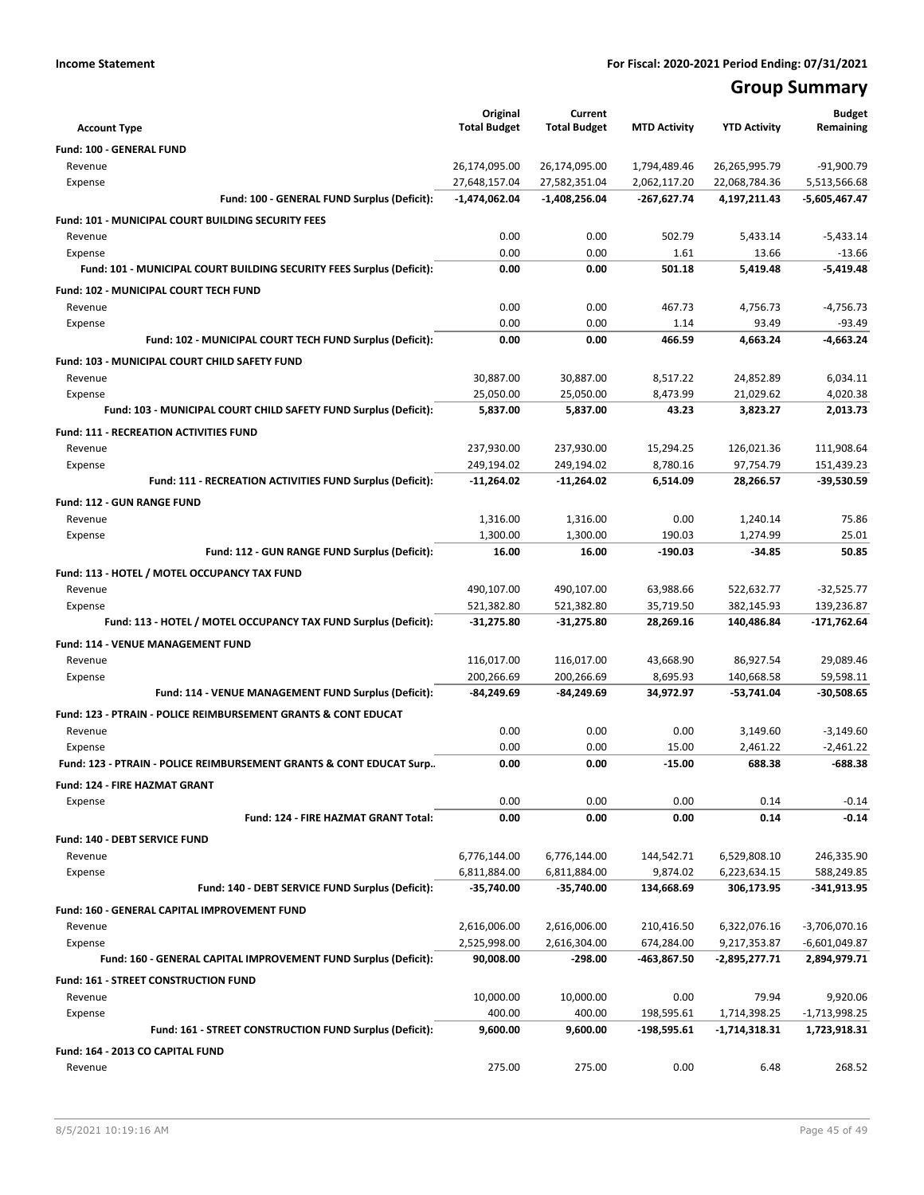**Income Statement** **For Fiscal: 2020-2021 Period Ending: 07/31/2021**

# Group Summary

| Account Type | Original Total Budget | Current Total Budget | MTD Activity | YTD Activity | Budget Remaining |
|---|---|---|---|---|---|
| **Fund: 100 - GENERAL FUND** | | | | | |
| Revenue | 26,174,095.00 | 26,174,095.00 | 1,794,489.46 | 26,265,995.79 | -91,900.79 |
| Expense | 27,648,157.04 | 27,582,351.04 | 2,062,117.20 | 22,068,784.36 | 5,513,566.68 |
| **Fund: 100 - GENERAL FUND Surplus (Deficit):** | **-1,474,062.04** | **-1,408,256.04** | **-267,627.74** | **4,197,211.43** | **-5,605,467.47** |
| **Fund: 101 - MUNICIPAL COURT BUILDING SECURITY FEES** | | | | | |
| Revenue | 0.00 | 0.00 | 502.79 | 5,433.14 | -5,433.14 |
| Expense | 0.00 | 0.00 | 1.61 | 13.66 | -13.66 |
| **Fund: 101 - MUNICIPAL COURT BUILDING SECURITY FEES Surplus (Deficit):** | **0.00** | **0.00** | **501.18** | **5,419.48** | **-5,419.48** |
| **Fund: 102 - MUNICIPAL COURT TECH FUND** | | | | | |
| Revenue | 0.00 | 0.00 | 467.73 | 4,756.73 | -4,756.73 |
| Expense | 0.00 | 0.00 | 1.14 | 93.49 | -93.49 |
| **Fund: 102 - MUNICIPAL COURT TECH FUND Surplus (Deficit):** | **0.00** | **0.00** | **466.59** | **4,663.24** | **-4,663.24** |
| **Fund: 103 - MUNICIPAL COURT CHILD SAFETY FUND** | | | | | |
| Revenue | 30,887.00 | 30,887.00 | 8,517.22 | 24,852.89 | 6,034.11 |
| Expense | 25,050.00 | 25,050.00 | 8,473.99 | 21,029.62 | 4,020.38 |
| **Fund: 103 - MUNICIPAL COURT CHILD SAFETY FUND Surplus (Deficit):** | **5,837.00** | **5,837.00** | **43.23** | **3,823.27** | **2,013.73** |
| **Fund: 111 - RECREATION ACTIVITIES FUND** | | | | | |
| Revenue | 237,930.00 | 237,930.00 | 15,294.25 | 126,021.36 | 111,908.64 |
| Expense | 249,194.02 | 249,194.02 | 8,780.16 | 97,754.79 | 151,439.23 |
| **Fund: 111 - RECREATION ACTIVITIES FUND Surplus (Deficit):** | **-11,264.02** | **-11,264.02** | **6,514.09** | **28,266.57** | **-39,530.59** |
| **Fund: 112 - GUN RANGE FUND** | | | | | |
| Revenue | 1,316.00 | 1,316.00 | 0.00 | 1,240.14 | 75.86 |
| Expense | 1,300.00 | 1,300.00 | 190.03 | 1,274.99 | 25.01 |
| **Fund: 112 - GUN RANGE FUND Surplus (Deficit):** | **16.00** | **16.00** | **-190.03** | **-34.85** | **50.85** |
| **Fund: 113 - HOTEL / MOTEL OCCUPANCY TAX FUND** | | | | | |
| Revenue | 490,107.00 | 490,107.00 | 63,988.66 | 522,632.77 | -32,525.77 |
| Expense | 521,382.80 | 521,382.80 | 35,719.50 | 382,145.93 | 139,236.87 |
| **Fund: 113 - HOTEL / MOTEL OCCUPANCY TAX FUND Surplus (Deficit):** | **-31,275.80** | **-31,275.80** | **28,269.16** | **140,486.84** | **-171,762.64** |
| **Fund: 114 - VENUE MANAGEMENT FUND** | | | | | |
| Revenue | 116,017.00 | 116,017.00 | 43,668.90 | 86,927.54 | 29,089.46 |
| Expense | 200,266.69 | 200,266.69 | 8,695.93 | 140,668.58 | 59,598.11 |
| **Fund: 114 - VENUE MANAGEMENT FUND Surplus (Deficit):** | **-84,249.69** | **-84,249.69** | **34,972.97** | **-53,741.04** | **-30,508.65** |
| **Fund: 123 - PTRAIN - POLICE REIMBURSEMENT GRANTS & CONT EDUCAT** | | | | | |
| Revenue | 0.00 | 0.00 | 0.00 | 3,149.60 | -3,149.60 |
| Expense | 0.00 | 0.00 | 15.00 | 2,461.22 | -2,461.22 |
| **Fund: 123 - PTRAIN - POLICE REIMBURSEMENT GRANTS & CONT EDUCAT Surp..** | **0.00** | **0.00** | **-15.00** | **688.38** | **-688.38** |
| **Fund: 124 - FIRE HAZMAT GRANT** | | | | | |
| Expense | 0.00 | 0.00 | 0.00 | 0.14 | -0.14 |
| **Fund: 124 - FIRE HAZMAT GRANT Total:** | **0.00** | **0.00** | **0.00** | **0.14** | **-0.14** |
| **Fund: 140 - DEBT SERVICE FUND** | | | | | |
| Revenue | 6,776,144.00 | 6,776,144.00 | 144,542.71 | 6,529,808.10 | 246,335.90 |
| Expense | 6,811,884.00 | 6,811,884.00 | 9,874.02 | 6,223,634.15 | 588,249.85 |
| **Fund: 140 - DEBT SERVICE FUND Surplus (Deficit):** | **-35,740.00** | **-35,740.00** | **134,668.69** | **306,173.95** | **-341,913.95** |
| **Fund: 160 - GENERAL CAPITAL IMPROVEMENT FUND** | | | | | |
| Revenue | 2,616,006.00 | 2,616,006.00 | 210,416.50 | 6,322,076.16 | -3,706,070.16 |
| Expense | 2,525,998.00 | 2,616,304.00 | 674,284.00 | 9,217,353.87 | -6,601,049.87 |
| **Fund: 160 - GENERAL CAPITAL IMPROVEMENT FUND Surplus (Deficit):** | **90,008.00** | **-298.00** | **-463,867.50** | **-2,895,277.71** | **2,894,979.71** |
| **Fund: 161 - STREET CONSTRUCTION FUND** | | | | | |
| Revenue | 10,000.00 | 10,000.00 | 0.00 | 79.94 | 9,920.06 |
| Expense | 400.00 | 400.00 | 198,595.61 | 1,714,398.25 | -1,713,998.25 |
| **Fund: 161 - STREET CONSTRUCTION FUND Surplus (Deficit):** | **9,600.00** | **9,600.00** | **-198,595.61** | **-1,714,318.31** | **1,723,918.31** |
| **Fund: 164 - 2013 CO CAPITAL FUND** | | | | | |
| Revenue | 275.00 | 275.00 | 0.00 | 6.48 | 268.52 |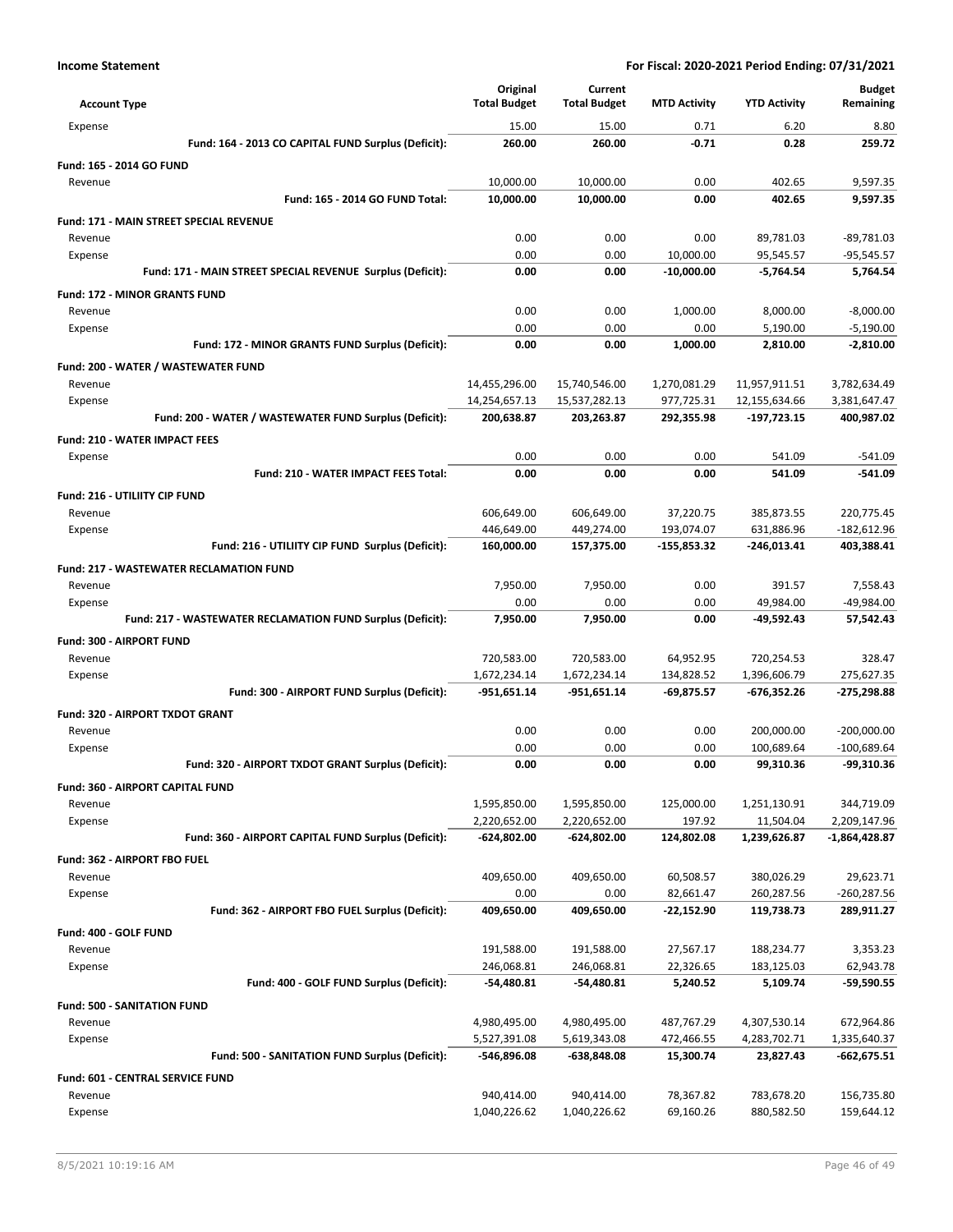**Income Statement** — For Fiscal: 2020-2021 Period Ending: 07/31/2021

| Account Type | Original Total Budget | Current Total Budget | MTD Activity | YTD Activity | Budget Remaining |
|---|---|---|---|---|---|
| Expense | 15.00 | 15.00 | 0.71 | 6.20 | 8.80 |
| **Fund: 164 - 2013 CO CAPITAL FUND Surplus (Deficit):** | **260.00** | **260.00** | **-0.71** | **0.28** | **259.72** |
| **Fund: 165 - 2014 GO FUND** | | | | | |
| Revenue | 10,000.00 | 10,000.00 | 0.00 | 402.65 | 9,597.35 |
| **Fund: 165 - 2014 GO FUND Total:** | **10,000.00** | **10,000.00** | **0.00** | **402.65** | **9,597.35** |
| **Fund: 171 - MAIN STREET SPECIAL REVENUE** | | | | | |
| Revenue | 0.00 | 0.00 | 0.00 | 89,781.03 | -89,781.03 |
| Expense | 0.00 | 0.00 | 10,000.00 | 95,545.57 | -95,545.57 |
| **Fund: 171 - MAIN STREET SPECIAL REVENUE Surplus (Deficit):** | **0.00** | **0.00** | **-10,000.00** | **-5,764.54** | **5,764.54** |
| **Fund: 172 - MINOR GRANTS FUND** | | | | | |
| Revenue | 0.00 | 0.00 | 1,000.00 | 8,000.00 | -8,000.00 |
| Expense | 0.00 | 0.00 | 0.00 | 5,190.00 | -5,190.00 |
| **Fund: 172 - MINOR GRANTS FUND Surplus (Deficit):** | **0.00** | **0.00** | **1,000.00** | **2,810.00** | **-2,810.00** |
| **Fund: 200 - WATER / WASTEWATER FUND** | | | | | |
| Revenue | 14,455,296.00 | 15,740,546.00 | 1,270,081.29 | 11,957,911.51 | 3,782,634.49 |
| Expense | 14,254,657.13 | 15,537,282.13 | 977,725.31 | 12,155,634.66 | 3,381,647.47 |
| **Fund: 200 - WATER / WASTEWATER FUND Surplus (Deficit):** | **200,638.87** | **203,263.87** | **292,355.98** | **-197,723.15** | **400,987.02** |
| **Fund: 210 - WATER IMPACT FEES** | | | | | |
| Expense | 0.00 | 0.00 | 0.00 | 541.09 | -541.09 |
| **Fund: 210 - WATER IMPACT FEES Total:** | **0.00** | **0.00** | **0.00** | **541.09** | **-541.09** |
| **Fund: 216 - UTILIITY CIP FUND** | | | | | |
| Revenue | 606,649.00 | 606,649.00 | 37,220.75 | 385,873.55 | 220,775.45 |
| Expense | 446,649.00 | 449,274.00 | 193,074.07 | 631,886.96 | -182,612.96 |
| **Fund: 216 - UTILIITY CIP FUND Surplus (Deficit):** | **160,000.00** | **157,375.00** | **-155,853.32** | **-246,013.41** | **403,388.41** |
| **Fund: 217 - WASTEWATER RECLAMATION FUND** | | | | | |
| Revenue | 7,950.00 | 7,950.00 | 0.00 | 391.57 | 7,558.43 |
| Expense | 0.00 | 0.00 | 0.00 | 49,984.00 | -49,984.00 |
| **Fund: 217 - WASTEWATER RECLAMATION FUND Surplus (Deficit):** | **7,950.00** | **7,950.00** | **0.00** | **-49,592.43** | **57,542.43** |
| **Fund: 300 - AIRPORT FUND** | | | | | |
| Revenue | 720,583.00 | 720,583.00 | 64,952.95 | 720,254.53 | 328.47 |
| Expense | 1,672,234.14 | 1,672,234.14 | 134,828.52 | 1,396,606.79 | 275,627.35 |
| **Fund: 300 - AIRPORT FUND Surplus (Deficit):** | **-951,651.14** | **-951,651.14** | **-69,875.57** | **-676,352.26** | **-275,298.88** |
| **Fund: 320 - AIRPORT TXDOT GRANT** | | | | | |
| Revenue | 0.00 | 0.00 | 0.00 | 200,000.00 | -200,000.00 |
| Expense | 0.00 | 0.00 | 0.00 | 100,689.64 | -100,689.64 |
| **Fund: 320 - AIRPORT TXDOT GRANT Surplus (Deficit):** | **0.00** | **0.00** | **0.00** | **99,310.36** | **-99,310.36** |
| **Fund: 360 - AIRPORT CAPITAL FUND** | | | | | |
| Revenue | 1,595,850.00 | 1,595,850.00 | 125,000.00 | 1,251,130.91 | 344,719.09 |
| Expense | 2,220,652.00 | 2,220,652.00 | 197.92 | 11,504.04 | 2,209,147.96 |
| **Fund: 360 - AIRPORT CAPITAL FUND Surplus (Deficit):** | **-624,802.00** | **-624,802.00** | **124,802.08** | **1,239,626.87** | **-1,864,428.87** |
| **Fund: 362 - AIRPORT FBO FUEL** | | | | | |
| Revenue | 409,650.00 | 409,650.00 | 60,508.57 | 380,026.29 | 29,623.71 |
| Expense | 0.00 | 0.00 | 82,661.47 | 260,287.56 | -260,287.56 |
| **Fund: 362 - AIRPORT FBO FUEL Surplus (Deficit):** | **409,650.00** | **409,650.00** | **-22,152.90** | **119,738.73** | **289,911.27** |
| **Fund: 400 - GOLF FUND** | | | | | |
| Revenue | 191,588.00 | 191,588.00 | 27,567.17 | 188,234.77 | 3,353.23 |
| Expense | 246,068.81 | 246,068.81 | 22,326.65 | 183,125.03 | 62,943.78 |
| **Fund: 400 - GOLF FUND Surplus (Deficit):** | **-54,480.81** | **-54,480.81** | **5,240.52** | **5,109.74** | **-59,590.55** |
| **Fund: 500 - SANITATION FUND** | | | | | |
| Revenue | 4,980,495.00 | 4,980,495.00 | 487,767.29 | 4,307,530.14 | 672,964.86 |
| Expense | 5,527,391.08 | 5,619,343.08 | 472,466.55 | 4,283,702.71 | 1,335,640.37 |
| **Fund: 500 - SANITATION FUND Surplus (Deficit):** | **-546,896.08** | **-638,848.08** | **15,300.74** | **23,827.43** | **-662,675.51** |
| **Fund: 601 - CENTRAL SERVICE FUND** | | | | | |
| Revenue | 940,414.00 | 940,414.00 | 78,367.82 | 783,678.20 | 156,735.80 |
| Expense | 1,040,226.62 | 1,040,226.62 | 69,160.26 | 880,582.50 | 159,644.12 |

8/5/2021 10:19:16 AM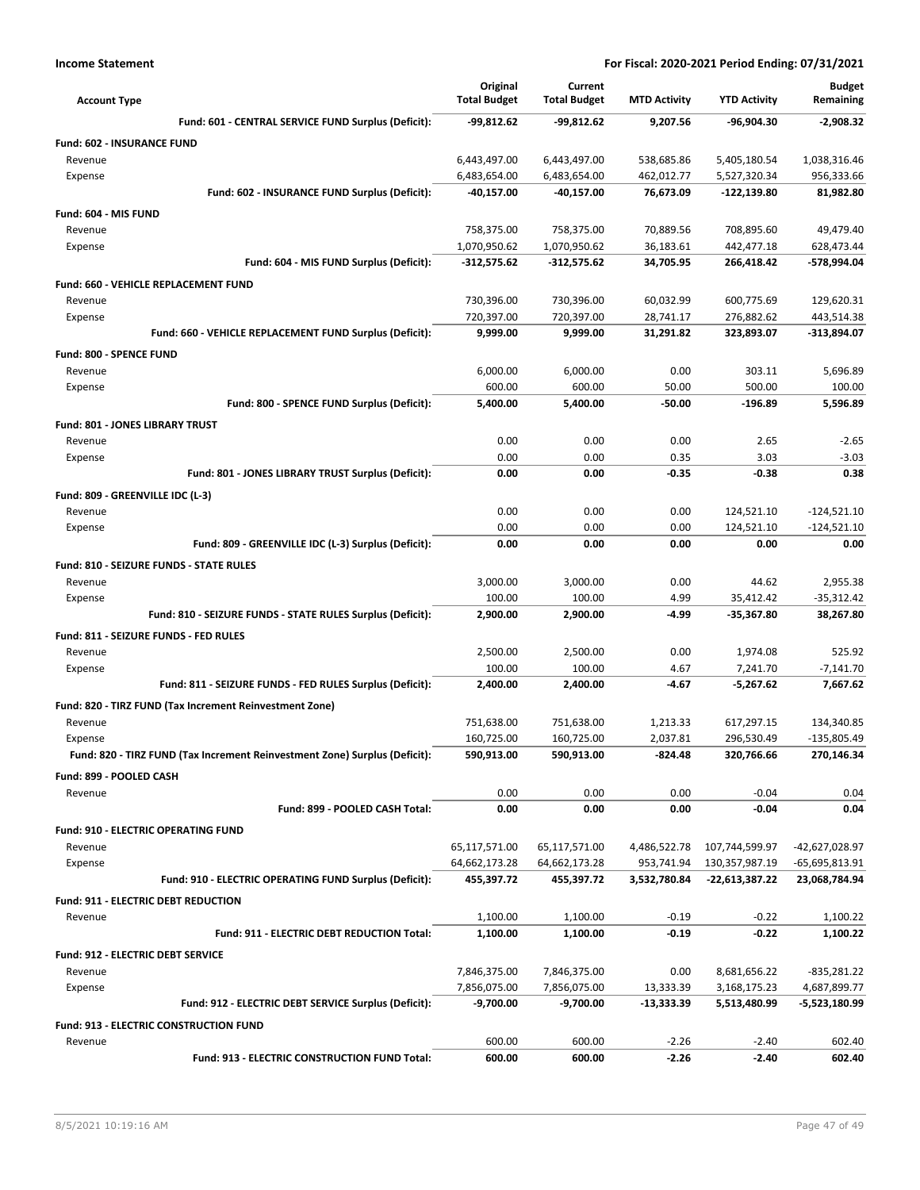**Income Statement** — For Fiscal: 2020-2021 Period Ending: 07/31/2021

| Account Type | Original Total Budget | Current Total Budget | MTD Activity | YTD Activity | Budget Remaining |
|---|---|---|---|---|---|
| **Fund: 601 - CENTRAL SERVICE FUND Surplus (Deficit):** | **-99,812.62** | **-99,812.62** | **9,207.56** | **-96,904.30** | **-2,908.32** |
| **Fund: 602 - INSURANCE FUND** | | | | | |
| Revenue | 6,443,497.00 | 6,443,497.00 | 538,685.86 | 5,405,180.54 | 1,038,316.46 |
| Expense | 6,483,654.00 | 6,483,654.00 | 462,012.77 | 5,527,320.34 | 956,333.66 |
| **Fund: 602 - INSURANCE FUND Surplus (Deficit):** | **-40,157.00** | **-40,157.00** | **76,673.09** | **-122,139.80** | **81,982.80** |
| **Fund: 604 - MIS FUND** | | | | | |
| Revenue | 758,375.00 | 758,375.00 | 70,889.56 | 708,895.60 | 49,479.40 |
| Expense | 1,070,950.62 | 1,070,950.62 | 36,183.61 | 442,477.18 | 628,473.44 |
| **Fund: 604 - MIS FUND Surplus (Deficit):** | **-312,575.62** | **-312,575.62** | **34,705.95** | **266,418.42** | **-578,994.04** |
| **Fund: 660 - VEHICLE REPLACEMENT FUND** | | | | | |
| Revenue | 730,396.00 | 730,396.00 | 60,032.99 | 600,775.69 | 129,620.31 |
| Expense | 720,397.00 | 720,397.00 | 28,741.17 | 276,882.62 | 443,514.38 |
| **Fund: 660 - VEHICLE REPLACEMENT FUND Surplus (Deficit):** | **9,999.00** | **9,999.00** | **31,291.82** | **323,893.07** | **-313,894.07** |
| **Fund: 800 - SPENCE FUND** | | | | | |
| Revenue | 6,000.00 | 6,000.00 | 0.00 | 303.11 | 5,696.89 |
| Expense | 600.00 | 600.00 | 50.00 | 500.00 | 100.00 |
| **Fund: 800 - SPENCE FUND Surplus (Deficit):** | **5,400.00** | **5,400.00** | **-50.00** | **-196.89** | **5,596.89** |
| **Fund: 801 - JONES LIBRARY TRUST** | | | | | |
| Revenue | 0.00 | 0.00 | 0.00 | 2.65 | -2.65 |
| Expense | 0.00 | 0.00 | 0.35 | 3.03 | -3.03 |
| **Fund: 801 - JONES LIBRARY TRUST Surplus (Deficit):** | **0.00** | **0.00** | **-0.35** | **-0.38** | **0.38** |
| **Fund: 809 - GREENVILLE IDC (L-3)** | | | | | |
| Revenue | 0.00 | 0.00 | 0.00 | 124,521.10 | -124,521.10 |
| Expense | 0.00 | 0.00 | 0.00 | 124,521.10 | -124,521.10 |
| **Fund: 809 - GREENVILLE IDC (L-3) Surplus (Deficit):** | **0.00** | **0.00** | **0.00** | **0.00** | **0.00** |
| **Fund: 810 - SEIZURE FUNDS - STATE RULES** | | | | | |
| Revenue | 3,000.00 | 3,000.00 | 0.00 | 44.62 | 2,955.38 |
| Expense | 100.00 | 100.00 | 4.99 | 35,412.42 | -35,312.42 |
| **Fund: 810 - SEIZURE FUNDS - STATE RULES Surplus (Deficit):** | **2,900.00** | **2,900.00** | **-4.99** | **-35,367.80** | **38,267.80** |
| **Fund: 811 - SEIZURE FUNDS - FED RULES** | | | | | |
| Revenue | 2,500.00 | 2,500.00 | 0.00 | 1,974.08 | 525.92 |
| Expense | 100.00 | 100.00 | 4.67 | 7,241.70 | -7,141.70 |
| **Fund: 811 - SEIZURE FUNDS - FED RULES Surplus (Deficit):** | **2,400.00** | **2,400.00** | **-4.67** | **-5,267.62** | **7,667.62** |
| **Fund: 820 - TIRZ FUND (Tax Increment Reinvestment Zone)** | | | | | |
| Revenue | 751,638.00 | 751,638.00 | 1,213.33 | 617,297.15 | 134,340.85 |
| Expense | 160,725.00 | 160,725.00 | 2,037.81 | 296,530.49 | -135,805.49 |
| **Fund: 820 - TIRZ FUND (Tax Increment Reinvestment Zone) Surplus (Deficit):** | **590,913.00** | **590,913.00** | **-824.48** | **320,766.66** | **270,146.34** |
| **Fund: 899 - POOLED CASH** | | | | | |
| Revenue | 0.00 | 0.00 | 0.00 | -0.04 | 0.04 |
| **Fund: 899 - POOLED CASH Total:** | **0.00** | **0.00** | **0.00** | **-0.04** | **0.04** |
| **Fund: 910 - ELECTRIC OPERATING FUND** | | | | | |
| Revenue | 65,117,571.00 | 65,117,571.00 | 4,486,522.78 | 107,744,599.97 | -42,627,028.97 |
| Expense | 64,662,173.28 | 64,662,173.28 | 953,741.94 | 130,357,987.19 | -65,695,813.91 |
| **Fund: 910 - ELECTRIC OPERATING FUND Surplus (Deficit):** | **455,397.72** | **455,397.72** | **3,532,780.84** | **-22,613,387.22** | **23,068,784.94** |
| **Fund: 911 - ELECTRIC DEBT REDUCTION** | | | | | |
| Revenue | 1,100.00 | 1,100.00 | -0.19 | -0.22 | 1,100.22 |
| **Fund: 911 - ELECTRIC DEBT REDUCTION Total:** | **1,100.00** | **1,100.00** | **-0.19** | **-0.22** | **1,100.22** |
| **Fund: 912 - ELECTRIC DEBT SERVICE** | | | | | |
| Revenue | 7,846,375.00 | 7,846,375.00 | 0.00 | 8,681,656.22 | -835,281.22 |
| Expense | 7,856,075.00 | 7,856,075.00 | 13,333.39 | 3,168,175.23 | 4,687,899.77 |
| **Fund: 912 - ELECTRIC DEBT SERVICE Surplus (Deficit):** | **-9,700.00** | **-9,700.00** | **-13,333.39** | **5,513,480.99** | **-5,523,180.99** |
| **Fund: 913 - ELECTRIC CONSTRUCTION FUND** | | | | | |
| Revenue | 600.00 | 600.00 | -2.26 | -2.40 | 602.40 |
| **Fund: 913 - ELECTRIC CONSTRUCTION FUND Total:** | **600.00** | **600.00** | **-2.26** | **-2.40** | **602.40** |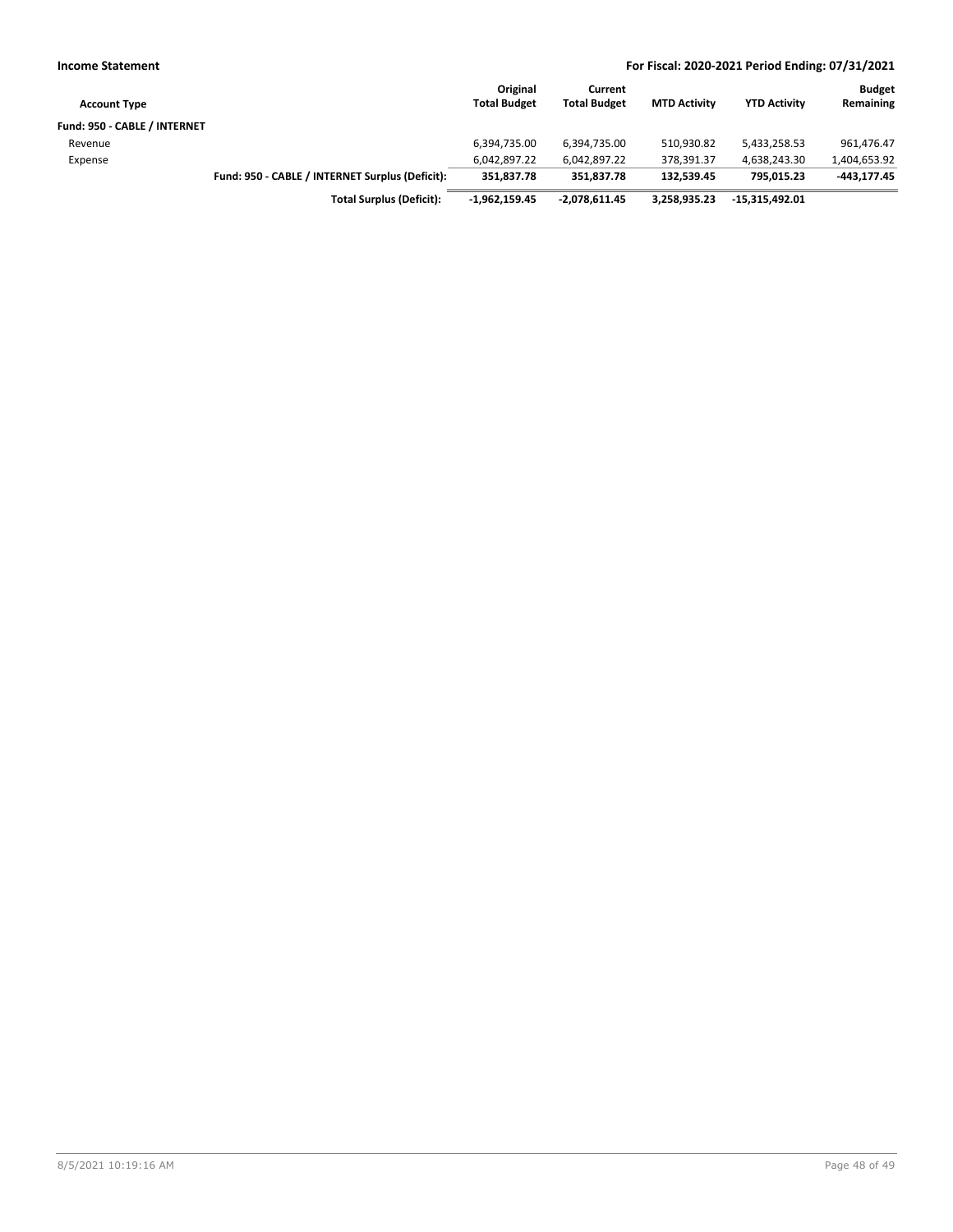**Income Statement** **For Fiscal: 2020-2021 Period Ending: 07/31/2021**

| Account Type | | Original Total Budget | Current Total Budget | MTD Activity | YTD Activity | Budget Remaining |
|---|---|---|---|---|---|---|
| **Fund: 950 - CABLE / INTERNET** | | | | | | |
| Revenue | | 6,394,735.00 | 6,394,735.00 | 510,930.82 | 5,433,258.53 | 961,476.47 |
| Expense | | 6,042,897.22 | 6,042,897.22 | 378,391.37 | 4,638,243.30 | 1,404,653.92 |
| | **Fund: 950 - CABLE / INTERNET Surplus (Deficit):** | **351,837.78** | **351,837.78** | **132,539.45** | **795,015.23** | **-443,177.45** |
| | **Total Surplus (Deficit):** | **-1,962,159.45** | **-2,078,611.45** | **3,258,935.23** | **-15,315,492.01** | |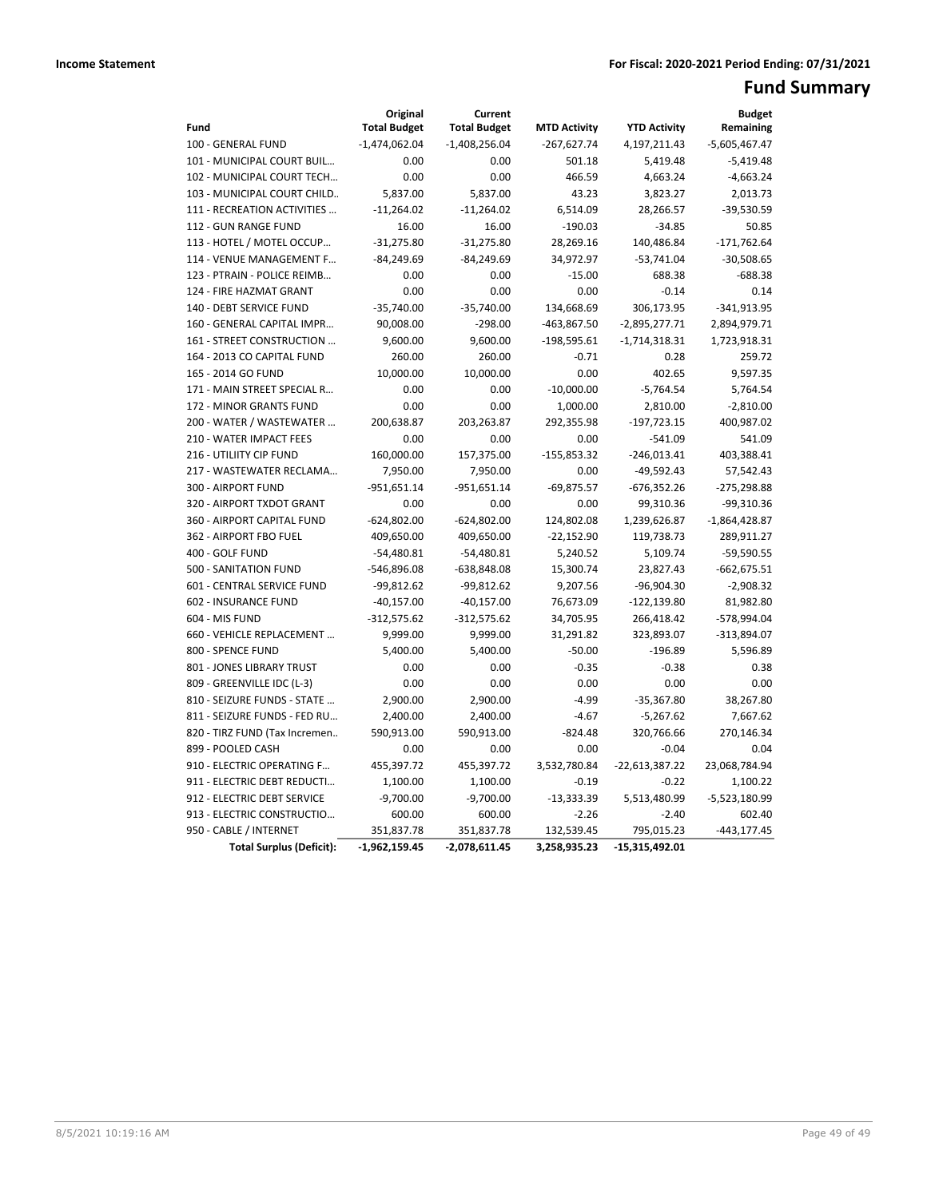**Income Statement** **For Fiscal: 2020-2021 Period Ending: 07/31/2021**

# Fund Summary

| Fund | Original Total Budget | Current Total Budget | MTD Activity | YTD Activity | Budget Remaining |
|---|---|---|---|---|---|
| 100 - GENERAL FUND | -1,474,062.04 | -1,408,256.04 | -267,627.74 | 4,197,211.43 | -5,605,467.47 |
| 101 - MUNICIPAL COURT BUIL… | 0.00 | 0.00 | 501.18 | 5,419.48 | -5,419.48 |
| 102 - MUNICIPAL COURT TECH… | 0.00 | 0.00 | 466.59 | 4,663.24 | -4,663.24 |
| 103 - MUNICIPAL COURT CHILD.. | 5,837.00 | 5,837.00 | 43.23 | 3,823.27 | 2,013.73 |
| 111 - RECREATION ACTIVITIES … | -11,264.02 | -11,264.02 | 6,514.09 | 28,266.57 | -39,530.59 |
| 112 - GUN RANGE FUND | 16.00 | 16.00 | -190.03 | -34.85 | 50.85 |
| 113 - HOTEL / MOTEL OCCUP… | -31,275.80 | -31,275.80 | 28,269.16 | 140,486.84 | -171,762.64 |
| 114 - VENUE MANAGEMENT F… | -84,249.69 | -84,249.69 | 34,972.97 | -53,741.04 | -30,508.65 |
| 123 - PTRAIN - POLICE REIMB… | 0.00 | 0.00 | -15.00 | 688.38 | -688.38 |
| 124 - FIRE HAZMAT GRANT | 0.00 | 0.00 | 0.00 | -0.14 | 0.14 |
| 140 - DEBT SERVICE FUND | -35,740.00 | -35,740.00 | 134,668.69 | 306,173.95 | -341,913.95 |
| 160 - GENERAL CAPITAL IMPR… | 90,008.00 | -298.00 | -463,867.50 | -2,895,277.71 | 2,894,979.71 |
| 161 - STREET CONSTRUCTION … | 9,600.00 | 9,600.00 | -198,595.61 | -1,714,318.31 | 1,723,918.31 |
| 164 - 2013 CO CAPITAL FUND | 260.00 | 260.00 | -0.71 | 0.28 | 259.72 |
| 165 - 2014 GO FUND | 10,000.00 | 10,000.00 | 0.00 | 402.65 | 9,597.35 |
| 171 - MAIN STREET SPECIAL R… | 0.00 | 0.00 | -10,000.00 | -5,764.54 | 5,764.54 |
| 172 - MINOR GRANTS FUND | 0.00 | 0.00 | 1,000.00 | 2,810.00 | -2,810.00 |
| 200 - WATER / WASTEWATER … | 200,638.87 | 203,263.87 | 292,355.98 | -197,723.15 | 400,987.02 |
| 210 - WATER IMPACT FEES | 0.00 | 0.00 | 0.00 | -541.09 | 541.09 |
| 216 - UTILIITY CIP FUND | 160,000.00 | 157,375.00 | -155,853.32 | -246,013.41 | 403,388.41 |
| 217 - WASTEWATER RECLAMA… | 7,950.00 | 7,950.00 | 0.00 | -49,592.43 | 57,542.43 |
| 300 - AIRPORT FUND | -951,651.14 | -951,651.14 | -69,875.57 | -676,352.26 | -275,298.88 |
| 320 - AIRPORT TXDOT GRANT | 0.00 | 0.00 | 0.00 | 99,310.36 | -99,310.36 |
| 360 - AIRPORT CAPITAL FUND | -624,802.00 | -624,802.00 | 124,802.08 | 1,239,626.87 | -1,864,428.87 |
| 362 - AIRPORT FBO FUEL | 409,650.00 | 409,650.00 | -22,152.90 | 119,738.73 | 289,911.27 |
| 400 - GOLF FUND | -54,480.81 | -54,480.81 | 5,240.52 | 5,109.74 | -59,590.55 |
| 500 - SANITATION FUND | -546,896.08 | -638,848.08 | 15,300.74 | 23,827.43 | -662,675.51 |
| 601 - CENTRAL SERVICE FUND | -99,812.62 | -99,812.62 | 9,207.56 | -96,904.30 | -2,908.32 |
| 602 - INSURANCE FUND | -40,157.00 | -40,157.00 | 76,673.09 | -122,139.80 | 81,982.80 |
| 604 - MIS FUND | -312,575.62 | -312,575.62 | 34,705.95 | 266,418.42 | -578,994.04 |
| 660 - VEHICLE REPLACEMENT … | 9,999.00 | 9,999.00 | 31,291.82 | 323,893.07 | -313,894.07 |
| 800 - SPENCE FUND | 5,400.00 | 5,400.00 | -50.00 | -196.89 | 5,596.89 |
| 801 - JONES LIBRARY TRUST | 0.00 | 0.00 | -0.35 | -0.38 | 0.38 |
| 809 - GREENVILLE IDC (L-3) | 0.00 | 0.00 | 0.00 | 0.00 | 0.00 |
| 810 - SEIZURE FUNDS - STATE … | 2,900.00 | 2,900.00 | -4.99 | -35,367.80 | 38,267.80 |
| 811 - SEIZURE FUNDS - FED RU… | 2,400.00 | 2,400.00 | -4.67 | -5,267.62 | 7,667.62 |
| 820 - TIRZ FUND (Tax Incremen.. | 590,913.00 | 590,913.00 | -824.48 | 320,766.66 | 270,146.34 |
| 899 - POOLED CASH | 0.00 | 0.00 | 0.00 | -0.04 | 0.04 |
| 910 - ELECTRIC OPERATING F… | 455,397.72 | 455,397.72 | 3,532,780.84 | -22,613,387.22 | 23,068,784.94 |
| 911 - ELECTRIC DEBT REDUCTI… | 1,100.00 | 1,100.00 | -0.19 | -0.22 | 1,100.22 |
| 912 - ELECTRIC DEBT SERVICE | -9,700.00 | -9,700.00 | -13,333.39 | 5,513,480.99 | -5,523,180.99 |
| 913 - ELECTRIC CONSTRUCTIO… | 600.00 | 600.00 | -2.26 | -2.40 | 602.40 |
| 950 - CABLE / INTERNET | 351,837.78 | 351,837.78 | 132,539.45 | 795,015.23 | -443,177.45 |
| **Total Surplus (Deficit):** | **-1,962,159.45** | **-2,078,611.45** | **3,258,935.23** | **-15,315,492.01** | |